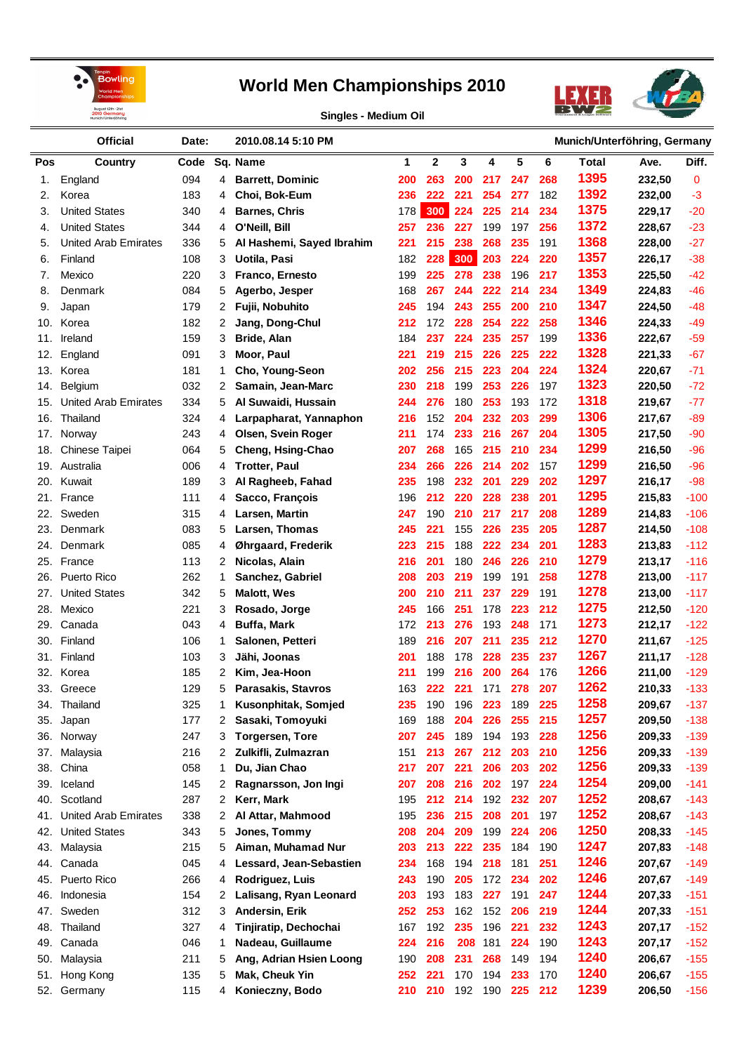# World Men Championships 2010

Singles - Medium Oil

| Official | Date: | 2010.08.14 5:10 PM | Munich/Unterföhring, Germany |
|---|---|---|---|

| Pos | Country | Code | Sq. | Name | 1 | 2 | 3 | 4 | 5 | 6 | Total | Ave. | Diff. |
|---|---|---|---|---|---|---|---|---|---|---|---|---|---|
| 1. | England | 094 | 4 | **Barrett, Dominic** | 200 | 263 | 200 | 217 | 247 | 268 | 1395 | 232,50 | 0 |
| 2. | Korea | 183 | 4 | **Choi, Bok-Eum** | 236 | 222 | 221 | 254 | 277 | 182 | 1392 | 232,00 | -3 |
| 3. | United States | 340 | 4 | **Barnes, Chris** | 178 | 300 | 224 | 225 | 214 | 234 | 1375 | 229,17 | -20 |
| 4. | United States | 344 | 4 | **O'Neill, Bill** | 257 | 236 | 227 | 199 | 197 | 256 | 1372 | 228,67 | -23 |
| 5. | United Arab Emirates | 336 | 5 | **Al Hashemi, Sayed Ibrahim** | 221 | 215 | 238 | 268 | 235 | 191 | 1368 | 228,00 | -27 |
| 6. | Finland | 108 | 3 | **Uotila, Pasi** | 182 | 228 | 300 | 203 | 224 | 220 | 1357 | 226,17 | -38 |
| 7. | Mexico | 220 | 3 | **Franco, Ernesto** | 199 | 225 | 278 | 238 | 196 | 217 | 1353 | 225,50 | -42 |
| 8. | Denmark | 084 | 5 | **Agerbo, Jesper** | 168 | 267 | 244 | 222 | 214 | 234 | 1349 | 224,83 | -46 |
| 9. | Japan | 179 | 2 | **Fujii, Nobuhito** | 245 | 194 | 243 | 255 | 200 | 210 | 1347 | 224,50 | -48 |
| 10. | Korea | 182 | 2 | **Jang, Dong-Chul** | 212 | 172 | 228 | 254 | 222 | 258 | 1346 | 224,33 | -49 |
| 11. | Ireland | 159 | 3 | **Bride, Alan** | 184 | 237 | 224 | 235 | 257 | 199 | 1336 | 222,67 | -59 |
| 12. | England | 091 | 3 | **Moor, Paul** | 221 | 219 | 215 | 226 | 225 | 222 | 1328 | 221,33 | -67 |
| 13. | Korea | 181 | 1 | **Cho, Young-Seon** | 202 | 256 | 215 | 223 | 204 | 224 | 1324 | 220,67 | -71 |
| 14. | Belgium | 032 | 2 | **Samain, Jean-Marc** | 230 | 218 | 199 | 253 | 226 | 197 | 1323 | 220,50 | -72 |
| 15. | United Arab Emirates | 334 | 5 | **Al Suwaidi, Hussain** | 244 | 276 | 180 | 253 | 193 | 172 | 1318 | 219,67 | -77 |
| 16. | Thailand | 324 | 4 | **Larpapharat, Yannaphon** | 216 | 152 | 204 | 232 | 203 | 299 | 1306 | 217,67 | -89 |
| 17. | Norway | 243 | 4 | **Olsen, Svein Roger** | 211 | 174 | 233 | 216 | 267 | 204 | 1305 | 217,50 | -90 |
| 18. | Chinese Taipei | 064 | 5 | **Cheng, Hsing-Chao** | 207 | 268 | 165 | 215 | 210 | 234 | 1299 | 216,50 | -96 |
| 19. | Australia | 006 | 4 | **Trotter, Paul** | 234 | 266 | 226 | 214 | 202 | 157 | 1299 | 216,50 | -96 |
| 20. | Kuwait | 189 | 3 | **Al Ragheeb, Fahad** | 235 | 198 | 232 | 201 | 229 | 202 | 1297 | 216,17 | -98 |
| 21. | France | 111 | 4 | **Sacco, François** | 196 | 212 | 220 | 228 | 238 | 201 | 1295 | 215,83 | -100 |
| 22. | Sweden | 315 | 4 | **Larsen, Martin** | 247 | 190 | 210 | 217 | 217 | 208 | 1289 | 214,83 | -106 |
| 23. | Denmark | 083 | 5 | **Larsen, Thomas** | 245 | 221 | 155 | 226 | 235 | 205 | 1287 | 214,50 | -108 |
| 24. | Denmark | 085 | 4 | **Øhrgaard, Frederik** | 223 | 215 | 188 | 222 | 234 | 201 | 1283 | 213,83 | -112 |
| 25. | France | 113 | 2 | **Nicolas, Alain** | 216 | 201 | 180 | 246 | 226 | 210 | 1279 | 213,17 | -116 |
| 26. | Puerto Rico | 262 | 1 | **Sanchez, Gabriel** | 208 | 203 | 219 | 199 | 191 | 258 | 1278 | 213,00 | -117 |
| 27. | United States | 342 | 5 | **Malott, Wes** | 200 | 210 | 211 | 237 | 229 | 191 | 1278 | 213,00 | -117 |
| 28. | Mexico | 221 | 3 | **Rosado, Jorge** | 245 | 166 | 251 | 178 | 223 | 212 | 1275 | 212,50 | -120 |
| 29. | Canada | 043 | 4 | **Buffa, Mark** | 172 | 213 | 276 | 193 | 248 | 171 | 1273 | 212,17 | -122 |
| 30. | Finland | 106 | 1 | **Salonen, Petteri** | 189 | 216 | 207 | 211 | 235 | 212 | 1270 | 211,67 | -125 |
| 31. | Finland | 103 | 3 | **Jähi, Joonas** | 201 | 188 | 178 | 228 | 235 | 237 | 1267 | 211,17 | -128 |
| 32. | Korea | 185 | 2 | **Kim, Jea-Hoon** | 211 | 199 | 216 | 200 | 264 | 176 | 1266 | 211,00 | -129 |
| 33. | Greece | 129 | 5 | **Parasakis, Stavros** | 163 | 222 | 221 | 171 | 278 | 207 | 1262 | 210,33 | -133 |
| 34. | Thailand | 325 | 1 | **Kusonphitak, Somjed** | 235 | 190 | 196 | 223 | 189 | 225 | 1258 | 209,67 | -137 |
| 35. | Japan | 177 | 2 | **Sasaki, Tomoyuki** | 169 | 188 | 204 | 226 | 255 | 215 | 1257 | 209,50 | -138 |
| 36. | Norway | 247 | 3 | **Torgersen, Tore** | 207 | 245 | 189 | 194 | 193 | 228 | 1256 | 209,33 | -139 |
| 37. | Malaysia | 216 | 2 | **Zulkifli, Zulmazran** | 151 | 213 | 267 | 212 | 203 | 210 | 1256 | 209,33 | -139 |
| 38. | China | 058 | 1 | **Du, Jian Chao** | 217 | 207 | 221 | 206 | 203 | 202 | 1256 | 209,33 | -139 |
| 39. | Iceland | 145 | 2 | **Ragnarsson, Jon Ingi** | 207 | 208 | 216 | 202 | 197 | 224 | 1254 | 209,00 | -141 |
| 40. | Scotland | 287 | 2 | **Kerr, Mark** | 195 | 212 | 214 | 192 | 232 | 207 | 1252 | 208,67 | -143 |
| 41. | United Arab Emirates | 338 | 2 | **Al Attar, Mahmood** | 195 | 236 | 215 | 208 | 201 | 197 | 1252 | 208,67 | -143 |
| 42. | United States | 343 | 5 | **Jones, Tommy** | 208 | 204 | 209 | 199 | 224 | 206 | 1250 | 208,33 | -145 |
| 43. | Malaysia | 215 | 5 | **Aiman, Muhamad Nur** | 203 | 213 | 222 | 235 | 184 | 190 | 1247 | 207,83 | -148 |
| 44. | Canada | 045 | 4 | **Lessard, Jean-Sebastien** | 234 | 168 | 194 | 218 | 181 | 251 | 1246 | 207,67 | -149 |
| 45. | Puerto Rico | 266 | 4 | **Rodriguez, Luis** | 243 | 190 | 205 | 172 | 234 | 202 | 1246 | 207,67 | -149 |
| 46. | Indonesia | 154 | 2 | **Lalisang, Ryan Leonard** | 203 | 193 | 183 | 227 | 191 | 247 | 1244 | 207,33 | -151 |
| 47. | Sweden | 312 | 3 | **Andersin, Erik** | 252 | 253 | 162 | 152 | 206 | 219 | 1244 | 207,33 | -151 |
| 48. | Thailand | 327 | 4 | **Tinjiratip, Dechochai** | 167 | 192 | 235 | 196 | 221 | 232 | 1243 | 207,17 | -152 |
| 49. | Canada | 046 | 1 | **Nadeau, Guillaume** | 224 | 216 | 208 | 181 | 224 | 190 | 1243 | 207,17 | -152 |
| 50. | Malaysia | 211 | 5 | **Ang, Adrian Hsien Loong** | 190 | 208 | 231 | 268 | 149 | 194 | 1240 | 206,67 | -155 |
| 51. | Hong Kong | 135 | 5 | **Mak, Cheuk Yin** | 252 | 221 | 170 | 194 | 233 | 170 | 1240 | 206,67 | -155 |
| 52. | Germany | 115 | 4 | **Konieczny, Bodo** | 210 | 210 | 192 | 190 | 225 | 212 | 1239 | 206,50 | -156 |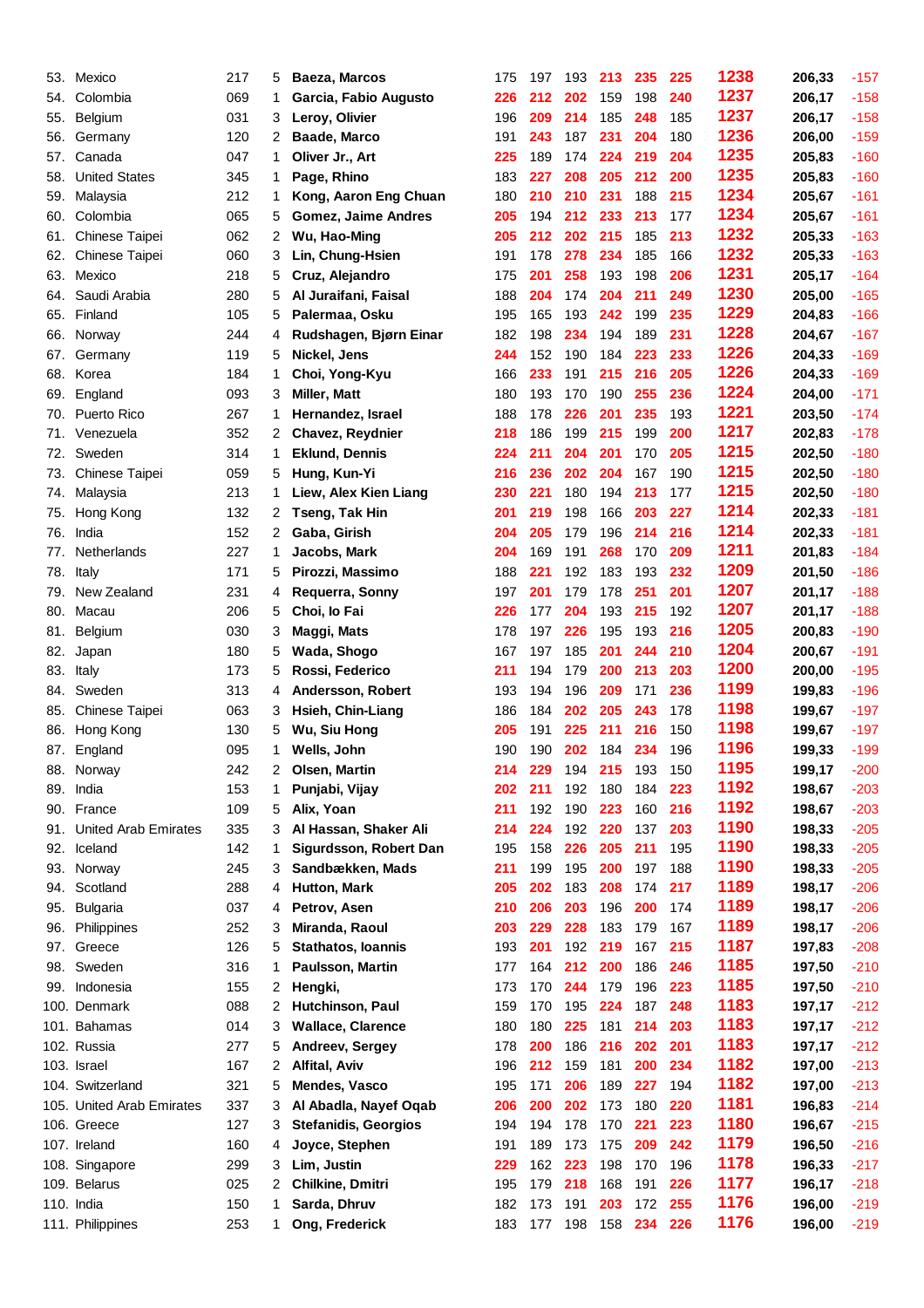| | | | | | | | | | | | | | |
|---|---|---|---|---|---|---|---|---|---|---|---|---|---|
| 53. | Mexico | 217 | 5 | **Baeza, Marcos** | 175 | 197 | 193 | 213 | 235 | 225 | 1238 | 206,33 | -157 |
| 54. | Colombia | 069 | 1 | **Garcia, Fabio Augusto** | 226 | 212 | 202 | 159 | 198 | 240 | 1237 | 206,17 | -158 |
| 55. | Belgium | 031 | 3 | **Leroy, Olivier** | 196 | 209 | 214 | 185 | 248 | 185 | 1237 | 206,17 | -158 |
| 56. | Germany | 120 | 2 | **Baade, Marco** | 191 | 243 | 187 | 231 | 204 | 180 | 1236 | 206,00 | -159 |
| 57. | Canada | 047 | 1 | **Oliver Jr., Art** | 225 | 189 | 174 | 224 | 219 | 204 | 1235 | 205,83 | -160 |
| 58. | United States | 345 | 1 | **Page, Rhino** | 183 | 227 | 208 | 205 | 212 | 200 | 1235 | 205,83 | -160 |
| 59. | Malaysia | 212 | 1 | **Kong, Aaron Eng Chuan** | 180 | 210 | 210 | 231 | 188 | 215 | 1234 | 205,67 | -161 |
| 60. | Colombia | 065 | 5 | **Gomez, Jaime Andres** | 205 | 194 | 212 | 233 | 213 | 177 | 1234 | 205,67 | -161 |
| 61. | Chinese Taipei | 062 | 2 | **Wu, Hao-Ming** | 205 | 212 | 202 | 215 | 185 | 213 | 1232 | 205,33 | -163 |
| 62. | Chinese Taipei | 060 | 3 | **Lin, Chung-Hsien** | 191 | 178 | 278 | 234 | 185 | 166 | 1232 | 205,33 | -163 |
| 63. | Mexico | 218 | 5 | **Cruz, Alejandro** | 175 | 201 | 258 | 193 | 198 | 206 | 1231 | 205,17 | -164 |
| 64. | Saudi Arabia | 280 | 5 | **Al Juraifani, Faisal** | 188 | 204 | 174 | 204 | 211 | 249 | 1230 | 205,00 | -165 |
| 65. | Finland | 105 | 5 | **Palermaa, Osku** | 195 | 165 | 193 | 242 | 199 | 235 | 1229 | 204,83 | -166 |
| 66. | Norway | 244 | 4 | **Rudshagen, Bjørn Einar** | 182 | 198 | 234 | 194 | 189 | 231 | 1228 | 204,67 | -167 |
| 67. | Germany | 119 | 5 | **Nickel, Jens** | 244 | 152 | 190 | 184 | 223 | 233 | 1226 | 204,33 | -169 |
| 68. | Korea | 184 | 1 | **Choi, Yong-Kyu** | 166 | 233 | 191 | 215 | 216 | 205 | 1226 | 204,33 | -169 |
| 69. | England | 093 | 3 | **Miller, Matt** | 180 | 193 | 170 | 190 | 255 | 236 | 1224 | 204,00 | -171 |
| 70. | Puerto Rico | 267 | 1 | **Hernandez, Israel** | 188 | 178 | 226 | 201 | 235 | 193 | 1221 | 203,50 | -174 |
| 71. | Venezuela | 352 | 2 | **Chavez, Reydnier** | 218 | 186 | 199 | 215 | 199 | 200 | 1217 | 202,83 | -178 |
| 72. | Sweden | 314 | 1 | **Eklund, Dennis** | 224 | 211 | 204 | 201 | 170 | 205 | 1215 | 202,50 | -180 |
| 73. | Chinese Taipei | 059 | 5 | **Hung, Kun-Yi** | 216 | 236 | 202 | 204 | 167 | 190 | 1215 | 202,50 | -180 |
| 74. | Malaysia | 213 | 1 | **Liew, Alex Kien Liang** | 230 | 221 | 180 | 194 | 213 | 177 | 1215 | 202,50 | -180 |
| 75. | Hong Kong | 132 | 2 | **Tseng, Tak Hin** | 201 | 219 | 198 | 166 | 203 | 227 | 1214 | 202,33 | -181 |
| 76. | India | 152 | 2 | **Gaba, Girish** | 204 | 205 | 179 | 196 | 214 | 216 | 1214 | 202,33 | -181 |
| 77. | Netherlands | 227 | 1 | **Jacobs, Mark** | 204 | 169 | 191 | 268 | 170 | 209 | 1211 | 201,83 | -184 |
| 78. | Italy | 171 | 5 | **Pirozzi, Massimo** | 188 | 221 | 192 | 183 | 193 | 232 | 1209 | 201,50 | -186 |
| 79. | New Zealand | 231 | 4 | **Requerra, Sonny** | 197 | 201 | 179 | 178 | 251 | 201 | 1207 | 201,17 | -188 |
| 80. | Macau | 206 | 5 | **Choi, Io Fai** | 226 | 177 | 204 | 193 | 215 | 192 | 1207 | 201,17 | -188 |
| 81. | Belgium | 030 | 3 | **Maggi, Mats** | 178 | 197 | 226 | 195 | 193 | 216 | 1205 | 200,83 | -190 |
| 82. | Japan | 180 | 5 | **Wada, Shogo** | 167 | 197 | 185 | 201 | 244 | 210 | 1204 | 200,67 | -191 |
| 83. | Italy | 173 | 5 | **Rossi, Federico** | 211 | 194 | 179 | 200 | 213 | 203 | 1200 | 200,00 | -195 |
| 84. | Sweden | 313 | 4 | **Andersson, Robert** | 193 | 194 | 196 | 209 | 171 | 236 | 1199 | 199,83 | -196 |
| 85. | Chinese Taipei | 063 | 3 | **Hsieh, Chin-Liang** | 186 | 184 | 202 | 205 | 243 | 178 | 1198 | 199,67 | -197 |
| 86. | Hong Kong | 130 | 5 | **Wu, Siu Hong** | 205 | 191 | 225 | 211 | 216 | 150 | 1198 | 199,67 | -197 |
| 87. | England | 095 | 1 | **Wells, John** | 190 | 190 | 202 | 184 | 234 | 196 | 1196 | 199,33 | -199 |
| 88. | Norway | 242 | 2 | **Olsen, Martin** | 214 | 229 | 194 | 215 | 193 | 150 | 1195 | 199,17 | -200 |
| 89. | India | 153 | 1 | **Punjabi, Vijay** | 202 | 211 | 192 | 180 | 184 | 223 | 1192 | 198,67 | -203 |
| 90. | France | 109 | 5 | **Alix, Yoan** | 211 | 192 | 190 | 223 | 160 | 216 | 1192 | 198,67 | -203 |
| 91. | United Arab Emirates | 335 | 3 | **Al Hassan, Shaker Ali** | 214 | 224 | 192 | 220 | 137 | 203 | 1190 | 198,33 | -205 |
| 92. | Iceland | 142 | 1 | **Sigurdsson, Robert Dan** | 195 | 158 | 226 | 205 | 211 | 195 | 1190 | 198,33 | -205 |
| 93. | Norway | 245 | 3 | **Sandbækken, Mads** | 211 | 199 | 195 | 200 | 197 | 188 | 1190 | 198,33 | -205 |
| 94. | Scotland | 288 | 4 | **Hutton, Mark** | 205 | 202 | 183 | 208 | 174 | 217 | 1189 | 198,17 | -206 |
| 95. | Bulgaria | 037 | 4 | **Petrov, Asen** | 210 | 206 | 203 | 196 | 200 | 174 | 1189 | 198,17 | -206 |
| 96. | Philippines | 252 | 3 | **Miranda, Raoul** | 203 | 229 | 228 | 183 | 179 | 167 | 1189 | 198,17 | -206 |
| 97. | Greece | 126 | 5 | **Stathatos, Ioannis** | 193 | 201 | 192 | 219 | 167 | 215 | 1187 | 197,83 | -208 |
| 98. | Sweden | 316 | 1 | **Paulsson, Martin** | 177 | 164 | 212 | 200 | 186 | 246 | 1185 | 197,50 | -210 |
| 99. | Indonesia | 155 | 2 | **Hengki,** | 173 | 170 | 244 | 179 | 196 | 223 | 1185 | 197,50 | -210 |
| 100. | Denmark | 088 | 2 | **Hutchinson, Paul** | 159 | 170 | 195 | 224 | 187 | 248 | 1183 | 197,17 | -212 |
| 101. | Bahamas | 014 | 3 | **Wallace, Clarence** | 180 | 180 | 225 | 181 | 214 | 203 | 1183 | 197,17 | -212 |
| 102. | Russia | 277 | 5 | **Andreev, Sergey** | 178 | 200 | 186 | 216 | 202 | 201 | 1183 | 197,17 | -212 |
| 103. | Israel | 167 | 2 | **Alfital, Aviv** | 196 | 212 | 159 | 181 | 200 | 234 | 1182 | 197,00 | -213 |
| 104. | Switzerland | 321 | 5 | **Mendes, Vasco** | 195 | 171 | 206 | 189 | 227 | 194 | 1182 | 197,00 | -213 |
| 105. | United Arab Emirates | 337 | 3 | **Al Abadla, Nayef Oqab** | 206 | 200 | 202 | 173 | 180 | 220 | 1181 | 196,83 | -214 |
| 106. | Greece | 127 | 3 | **Stefanidis, Georgios** | 194 | 194 | 178 | 170 | 221 | 223 | 1180 | 196,67 | -215 |
| 107. | Ireland | 160 | 4 | **Joyce, Stephen** | 191 | 189 | 173 | 175 | 209 | 242 | 1179 | 196,50 | -216 |
| 108. | Singapore | 299 | 3 | **Lim, Justin** | 229 | 162 | 223 | 198 | 170 | 196 | 1178 | 196,33 | -217 |
| 109. | Belarus | 025 | 2 | **Chilkine, Dmitri** | 195 | 179 | 218 | 168 | 191 | 226 | 1177 | 196,17 | -218 |
| 110. | India | 150 | 1 | **Sarda, Dhruv** | 182 | 173 | 191 | 203 | 172 | 255 | 1176 | 196,00 | -219 |
| 111. | Philippines | 253 | 1 | **Ong, Frederick** | 183 | 177 | 198 | 158 | 234 | 226 | 1176 | 196,00 | -219 |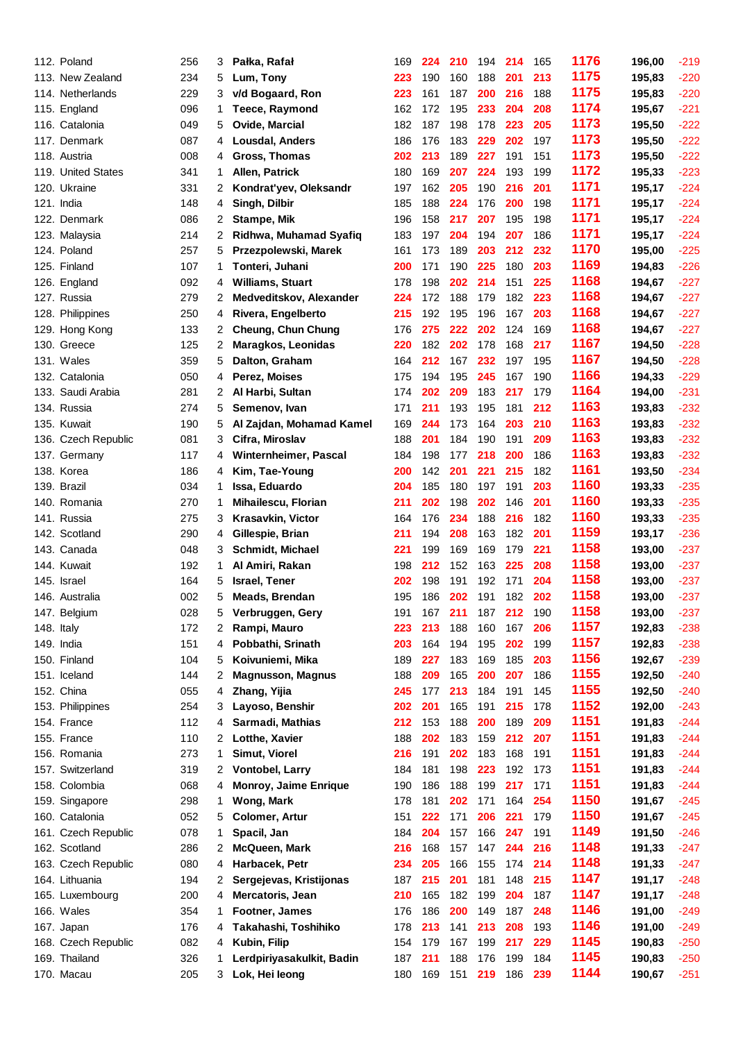| | | | | | | | | | | | | |
|---|---|---|---|---|---|---|---|---|---|---|---|---|
| 112. Poland | 256 | 3 | **Pałka, Rafał** | 169 | 224 | 210 | 194 | 214 | 165 | 1176 | **196,00** | -219 |
| 113. New Zealand | 234 | 5 | **Lum, Tony** | 223 | 190 | 160 | 188 | 201 | 213 | 1175 | **195,83** | -220 |
| 114. Netherlands | 229 | 3 | **v/d Bogaard, Ron** | 223 | 161 | 187 | 200 | 216 | 188 | 1175 | **195,83** | -220 |
| 115. England | 096 | 1 | **Teece, Raymond** | 162 | 172 | 195 | 233 | 204 | 208 | 1174 | **195,67** | -221 |
| 116. Catalonia | 049 | 5 | **Ovide, Marcial** | 182 | 187 | 198 | 178 | 223 | 205 | 1173 | **195,50** | -222 |
| 117. Denmark | 087 | 4 | **Lousdal, Anders** | 186 | 176 | 183 | 229 | 202 | 197 | 1173 | **195,50** | -222 |
| 118. Austria | 008 | 4 | **Gross, Thomas** | 202 | 213 | 189 | 227 | 191 | 151 | 1173 | **195,50** | -222 |
| 119. United States | 341 | 1 | **Allen, Patrick** | 180 | 169 | 207 | 224 | 193 | 199 | 1172 | **195,33** | -223 |
| 120. Ukraine | 331 | 2 | **Kondrat'yev, Oleksandr** | 197 | 162 | 205 | 190 | 216 | 201 | 1171 | **195,17** | -224 |
| 121. India | 148 | 4 | **Singh, Dilbir** | 185 | 188 | 224 | 176 | 200 | 198 | 1171 | **195,17** | -224 |
| 122. Denmark | 086 | 2 | **Stampe, Mik** | 196 | 158 | 217 | 207 | 195 | 198 | 1171 | **195,17** | -224 |
| 123. Malaysia | 214 | 2 | **Ridhwa, Muhamad Syafiq** | 183 | 197 | 204 | 194 | 207 | 186 | 1171 | **195,17** | -224 |
| 124. Poland | 257 | 5 | **Przezpolewski, Marek** | 161 | 173 | 189 | 203 | 212 | 232 | 1170 | **195,00** | -225 |
| 125. Finland | 107 | 1 | **Tonteri, Juhani** | 200 | 171 | 190 | 225 | 180 | 203 | 1169 | **194,83** | -226 |
| 126. England | 092 | 4 | **Williams, Stuart** | 178 | 198 | 202 | 214 | 151 | 225 | 1168 | **194,67** | -227 |
| 127. Russia | 279 | 2 | **Medveditskov, Alexander** | 224 | 172 | 188 | 179 | 182 | 223 | 1168 | **194,67** | -227 |
| 128. Philippines | 250 | 4 | **Rivera, Engelberto** | 215 | 192 | 195 | 196 | 167 | 203 | 1168 | **194,67** | -227 |
| 129. Hong Kong | 133 | 2 | **Cheung, Chun Chung** | 176 | 275 | 222 | 202 | 124 | 169 | 1168 | **194,67** | -227 |
| 130. Greece | 125 | 2 | **Maragkos, Leonidas** | 220 | 182 | 202 | 178 | 168 | 217 | 1167 | **194,50** | -228 |
| 131. Wales | 359 | 5 | **Dalton, Graham** | 164 | 212 | 167 | 232 | 197 | 195 | 1167 | **194,50** | -228 |
| 132. Catalonia | 050 | 4 | **Perez, Moises** | 175 | 194 | 195 | 245 | 167 | 190 | 1166 | **194,33** | -229 |
| 133. Saudi Arabia | 281 | 2 | **Al Harbi, Sultan** | 174 | 202 | 209 | 183 | 217 | 179 | 1164 | **194,00** | -231 |
| 134. Russia | 274 | 5 | **Semenov, Ivan** | 171 | 211 | 193 | 195 | 181 | 212 | 1163 | **193,83** | -232 |
| 135. Kuwait | 190 | 5 | **Al Zajdan, Mohamad Kamel** | 169 | 244 | 173 | 164 | 203 | 210 | 1163 | **193,83** | -232 |
| 136. Czech Republic | 081 | 3 | **Cifra, Miroslav** | 188 | 201 | 184 | 190 | 191 | 209 | 1163 | **193,83** | -232 |
| 137. Germany | 117 | 4 | **Winternheimer, Pascal** | 184 | 198 | 177 | 218 | 200 | 186 | 1163 | **193,83** | -232 |
| 138. Korea | 186 | 4 | **Kim, Tae-Young** | 200 | 142 | 201 | 221 | 215 | 182 | 1161 | **193,50** | -234 |
| 139. Brazil | 034 | 1 | **Issa, Eduardo** | 204 | 185 | 180 | 197 | 191 | 203 | 1160 | **193,33** | -235 |
| 140. Romania | 270 | 1 | **Mihailescu, Florian** | 211 | 202 | 198 | 202 | 146 | 201 | 1160 | **193,33** | -235 |
| 141. Russia | 275 | 3 | **Krasavkin, Victor** | 164 | 176 | 234 | 188 | 216 | 182 | 1160 | **193,33** | -235 |
| 142. Scotland | 290 | 4 | **Gillespie, Brian** | 211 | 194 | 208 | 163 | 182 | 201 | 1159 | **193,17** | -236 |
| 143. Canada | 048 | 3 | **Schmidt, Michael** | 221 | 199 | 169 | 169 | 179 | 221 | 1158 | **193,00** | -237 |
| 144. Kuwait | 192 | 1 | **Al Amiri, Rakan** | 198 | 212 | 152 | 163 | 225 | 208 | 1158 | **193,00** | -237 |
| 145. Israel | 164 | 5 | **Israel, Tener** | 202 | 198 | 191 | 192 | 171 | 204 | 1158 | **193,00** | -237 |
| 146. Australia | 002 | 5 | **Meads, Brendan** | 195 | 186 | 202 | 191 | 182 | 202 | 1158 | **193,00** | -237 |
| 147. Belgium | 028 | 5 | **Verbruggen, Gery** | 191 | 167 | 211 | 187 | 212 | 190 | 1158 | **193,00** | -237 |
| 148. Italy | 172 | 2 | **Rampi, Mauro** | 223 | 213 | 188 | 160 | 167 | 206 | 1157 | **192,83** | -238 |
| 149. India | 151 | 4 | **Pobbathi, Srinath** | 203 | 164 | 194 | 195 | 202 | 199 | 1157 | **192,83** | -238 |
| 150. Finland | 104 | 5 | **Koivuniemi, Mika** | 189 | 227 | 183 | 169 | 185 | 203 | 1156 | **192,67** | -239 |
| 151. Iceland | 144 | 2 | **Magnusson, Magnus** | 188 | 209 | 165 | 200 | 207 | 186 | 1155 | **192,50** | -240 |
| 152. China | 055 | 4 | **Zhang, Yijia** | 245 | 177 | 213 | 184 | 191 | 145 | 1155 | **192,50** | -240 |
| 153. Philippines | 254 | 3 | **Layoso, Benshir** | 202 | 201 | 165 | 191 | 215 | 178 | 1152 | **192,00** | -243 |
| 154. France | 112 | 4 | **Sarmadi, Mathias** | 212 | 153 | 188 | 200 | 189 | 209 | 1151 | **191,83** | -244 |
| 155. France | 110 | 2 | **Lotthe, Xavier** | 188 | 202 | 183 | 159 | 212 | 207 | 1151 | **191,83** | -244 |
| 156. Romania | 273 | 1 | **Simut, Viorel** | 216 | 191 | 202 | 183 | 168 | 191 | 1151 | **191,83** | -244 |
| 157. Switzerland | 319 | 2 | **Vontobel, Larry** | 184 | 181 | 198 | 223 | 192 | 173 | 1151 | **191,83** | -244 |
| 158. Colombia | 068 | 4 | **Monroy, Jaime Enrique** | 190 | 186 | 188 | 199 | 217 | 171 | 1151 | **191,83** | -244 |
| 159. Singapore | 298 | 1 | **Wong, Mark** | 178 | 181 | 202 | 171 | 164 | 254 | 1150 | **191,67** | -245 |
| 160. Catalonia | 052 | 5 | **Colomer, Artur** | 151 | 222 | 171 | 206 | 221 | 179 | 1150 | **191,67** | -245 |
| 161. Czech Republic | 078 | 1 | **Spacil, Jan** | 184 | 204 | 157 | 166 | 247 | 191 | 1149 | **191,50** | -246 |
| 162. Scotland | 286 | 2 | **McQueen, Mark** | 216 | 168 | 157 | 147 | 244 | 216 | 1148 | **191,33** | -247 |
| 163. Czech Republic | 080 | 4 | **Harbacek, Petr** | 234 | 205 | 166 | 155 | 174 | 214 | 1148 | **191,33** | -247 |
| 164. Lithuania | 194 | 2 | **Sergejevas, Kristijonas** | 187 | 215 | 201 | 181 | 148 | 215 | 1147 | **191,17** | -248 |
| 165. Luxembourg | 200 | 4 | **Mercatoris, Jean** | 210 | 165 | 182 | 199 | 204 | 187 | 1147 | **191,17** | -248 |
| 166. Wales | 354 | 1 | **Footner, James** | 176 | 186 | 200 | 149 | 187 | 248 | 1146 | **191,00** | -249 |
| 167. Japan | 176 | 4 | **Takahashi, Toshihiko** | 178 | 213 | 141 | 213 | 208 | 193 | 1146 | **191,00** | -249 |
| 168. Czech Republic | 082 | 4 | **Kubin, Filip** | 154 | 179 | 167 | 199 | 217 | 229 | 1145 | **190,83** | -250 |
| 169. Thailand | 326 | 1 | **Lerdpiriyasakulkit, Badin** | 187 | 211 | 188 | 176 | 199 | 184 | 1145 | **190,83** | -250 |
| 170. Macau | 205 | 3 | **Lok, Hei Ieong** | 180 | 169 | 151 | 219 | 186 | 239 | 1144 | **190,67** | -251 |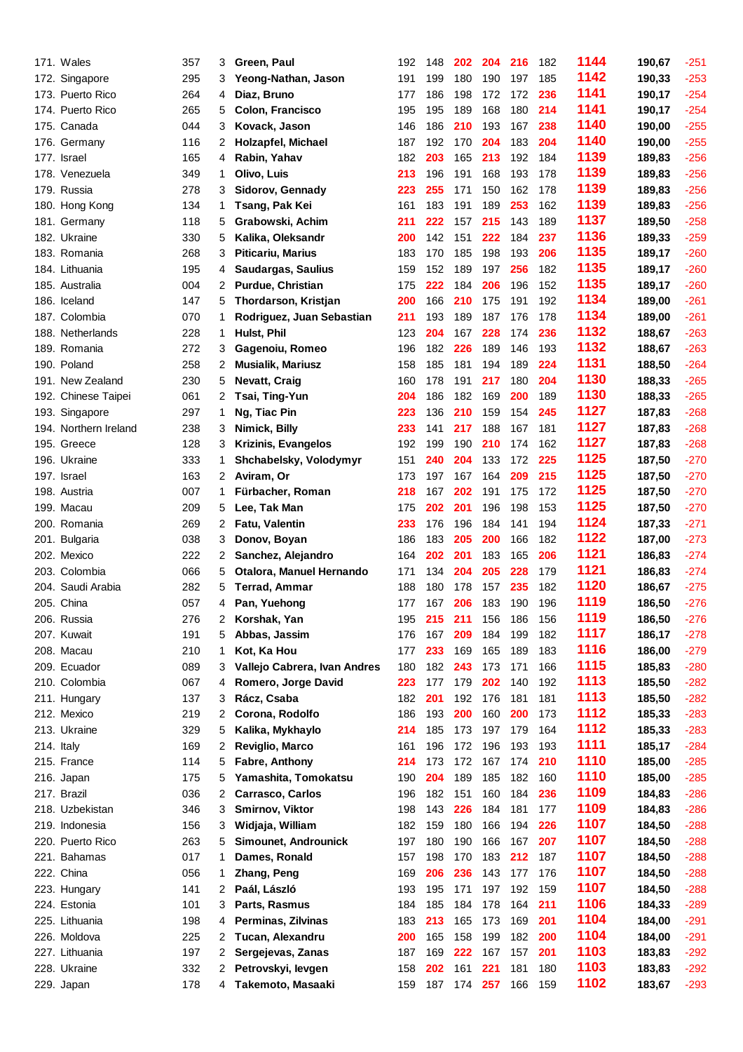| | | | | | | | | | | | | | |
|---|---|---|---|---|---|---|---|---|---|---|---|---|---|
| 171. | Wales | 357 | 3 | **Green, Paul** | 192 | 148 | 202 | 204 | 216 | 182 | 1144 | 190,67 | -251 |
| 172. | Singapore | 295 | 3 | **Yeong-Nathan, Jason** | 191 | 199 | 180 | 190 | 197 | 185 | 1142 | 190,33 | -253 |
| 173. | Puerto Rico | 264 | 4 | **Diaz, Bruno** | 177 | 186 | 198 | 172 | 172 | 236 | 1141 | 190,17 | -254 |
| 174. | Puerto Rico | 265 | 5 | **Colon, Francisco** | 195 | 195 | 189 | 168 | 180 | 214 | 1141 | 190,17 | -254 |
| 175. | Canada | 044 | 3 | **Kovack, Jason** | 146 | 186 | 210 | 193 | 167 | 238 | 1140 | 190,00 | -255 |
| 176. | Germany | 116 | 2 | **Holzapfel, Michael** | 187 | 192 | 170 | 204 | 183 | 204 | 1140 | 190,00 | -255 |
| 177. | Israel | 165 | 4 | **Rabin, Yahav** | 182 | 203 | 165 | 213 | 192 | 184 | 1139 | 189,83 | -256 |
| 178. | Venezuela | 349 | 1 | **Olivo, Luis** | 213 | 196 | 191 | 168 | 193 | 178 | 1139 | 189,83 | -256 |
| 179. | Russia | 278 | 3 | **Sidorov, Gennady** | 223 | 255 | 171 | 150 | 162 | 178 | 1139 | 189,83 | -256 |
| 180. | Hong Kong | 134 | 1 | **Tsang, Pak Kei** | 161 | 183 | 191 | 189 | 253 | 162 | 1139 | 189,83 | -256 |
| 181. | Germany | 118 | 5 | **Grabowski, Achim** | 211 | 222 | 157 | 215 | 143 | 189 | 1137 | 189,50 | -258 |
| 182. | Ukraine | 330 | 5 | **Kalika, Oleksandr** | 200 | 142 | 151 | 222 | 184 | 237 | 1136 | 189,33 | -259 |
| 183. | Romania | 268 | 3 | **Piticariu, Marius** | 183 | 170 | 185 | 198 | 193 | 206 | 1135 | 189,17 | -260 |
| 184. | Lithuania | 195 | 4 | **Saudargas, Saulius** | 159 | 152 | 189 | 197 | 256 | 182 | 1135 | 189,17 | -260 |
| 185. | Australia | 004 | 2 | **Purdue, Christian** | 175 | 222 | 184 | 206 | 196 | 152 | 1135 | 189,17 | -260 |
| 186. | Iceland | 147 | 5 | **Thordarson, Kristjan** | 200 | 166 | 210 | 175 | 191 | 192 | 1134 | 189,00 | -261 |
| 187. | Colombia | 070 | 1 | **Rodriguez, Juan Sebastian** | 211 | 193 | 189 | 187 | 176 | 178 | 1134 | 189,00 | -261 |
| 188. | Netherlands | 228 | 1 | **Hulst, Phil** | 123 | 204 | 167 | 228 | 174 | 236 | 1132 | 188,67 | -263 |
| 189. | Romania | 272 | 3 | **Gagenoiu, Romeo** | 196 | 182 | 226 | 189 | 146 | 193 | 1132 | 188,67 | -263 |
| 190. | Poland | 258 | 2 | **Musialik, Mariusz** | 158 | 185 | 181 | 194 | 189 | 224 | 1131 | 188,50 | -264 |
| 191. | New Zealand | 230 | 5 | **Nevatt, Craig** | 160 | 178 | 191 | 217 | 180 | 204 | 1130 | 188,33 | -265 |
| 192. | Chinese Taipei | 061 | 2 | **Tsai, Ting-Yun** | 204 | 186 | 182 | 169 | 200 | 189 | 1130 | 188,33 | -265 |
| 193. | Singapore | 297 | 1 | **Ng, Tiac Pin** | 223 | 136 | 210 | 159 | 154 | 245 | 1127 | 187,83 | -268 |
| 194. | Northern Ireland | 238 | 3 | **Nimick, Billy** | 233 | 141 | 217 | 188 | 167 | 181 | 1127 | 187,83 | -268 |
| 195. | Greece | 128 | 3 | **Krizinis, Evangelos** | 192 | 199 | 190 | 210 | 174 | 162 | 1127 | 187,83 | -268 |
| 196. | Ukraine | 333 | 1 | **Shchabelsky, Volodymyr** | 151 | 240 | 204 | 133 | 172 | 225 | 1125 | 187,50 | -270 |
| 197. | Israel | 163 | 2 | **Aviram, Or** | 173 | 197 | 167 | 164 | 209 | 215 | 1125 | 187,50 | -270 |
| 198. | Austria | 007 | 1 | **Fürbacher, Roman** | 218 | 167 | 202 | 191 | 175 | 172 | 1125 | 187,50 | -270 |
| 199. | Macau | 209 | 5 | **Lee, Tak Man** | 175 | 202 | 201 | 196 | 198 | 153 | 1125 | 187,50 | -270 |
| 200. | Romania | 269 | 2 | **Fatu, Valentin** | 233 | 176 | 196 | 184 | 141 | 194 | 1124 | 187,33 | -271 |
| 201. | Bulgaria | 038 | 3 | **Donov, Boyan** | 186 | 183 | 205 | 200 | 166 | 182 | 1122 | 187,00 | -273 |
| 202. | Mexico | 222 | 2 | **Sanchez, Alejandro** | 164 | 202 | 201 | 183 | 165 | 206 | 1121 | 186,83 | -274 |
| 203. | Colombia | 066 | 5 | **Otalora, Manuel Hernando** | 171 | 134 | 204 | 205 | 228 | 179 | 1121 | 186,83 | -274 |
| 204. | Saudi Arabia | 282 | 5 | **Terrad, Ammar** | 188 | 180 | 178 | 157 | 235 | 182 | 1120 | 186,67 | -275 |
| 205. | China | 057 | 4 | **Pan, Yuehong** | 177 | 167 | 206 | 183 | 190 | 196 | 1119 | 186,50 | -276 |
| 206. | Russia | 276 | 2 | **Korshak, Yan** | 195 | 215 | 211 | 156 | 186 | 156 | 1119 | 186,50 | -276 |
| 207. | Kuwait | 191 | 5 | **Abbas, Jassim** | 176 | 167 | 209 | 184 | 199 | 182 | 1117 | 186,17 | -278 |
| 208. | Macau | 210 | 1 | **Kot, Ka Hou** | 177 | 233 | 169 | 165 | 189 | 183 | 1116 | 186,00 | -279 |
| 209. | Ecuador | 089 | 3 | **Vallejo Cabrera, Ivan Andres** | 180 | 182 | 243 | 173 | 171 | 166 | 1115 | 185,83 | -280 |
| 210. | Colombia | 067 | 4 | **Romero, Jorge David** | 223 | 177 | 179 | 202 | 140 | 192 | 1113 | 185,50 | -282 |
| 211. | Hungary | 137 | 3 | **Rácz, Csaba** | 182 | 201 | 192 | 176 | 181 | 181 | 1113 | 185,50 | -282 |
| 212. | Mexico | 219 | 2 | **Corona, Rodolfo** | 186 | 193 | 200 | 160 | 200 | 173 | 1112 | 185,33 | -283 |
| 213. | Ukraine | 329 | 5 | **Kalika, Mykhaylo** | 214 | 185 | 173 | 197 | 179 | 164 | 1112 | 185,33 | -283 |
| 214. | Italy | 169 | 2 | **Reviglio, Marco** | 161 | 196 | 172 | 196 | 193 | 193 | 1111 | 185,17 | -284 |
| 215. | France | 114 | 5 | **Fabre, Anthony** | 214 | 173 | 172 | 167 | 174 | 210 | 1110 | 185,00 | -285 |
| 216. | Japan | 175 | 5 | **Yamashita, Tomokatsu** | 190 | 204 | 189 | 185 | 182 | 160 | 1110 | 185,00 | -285 |
| 217. | Brazil | 036 | 2 | **Carrasco, Carlos** | 196 | 182 | 151 | 160 | 184 | 236 | 1109 | 184,83 | -286 |
| 218. | Uzbekistan | 346 | 3 | **Smirnov, Viktor** | 198 | 143 | 226 | 184 | 181 | 177 | 1109 | 184,83 | -286 |
| 219. | Indonesia | 156 | 3 | **Widjaja, William** | 182 | 159 | 180 | 166 | 194 | 226 | 1107 | 184,50 | -288 |
| 220. | Puerto Rico | 263 | 5 | **Simounet, Androunick** | 197 | 180 | 190 | 166 | 167 | 207 | 1107 | 184,50 | -288 |
| 221. | Bahamas | 017 | 1 | **Dames, Ronald** | 157 | 198 | 170 | 183 | 212 | 187 | 1107 | 184,50 | -288 |
| 222. | China | 056 | 1 | **Zhang, Peng** | 169 | 206 | 236 | 143 | 177 | 176 | 1107 | 184,50 | -288 |
| 223. | Hungary | 141 | 2 | **Paál, László** | 193 | 195 | 171 | 197 | 192 | 159 | 1107 | 184,50 | -288 |
| 224. | Estonia | 101 | 3 | **Parts, Rasmus** | 184 | 185 | 184 | 178 | 164 | 211 | 1106 | 184,33 | -289 |
| 225. | Lithuania | 198 | 4 | **Perminas, Zilvinas** | 183 | 213 | 165 | 173 | 169 | 201 | 1104 | 184,00 | -291 |
| 226. | Moldova | 225 | 2 | **Tucan, Alexandru** | 200 | 165 | 158 | 199 | 182 | 200 | 1104 | 184,00 | -291 |
| 227. | Lithuania | 197 | 2 | **Sergejevas, Zanas** | 187 | 169 | 222 | 167 | 157 | 201 | 1103 | 183,83 | -292 |
| 228. | Ukraine | 332 | 2 | **Petrovskyi, Ievgen** | 158 | 202 | 161 | 221 | 181 | 180 | 1103 | 183,83 | -292 |
| 229. | Japan | 178 | 4 | **Takemoto, Masaaki** | 159 | 187 | 174 | 257 | 166 | 159 | 1102 | 183,67 | -293 |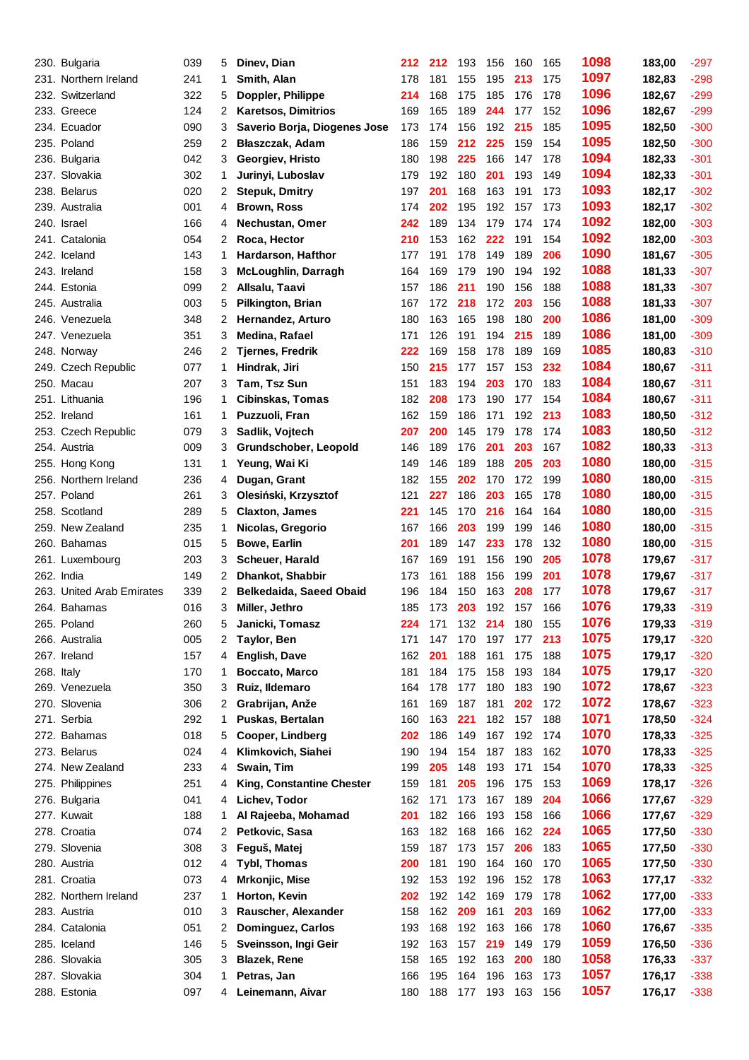| | | | | | | | | | | | | | |
|---|---|---|---|---|---|---|---|---|---|---|---|---|---|
| 230. | Bulgaria | 039 | 5 | **Dinev, Dian** | 212 | 212 | 193 | 156 | 160 | 165 | 1098 | 183,00 | -297 |
| 231. | Northern Ireland | 241 | 1 | **Smith, Alan** | 178 | 181 | 155 | 195 | 213 | 175 | 1097 | 182,83 | -298 |
| 232. | Switzerland | 322 | 5 | **Doppler, Philippe** | 214 | 168 | 175 | 185 | 176 | 178 | 1096 | 182,67 | -299 |
| 233. | Greece | 124 | 2 | **Karetsos, Dimitrios** | 169 | 165 | 189 | 244 | 177 | 152 | 1096 | 182,67 | -299 |
| 234. | Ecuador | 090 | 3 | **Saverio Borja, Diogenes Jose** | 173 | 174 | 156 | 192 | 215 | 185 | 1095 | 182,50 | -300 |
| 235. | Poland | 259 | 2 | **Błaszczak, Adam** | 186 | 159 | 212 | 225 | 159 | 154 | 1095 | 182,50 | -300 |
| 236. | Bulgaria | 042 | 3 | **Georgiev, Hristo** | 180 | 198 | 225 | 166 | 147 | 178 | 1094 | 182,33 | -301 |
| 237. | Slovakia | 302 | 1 | **Jurinyi, Luboslav** | 179 | 192 | 180 | 201 | 193 | 149 | 1094 | 182,33 | -301 |
| 238. | Belarus | 020 | 2 | **Stepuk, Dmitry** | 197 | 201 | 168 | 163 | 191 | 173 | 1093 | 182,17 | -302 |
| 239. | Australia | 001 | 4 | **Brown, Ross** | 174 | 202 | 195 | 192 | 157 | 173 | 1093 | 182,17 | -302 |
| 240. | Israel | 166 | 4 | **Nechustan, Omer** | 242 | 189 | 134 | 179 | 174 | 174 | 1092 | 182,00 | -303 |
| 241. | Catalonia | 054 | 2 | **Roca, Hector** | 210 | 153 | 162 | 222 | 191 | 154 | 1092 | 182,00 | -303 |
| 242. | Iceland | 143 | 1 | **Hardarson, Hafthor** | 177 | 191 | 178 | 149 | 189 | 206 | 1090 | 181,67 | -305 |
| 243. | Ireland | 158 | 3 | **McLoughlin, Darragh** | 164 | 169 | 179 | 190 | 194 | 192 | 1088 | 181,33 | -307 |
| 244. | Estonia | 099 | 2 | **Allsalu, Taavi** | 157 | 186 | 211 | 190 | 156 | 188 | 1088 | 181,33 | -307 |
| 245. | Australia | 003 | 5 | **Pilkington, Brian** | 167 | 172 | 218 | 172 | 203 | 156 | 1088 | 181,33 | -307 |
| 246. | Venezuela | 348 | 2 | **Hernandez, Arturo** | 180 | 163 | 165 | 198 | 180 | 200 | 1086 | 181,00 | -309 |
| 247. | Venezuela | 351 | 3 | **Medina, Rafael** | 171 | 126 | 191 | 194 | 215 | 189 | 1086 | 181,00 | -309 |
| 248. | Norway | 246 | 2 | **Tjernes, Fredrik** | 222 | 169 | 158 | 178 | 189 | 169 | 1085 | 180,83 | -310 |
| 249. | Czech Republic | 077 | 1 | **Hindrak, Jiri** | 150 | 215 | 177 | 157 | 153 | 232 | 1084 | 180,67 | -311 |
| 250. | Macau | 207 | 3 | **Tam, Tsz Sun** | 151 | 183 | 194 | 203 | 170 | 183 | 1084 | 180,67 | -311 |
| 251. | Lithuania | 196 | 1 | **Cibinskas, Tomas** | 182 | 208 | 173 | 190 | 177 | 154 | 1084 | 180,67 | -311 |
| 252. | Ireland | 161 | 1 | **Puzzuoli, Fran** | 162 | 159 | 186 | 171 | 192 | 213 | 1083 | 180,50 | -312 |
| 253. | Czech Republic | 079 | 3 | **Sadlik, Vojtech** | 207 | 200 | 145 | 179 | 178 | 174 | 1083 | 180,50 | -312 |
| 254. | Austria | 009 | 3 | **Grundschober, Leopold** | 146 | 189 | 176 | 201 | 203 | 167 | 1082 | 180,33 | -313 |
| 255. | Hong Kong | 131 | 1 | **Yeung, Wai Ki** | 149 | 146 | 189 | 188 | 205 | 203 | 1080 | 180,00 | -315 |
| 256. | Northern Ireland | 236 | 4 | **Dugan, Grant** | 182 | 155 | 202 | 170 | 172 | 199 | 1080 | 180,00 | -315 |
| 257. | Poland | 261 | 3 | **Olesiński, Krzysztof** | 121 | 227 | 186 | 203 | 165 | 178 | 1080 | 180,00 | -315 |
| 258. | Scotland | 289 | 5 | **Claxton, James** | 221 | 145 | 170 | 216 | 164 | 164 | 1080 | 180,00 | -315 |
| 259. | New Zealand | 235 | 1 | **Nicolas, Gregorio** | 167 | 166 | 203 | 199 | 199 | 146 | 1080 | 180,00 | -315 |
| 260. | Bahamas | 015 | 5 | **Bowe, Earlin** | 201 | 189 | 147 | 233 | 178 | 132 | 1080 | 180,00 | -315 |
| 261. | Luxembourg | 203 | 3 | **Scheuer, Harald** | 167 | 169 | 191 | 156 | 190 | 205 | 1078 | 179,67 | -317 |
| 262. | India | 149 | 2 | **Dhankot, Shabbir** | 173 | 161 | 188 | 156 | 199 | 201 | 1078 | 179,67 | -317 |
| 263. | United Arab Emirates | 339 | 2 | **Belkedaida, Saeed Obaid** | 196 | 184 | 150 | 163 | 208 | 177 | 1078 | 179,67 | -317 |
| 264. | Bahamas | 016 | 3 | **Miller, Jethro** | 185 | 173 | 203 | 192 | 157 | 166 | 1076 | 179,33 | -319 |
| 265. | Poland | 260 | 5 | **Janicki, Tomasz** | 224 | 171 | 132 | 214 | 180 | 155 | 1076 | 179,33 | -319 |
| 266. | Australia | 005 | 2 | **Taylor, Ben** | 171 | 147 | 170 | 197 | 177 | 213 | 1075 | 179,17 | -320 |
| 267. | Ireland | 157 | 4 | **English, Dave** | 162 | 201 | 188 | 161 | 175 | 188 | 1075 | 179,17 | -320 |
| 268. | Italy | 170 | 1 | **Boccato, Marco** | 181 | 184 | 175 | 158 | 193 | 184 | 1075 | 179,17 | -320 |
| 269. | Venezuela | 350 | 3 | **Ruiz, Ildemaro** | 164 | 178 | 177 | 180 | 183 | 190 | 1072 | 178,67 | -323 |
| 270. | Slovenia | 306 | 2 | **Grabrijan, Anže** | 161 | 169 | 187 | 181 | 202 | 172 | 1072 | 178,67 | -323 |
| 271. | Serbia | 292 | 1 | **Puskas, Bertalan** | 160 | 163 | 221 | 182 | 157 | 188 | 1071 | 178,50 | -324 |
| 272. | Bahamas | 018 | 5 | **Cooper, Lindberg** | 202 | 186 | 149 | 167 | 192 | 174 | 1070 | 178,33 | -325 |
| 273. | Belarus | 024 | 4 | **Klimkovich, Siahei** | 190 | 194 | 154 | 187 | 183 | 162 | 1070 | 178,33 | -325 |
| 274. | New Zealand | 233 | 4 | **Swain, Tim** | 199 | 205 | 148 | 193 | 171 | 154 | 1070 | 178,33 | -325 |
| 275. | Philippines | 251 | 4 | **King, Constantine Chester** | 159 | 181 | 205 | 196 | 175 | 153 | 1069 | 178,17 | -326 |
| 276. | Bulgaria | 041 | 4 | **Lichev, Todor** | 162 | 171 | 173 | 167 | 189 | 204 | 1066 | 177,67 | -329 |
| 277. | Kuwait | 188 | 1 | **Al Rajeeba, Mohamad** | 201 | 182 | 166 | 193 | 158 | 166 | 1066 | 177,67 | -329 |
| 278. | Croatia | 074 | 2 | **Petkovic, Sasa** | 163 | 182 | 168 | 166 | 162 | 224 | 1065 | 177,50 | -330 |
| 279. | Slovenia | 308 | 3 | **Feguš, Matej** | 159 | 187 | 173 | 157 | 206 | 183 | 1065 | 177,50 | -330 |
| 280. | Austria | 012 | 4 | **Tybl, Thomas** | 200 | 181 | 190 | 164 | 160 | 170 | 1065 | 177,50 | -330 |
| 281. | Croatia | 073 | 4 | **Mrkonjic, Mise** | 192 | 153 | 192 | 196 | 152 | 178 | 1063 | 177,17 | -332 |
| 282. | Northern Ireland | 237 | 1 | **Horton, Kevin** | 202 | 192 | 142 | 169 | 179 | 178 | 1062 | 177,00 | -333 |
| 283. | Austria | 010 | 3 | **Rauscher, Alexander** | 158 | 162 | 209 | 161 | 203 | 169 | 1062 | 177,00 | -333 |
| 284. | Catalonia | 051 | 2 | **Dominguez, Carlos** | 193 | 168 | 192 | 163 | 166 | 178 | 1060 | 176,67 | -335 |
| 285. | Iceland | 146 | 5 | **Sveinsson, Ingi Geir** | 192 | 163 | 157 | 219 | 149 | 179 | 1059 | 176,50 | -336 |
| 286. | Slovakia | 305 | 3 | **Blazek, Rene** | 158 | 165 | 192 | 163 | 200 | 180 | 1058 | 176,33 | -337 |
| 287. | Slovakia | 304 | 1 | **Petras, Jan** | 166 | 195 | 164 | 196 | 163 | 173 | 1057 | 176,17 | -338 |
| 288. | Estonia | 097 | 4 | **Leinemann, Aivar** | 180 | 188 | 177 | 193 | 163 | 156 | 1057 | 176,17 | -338 |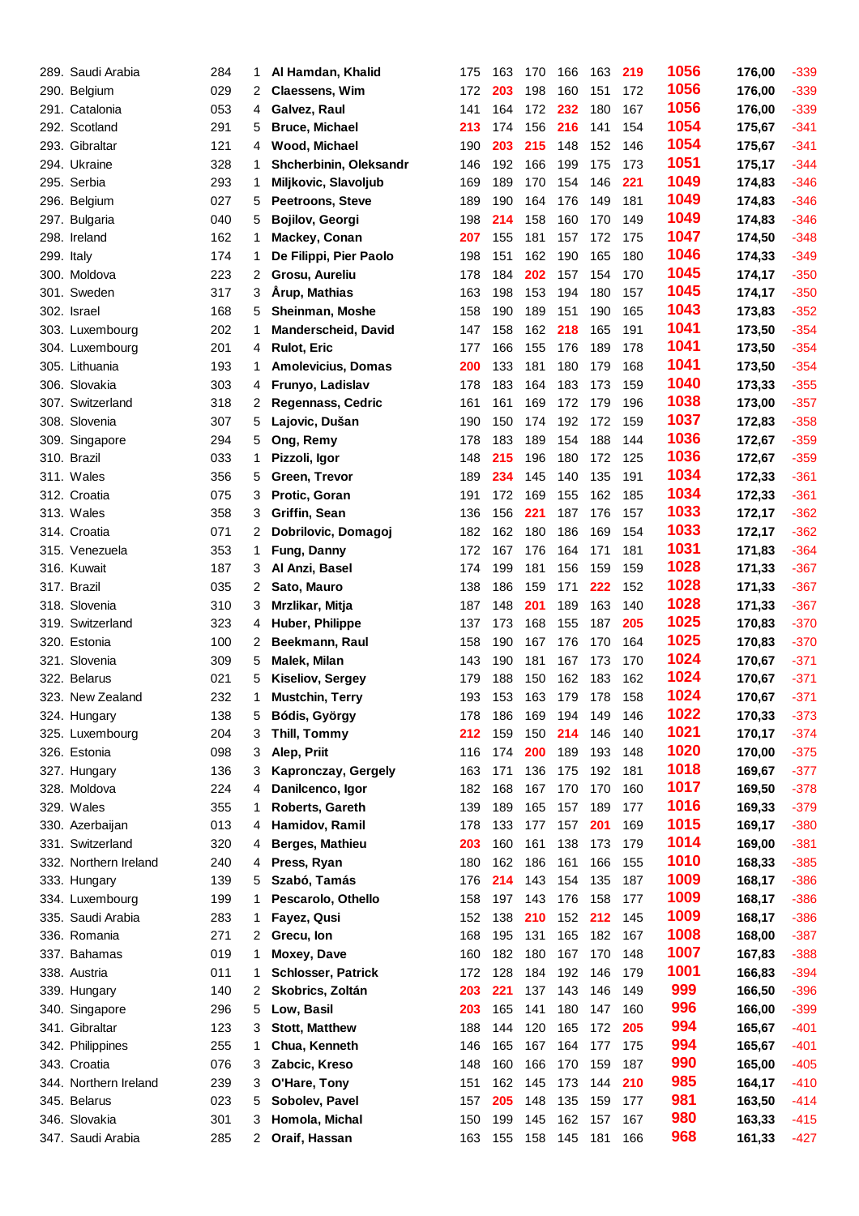| | | | | | | | | | | | | |
|---|---|---|---|---|---|---|---|---|---|---|---|---|
| 289. Saudi Arabia | 284 | 1 | **Al Hamdan, Khalid** | 175 | 163 | 170 | 166 | 163 | **219** | **1056** | **176,00** | -339 |
| 290. Belgium | 029 | 2 | **Claessens, Wim** | 172 | **203** | 198 | 160 | 151 | 172 | **1056** | **176,00** | -339 |
| 291. Catalonia | 053 | 4 | **Galvez, Raul** | 141 | 164 | 172 | **232** | 180 | 167 | **1056** | **176,00** | -339 |
| 292. Scotland | 291 | 5 | **Bruce, Michael** | **213** | 174 | 156 | **216** | 141 | 154 | **1054** | **175,67** | -341 |
| 293. Gibraltar | 121 | 4 | **Wood, Michael** | 190 | **203** | **215** | 148 | 152 | 146 | **1054** | **175,67** | -341 |
| 294. Ukraine | 328 | 1 | **Shcherbinin, Oleksandr** | 146 | 192 | 166 | 199 | 175 | 173 | **1051** | **175,17** | -344 |
| 295. Serbia | 293 | 1 | **Miljkovic, Slavoljub** | 169 | 189 | 170 | 154 | 146 | **221** | **1049** | **174,83** | -346 |
| 296. Belgium | 027 | 5 | **Peetroons, Steve** | 189 | 190 | 164 | 176 | 149 | 181 | **1049** | **174,83** | -346 |
| 297. Bulgaria | 040 | 5 | **Bojilov, Georgi** | 198 | **214** | 158 | 160 | 170 | 149 | **1049** | **174,83** | -346 |
| 298. Ireland | 162 | 1 | **Mackey, Conan** | **207** | 155 | 181 | 157 | 172 | 175 | **1047** | **174,50** | -348 |
| 299. Italy | 174 | 1 | **De Filippi, Pier Paolo** | 198 | 151 | 162 | 190 | 165 | 180 | **1046** | **174,33** | -349 |
| 300. Moldova | 223 | 2 | **Grosu, Aureliu** | 178 | 184 | **202** | 157 | 154 | 170 | **1045** | **174,17** | -350 |
| 301. Sweden | 317 | 3 | **Årup, Mathias** | 163 | 198 | 153 | 194 | 180 | 157 | **1045** | **174,17** | -350 |
| 302. Israel | 168 | 5 | **Sheinman, Moshe** | 158 | 190 | 189 | 151 | 190 | 165 | **1043** | **173,83** | -352 |
| 303. Luxembourg | 202 | 1 | **Manderscheid, David** | 147 | 158 | 162 | **218** | 165 | 191 | **1041** | **173,50** | -354 |
| 304. Luxembourg | 201 | 4 | **Rulot, Eric** | 177 | 166 | 155 | 176 | 189 | 178 | **1041** | **173,50** | -354 |
| 305. Lithuania | 193 | 1 | **Amolevicius, Domas** | **200** | 133 | 181 | 180 | 179 | 168 | **1041** | **173,50** | -354 |
| 306. Slovakia | 303 | 4 | **Frunyo, Ladislav** | 178 | 183 | 164 | 183 | 173 | 159 | **1040** | **173,33** | -355 |
| 307. Switzerland | 318 | 2 | **Regennass, Cedric** | 161 | 161 | 169 | 172 | 179 | 196 | **1038** | **173,00** | -357 |
| 308. Slovenia | 307 | 5 | **Lajovic, Dušan** | 190 | 150 | 174 | 192 | 172 | 159 | **1037** | **172,83** | -358 |
| 309. Singapore | 294 | 5 | **Ong, Remy** | 178 | 183 | 189 | 154 | 188 | 144 | **1036** | **172,67** | -359 |
| 310. Brazil | 033 | 1 | **Pizzoli, Igor** | 148 | **215** | 196 | 180 | 172 | 125 | **1036** | **172,67** | -359 |
| 311. Wales | 356 | 5 | **Green, Trevor** | 189 | **234** | 145 | 140 | 135 | 191 | **1034** | **172,33** | -361 |
| 312. Croatia | 075 | 3 | **Protic, Goran** | 191 | 172 | 169 | 155 | 162 | 185 | **1034** | **172,33** | -361 |
| 313. Wales | 358 | 3 | **Griffin, Sean** | 136 | 156 | **221** | 187 | 176 | 157 | **1033** | **172,17** | -362 |
| 314. Croatia | 071 | 2 | **Dobrilovic, Domagoj** | 182 | 162 | 180 | 186 | 169 | 154 | **1033** | **172,17** | -362 |
| 315. Venezuela | 353 | 1 | **Fung, Danny** | 172 | 167 | 176 | 164 | 171 | 181 | **1031** | **171,83** | -364 |
| 316. Kuwait | 187 | 3 | **Al Anzi, Basel** | 174 | 199 | 181 | 156 | 159 | 159 | **1028** | **171,33** | -367 |
| 317. Brazil | 035 | 2 | **Sato, Mauro** | 138 | 186 | 159 | 171 | **222** | 152 | **1028** | **171,33** | -367 |
| 318. Slovenia | 310 | 3 | **Mrzlikar, Mitja** | 187 | 148 | **201** | 189 | 163 | 140 | **1028** | **171,33** | -367 |
| 319. Switzerland | 323 | 4 | **Huber, Philippe** | 137 | 173 | 168 | 155 | 187 | **205** | **1025** | **170,83** | -370 |
| 320. Estonia | 100 | 2 | **Beekmann, Raul** | 158 | 190 | 167 | 176 | 170 | 164 | **1025** | **170,83** | -370 |
| 321. Slovenia | 309 | 5 | **Malek, Milan** | 143 | 190 | 181 | 167 | 173 | 170 | **1024** | **170,67** | -371 |
| 322. Belarus | 021 | 5 | **Kiseliov, Sergey** | 179 | 188 | 150 | 162 | 183 | 162 | **1024** | **170,67** | -371 |
| 323. New Zealand | 232 | 1 | **Mustchin, Terry** | 193 | 153 | 163 | 179 | 178 | 158 | **1024** | **170,67** | -371 |
| 324. Hungary | 138 | 5 | **Bódis, György** | 178 | 186 | 169 | 194 | 149 | 146 | **1022** | **170,33** | -373 |
| 325. Luxembourg | 204 | 3 | **Thill, Tommy** | **212** | 159 | 150 | **214** | 146 | 140 | **1021** | **170,17** | -374 |
| 326. Estonia | 098 | 3 | **Alep, Priit** | 116 | 174 | **200** | 189 | 193 | 148 | **1020** | **170,00** | -375 |
| 327. Hungary | 136 | 3 | **Kapronczay, Gergely** | 163 | 171 | 136 | 175 | 192 | 181 | **1018** | **169,67** | -377 |
| 328. Moldova | 224 | 4 | **Danilcenco, Igor** | 182 | 168 | 167 | 170 | 170 | 160 | **1017** | **169,50** | -378 |
| 329. Wales | 355 | 1 | **Roberts, Gareth** | 139 | 189 | 165 | 157 | 189 | 177 | **1016** | **169,33** | -379 |
| 330. Azerbaijan | 013 | 4 | **Hamidov, Ramil** | 178 | 133 | 177 | 157 | **201** | 169 | **1015** | **169,17** | -380 |
| 331. Switzerland | 320 | 4 | **Berges, Mathieu** | **203** | 160 | 161 | 138 | 173 | 179 | **1014** | **169,00** | -381 |
| 332. Northern Ireland | 240 | 4 | **Press, Ryan** | 180 | 162 | 186 | 161 | 166 | 155 | **1010** | **168,33** | -385 |
| 333. Hungary | 139 | 5 | **Szabó, Tamás** | 176 | **214** | 143 | 154 | 135 | 187 | **1009** | **168,17** | -386 |
| 334. Luxembourg | 199 | 1 | **Pescarolo, Othello** | 158 | 197 | 143 | 176 | 158 | 177 | **1009** | **168,17** | -386 |
| 335. Saudi Arabia | 283 | 1 | **Fayez, Qusi** | 152 | 138 | **210** | 152 | **212** | 145 | **1009** | **168,17** | -386 |
| 336. Romania | 271 | 2 | **Grecu, Ion** | 168 | 195 | 131 | 165 | 182 | 167 | **1008** | **168,00** | -387 |
| 337. Bahamas | 019 | 1 | **Moxey, Dave** | 160 | 182 | 180 | 167 | 170 | 148 | **1007** | **167,83** | -388 |
| 338. Austria | 011 | 1 | **Schlosser, Patrick** | 172 | 128 | 184 | 192 | 146 | 179 | **1001** | **166,83** | -394 |
| 339. Hungary | 140 | 2 | **Skobrics, Zoltán** | **203** | **221** | 137 | 143 | 146 | 149 | **999** | **166,50** | -396 |
| 340. Singapore | 296 | 5 | **Low, Basil** | **203** | 165 | 141 | 180 | 147 | 160 | **996** | **166,00** | -399 |
| 341. Gibraltar | 123 | 3 | **Stott, Matthew** | 188 | 144 | 120 | 165 | 172 | **205** | **994** | **165,67** | -401 |
| 342. Philippines | 255 | 1 | **Chua, Kenneth** | 146 | 165 | 167 | 164 | 177 | 175 | **994** | **165,67** | -401 |
| 343. Croatia | 076 | 3 | **Zabcic, Kreso** | 148 | 160 | 166 | 170 | 159 | 187 | **990** | **165,00** | -405 |
| 344. Northern Ireland | 239 | 3 | **O'Hare, Tony** | 151 | 162 | 145 | 173 | 144 | **210** | **985** | **164,17** | -410 |
| 345. Belarus | 023 | 5 | **Sobolev, Pavel** | 157 | **205** | 148 | 135 | 159 | 177 | **981** | **163,50** | -414 |
| 346. Slovakia | 301 | 3 | **Homola, Michal** | 150 | 199 | 145 | 162 | 157 | 167 | **980** | **163,33** | -415 |
| 347. Saudi Arabia | 285 | 2 | **Oraif, Hassan** | 163 | 155 | 158 | 145 | 181 | 166 | **968** | **161,33** | -427 |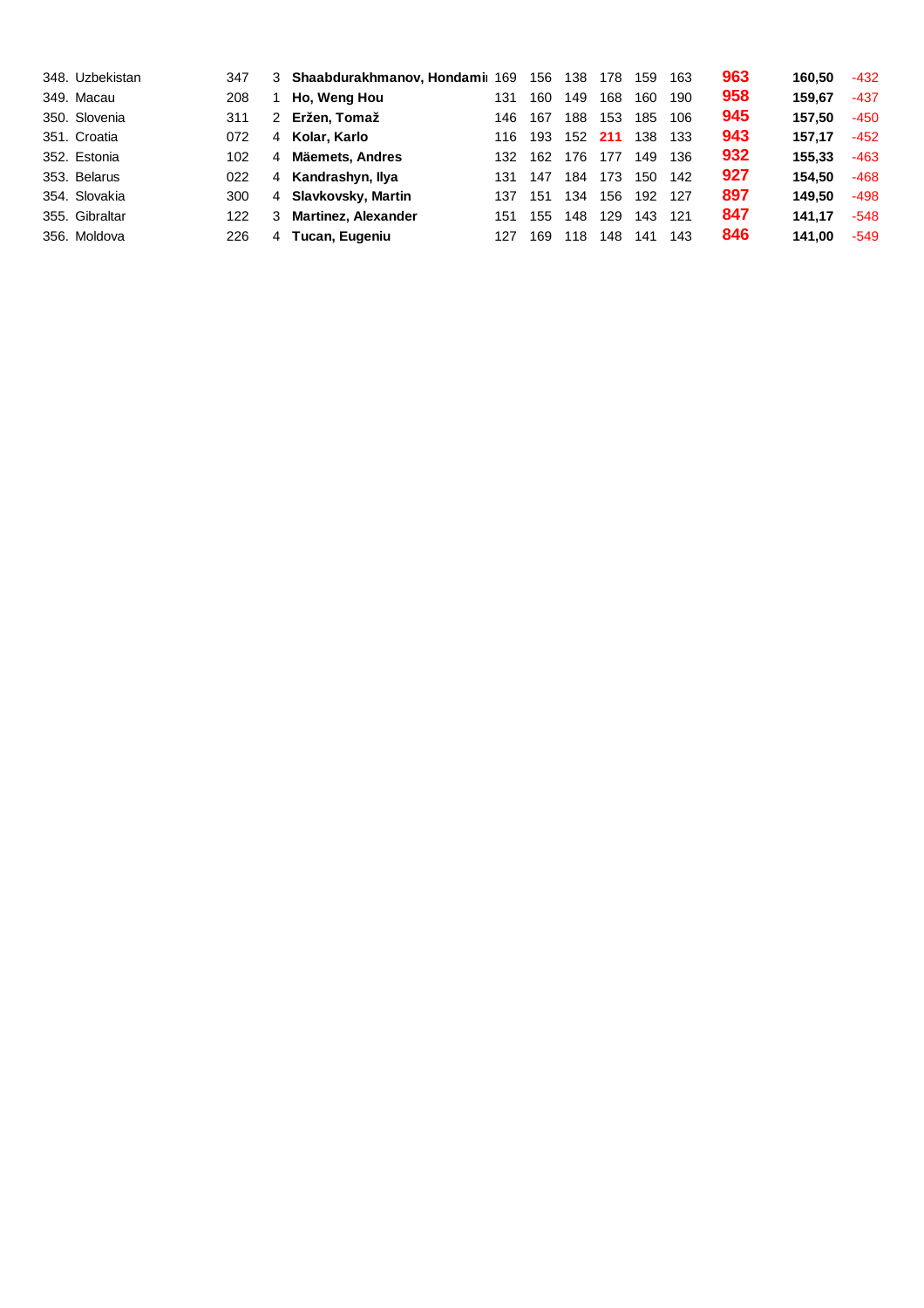| | | | | | | | | | | | | |
|---|---|---|---|---|---|---|---|---|---|---|---|---|
| 348. Uzbekistan | 347 | 3 | **Shaabdurakhmanov, Hondami** | 169 | 156 | 138 | 178 | 159 | 163 | **963** | **160,50** | -432 |
| 349. Macau | 208 | 1 | **Ho, Weng Hou** | 131 | 160 | 149 | 168 | 160 | 190 | **958** | **159,67** | -437 |
| 350. Slovenia | 311 | 2 | **Eržen, Tomaž** | 146 | 167 | 188 | 153 | 185 | 106 | **945** | **157,50** | -450 |
| 351. Croatia | 072 | 4 | **Kolar, Karlo** | 116 | 193 | 152 | **211** | 138 | 133 | **943** | **157,17** | -452 |
| 352. Estonia | 102 | 4 | **Mäemets, Andres** | 132 | 162 | 176 | 177 | 149 | 136 | **932** | **155,33** | -463 |
| 353. Belarus | 022 | 4 | **Kandrashyn, Ilya** | 131 | 147 | 184 | 173 | 150 | 142 | **927** | **154,50** | -468 |
| 354. Slovakia | 300 | 4 | **Slavkovsky, Martin** | 137 | 151 | 134 | 156 | 192 | 127 | **897** | **149,50** | -498 |
| 355. Gibraltar | 122 | 3 | **Martinez, Alexander** | 151 | 155 | 148 | 129 | 143 | 121 | **847** | **141,17** | -548 |
| 356. Moldova | 226 | 4 | **Tucan, Eugeniu** | 127 | 169 | 118 | 148 | 141 | 143 | **846** | **141,00** | -549 |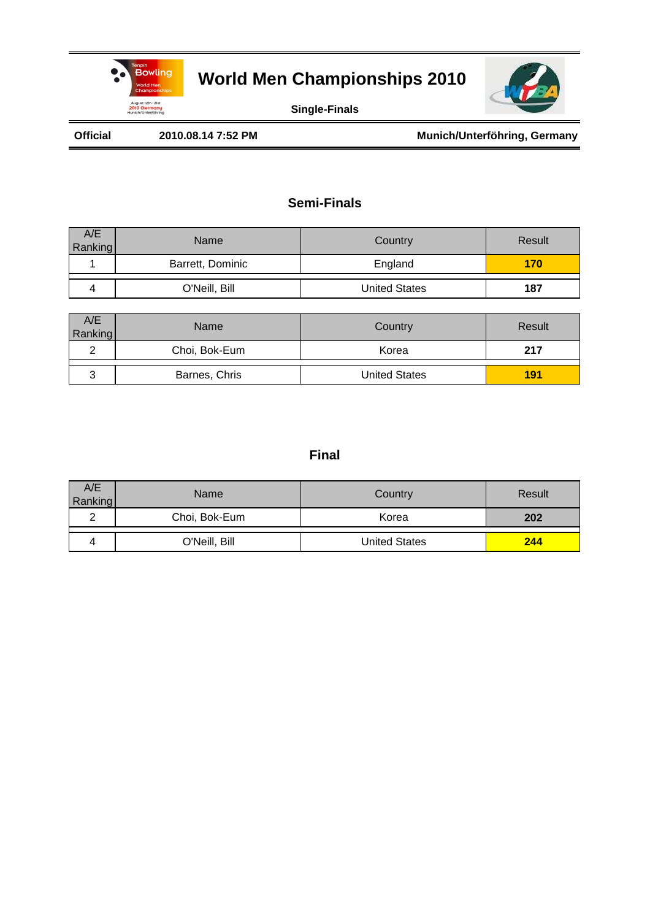# World Men Championships 2010

**Single-Finals**

**Official** **2010.08.14 7:52 PM** **Munich/Unterföhring, Germany**

## Semi-Finals

| A/E Ranking | Name | Country | Result |
|---|---|---|---|
| 1 | Barrett, Dominic | England | **170** |
| 4 | O'Neill, Bill | United States | **187** |

| A/E Ranking | Name | Country | Result |
|---|---|---|---|
| 2 | Choi, Bok-Eum | Korea | **217** |
| 3 | Barnes, Chris | United States | **191** |

## Final

| A/E Ranking | Name | Country | Result |
|---|---|---|---|
| 2 | Choi, Bok-Eum | Korea | **202** |
| 4 | O'Neill, Bill | United States | **244** |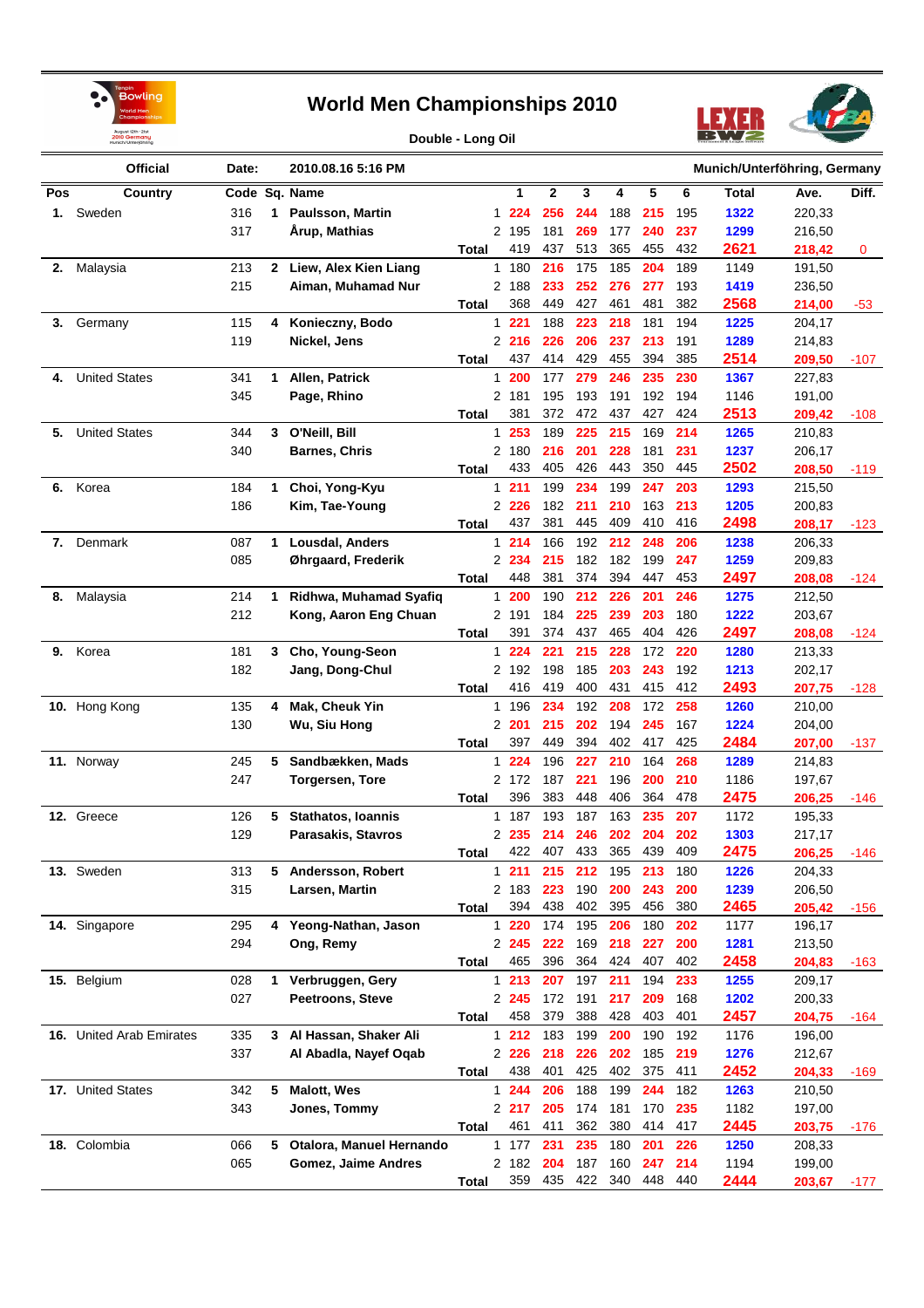# World Men Championships 2010

**Double - Long Oil**

| Official | Date: | 2010.08.16 5:16 PM | Munich/Unterföhring, Germany |
|---|---|---|---|

| Pos | Country | Code | Sq. | Name | | 1 | 2 | 3 | 4 | 5 | 6 | Total | Ave. | Diff. |
|---|---|---|---|---|---|---|---|---|---|---|---|---|---|---|
| **1.** | Sweden | 316 | **1** | **Paulsson, Martin** | 1 | 224 | 256 | 244 | 188 | 215 | 195 | 1322 | 220,33 | |
| | | 317 | | **Årup, Mathias** | 2 | 195 | 181 | 269 | 177 | 240 | 237 | 1299 | 216,50 | |
| | | | | | **Total** | 419 | 437 | 513 | 365 | 455 | 432 | **2621** | **218,42** | 0 |
| **2.** | Malaysia | 213 | **2** | **Liew, Alex Kien Liang** | 1 | 180 | 216 | 175 | 185 | 204 | 189 | 1149 | 191,50 | |
| | | 215 | | **Aiman, Muhamad Nur** | 2 | 188 | 233 | 252 | 276 | 277 | 193 | 1419 | 236,50 | |
| | | | | | **Total** | 368 | 449 | 427 | 461 | 481 | 382 | **2568** | **214,00** | -53 |
| **3.** | Germany | 115 | **4** | **Konieczny, Bodo** | 1 | 221 | 188 | 223 | 218 | 181 | 194 | 1225 | 204,17 | |
| | | 119 | | **Nickel, Jens** | 2 | 216 | 226 | 206 | 237 | 213 | 191 | 1289 | 214,83 | |
| | | | | | **Total** | 437 | 414 | 429 | 455 | 394 | 385 | **2514** | **209,50** | -107 |
| **4.** | United States | 341 | **1** | **Allen, Patrick** | 1 | 200 | 177 | 279 | 246 | 235 | 230 | 1367 | 227,83 | |
| | | 345 | | **Page, Rhino** | 2 | 181 | 195 | 193 | 191 | 192 | 194 | 1146 | 191,00 | |
| | | | | | **Total** | 381 | 372 | 472 | 437 | 427 | 424 | **2513** | **209,42** | -108 |
| **5.** | United States | 344 | **3** | **O'Neill, Bill** | 1 | 253 | 189 | 225 | 215 | 169 | 214 | 1265 | 210,83 | |
| | | 340 | | **Barnes, Chris** | 2 | 180 | 216 | 201 | 228 | 181 | 231 | 1237 | 206,17 | |
| | | | | | **Total** | 433 | 405 | 426 | 443 | 350 | 445 | **2502** | **208,50** | -119 |
| **6.** | Korea | 184 | **1** | **Choi, Yong-Kyu** | 1 | 211 | 199 | 234 | 199 | 247 | 203 | 1293 | 215,50 | |
| | | 186 | | **Kim, Tae-Young** | 2 | 226 | 182 | 211 | 210 | 163 | 213 | 1205 | 200,83 | |
| | | | | | **Total** | 437 | 381 | 445 | 409 | 410 | 416 | **2498** | **208,17** | -123 |
| **7.** | Denmark | 087 | **1** | **Lousdal, Anders** | 1 | 214 | 166 | 192 | 212 | 248 | 206 | 1238 | 206,33 | |
| | | 085 | | **Øhrgaard, Frederik** | 2 | 234 | 215 | 182 | 182 | 199 | 247 | 1259 | 209,83 | |
| | | | | | **Total** | 448 | 381 | 374 | 394 | 447 | 453 | **2497** | **208,08** | -124 |
| **8.** | Malaysia | 214 | **1** | **Ridhwa, Muhamad Syafiq** | 1 | 200 | 190 | 212 | 226 | 201 | 246 | 1275 | 212,50 | |
| | | 212 | | **Kong, Aaron Eng Chuan** | 2 | 191 | 184 | 225 | 239 | 203 | 180 | 1222 | 203,67 | |
| | | | | | **Total** | 391 | 374 | 437 | 465 | 404 | 426 | **2497** | **208,08** | -124 |
| **9.** | Korea | 181 | **3** | **Cho, Young-Seon** | 1 | 224 | 221 | 215 | 228 | 172 | 220 | 1280 | 213,33 | |
| | | 182 | | **Jang, Dong-Chul** | 2 | 192 | 198 | 185 | 203 | 243 | 192 | 1213 | 202,17 | |
| | | | | | **Total** | 416 | 419 | 400 | 431 | 415 | 412 | **2493** | **207,75** | -128 |
| **10.** | Hong Kong | 135 | **4** | **Mak, Cheuk Yin** | 1 | 196 | 234 | 192 | 208 | 172 | 258 | 1260 | 210,00 | |
| | | 130 | | **Wu, Siu Hong** | 2 | 201 | 215 | 202 | 194 | 245 | 167 | 1224 | 204,00 | |
| | | | | | **Total** | 397 | 449 | 394 | 402 | 417 | 425 | **2484** | **207,00** | -137 |
| **11.** | Norway | 245 | **5** | **Sandbækken, Mads** | 1 | 224 | 196 | 227 | 210 | 164 | 268 | 1289 | 214,83 | |
| | | 247 | | **Torgersen, Tore** | 2 | 172 | 187 | 221 | 196 | 200 | 210 | 1186 | 197,67 | |
| | | | | | **Total** | 396 | 383 | 448 | 406 | 364 | 478 | **2475** | **206,25** | -146 |
| **12.** | Greece | 126 | **5** | **Stathatos, Ioannis** | 1 | 187 | 193 | 187 | 163 | 235 | 207 | 1172 | 195,33 | |
| | | 129 | | **Parasakis, Stavros** | 2 | 235 | 214 | 246 | 202 | 204 | 202 | 1303 | 217,17 | |
| | | | | | **Total** | 422 | 407 | 433 | 365 | 439 | 409 | **2475** | **206,25** | -146 |
| **13.** | Sweden | 313 | **5** | **Andersson, Robert** | 1 | 211 | 215 | 212 | 195 | 213 | 180 | 1226 | 204,33 | |
| | | 315 | | **Larsen, Martin** | 2 | 183 | 223 | 190 | 200 | 243 | 200 | 1239 | 206,50 | |
| | | | | | **Total** | 394 | 438 | 402 | 395 | 456 | 380 | **2465** | **205,42** | -156 |
| **14.** | Singapore | 295 | **4** | **Yeong-Nathan, Jason** | 1 | 220 | 174 | 195 | 206 | 180 | 202 | 1177 | 196,17 | |
| | | 294 | | **Ong, Remy** | 2 | 245 | 222 | 169 | 218 | 227 | 200 | 1281 | 213,50 | |
| | | | | | **Total** | 465 | 396 | 364 | 424 | 407 | 402 | **2458** | **204,83** | -163 |
| **15.** | Belgium | 028 | **1** | **Verbruggen, Gery** | 1 | 213 | 207 | 197 | 211 | 194 | 233 | 1255 | 209,17 | |
| | | 027 | | **Peetroons, Steve** | 2 | 245 | 172 | 191 | 217 | 209 | 168 | 1202 | 200,33 | |
| | | | | | **Total** | 458 | 379 | 388 | 428 | 403 | 401 | **2457** | **204,75** | -164 |
| **16.** | United Arab Emirates | 335 | **3** | **Al Hassan, Shaker Ali** | 1 | 212 | 183 | 199 | 200 | 190 | 192 | 1176 | 196,00 | |
| | | 337 | | **Al Abadla, Nayef Oqab** | 2 | 226 | 218 | 226 | 202 | 185 | 219 | 1276 | 212,67 | |
| | | | | | **Total** | 438 | 401 | 425 | 402 | 375 | 411 | **2452** | **204,33** | -169 |
| **17.** | United States | 342 | **5** | **Malott, Wes** | 1 | 244 | 206 | 188 | 199 | 244 | 182 | 1263 | 210,50 | |
| | | 343 | | **Jones, Tommy** | 2 | 217 | 205 | 174 | 181 | 170 | 235 | 1182 | 197,00 | |
| | | | | | **Total** | 461 | 411 | 362 | 380 | 414 | 417 | **2445** | **203,75** | -176 |
| **18.** | Colombia | 066 | **5** | **Otalora, Manuel Hernando** | 1 | 177 | 231 | 235 | 180 | 201 | 226 | 1250 | 208,33 | |
| | | 065 | | **Gomez, Jaime Andres** | 2 | 182 | 204 | 187 | 160 | 247 | 214 | 1194 | 199,00 | |
| | | | | | **Total** | 359 | 435 | 422 | 340 | 448 | 440 | **2444** | **203,67** | -177 |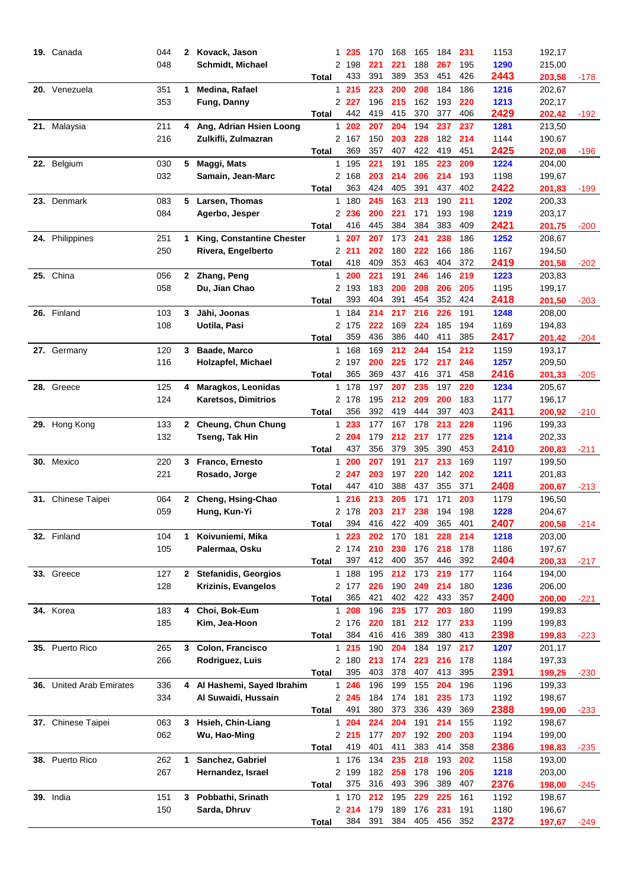| Rank | Country | ID | Lane | Name | | G1 | G2 | G3 | G4 | G5 | G6 | Total | Avg | Diff |
|---|---|---|---|---|---|---|---|---|---|---|---|---|---|---|
| **19.** | Canada | 044 | **2** | **Kovack, Jason** | 1 | 235 | 170 | 168 | 165 | 184 | 231 | 1153 | 192,17 | |
| | | 048 | | **Schmidt, Michael** | 2 | 198 | 221 | 221 | 188 | 267 | 195 | 1290 | 215,00 | |
| | | | | | **Total** | 433 | 391 | 389 | 353 | 451 | 426 | **2443** | **203,58** | -178 |
| **20.** | Venezuela | 351 | **1** | **Medina, Rafael** | 1 | 215 | 223 | 200 | 208 | 184 | 186 | 1216 | 202,67 | |
| | | 353 | | **Fung, Danny** | 2 | 227 | 196 | 215 | 162 | 193 | 220 | 1213 | 202,17 | |
| | | | | | **Total** | 442 | 419 | 415 | 370 | 377 | 406 | **2429** | **202,42** | -192 |
| **21.** | Malaysia | 211 | **4** | **Ang, Adrian Hsien Loong** | 1 | 202 | 207 | 204 | 194 | 237 | 237 | 1281 | 213,50 | |
| | | 216 | | **Zulkifli, Zulmazran** | 2 | 167 | 150 | 203 | 228 | 182 | 214 | 1144 | 190,67 | |
| | | | | | **Total** | 369 | 357 | 407 | 422 | 419 | 451 | **2425** | **202,08** | -196 |
| **22.** | Belgium | 030 | **5** | **Maggi, Mats** | 1 | 195 | 221 | 191 | 185 | 223 | 209 | 1224 | 204,00 | |
| | | 032 | | **Samain, Jean-Marc** | 2 | 168 | 203 | 214 | 206 | 214 | 193 | 1198 | 199,67 | |
| | | | | | **Total** | 363 | 424 | 405 | 391 | 437 | 402 | **2422** | **201,83** | -199 |
| **23.** | Denmark | 083 | **5** | **Larsen, Thomas** | 1 | 180 | 245 | 163 | 213 | 190 | 211 | 1202 | 200,33 | |
| | | 084 | | **Agerbo, Jesper** | 2 | 236 | 200 | 221 | 171 | 193 | 198 | 1219 | 203,17 | |
| | | | | | **Total** | 416 | 445 | 384 | 384 | 383 | 409 | **2421** | **201,75** | -200 |
| **24.** | Philippines | 251 | **1** | **King, Constantine Chester** | 1 | 207 | 207 | 173 | 241 | 238 | 186 | 1252 | 208,67 | |
| | | 250 | | **Rivera, Engelberto** | 2 | 211 | 202 | 180 | 222 | 166 | 186 | 1167 | 194,50 | |
| | | | | | **Total** | 418 | 409 | 353 | 463 | 404 | 372 | **2419** | **201,58** | -202 |
| **25.** | China | 056 | **2** | **Zhang, Peng** | 1 | 200 | 221 | 191 | 246 | 146 | 219 | 1223 | 203,83 | |
| | | 058 | | **Du, Jian Chao** | 2 | 193 | 183 | 200 | 208 | 206 | 205 | 1195 | 199,17 | |
| | | | | | **Total** | 393 | 404 | 391 | 454 | 352 | 424 | **2418** | **201,50** | -203 |
| **26.** | Finland | 103 | **3** | **Jähi, Joonas** | 1 | 184 | 214 | 217 | 216 | 226 | 191 | 1248 | 208,00 | |
| | | 108 | | **Uotila, Pasi** | 2 | 175 | 222 | 169 | 224 | 185 | 194 | 1169 | 194,83 | |
| | | | | | **Total** | 359 | 436 | 386 | 440 | 411 | 385 | **2417** | **201,42** | -204 |
| **27.** | Germany | 120 | **3** | **Baade, Marco** | 1 | 168 | 169 | 212 | 244 | 154 | 212 | 1159 | 193,17 | |
| | | 116 | | **Holzapfel, Michael** | 2 | 197 | 200 | 225 | 172 | 217 | 246 | 1257 | 209,50 | |
| | | | | | **Total** | 365 | 369 | 437 | 416 | 371 | 458 | **2416** | **201,33** | -205 |
| **28.** | Greece | 125 | **4** | **Maragkos, Leonidas** | 1 | 178 | 197 | 207 | 235 | 197 | 220 | 1234 | 205,67 | |
| | | 124 | | **Karetsos, Dimitrios** | 2 | 178 | 195 | 212 | 209 | 200 | 183 | 1177 | 196,17 | |
| | | | | | **Total** | 356 | 392 | 419 | 444 | 397 | 403 | **2411** | **200,92** | -210 |
| **29.** | Hong Kong | 133 | **2** | **Cheung, Chun Chung** | 1 | 233 | 177 | 167 | 178 | 213 | 228 | 1196 | 199,33 | |
| | | 132 | | **Tseng, Tak Hin** | 2 | 204 | 179 | 212 | 217 | 177 | 225 | 1214 | 202,33 | |
| | | | | | **Total** | 437 | 356 | 379 | 395 | 390 | 453 | **2410** | **200,83** | -211 |
| **30.** | Mexico | 220 | **3** | **Franco, Ernesto** | 1 | 200 | 207 | 191 | 217 | 213 | 169 | 1197 | 199,50 | |
| | | 221 | | **Rosado, Jorge** | 2 | 247 | 203 | 197 | 220 | 142 | 202 | 1211 | 201,83 | |
| | | | | | **Total** | 447 | 410 | 388 | 437 | 355 | 371 | **2408** | **200,67** | -213 |
| **31.** | Chinese Taipei | 064 | **2** | **Cheng, Hsing-Chao** | 1 | 216 | 213 | 205 | 171 | 171 | 203 | 1179 | 196,50 | |
| | | 059 | | **Hung, Kun-Yi** | 2 | 178 | 203 | 217 | 238 | 194 | 198 | 1228 | 204,67 | |
| | | | | | **Total** | 394 | 416 | 422 | 409 | 365 | 401 | **2407** | **200,58** | -214 |
| **32.** | Finland | 104 | **1** | **Koivuniemi, Mika** | 1 | 223 | 202 | 170 | 181 | 228 | 214 | 1218 | 203,00 | |
| | | 105 | | **Palermaa, Osku** | 2 | 174 | 210 | 230 | 176 | 218 | 178 | 1186 | 197,67 | |
| | | | | | **Total** | 397 | 412 | 400 | 357 | 446 | 392 | **2404** | **200,33** | -217 |
| **33.** | Greece | 127 | **2** | **Stefanidis, Georgios** | 1 | 188 | 195 | 212 | 173 | 219 | 177 | 1164 | 194,00 | |
| | | 128 | | **Krizinis, Evangelos** | 2 | 177 | 226 | 190 | 249 | 214 | 180 | 1236 | 206,00 | |
| | | | | | **Total** | 365 | 421 | 402 | 422 | 433 | 357 | **2400** | **200,00** | -221 |
| **34.** | Korea | 183 | **4** | **Choi, Bok-Eum** | 1 | 208 | 196 | 235 | 177 | 203 | 180 | 1199 | 199,83 | |
| | | 185 | | **Kim, Jea-Hoon** | 2 | 176 | 220 | 181 | 212 | 177 | 233 | 1199 | 199,83 | |
| | | | | | **Total** | 384 | 416 | 416 | 389 | 380 | 413 | **2398** | **199,83** | -223 |
| **35.** | Puerto Rico | 265 | **3** | **Colon, Francisco** | 1 | 215 | 190 | 204 | 184 | 197 | 217 | 1207 | 201,17 | |
| | | 266 | | **Rodriguez, Luis** | 2 | 180 | 213 | 174 | 223 | 216 | 178 | 1184 | 197,33 | |
| | | | | | **Total** | 395 | 403 | 378 | 407 | 413 | 395 | **2391** | **199,25** | -230 |
| **36.** | United Arab Emirates | 336 | **4** | **Al Hashemi, Sayed Ibrahim** | 1 | 246 | 196 | 199 | 155 | 204 | 196 | 1196 | 199,33 | |
| | | 334 | | **Al Suwaidi, Hussain** | 2 | 245 | 184 | 174 | 181 | 235 | 173 | 1192 | 198,67 | |
| | | | | | **Total** | 491 | 380 | 373 | 336 | 439 | 369 | **2388** | **199,00** | -233 |
| **37.** | Chinese Taipei | 063 | **3** | **Hsieh, Chin-Liang** | 1 | 204 | 224 | 204 | 191 | 214 | 155 | 1192 | 198,67 | |
| | | 062 | | **Wu, Hao-Ming** | 2 | 215 | 177 | 207 | 192 | 200 | 203 | 1194 | 199,00 | |
| | | | | | **Total** | 419 | 401 | 411 | 383 | 414 | 358 | **2386** | **198,83** | -235 |
| **38.** | Puerto Rico | 262 | **1** | **Sanchez, Gabriel** | 1 | 176 | 134 | 235 | 218 | 193 | 202 | 1158 | 193,00 | |
| | | 267 | | **Hernandez, Israel** | 2 | 199 | 182 | 258 | 178 | 196 | 205 | 1218 | 203,00 | |
| | | | | | **Total** | 375 | 316 | 493 | 396 | 389 | 407 | **2376** | **198,00** | -245 |
| **39.** | India | 151 | **3** | **Pobbathi, Srinath** | 1 | 170 | 212 | 195 | 229 | 225 | 161 | 1192 | 198,67 | |
| | | 150 | | **Sarda, Dhruv** | 2 | 214 | 179 | 189 | 176 | 231 | 191 | 1180 | 196,67 | |
| | | | | | **Total** | 384 | 391 | 384 | 405 | 456 | 352 | **2372** | **197,67** | -249 |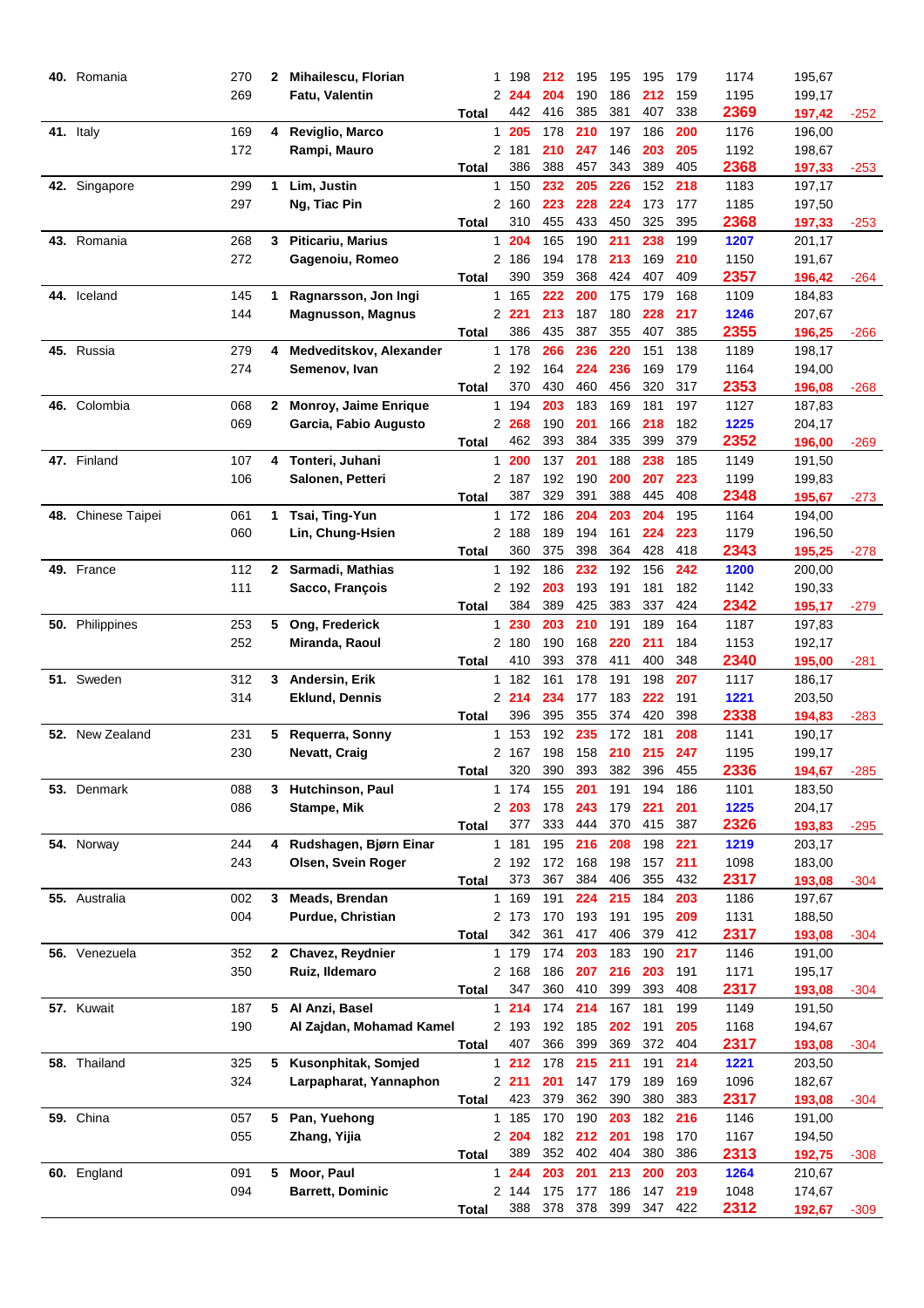| Rank | Country | ID | Sq | Name | | G1 | G2 | G3 | G4 | G5 | G6 | Total | Avg | Diff |
|---|---|---|---|---|---|---|---|---|---|---|---|---|---|---|
| **40.** | Romania | 270 | **2** | **Mihailescu, Florian** | 1 | 198 | **212** | 195 | 195 | 195 | 179 | 1174 | 195,67 | |
| | | 269 | | **Fatu, Valentin** | 2 | **244** | **204** | 190 | 186 | **212** | 159 | 1195 | 199,17 | |
| | | | | | **Total** | 442 | 416 | 385 | 381 | 407 | 338 | **2369** | **197,42** | -252 |
| **41.** | Italy | 169 | **4** | **Reviglio, Marco** | 1 | **205** | 178 | **210** | 197 | 186 | **200** | 1176 | 196,00 | |
| | | 172 | | **Rampi, Mauro** | 2 | 181 | **210** | **247** | 146 | **203** | **205** | 1192 | 198,67 | |
| | | | | | **Total** | 386 | 388 | 457 | 343 | 389 | 405 | **2368** | **197,33** | -253 |
| **42.** | Singapore | 299 | **1** | **Lim, Justin** | 1 | 150 | **232** | **205** | **226** | 152 | **218** | 1183 | 197,17 | |
| | | 297 | | **Ng, Tiac Pin** | 2 | 160 | **223** | **228** | **224** | 173 | 177 | 1185 | 197,50 | |
| | | | | | **Total** | 310 | 455 | 433 | 450 | 325 | 395 | **2368** | **197,33** | -253 |
| **43.** | Romania | 268 | **3** | **Piticariu, Marius** | 1 | **204** | 165 | 190 | **211** | **238** | 199 | **1207** | 201,17 | |
| | | 272 | | **Gagenoiu, Romeo** | 2 | 186 | 194 | 178 | **213** | 169 | **210** | 1150 | 191,67 | |
| | | | | | **Total** | 390 | 359 | 368 | 424 | 407 | 409 | **2357** | **196,42** | -264 |
| **44.** | Iceland | 145 | **1** | **Ragnarsson, Jon Ingi** | 1 | 165 | **222** | **200** | 175 | 179 | 168 | 1109 | 184,83 | |
| | | 144 | | **Magnusson, Magnus** | 2 | **221** | **213** | 187 | 180 | **228** | **217** | **1246** | 207,67 | |
| | | | | | **Total** | 386 | 435 | 387 | 355 | 407 | 385 | **2355** | **196,25** | -266 |
| **45.** | Russia | 279 | **4** | **Medveditskov, Alexander** | 1 | 178 | **266** | **236** | **220** | 151 | 138 | 1189 | 198,17 | |
| | | 274 | | **Semenov, Ivan** | 2 | 192 | 164 | **224** | **236** | 169 | 179 | 1164 | 194,00 | |
| | | | | | **Total** | 370 | 430 | 460 | 456 | 320 | 317 | **2353** | **196,08** | -268 |
| **46.** | Colombia | 068 | **2** | **Monroy, Jaime Enrique** | 1 | 194 | **203** | 183 | 169 | 181 | 197 | 1127 | 187,83 | |
| | | 069 | | **Garcia, Fabio Augusto** | 2 | **268** | 190 | **201** | 166 | **218** | 182 | **1225** | 204,17 | |
| | | | | | **Total** | 462 | 393 | 384 | 335 | 399 | 379 | **2352** | **196,00** | -269 |
| **47.** | Finland | 107 | **4** | **Tonteri, Juhani** | 1 | **200** | 137 | **201** | 188 | **238** | 185 | 1149 | 191,50 | |
| | | 106 | | **Salonen, Petteri** | 2 | 187 | 192 | 190 | **200** | **207** | **223** | 1199 | 199,83 | |
| | | | | | **Total** | 387 | 329 | 391 | 388 | 445 | 408 | **2348** | **195,67** | -273 |
| **48.** | Chinese Taipei | 061 | **1** | **Tsai, Ting-Yun** | 1 | 172 | 186 | **204** | **203** | **204** | 195 | 1164 | 194,00 | |
| | | 060 | | **Lin, Chung-Hsien** | 2 | 188 | 189 | 194 | 161 | **224** | **223** | 1179 | 196,50 | |
| | | | | | **Total** | 360 | 375 | 398 | 364 | 428 | 418 | **2343** | **195,25** | -278 |
| **49.** | France | 112 | **2** | **Sarmadi, Mathias** | 1 | 192 | 186 | **232** | 192 | 156 | **242** | **1200** | 200,00 | |
| | | 111 | | **Sacco, François** | 2 | 192 | **203** | 193 | 191 | 181 | 182 | 1142 | 190,33 | |
| | | | | | **Total** | 384 | 389 | 425 | 383 | 337 | 424 | **2342** | **195,17** | -279 |
| **50.** | Philippines | 253 | **5** | **Ong, Frederick** | 1 | **230** | **203** | **210** | 191 | 189 | 164 | 1187 | 197,83 | |
| | | 252 | | **Miranda, Raoul** | 2 | 180 | 190 | 168 | **220** | **211** | 184 | 1153 | 192,17 | |
| | | | | | **Total** | 410 | 393 | 378 | 411 | 400 | 348 | **2340** | **195,00** | -281 |
| **51.** | Sweden | 312 | **3** | **Andersin, Erik** | 1 | 182 | 161 | 178 | 191 | 198 | **207** | 1117 | 186,17 | |
| | | 314 | | **Eklund, Dennis** | 2 | **214** | **234** | 177 | 183 | **222** | 191 | **1221** | 203,50 | |
| | | | | | **Total** | 396 | 395 | 355 | 374 | 420 | 398 | **2338** | **194,83** | -283 |
| **52.** | New Zealand | 231 | **5** | **Requerra, Sonny** | 1 | 153 | 192 | **235** | 172 | 181 | **208** | 1141 | 190,17 | |
| | | 230 | | **Nevatt, Craig** | 2 | 167 | 198 | 158 | **210** | **215** | **247** | 1195 | 199,17 | |
| | | | | | **Total** | 320 | 390 | 393 | 382 | 396 | 455 | **2336** | **194,67** | -285 |
| **53.** | Denmark | 088 | **3** | **Hutchinson, Paul** | 1 | 174 | 155 | **201** | 191 | 194 | 186 | 1101 | 183,50 | |
| | | 086 | | **Stampe, Mik** | 2 | **203** | 178 | **243** | 179 | **221** | **201** | **1225** | 204,17 | |
| | | | | | **Total** | 377 | 333 | 444 | 370 | 415 | 387 | **2326** | **193,83** | -295 |
| **54.** | Norway | 244 | **4** | **Rudshagen, Bjørn Einar** | 1 | 181 | 195 | **216** | **208** | 198 | **221** | **1219** | 203,17 | |
| | | 243 | | **Olsen, Svein Roger** | 2 | 192 | 172 | 168 | 198 | 157 | **211** | 1098 | 183,00 | |
| | | | | | **Total** | 373 | 367 | 384 | 406 | 355 | 432 | **2317** | **193,08** | -304 |
| **55.** | Australia | 002 | **3** | **Meads, Brendan** | 1 | 169 | 191 | **224** | **215** | 184 | **203** | 1186 | 197,67 | |
| | | 004 | | **Purdue, Christian** | 2 | 173 | 170 | 193 | 191 | 195 | **209** | 1131 | 188,50 | |
| | | | | | **Total** | 342 | 361 | 417 | 406 | 379 | 412 | **2317** | **193,08** | -304 |
| **56.** | Venezuela | 352 | **2** | **Chavez, Reydnier** | 1 | 179 | 174 | **203** | 183 | 190 | **217** | 1146 | 191,00 | |
| | | 350 | | **Ruiz, Ildemaro** | 2 | 168 | 186 | **207** | **216** | **203** | 191 | 1171 | 195,17 | |
| | | | | | **Total** | 347 | 360 | 410 | 399 | 393 | 408 | **2317** | **193,08** | -304 |
| **57.** | Kuwait | 187 | **5** | **Al Anzi, Basel** | 1 | **214** | 174 | **214** | 167 | 181 | 199 | 1149 | 191,50 | |
| | | 190 | | **Al Zajdan, Mohamad Kamel** | 2 | 193 | 192 | 185 | **202** | 191 | **205** | 1168 | 194,67 | |
| | | | | | **Total** | 407 | 366 | 399 | 369 | 372 | 404 | **2317** | **193,08** | -304 |
| **58.** | Thailand | 325 | **5** | **Kusonphitak, Somjed** | 1 | **212** | 178 | **215** | **211** | 191 | **214** | **1221** | 203,50 | |
| | | 324 | | **Larpapharat, Yannaphon** | 2 | **211** | **201** | 147 | 179 | 189 | 169 | 1096 | 182,67 | |
| | | | | | **Total** | 423 | 379 | 362 | 390 | 380 | 383 | **2317** | **193,08** | -304 |
| **59.** | China | 057 | **5** | **Pan, Yuehong** | 1 | 185 | 170 | 190 | **203** | 182 | **216** | 1146 | 191,00 | |
| | | 055 | | **Zhang, Yijia** | 2 | **204** | 182 | **212** | **201** | 198 | 170 | 1167 | 194,50 | |
| | | | | | **Total** | 389 | 352 | 402 | 404 | 380 | 386 | **2313** | **192,75** | -308 |
| **60.** | England | 091 | **5** | **Moor, Paul** | 1 | **244** | **203** | **201** | **213** | **200** | **203** | **1264** | 210,67 | |
| | | 094 | | **Barrett, Dominic** | 2 | 144 | 175 | 177 | 186 | 147 | **219** | 1048 | 174,67 | |
| | | | | | **Total** | 388 | 378 | 378 | 399 | 347 | 422 | **2312** | **192,67** | -309 |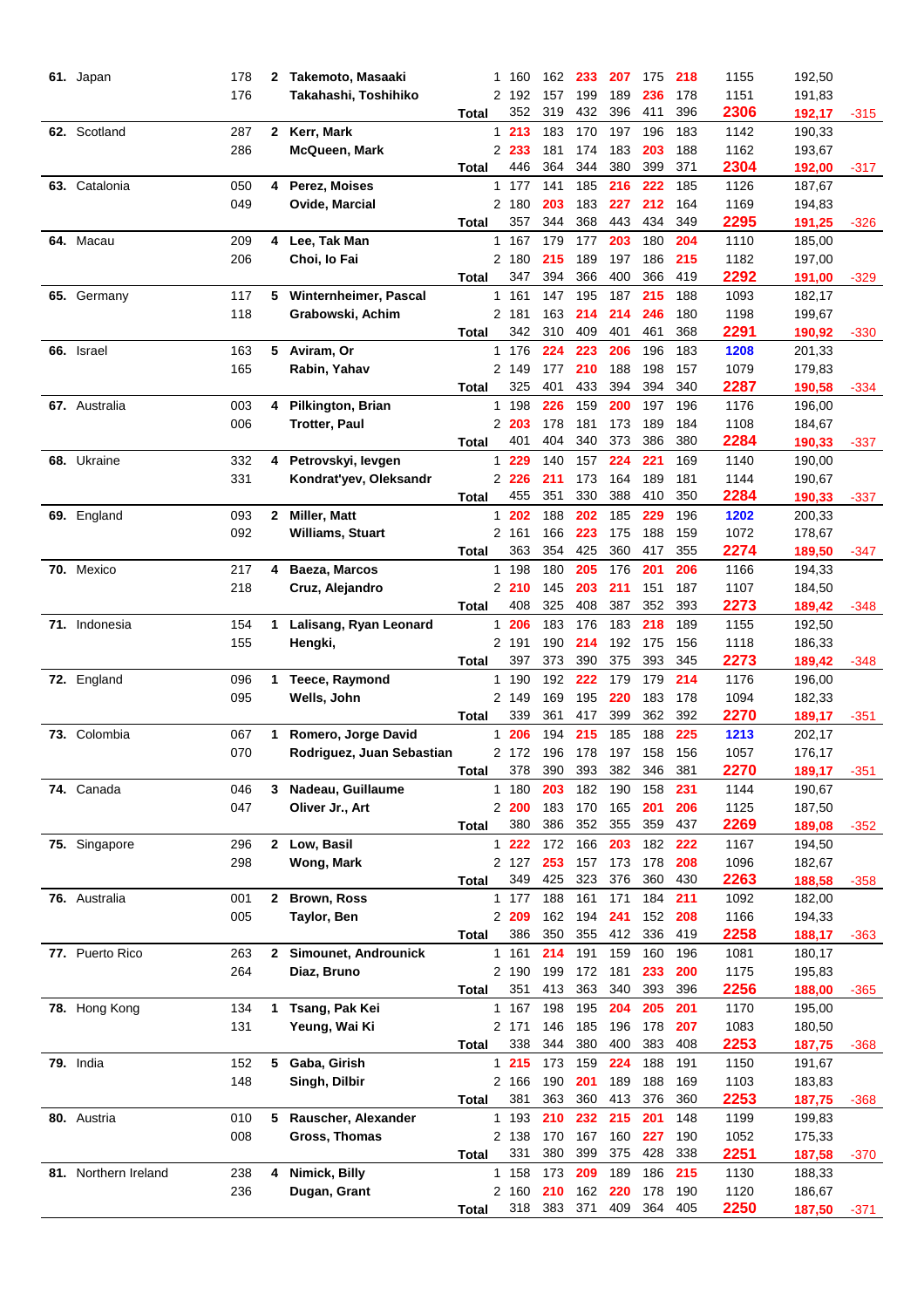| Rank | Country | No. | Lane | Name | | | G1 | G2 | G3 | G4 | G5 | G6 | Total | Avg | Diff |
|---|---|---|---|---|---|---|---|---|---|---|---|---|---|---|---|
| **61.** | Japan | 178 | **2** | **Takemoto, Masaaki** | | 1 | 160 | 162 | 233 | 207 | 175 | 218 | 1155 | 192,50 | |
| | | 176 | | **Takahashi, Toshihiko** | | 2 | 192 | 157 | 199 | 189 | 236 | 178 | 1151 | 191,83 | |
| | | | | | **Total** | | 352 | 319 | 432 | 396 | 411 | 396 | 2306 | 192,17 | -315 |
| **62.** | Scotland | 287 | **2** | **Kerr, Mark** | | 1 | 213 | 183 | 170 | 197 | 196 | 183 | 1142 | 190,33 | |
| | | 286 | | **McQueen, Mark** | | 2 | 233 | 181 | 174 | 183 | 203 | 188 | 1162 | 193,67 | |
| | | | | | **Total** | | 446 | 364 | 344 | 380 | 399 | 371 | 2304 | 192,00 | -317 |
| **63.** | Catalonia | 050 | **4** | **Perez, Moises** | | 1 | 177 | 141 | 185 | 216 | 222 | 185 | 1126 | 187,67 | |
| | | 049 | | **Ovide, Marcial** | | 2 | 180 | 203 | 183 | 227 | 212 | 164 | 1169 | 194,83 | |
| | | | | | **Total** | | 357 | 344 | 368 | 443 | 434 | 349 | 2295 | 191,25 | -326 |
| **64.** | Macau | 209 | **4** | **Lee, Tak Man** | | 1 | 167 | 179 | 177 | 203 | 180 | 204 | 1110 | 185,00 | |
| | | 206 | | **Choi, Io Fai** | | 2 | 180 | 215 | 189 | 197 | 186 | 215 | 1182 | 197,00 | |
| | | | | | **Total** | | 347 | 394 | 366 | 400 | 366 | 419 | 2292 | 191,00 | -329 |
| **65.** | Germany | 117 | **5** | **Winternheimer, Pascal** | | 1 | 161 | 147 | 195 | 187 | 215 | 188 | 1093 | 182,17 | |
| | | 118 | | **Grabowski, Achim** | | 2 | 181 | 163 | 214 | 214 | 246 | 180 | 1198 | 199,67 | |
| | | | | | **Total** | | 342 | 310 | 409 | 401 | 461 | 368 | 2291 | 190,92 | -330 |
| **66.** | Israel | 163 | **5** | **Aviram, Or** | | 1 | 176 | 224 | 223 | 206 | 196 | 183 | 1208 | 201,33 | |
| | | 165 | | **Rabin, Yahav** | | 2 | 149 | 177 | 210 | 188 | 198 | 157 | 1079 | 179,83 | |
| | | | | | **Total** | | 325 | 401 | 433 | 394 | 394 | 340 | 2287 | 190,58 | -334 |
| **67.** | Australia | 003 | **4** | **Pilkington, Brian** | | 1 | 198 | 226 | 159 | 200 | 197 | 196 | 1176 | 196,00 | |
| | | 006 | | **Trotter, Paul** | | 2 | 203 | 178 | 181 | 173 | 189 | 184 | 1108 | 184,67 | |
| | | | | | **Total** | | 401 | 404 | 340 | 373 | 386 | 380 | 2284 | 190,33 | -337 |
| **68.** | Ukraine | 332 | **4** | **Petrovskyi, Ievgen** | | 1 | 229 | 140 | 157 | 224 | 221 | 169 | 1140 | 190,00 | |
| | | 331 | | **Kondrat'yev, Oleksandr** | | 2 | 226 | 211 | 173 | 164 | 189 | 181 | 1144 | 190,67 | |
| | | | | | **Total** | | 455 | 351 | 330 | 388 | 410 | 350 | 2284 | 190,33 | -337 |
| **69.** | England | 093 | **2** | **Miller, Matt** | | 1 | 202 | 188 | 202 | 185 | 229 | 196 | 1202 | 200,33 | |
| | | 092 | | **Williams, Stuart** | | 2 | 161 | 166 | 223 | 175 | 188 | 159 | 1072 | 178,67 | |
| | | | | | **Total** | | 363 | 354 | 425 | 360 | 417 | 355 | 2274 | 189,50 | -347 |
| **70.** | Mexico | 217 | **4** | **Baeza, Marcos** | | 1 | 198 | 180 | 205 | 176 | 201 | 206 | 1166 | 194,33 | |
| | | 218 | | **Cruz, Alejandro** | | 2 | 210 | 145 | 203 | 211 | 151 | 187 | 1107 | 184,50 | |
| | | | | | **Total** | | 408 | 325 | 408 | 387 | 352 | 393 | 2273 | 189,42 | -348 |
| **71.** | Indonesia | 154 | **1** | **Lalisang, Ryan Leonard** | | 1 | 206 | 183 | 176 | 183 | 218 | 189 | 1155 | 192,50 | |
| | | 155 | | **Hengki,** | | 2 | 191 | 190 | 214 | 192 | 175 | 156 | 1118 | 186,33 | |
| | | | | | **Total** | | 397 | 373 | 390 | 375 | 393 | 345 | 2273 | 189,42 | -348 |
| **72.** | England | 096 | **1** | **Teece, Raymond** | | 1 | 190 | 192 | 222 | 179 | 179 | 214 | 1176 | 196,00 | |
| | | 095 | | **Wells, John** | | 2 | 149 | 169 | 195 | 220 | 183 | 178 | 1094 | 182,33 | |
| | | | | | **Total** | | 339 | 361 | 417 | 399 | 362 | 392 | 2270 | 189,17 | -351 |
| **73.** | Colombia | 067 | **1** | **Romero, Jorge David** | | 1 | 206 | 194 | 215 | 185 | 188 | 225 | 1213 | 202,17 | |
| | | 070 | | **Rodriguez, Juan Sebastian** | | 2 | 172 | 196 | 178 | 197 | 158 | 156 | 1057 | 176,17 | |
| | | | | | **Total** | | 378 | 390 | 393 | 382 | 346 | 381 | 2270 | 189,17 | -351 |
| **74.** | Canada | 046 | **3** | **Nadeau, Guillaume** | | 1 | 180 | 203 | 182 | 190 | 158 | 231 | 1144 | 190,67 | |
| | | 047 | | **Oliver Jr., Art** | | 2 | 200 | 183 | 170 | 165 | 201 | 206 | 1125 | 187,50 | |
| | | | | | **Total** | | 380 | 386 | 352 | 355 | 359 | 437 | 2269 | 189,08 | -352 |
| **75.** | Singapore | 296 | **2** | **Low, Basil** | | 1 | 222 | 172 | 166 | 203 | 182 | 222 | 1167 | 194,50 | |
| | | 298 | | **Wong, Mark** | | 2 | 127 | 253 | 157 | 173 | 178 | 208 | 1096 | 182,67 | |
| | | | | | **Total** | | 349 | 425 | 323 | 376 | 360 | 430 | 2263 | 188,58 | -358 |
| **76.** | Australia | 001 | **2** | **Brown, Ross** | | 1 | 177 | 188 | 161 | 171 | 184 | 211 | 1092 | 182,00 | |
| | | 005 | | **Taylor, Ben** | | 2 | 209 | 162 | 194 | 241 | 152 | 208 | 1166 | 194,33 | |
| | | | | | **Total** | | 386 | 350 | 355 | 412 | 336 | 419 | 2258 | 188,17 | -363 |
| **77.** | Puerto Rico | 263 | **2** | **Simounet, Androunick** | | 1 | 161 | 214 | 191 | 159 | 160 | 196 | 1081 | 180,17 | |
| | | 264 | | **Diaz, Bruno** | | 2 | 190 | 199 | 172 | 181 | 233 | 200 | 1175 | 195,83 | |
| | | | | | **Total** | | 351 | 413 | 363 | 340 | 393 | 396 | 2256 | 188,00 | -365 |
| **78.** | Hong Kong | 134 | **1** | **Tsang, Pak Kei** | | 1 | 167 | 198 | 195 | 204 | 205 | 201 | 1170 | 195,00 | |
| | | 131 | | **Yeung, Wai Ki** | | 2 | 171 | 146 | 185 | 196 | 178 | 207 | 1083 | 180,50 | |
| | | | | | **Total** | | 338 | 344 | 380 | 400 | 383 | 408 | 2253 | 187,75 | -368 |
| **79.** | India | 152 | **5** | **Gaba, Girish** | | 1 | 215 | 173 | 159 | 224 | 188 | 191 | 1150 | 191,67 | |
| | | 148 | | **Singh, Dilbir** | | 2 | 166 | 190 | 201 | 189 | 188 | 169 | 1103 | 183,83 | |
| | | | | | **Total** | | 381 | 363 | 360 | 413 | 376 | 360 | 2253 | 187,75 | -368 |
| **80.** | Austria | 010 | **5** | **Rauscher, Alexander** | | 1 | 193 | 210 | 232 | 215 | 201 | 148 | 1199 | 199,83 | |
| | | 008 | | **Gross, Thomas** | | 2 | 138 | 170 | 167 | 160 | 227 | 190 | 1052 | 175,33 | |
| | | | | | **Total** | | 331 | 380 | 399 | 375 | 428 | 338 | 2251 | 187,58 | -370 |
| **81.** | Northern Ireland | 238 | **4** | **Nimick, Billy** | | 1 | 158 | 173 | 209 | 189 | 186 | 215 | 1130 | 188,33 | |
| | | 236 | | **Dugan, Grant** | | 2 | 160 | 210 | 162 | 220 | 178 | 190 | 1120 | 186,67 | |
| | | | | | **Total** | | 318 | 383 | 371 | 409 | 364 | 405 | 2250 | 187,50 | -371 |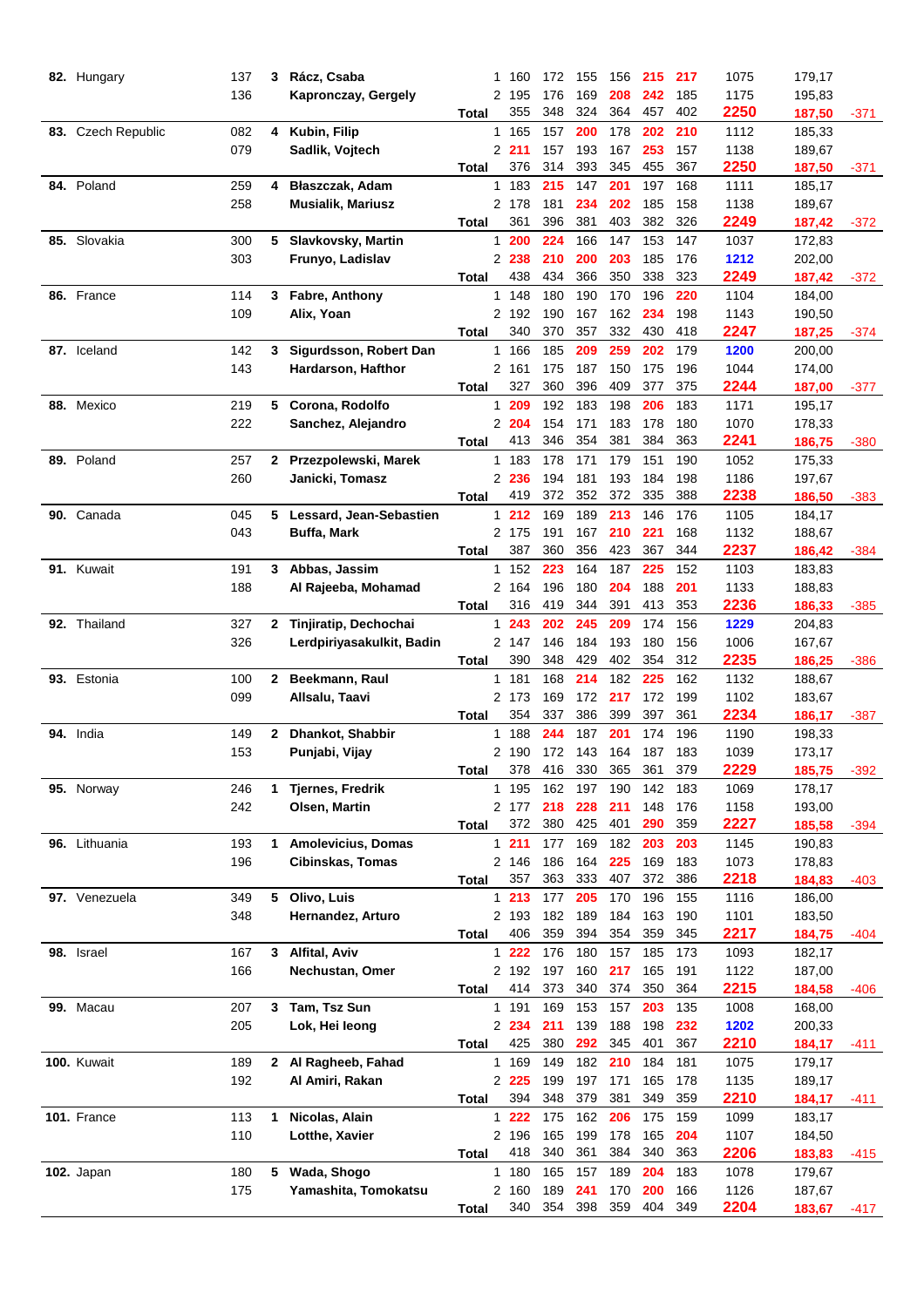| Rank | Country | No. | Sq. | Name | Pl. | G1 | G2 | G3 | G4 | G5 | G6 | Total | Avg | Diff |
|---|---|---|---|---|---|---|---|---|---|---|---|---|---|---|
| **82.** | Hungary | 137 | **3** | **Rácz, Csaba** | 1 | 160 | 172 | 155 | 156 | 215 | 217 | 1075 | 179,17 | |
| | | 136 | | **Kapronczay, Gergely** | 2 | 195 | 176 | 169 | 208 | 242 | 185 | 1175 | 195,83 | |
| | | | | **Total** | | 355 | 348 | 324 | 364 | 457 | 402 | **2250** | **187,50** | -371 |
| **83.** | Czech Republic | 082 | **4** | **Kubin, Filip** | 1 | 165 | 157 | 200 | 178 | 202 | 210 | 1112 | 185,33 | |
| | | 079 | | **Sadlik, Vojtech** | 2 | 211 | 157 | 193 | 167 | 253 | 157 | 1138 | 189,67 | |
| | | | | **Total** | | 376 | 314 | 393 | 345 | 455 | 367 | **2250** | **187,50** | -371 |
| **84.** | Poland | 259 | **4** | **Błaszczak, Adam** | 1 | 183 | 215 | 147 | 201 | 197 | 168 | 1111 | 185,17 | |
| | | 258 | | **Musialik, Mariusz** | 2 | 178 | 181 | 234 | 202 | 185 | 158 | 1138 | 189,67 | |
| | | | | **Total** | | 361 | 396 | 381 | 403 | 382 | 326 | **2249** | **187,42** | -372 |
| **85.** | Slovakia | 300 | **5** | **Slavkovsky, Martin** | 1 | 200 | 224 | 166 | 147 | 153 | 147 | 1037 | 172,83 | |
| | | 303 | | **Frunyo, Ladislav** | 2 | 238 | 210 | 200 | 203 | 185 | 176 | 1212 | 202,00 | |
| | | | | **Total** | | 438 | 434 | 366 | 350 | 338 | 323 | **2249** | **187,42** | -372 |
| **86.** | France | 114 | **3** | **Fabre, Anthony** | 1 | 148 | 180 | 190 | 170 | 196 | 220 | 1104 | 184,00 | |
| | | 109 | | **Alix, Yoan** | 2 | 192 | 190 | 167 | 162 | 234 | 198 | 1143 | 190,50 | |
| | | | | **Total** | | 340 | 370 | 357 | 332 | 430 | 418 | **2247** | **187,25** | -374 |
| **87.** | Iceland | 142 | **3** | **Sigurdsson, Robert Dan** | 1 | 166 | 185 | 209 | 259 | 202 | 179 | 1200 | 200,00 | |
| | | 143 | | **Hardarson, Hafthor** | 2 | 161 | 175 | 187 | 150 | 175 | 196 | 1044 | 174,00 | |
| | | | | **Total** | | 327 | 360 | 396 | 409 | 377 | 375 | **2244** | **187,00** | -377 |
| **88.** | Mexico | 219 | **5** | **Corona, Rodolfo** | 1 | 209 | 192 | 183 | 198 | 206 | 183 | 1171 | 195,17 | |
| | | 222 | | **Sanchez, Alejandro** | 2 | 204 | 154 | 171 | 183 | 178 | 180 | 1070 | 178,33 | |
| | | | | **Total** | | 413 | 346 | 354 | 381 | 384 | 363 | **2241** | **186,75** | -380 |
| **89.** | Poland | 257 | **2** | **Przezpolewski, Marek** | 1 | 183 | 178 | 171 | 179 | 151 | 190 | 1052 | 175,33 | |
| | | 260 | | **Janicki, Tomasz** | 2 | 236 | 194 | 181 | 193 | 184 | 198 | 1186 | 197,67 | |
| | | | | **Total** | | 419 | 372 | 352 | 372 | 335 | 388 | **2238** | **186,50** | -383 |
| **90.** | Canada | 045 | **5** | **Lessard, Jean-Sebastien** | 1 | 212 | 169 | 189 | 213 | 146 | 176 | 1105 | 184,17 | |
| | | 043 | | **Buffa, Mark** | 2 | 175 | 191 | 167 | 210 | 221 | 168 | 1132 | 188,67 | |
| | | | | **Total** | | 387 | 360 | 356 | 423 | 367 | 344 | **2237** | **186,42** | -384 |
| **91.** | Kuwait | 191 | **3** | **Abbas, Jassim** | 1 | 152 | 223 | 164 | 187 | 225 | 152 | 1103 | 183,83 | |
| | | 188 | | **Al Rajeeba, Mohamad** | 2 | 164 | 196 | 180 | 204 | 188 | 201 | 1133 | 188,83 | |
| | | | | **Total** | | 316 | 419 | 344 | 391 | 413 | 353 | **2236** | **186,33** | -385 |
| **92.** | Thailand | 327 | **2** | **Tinjiratip, Dechochai** | 1 | 243 | 202 | 245 | 209 | 174 | 156 | 1229 | 204,83 | |
| | | 326 | | **Lerdpiriyasakulkit, Badin** | 2 | 147 | 146 | 184 | 193 | 180 | 156 | 1006 | 167,67 | |
| | | | | **Total** | | 390 | 348 | 429 | 402 | 354 | 312 | **2235** | **186,25** | -386 |
| **93.** | Estonia | 100 | **2** | **Beekmann, Raul** | 1 | 181 | 168 | 214 | 182 | 225 | 162 | 1132 | 188,67 | |
| | | 099 | | **Allsalu, Taavi** | 2 | 173 | 169 | 172 | 217 | 172 | 199 | 1102 | 183,67 | |
| | | | | **Total** | | 354 | 337 | 386 | 399 | 397 | 361 | **2234** | **186,17** | -387 |
| **94.** | India | 149 | **2** | **Dhankot, Shabbir** | 1 | 188 | 244 | 187 | 201 | 174 | 196 | 1190 | 198,33 | |
| | | 153 | | **Punjabi, Vijay** | 2 | 190 | 172 | 143 | 164 | 187 | 183 | 1039 | 173,17 | |
| | | | | **Total** | | 378 | 416 | 330 | 365 | 361 | 379 | **2229** | **185,75** | -392 |
| **95.** | Norway | 246 | **1** | **Tjernes, Fredrik** | 1 | 195 | 162 | 197 | 190 | 142 | 183 | 1069 | 178,17 | |
| | | 242 | | **Olsen, Martin** | 2 | 177 | 218 | 228 | 211 | 148 | 176 | 1158 | 193,00 | |
| | | | | **Total** | | 372 | 380 | 425 | 401 | 290 | 359 | **2227** | **185,58** | -394 |
| **96.** | Lithuania | 193 | **1** | **Amolevicius, Domas** | 1 | 211 | 177 | 169 | 182 | 203 | 203 | 1145 | 190,83 | |
| | | 196 | | **Cibinskas, Tomas** | 2 | 146 | 186 | 164 | 225 | 169 | 183 | 1073 | 178,83 | |
| | | | | **Total** | | 357 | 363 | 333 | 407 | 372 | 386 | **2218** | **184,83** | -403 |
| **97.** | Venezuela | 349 | **5** | **Olivo, Luis** | 1 | 213 | 177 | 205 | 170 | 196 | 155 | 1116 | 186,00 | |
| | | 348 | | **Hernandez, Arturo** | 2 | 193 | 182 | 189 | 184 | 163 | 190 | 1101 | 183,50 | |
| | | | | **Total** | | 406 | 359 | 394 | 354 | 359 | 345 | **2217** | **184,75** | -404 |
| **98.** | Israel | 167 | **3** | **Alfital, Aviv** | 1 | 222 | 176 | 180 | 157 | 185 | 173 | 1093 | 182,17 | |
| | | 166 | | **Nechustan, Omer** | 2 | 192 | 197 | 160 | 217 | 165 | 191 | 1122 | 187,00 | |
| | | | | **Total** | | 414 | 373 | 340 | 374 | 350 | 364 | **2215** | **184,58** | -406 |
| **99.** | Macau | 207 | **3** | **Tam, Tsz Sun** | 1 | 191 | 169 | 153 | 157 | 203 | 135 | 1008 | 168,00 | |
| | | 205 | | **Lok, Hei Ieong** | 2 | 234 | 211 | 139 | 188 | 198 | 232 | 1202 | 200,33 | |
| | | | | **Total** | | 425 | 380 | 292 | 345 | 401 | 367 | **2210** | **184,17** | -411 |
| **100.** | Kuwait | 189 | **2** | **Al Ragheeb, Fahad** | 1 | 169 | 149 | 182 | 210 | 184 | 181 | 1075 | 179,17 | |
| | | 192 | | **Al Amiri, Rakan** | 2 | 225 | 199 | 197 | 171 | 165 | 178 | 1135 | 189,17 | |
| | | | | **Total** | | 394 | 348 | 379 | 381 | 349 | 359 | **2210** | **184,17** | -411 |
| **101.** | France | 113 | **1** | **Nicolas, Alain** | 1 | 222 | 175 | 162 | 206 | 175 | 159 | 1099 | 183,17 | |
| | | 110 | | **Lotthe, Xavier** | 2 | 196 | 165 | 199 | 178 | 165 | 204 | 1107 | 184,50 | |
| | | | | **Total** | | 418 | 340 | 361 | 384 | 340 | 363 | **2206** | **183,83** | -415 |
| **102.** | Japan | 180 | **5** | **Wada, Shogo** | 1 | 180 | 165 | 157 | 189 | 204 | 183 | 1078 | 179,67 | |
| | | 175 | | **Yamashita, Tomokatsu** | 2 | 160 | 189 | 241 | 170 | 200 | 166 | 1126 | 187,67 | |
| | | | | **Total** | | 340 | 354 | 398 | 359 | 404 | 349 | **2204** | **183,67** | -417 |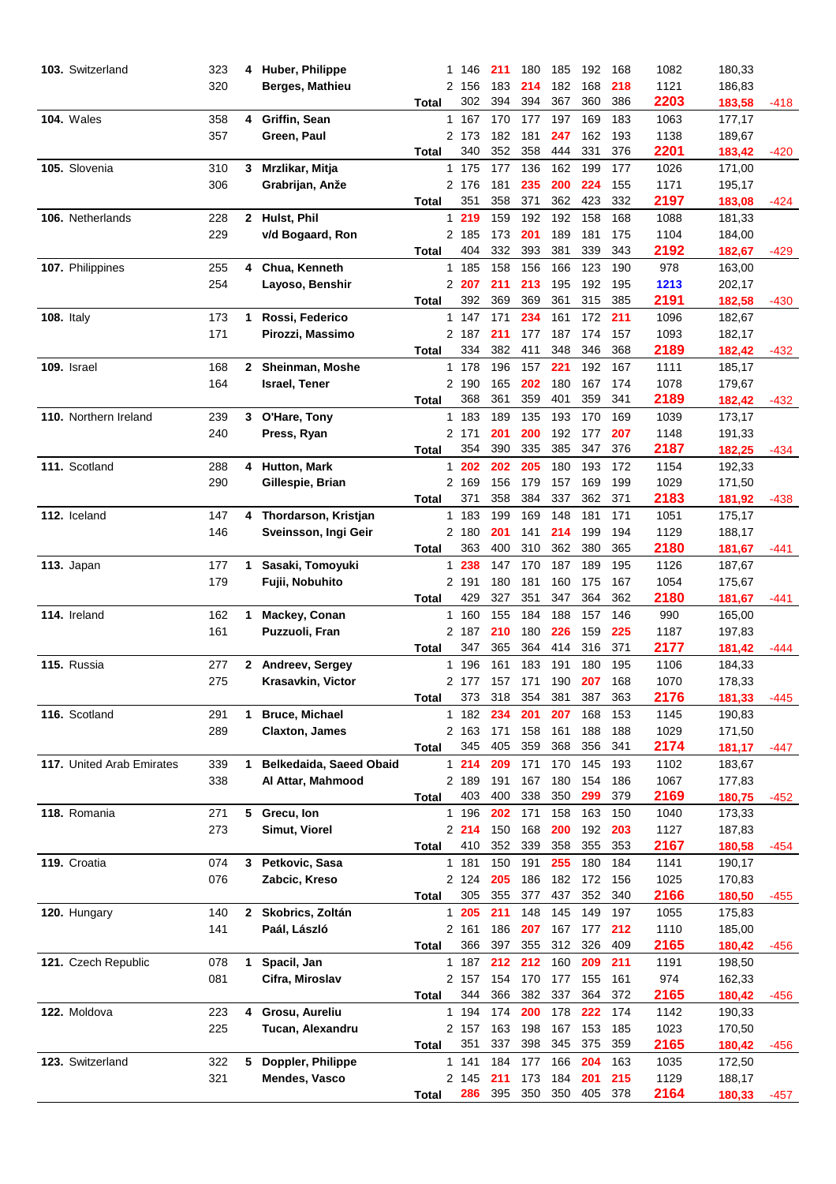| Rank | Country | No. | Squad | Name | | G1 | G2 | G3 | G4 | G5 | G6 | Total | Avg | Diff |
|---|---|---|---|---|---|---|---|---|---|---|---|---|---|---|
| **103.** | Switzerland | 323 | **4** | **Huber, Philippe** | 1 | 146 | 211 | 180 | 185 | 192 | 168 | 1082 | 180,33 | |
| | | 320 | | **Berges, Mathieu** | 2 | 156 | 183 | 214 | 182 | 168 | 218 | 1121 | 186,83 | |
| | | | | | **Total** | 302 | 394 | 394 | 367 | 360 | 386 | **2203** | **183,58** | -418 |
| **104.** | Wales | 358 | **4** | **Griffin, Sean** | 1 | 167 | 170 | 177 | 197 | 169 | 183 | 1063 | 177,17 | |
| | | 357 | | **Green, Paul** | 2 | 173 | 182 | 181 | 247 | 162 | 193 | 1138 | 189,67 | |
| | | | | | **Total** | 340 | 352 | 358 | 444 | 331 | 376 | **2201** | **183,42** | -420 |
| **105.** | Slovenia | 310 | **3** | **Mrzlikar, Mitja** | 1 | 175 | 177 | 136 | 162 | 199 | 177 | 1026 | 171,00 | |
| | | 306 | | **Grabrijan, Anže** | 2 | 176 | 181 | 235 | 200 | 224 | 155 | 1171 | 195,17 | |
| | | | | | **Total** | 351 | 358 | 371 | 362 | 423 | 332 | **2197** | **183,08** | -424 |
| **106.** | Netherlands | 228 | **2** | **Hulst, Phil** | 1 | 219 | 159 | 192 | 192 | 158 | 168 | 1088 | 181,33 | |
| | | 229 | | **v/d Bogaard, Ron** | 2 | 185 | 173 | 201 | 189 | 181 | 175 | 1104 | 184,00 | |
| | | | | | **Total** | 404 | 332 | 393 | 381 | 339 | 343 | **2192** | **182,67** | -429 |
| **107.** | Philippines | 255 | **4** | **Chua, Kenneth** | 1 | 185 | 158 | 156 | 166 | 123 | 190 | 978 | 163,00 | |
| | | 254 | | **Layoso, Benshir** | 2 | 207 | 211 | 213 | 195 | 192 | 195 | 1213 | 202,17 | |
| | | | | | **Total** | 392 | 369 | 369 | 361 | 315 | 385 | **2191** | **182,58** | -430 |
| **108.** | Italy | 173 | **1** | **Rossi, Federico** | 1 | 147 | 171 | 234 | 161 | 172 | 211 | 1096 | 182,67 | |
| | | 171 | | **Pirozzi, Massimo** | 2 | 187 | 211 | 177 | 187 | 174 | 157 | 1093 | 182,17 | |
| | | | | | **Total** | 334 | 382 | 411 | 348 | 346 | 368 | **2189** | **182,42** | -432 |
| **109.** | Israel | 168 | **2** | **Sheinman, Moshe** | 1 | 178 | 196 | 157 | 221 | 192 | 167 | 1111 | 185,17 | |
| | | 164 | | **Israel, Tener** | 2 | 190 | 165 | 202 | 180 | 167 | 174 | 1078 | 179,67 | |
| | | | | | **Total** | 368 | 361 | 359 | 401 | 359 | 341 | **2189** | **182,42** | -432 |
| **110.** | Northern Ireland | 239 | **3** | **O'Hare, Tony** | 1 | 183 | 189 | 135 | 193 | 170 | 169 | 1039 | 173,17 | |
| | | 240 | | **Press, Ryan** | 2 | 171 | 201 | 200 | 192 | 177 | 207 | 1148 | 191,33 | |
| | | | | | **Total** | 354 | 390 | 335 | 385 | 347 | 376 | **2187** | **182,25** | -434 |
| **111.** | Scotland | 288 | **4** | **Hutton, Mark** | 1 | 202 | 202 | 205 | 180 | 193 | 172 | 1154 | 192,33 | |
| | | 290 | | **Gillespie, Brian** | 2 | 169 | 156 | 179 | 157 | 169 | 199 | 1029 | 171,50 | |
| | | | | | **Total** | 371 | 358 | 384 | 337 | 362 | 371 | **2183** | **181,92** | -438 |
| **112.** | Iceland | 147 | **4** | **Thordarson, Kristjan** | 1 | 183 | 199 | 169 | 148 | 181 | 171 | 1051 | 175,17 | |
| | | 146 | | **Sveinsson, Ingi Geir** | 2 | 180 | 201 | 141 | 214 | 199 | 194 | 1129 | 188,17 | |
| | | | | | **Total** | 363 | 400 | 310 | 362 | 380 | 365 | **2180** | **181,67** | -441 |
| **113.** | Japan | 177 | **1** | **Sasaki, Tomoyuki** | 1 | 238 | 147 | 170 | 187 | 189 | 195 | 1126 | 187,67 | |
| | | 179 | | **Fujii, Nobuhito** | 2 | 191 | 180 | 181 | 160 | 175 | 167 | 1054 | 175,67 | |
| | | | | | **Total** | 429 | 327 | 351 | 347 | 364 | 362 | **2180** | **181,67** | -441 |
| **114.** | Ireland | 162 | **1** | **Mackey, Conan** | 1 | 160 | 155 | 184 | 188 | 157 | 146 | 990 | 165,00 | |
| | | 161 | | **Puzzuoli, Fran** | 2 | 187 | 210 | 180 | 226 | 159 | 225 | 1187 | 197,83 | |
| | | | | | **Total** | 347 | 365 | 364 | 414 | 316 | 371 | **2177** | **181,42** | -444 |
| **115.** | Russia | 277 | **2** | **Andreev, Sergey** | 1 | 196 | 161 | 183 | 191 | 180 | 195 | 1106 | 184,33 | |
| | | 275 | | **Krasavkin, Victor** | 2 | 177 | 157 | 171 | 190 | 207 | 168 | 1070 | 178,33 | |
| | | | | | **Total** | 373 | 318 | 354 | 381 | 387 | 363 | **2176** | **181,33** | -445 |
| **116.** | Scotland | 291 | **1** | **Bruce, Michael** | 1 | 182 | 234 | 201 | 207 | 168 | 153 | 1145 | 190,83 | |
| | | 289 | | **Claxton, James** | 2 | 163 | 171 | 158 | 161 | 188 | 188 | 1029 | 171,50 | |
| | | | | | **Total** | 345 | 405 | 359 | 368 | 356 | 341 | **2174** | **181,17** | -447 |
| **117.** | United Arab Emirates | 339 | **1** | **Belkedaida, Saeed Obaid** | 1 | 214 | 209 | 171 | 170 | 145 | 193 | 1102 | 183,67 | |
| | | 338 | | **Al Attar, Mahmood** | 2 | 189 | 191 | 167 | 180 | 154 | 186 | 1067 | 177,83 | |
| | | | | | **Total** | 403 | 400 | 338 | 350 | 299 | 379 | **2169** | **180,75** | -452 |
| **118.** | Romania | 271 | **5** | **Grecu, Ion** | 1 | 196 | 202 | 171 | 158 | 163 | 150 | 1040 | 173,33 | |
| | | 273 | | **Simut, Viorel** | 2 | 214 | 150 | 168 | 200 | 192 | 203 | 1127 | 187,83 | |
| | | | | | **Total** | 410 | 352 | 339 | 358 | 355 | 353 | **2167** | **180,58** | -454 |
| **119.** | Croatia | 074 | **3** | **Petkovic, Sasa** | 1 | 181 | 150 | 191 | 255 | 180 | 184 | 1141 | 190,17 | |
| | | 076 | | **Zabcic, Kreso** | 2 | 124 | 205 | 186 | 182 | 172 | 156 | 1025 | 170,83 | |
| | | | | | **Total** | 305 | 355 | 377 | 437 | 352 | 340 | **2166** | **180,50** | -455 |
| **120.** | Hungary | 140 | **2** | **Skobrics, Zoltán** | 1 | 205 | 211 | 148 | 145 | 149 | 197 | 1055 | 175,83 | |
| | | 141 | | **Paál, László** | 2 | 161 | 186 | 207 | 167 | 177 | 212 | 1110 | 185,00 | |
| | | | | | **Total** | 366 | 397 | 355 | 312 | 326 | 409 | **2165** | **180,42** | -456 |
| **121.** | Czech Republic | 078 | **1** | **Spacil, Jan** | 1 | 187 | 212 | 212 | 160 | 209 | 211 | 1191 | 198,50 | |
| | | 081 | | **Cifra, Miroslav** | 2 | 157 | 154 | 170 | 177 | 155 | 161 | 974 | 162,33 | |
| | | | | | **Total** | 344 | 366 | 382 | 337 | 364 | 372 | **2165** | **180,42** | -456 |
| **122.** | Moldova | 223 | **4** | **Grosu, Aureliu** | 1 | 194 | 174 | 200 | 178 | 222 | 174 | 1142 | 190,33 | |
| | | 225 | | **Tucan, Alexandru** | 2 | 157 | 163 | 198 | 167 | 153 | 185 | 1023 | 170,50 | |
| | | | | | **Total** | 351 | 337 | 398 | 345 | 375 | 359 | **2165** | **180,42** | -456 |
| **123.** | Switzerland | 322 | **5** | **Doppler, Philippe** | 1 | 141 | 184 | 177 | 166 | 204 | 163 | 1035 | 172,50 | |
| | | 321 | | **Mendes, Vasco** | 2 | 145 | 211 | 173 | 184 | 201 | 215 | 1129 | 188,17 | |
| | | | | | **Total** | 286 | 395 | 350 | 350 | 405 | 378 | **2164** | **180,33** | -457 |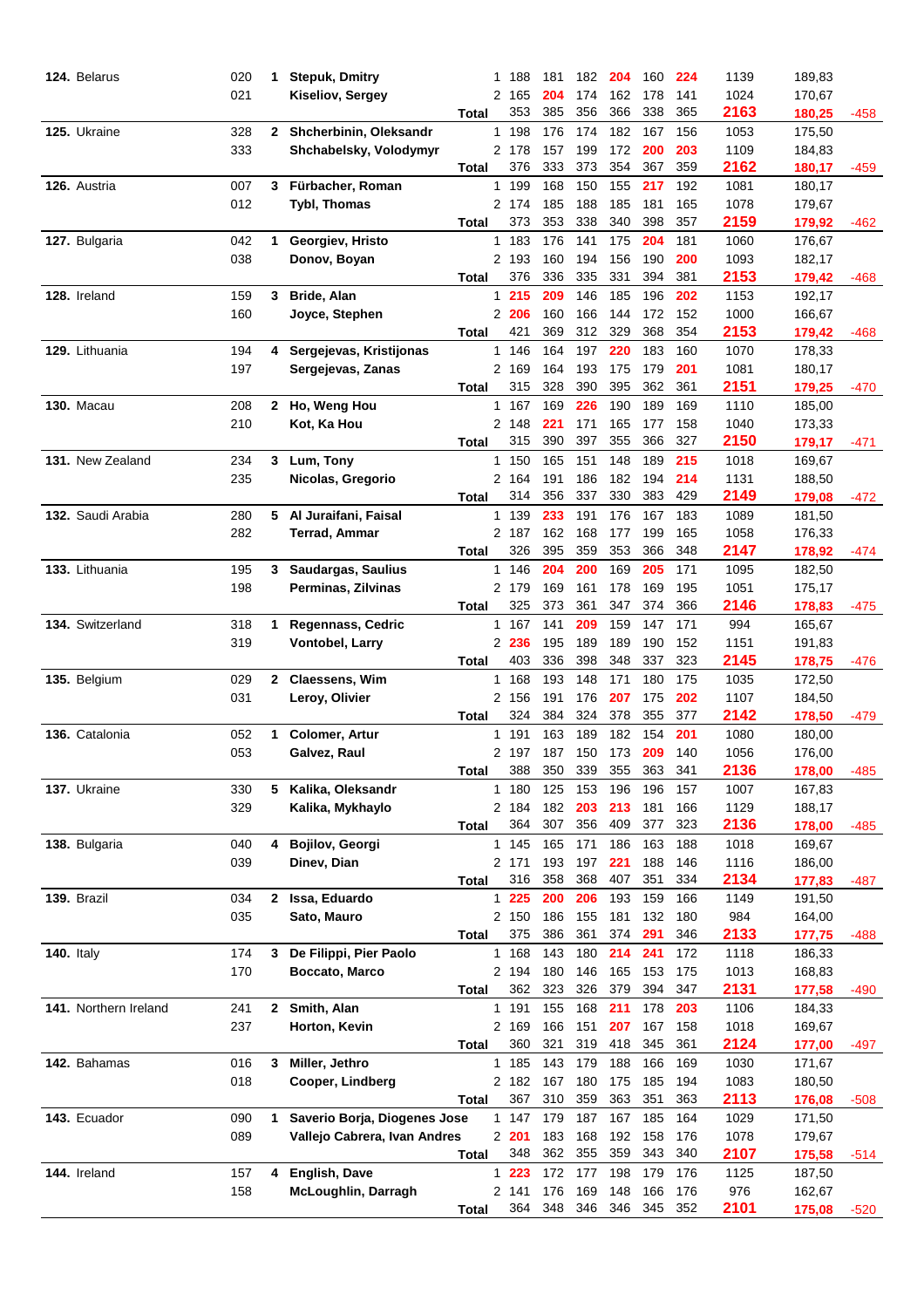| Rank | Country | No. | Sq | Name | | G1 | G2 | G3 | G4 | G5 | G6 | Total | Avg | Diff |
|---|---|---|---|---|---|---|---|---|---|---|---|---|---|---|
| **124.** | Belarus | 020 | **1** | **Stepuk, Dmitry** | 1 | 188 | 181 | 182 | **204** | 160 | **224** | 1139 | 189,83 | |
| | | 021 | | **Kiseliov, Sergey** | 2 | 165 | **204** | 174 | 162 | 178 | 141 | 1024 | 170,67 | |
| | | | | | **Total** | 353 | 385 | 356 | 366 | 338 | 365 | **2163** | **180,25** | -458 |
| **125.** | Ukraine | 328 | **2** | **Shcherbinin, Oleksandr** | 1 | 198 | 176 | 174 | 182 | 167 | 156 | 1053 | 175,50 | |
| | | 333 | | **Shchabelsky, Volodymyr** | 2 | 178 | 157 | 199 | 172 | **200** | **203** | 1109 | 184,83 | |
| | | | | | **Total** | 376 | 333 | 373 | 354 | 367 | 359 | **2162** | **180,17** | -459 |
| **126.** | Austria | 007 | **3** | **Fürbacher, Roman** | 1 | 199 | 168 | 150 | 155 | **217** | 192 | 1081 | 180,17 | |
| | | 012 | | **Tybl, Thomas** | 2 | 174 | 185 | 188 | 185 | 181 | 165 | 1078 | 179,67 | |
| | | | | | **Total** | 373 | 353 | 338 | 340 | 398 | 357 | **2159** | **179,92** | -462 |
| **127.** | Bulgaria | 042 | **1** | **Georgiev, Hristo** | 1 | 183 | 176 | 141 | 175 | **204** | 181 | 1060 | 176,67 | |
| | | 038 | | **Donov, Boyan** | 2 | 193 | 160 | 194 | 156 | 190 | **200** | 1093 | 182,17 | |
| | | | | | **Total** | 376 | 336 | 335 | 331 | 394 | 381 | **2153** | **179,42** | -468 |
| **128.** | Ireland | 159 | **3** | **Bride, Alan** | 1 | **215** | **209** | 146 | 185 | 196 | **202** | 1153 | 192,17 | |
| | | 160 | | **Joyce, Stephen** | 2 | **206** | 160 | 166 | 144 | 172 | 152 | 1000 | 166,67 | |
| | | | | | **Total** | 421 | 369 | 312 | 329 | 368 | 354 | **2153** | **179,42** | -468 |
| **129.** | Lithuania | 194 | **4** | **Sergejevas, Kristijonas** | 1 | 146 | 164 | 197 | **220** | 183 | 160 | 1070 | 178,33 | |
| | | 197 | | **Sergejevas, Zanas** | 2 | 169 | 164 | 193 | 175 | 179 | **201** | 1081 | 180,17 | |
| | | | | | **Total** | 315 | 328 | 390 | 395 | 362 | 361 | **2151** | **179,25** | -470 |
| **130.** | Macau | 208 | **2** | **Ho, Weng Hou** | 1 | 167 | 169 | **226** | 190 | 189 | 169 | 1110 | 185,00 | |
| | | 210 | | **Kot, Ka Hou** | 2 | 148 | **221** | 171 | 165 | 177 | 158 | 1040 | 173,33 | |
| | | | | | **Total** | 315 | 390 | 397 | 355 | 366 | 327 | **2150** | **179,17** | -471 |
| **131.** | New Zealand | 234 | **3** | **Lum, Tony** | 1 | 150 | 165 | 151 | 148 | 189 | **215** | 1018 | 169,67 | |
| | | 235 | | **Nicolas, Gregorio** | 2 | 164 | 191 | 186 | 182 | 194 | **214** | 1131 | 188,50 | |
| | | | | | **Total** | 314 | 356 | 337 | 330 | 383 | 429 | **2149** | **179,08** | -472 |
| **132.** | Saudi Arabia | 280 | **5** | **Al Juraifani, Faisal** | 1 | 139 | **233** | 191 | 176 | 167 | 183 | 1089 | 181,50 | |
| | | 282 | | **Terrad, Ammar** | 2 | 187 | 162 | 168 | 177 | 199 | 165 | 1058 | 176,33 | |
| | | | | | **Total** | 326 | 395 | 359 | 353 | 366 | 348 | **2147** | **178,92** | -474 |
| **133.** | Lithuania | 195 | **3** | **Saudargas, Saulius** | 1 | 146 | **204** | **200** | 169 | **205** | 171 | 1095 | 182,50 | |
| | | 198 | | **Perminas, Zilvinas** | 2 | 179 | 169 | 161 | 178 | 169 | 195 | 1051 | 175,17 | |
| | | | | | **Total** | 325 | 373 | 361 | 347 | 374 | 366 | **2146** | **178,83** | -475 |
| **134.** | Switzerland | 318 | **1** | **Regennass, Cedric** | 1 | 167 | 141 | **209** | 159 | 147 | 171 | 994 | 165,67 | |
| | | 319 | | **Vontobel, Larry** | 2 | **236** | 195 | 189 | 189 | 190 | 152 | 1151 | 191,83 | |
| | | | | | **Total** | 403 | 336 | 398 | 348 | 337 | 323 | **2145** | **178,75** | -476 |
| **135.** | Belgium | 029 | **2** | **Claessens, Wim** | 1 | 168 | 193 | 148 | 171 | 180 | 175 | 1035 | 172,50 | |
| | | 031 | | **Leroy, Olivier** | 2 | 156 | 191 | 176 | **207** | 175 | **202** | 1107 | 184,50 | |
| | | | | | **Total** | 324 | 384 | 324 | 378 | 355 | 377 | **2142** | **178,50** | -479 |
| **136.** | Catalonia | 052 | **1** | **Colomer, Artur** | 1 | 191 | 163 | 189 | 182 | 154 | **201** | 1080 | 180,00 | |
| | | 053 | | **Galvez, Raul** | 2 | 197 | 187 | 150 | 173 | **209** | 140 | 1056 | 176,00 | |
| | | | | | **Total** | 388 | 350 | 339 | 355 | 363 | 341 | **2136** | **178,00** | -485 |
| **137.** | Ukraine | 330 | **5** | **Kalika, Oleksandr** | 1 | 180 | 125 | 153 | 196 | 196 | 157 | 1007 | 167,83 | |
| | | 329 | | **Kalika, Mykhaylo** | 2 | 184 | 182 | **203** | **213** | 181 | 166 | 1129 | 188,17 | |
| | | | | | **Total** | 364 | 307 | 356 | 409 | 377 | 323 | **2136** | **178,00** | -485 |
| **138.** | Bulgaria | 040 | **4** | **Bojilov, Georgi** | 1 | 145 | 165 | 171 | 186 | 163 | 188 | 1018 | 169,67 | |
| | | 039 | | **Dinev, Dian** | 2 | 171 | 193 | 197 | **221** | 188 | 146 | 1116 | 186,00 | |
| | | | | | **Total** | 316 | 358 | 368 | 407 | 351 | 334 | **2134** | **177,83** | -487 |
| **139.** | Brazil | 034 | **2** | **Issa, Eduardo** | 1 | **225** | **200** | **206** | 193 | 159 | 166 | 1149 | 191,50 | |
| | | 035 | | **Sato, Mauro** | 2 | 150 | 186 | 155 | 181 | 132 | 180 | 984 | 164,00 | |
| | | | | | **Total** | 375 | 386 | 361 | 374 | **291** | 346 | **2133** | **177,75** | -488 |
| **140.** | Italy | 174 | **3** | **De Filippi, Pier Paolo** | 1 | 168 | 143 | 180 | **214** | **241** | 172 | 1118 | 186,33 | |
| | | 170 | | **Boccato, Marco** | 2 | 194 | 180 | 146 | 165 | 153 | 175 | 1013 | 168,83 | |
| | | | | | **Total** | 362 | 323 | 326 | 379 | 394 | 347 | **2131** | **177,58** | -490 |
| **141.** | Northern Ireland | 241 | **2** | **Smith, Alan** | 1 | 191 | 155 | 168 | **211** | 178 | **203** | 1106 | 184,33 | |
| | | 237 | | **Horton, Kevin** | 2 | 169 | 166 | 151 | **207** | 167 | 158 | 1018 | 169,67 | |
| | | | | | **Total** | 360 | 321 | 319 | 418 | 345 | 361 | **2124** | **177,00** | -497 |
| **142.** | Bahamas | 016 | **3** | **Miller, Jethro** | 1 | 185 | 143 | 179 | 188 | 166 | 169 | 1030 | 171,67 | |
| | | 018 | | **Cooper, Lindberg** | 2 | 182 | 167 | 180 | 175 | 185 | 194 | 1083 | 180,50 | |
| | | | | | **Total** | 367 | 310 | 359 | 363 | 351 | 363 | **2113** | **176,08** | -508 |
| **143.** | Ecuador | 090 | **1** | **Saverio Borja, Diogenes Jose** | 1 | 147 | 179 | 187 | 167 | 185 | 164 | 1029 | 171,50 | |
| | | 089 | | **Vallejo Cabrera, Ivan Andres** | 2 | **201** | 183 | 168 | 192 | 158 | 176 | 1078 | 179,67 | |
| | | | | | **Total** | 348 | 362 | 355 | 359 | 343 | 340 | **2107** | **175,58** | -514 |
| **144.** | Ireland | 157 | **4** | **English, Dave** | 1 | **223** | 172 | 177 | 198 | 179 | 176 | 1125 | 187,50 | |
| | | 158 | | **McLoughlin, Darragh** | 2 | 141 | 176 | 169 | 148 | 166 | 176 | 976 | 162,67 | |
| | | | | | **Total** | 364 | 348 | 346 | 346 | 345 | 352 | **2101** | **175,08** | -520 |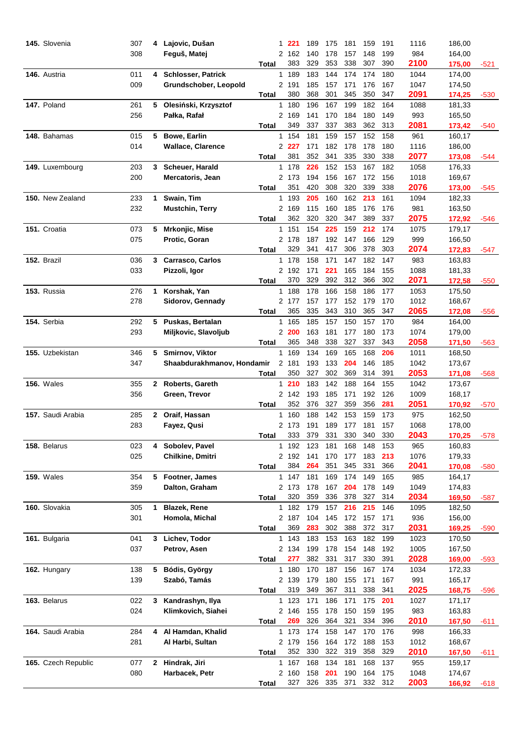| Rank | Country | No. | Sq | Name | | Pl | G1 | G2 | G3 | G4 | G5 | G6 | Total | Avg | Diff |
|---|---|---|---|---|---|---|---|---|---|---|---|---|---|---|---|
| **145.** | Slovenia | 307 | **4** | **Lajovic, Dušan** | | 1 | **221** | 189 | 175 | 181 | 159 | 191 | 1116 | 186,00 | |
| | | 308 | | **Feguš, Matej** | | 2 | 162 | 140 | 178 | 157 | 148 | 199 | 984 | 164,00 | |
| | | | | | **Total** | | 383 | 329 | 353 | 338 | 307 | 390 | **2100** | **175,00** | -521 |
| **146.** | Austria | 011 | **4** | **Schlosser, Patrick** | | 1 | 189 | 183 | 144 | 174 | 174 | 180 | 1044 | 174,00 | |
| | | 009 | | **Grundschober, Leopold** | | 2 | 191 | 185 | 157 | 171 | 176 | 167 | 1047 | 174,50 | |
| | | | | | **Total** | | 380 | 368 | 301 | 345 | 350 | 347 | **2091** | **174,25** | -530 |
| **147.** | Poland | 261 | **5** | **Olesiński, Krzysztof** | | 1 | 180 | 196 | 167 | 199 | 182 | 164 | 1088 | 181,33 | |
| | | 256 | | **Pałka, Rafał** | | 2 | 169 | 141 | 170 | 184 | 180 | 149 | 993 | 165,50 | |
| | | | | | **Total** | | 349 | 337 | 337 | 383 | 362 | 313 | **2081** | **173,42** | -540 |
| **148.** | Bahamas | 015 | **5** | **Bowe, Earlin** | | 1 | 154 | 181 | 159 | 157 | 152 | 158 | 961 | 160,17 | |
| | | 014 | | **Wallace, Clarence** | | 2 | **227** | 171 | 182 | 178 | 178 | 180 | 1116 | 186,00 | |
| | | | | | **Total** | | 381 | 352 | 341 | 335 | 330 | 338 | **2077** | **173,08** | -544 |
| **149.** | Luxembourg | 203 | **3** | **Scheuer, Harald** | | 1 | 178 | **226** | 152 | 153 | 167 | 182 | 1058 | 176,33 | |
| | | 200 | | **Mercatoris, Jean** | | 2 | 173 | 194 | 156 | 167 | 172 | 156 | 1018 | 169,67 | |
| | | | | | **Total** | | 351 | 420 | 308 | 320 | 339 | 338 | **2076** | **173,00** | -545 |
| **150.** | New Zealand | 233 | **1** | **Swain, Tim** | | 1 | 193 | **205** | 160 | 162 | **213** | 161 | 1094 | 182,33 | |
| | | 232 | | **Mustchin, Terry** | | 2 | 169 | 115 | 160 | 185 | 176 | 176 | 981 | 163,50 | |
| | | | | | **Total** | | 362 | 320 | 320 | 347 | 389 | 337 | **2075** | **172,92** | -546 |
| **151.** | Croatia | 073 | **5** | **Mrkonjic, Mise** | | 1 | 151 | 154 | **225** | 159 | **212** | 174 | 1075 | 179,17 | |
| | | 075 | | **Protic, Goran** | | 2 | 178 | 187 | 192 | 147 | 166 | 129 | 999 | 166,50 | |
| | | | | | **Total** | | 329 | 341 | 417 | 306 | 378 | 303 | **2074** | **172,83** | -547 |
| **152.** | Brazil | 036 | **3** | **Carrasco, Carlos** | | 1 | 178 | 158 | 171 | 147 | 182 | 147 | 983 | 163,83 | |
| | | 033 | | **Pizzoli, Igor** | | 2 | 192 | 171 | **221** | 165 | 184 | 155 | 1088 | 181,33 | |
| | | | | | **Total** | | 370 | 329 | 392 | 312 | 366 | 302 | **2071** | **172,58** | -550 |
| **153.** | Russia | 276 | **1** | **Korshak, Yan** | | 1 | 188 | 178 | 166 | 158 | 186 | 177 | 1053 | 175,50 | |
| | | 278 | | **Sidorov, Gennady** | | 2 | 177 | 157 | 177 | 152 | 179 | 170 | 1012 | 168,67 | |
| | | | | | **Total** | | 365 | 335 | 343 | 310 | 365 | 347 | **2065** | **172,08** | -556 |
| **154.** | Serbia | 292 | **5** | **Puskas, Bertalan** | | 1 | 165 | 185 | 157 | 150 | 157 | 170 | 984 | 164,00 | |
| | | 293 | | **Miljkovic, Slavoljub** | | 2 | **200** | 163 | 181 | 177 | 180 | 173 | 1074 | 179,00 | |
| | | | | | **Total** | | 365 | 348 | 338 | 327 | 337 | 343 | **2058** | **171,50** | -563 |
| **155.** | Uzbekistan | 346 | **5** | **Smirnov, Viktor** | | 1 | 169 | 134 | 169 | 165 | 168 | **206** | 1011 | 168,50 | |
| | | 347 | | **Shaabdurakhmanov, Hondamir** | | 2 | 181 | 193 | 133 | **204** | 146 | 185 | 1042 | 173,67 | |
| | | | | | **Total** | | 350 | 327 | 302 | 369 | 314 | 391 | **2053** | **171,08** | -568 |
| **156.** | Wales | 355 | **2** | **Roberts, Gareth** | | 1 | **210** | 183 | 142 | 188 | 164 | 155 | 1042 | 173,67 | |
| | | 356 | | **Green, Trevor** | | 2 | 142 | 193 | 185 | 171 | 192 | 126 | 1009 | 168,17 | |
| | | | | | **Total** | | 352 | 376 | 327 | 359 | 356 | **281** | **2051** | **170,92** | -570 |
| **157.** | Saudi Arabia | 285 | **2** | **Oraif, Hassan** | | 1 | 160 | 188 | 142 | 153 | 159 | 173 | 975 | 162,50 | |
| | | 283 | | **Fayez, Qusi** | | 2 | 173 | 191 | 189 | 177 | 181 | 157 | 1068 | 178,00 | |
| | | | | | **Total** | | 333 | 379 | 331 | 330 | 340 | 330 | **2043** | **170,25** | -578 |
| **158.** | Belarus | 023 | **4** | **Sobolev, Pavel** | | 1 | 192 | 123 | 181 | 168 | 148 | 153 | 965 | 160,83 | |
| | | 025 | | **Chilkine, Dmitri** | | 2 | 192 | 141 | 170 | 177 | 183 | **213** | 1076 | 179,33 | |
| | | | | | **Total** | | 384 | **264** | 351 | 345 | 331 | 366 | **2041** | **170,08** | -580 |
| **159.** | Wales | 354 | **5** | **Footner, James** | | 1 | 147 | 181 | 169 | 174 | 149 | 165 | 985 | 164,17 | |
| | | 359 | | **Dalton, Graham** | | 2 | 173 | 178 | 167 | **204** | 178 | 149 | 1049 | 174,83 | |
| | | | | | **Total** | | 320 | 359 | 336 | 378 | 327 | 314 | **2034** | **169,50** | -587 |
| **160.** | Slovakia | 305 | **1** | **Blazek, Rene** | | 1 | 182 | 179 | 157 | **216** | **215** | 146 | 1095 | 182,50 | |
| | | 301 | | **Homola, Michal** | | 2 | 187 | 104 | 145 | 172 | 157 | 171 | 936 | 156,00 | |
| | | | | | **Total** | | 369 | **283** | 302 | 388 | 372 | 317 | **2031** | **169,25** | -590 |
| **161.** | Bulgaria | 041 | **3** | **Lichev, Todor** | | 1 | 143 | 183 | 153 | 163 | 182 | 199 | 1023 | 170,50 | |
| | | 037 | | **Petrov, Asen** | | 2 | 134 | 199 | 178 | 154 | 148 | 192 | 1005 | 167,50 | |
| | | | | | **Total** | | **277** | 382 | 331 | 317 | 330 | 391 | **2028** | **169,00** | -593 |
| **162.** | Hungary | 138 | **5** | **Bódis, György** | | 1 | 180 | 170 | 187 | 156 | 167 | 174 | 1034 | 172,33 | |
| | | 139 | | **Szabó, Tamás** | | 2 | 139 | 179 | 180 | 155 | 171 | 167 | 991 | 165,17 | |
| | | | | | **Total** | | 319 | 349 | 367 | 311 | 338 | 341 | **2025** | **168,75** | -596 |
| **163.** | Belarus | 022 | **3** | **Kandrashyn, Ilya** | | 1 | 123 | 171 | 186 | 171 | 175 | **201** | 1027 | 171,17 | |
| | | 024 | | **Klimkovich, Siahei** | | 2 | 146 | 155 | 178 | 150 | 159 | 195 | 983 | 163,83 | |
| | | | | | **Total** | | **269** | 326 | 364 | 321 | 334 | 396 | **2010** | **167,50** | -611 |
| **164.** | Saudi Arabia | 284 | **4** | **Al Hamdan, Khalid** | | 1 | 173 | 174 | 158 | 147 | 170 | 176 | 998 | 166,33 | |
| | | 281 | | **Al Harbi, Sultan** | | 2 | 179 | 156 | 164 | 172 | 188 | 153 | 1012 | 168,67 | |
| | | | | | **Total** | | 352 | 330 | 322 | 319 | 358 | 329 | **2010** | **167,50** | -611 |
| **165.** | Czech Republic | 077 | **2** | **Hindrak, Jiri** | | 1 | 167 | 168 | 134 | 181 | 168 | 137 | 955 | 159,17 | |
| | | 080 | | **Harbacek, Petr** | | 2 | 160 | 158 | **201** | 190 | 164 | 175 | 1048 | 174,67 | |
| | | | | | **Total** | | 327 | 326 | 335 | 371 | 332 | 312 | **2003** | **166,92** | -618 |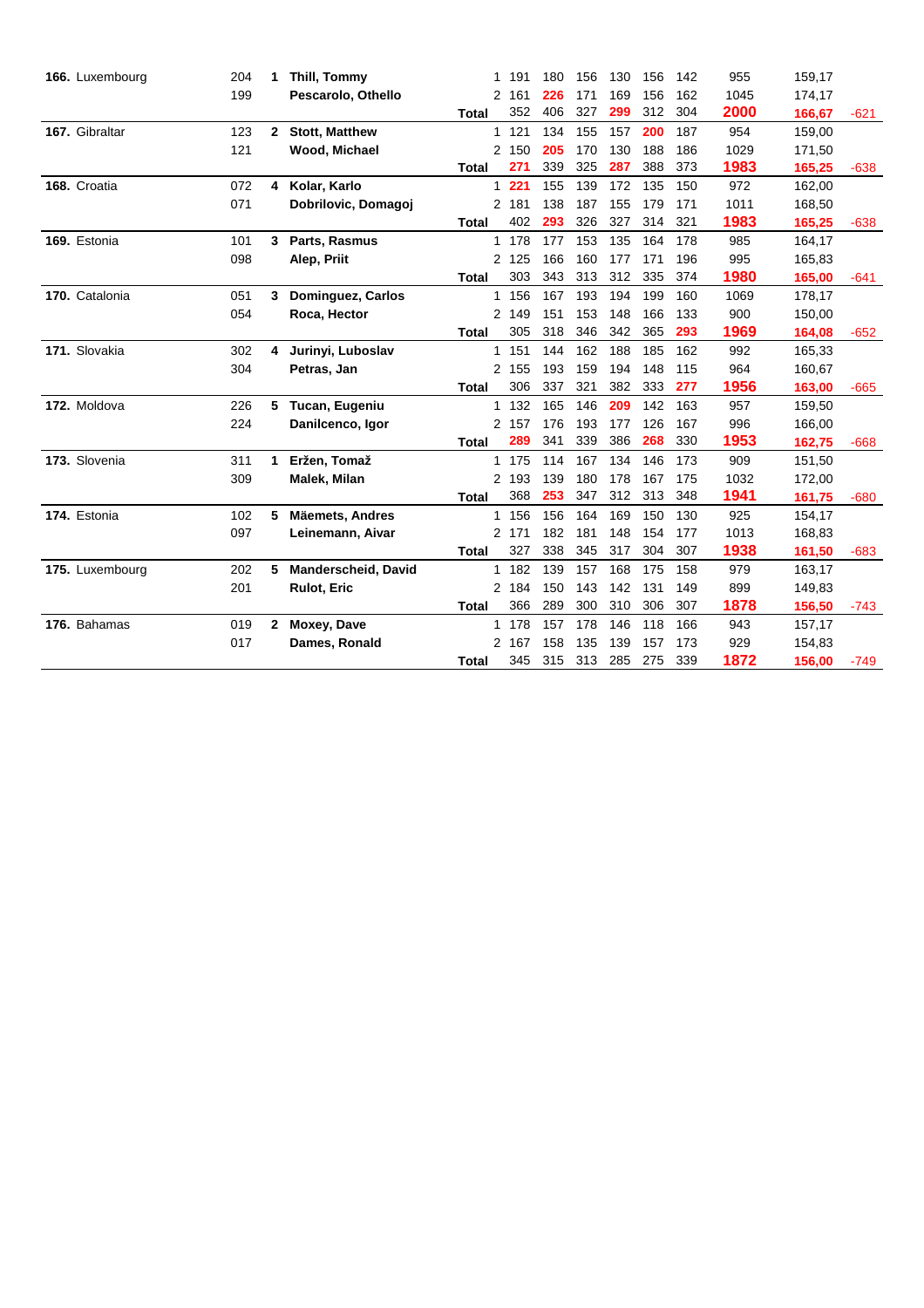| Rank | Country | No. | Sq | Name | | G | 1 | 2 | 3 | 4 | 5 | 6 | Pins | Avg | Diff |
|---|---|---|---|---|---|---|---|---|---|---|---|---|---|---|---|
| **166.** | Luxembourg | 204 | **1** | **Thill, Tommy** | | 1 | 191 | 180 | 156 | 130 | 156 | 142 | 955 | 159,17 | |
| | | 199 | | **Pescarolo, Othello** | | 2 | 161 | **226** | 171 | 169 | 156 | 162 | 1045 | 174,17 | |
| | | | | | **Total** | | 352 | 406 | 327 | **299** | 312 | 304 | **2000** | **166,67** | -621 |
| **167.** | Gibraltar | 123 | **2** | **Stott, Matthew** | | 1 | 121 | 134 | 155 | 157 | **200** | 187 | 954 | 159,00 | |
| | | 121 | | **Wood, Michael** | | 2 | 150 | **205** | 170 | 130 | 188 | 186 | 1029 | 171,50 | |
| | | | | | **Total** | | **271** | 339 | 325 | **287** | 388 | 373 | **1983** | **165,25** | -638 |
| **168.** | Croatia | 072 | **4** | **Kolar, Karlo** | | 1 | **221** | 155 | 139 | 172 | 135 | 150 | 972 | 162,00 | |
| | | 071 | | **Dobrilovic, Domagoj** | | 2 | 181 | 138 | 187 | 155 | 179 | 171 | 1011 | 168,50 | |
| | | | | | **Total** | | 402 | **293** | 326 | 327 | 314 | 321 | **1983** | **165,25** | -638 |
| **169.** | Estonia | 101 | **3** | **Parts, Rasmus** | | 1 | 178 | 177 | 153 | 135 | 164 | 178 | 985 | 164,17 | |
| | | 098 | | **Alep, Priit** | | 2 | 125 | 166 | 160 | 177 | 171 | 196 | 995 | 165,83 | |
| | | | | | **Total** | | 303 | 343 | 313 | 312 | 335 | 374 | **1980** | **165,00** | -641 |
| **170.** | Catalonia | 051 | **3** | **Dominguez, Carlos** | | 1 | 156 | 167 | 193 | 194 | 199 | 160 | 1069 | 178,17 | |
| | | 054 | | **Roca, Hector** | | 2 | 149 | 151 | 153 | 148 | 166 | 133 | 900 | 150,00 | |
| | | | | | **Total** | | 305 | 318 | 346 | 342 | 365 | **293** | **1969** | **164,08** | -652 |
| **171.** | Slovakia | 302 | **4** | **Jurinyi, Luboslav** | | 1 | 151 | 144 | 162 | 188 | 185 | 162 | 992 | 165,33 | |
| | | 304 | | **Petras, Jan** | | 2 | 155 | 193 | 159 | 194 | 148 | 115 | 964 | 160,67 | |
| | | | | | **Total** | | 306 | 337 | 321 | 382 | 333 | **277** | **1956** | **163,00** | -665 |
| **172.** | Moldova | 226 | **5** | **Tucan, Eugeniu** | | 1 | 132 | 165 | 146 | **209** | 142 | 163 | 957 | 159,50 | |
| | | 224 | | **Danilcenco, Igor** | | 2 | 157 | 176 | 193 | 177 | 126 | 167 | 996 | 166,00 | |
| | | | | | **Total** | | **289** | 341 | 339 | 386 | **268** | 330 | **1953** | **162,75** | -668 |
| **173.** | Slovenia | 311 | **1** | **Eržen, Tomaž** | | 1 | 175 | 114 | 167 | 134 | 146 | 173 | 909 | 151,50 | |
| | | 309 | | **Malek, Milan** | | 2 | 193 | 139 | 180 | 178 | 167 | 175 | 1032 | 172,00 | |
| | | | | | **Total** | | 368 | **253** | 347 | 312 | 313 | 348 | **1941** | **161,75** | -680 |
| **174.** | Estonia | 102 | **5** | **Mäemets, Andres** | | 1 | 156 | 156 | 164 | 169 | 150 | 130 | 925 | 154,17 | |
| | | 097 | | **Leinemann, Aivar** | | 2 | 171 | 182 | 181 | 148 | 154 | 177 | 1013 | 168,83 | |
| | | | | | **Total** | | 327 | 338 | 345 | 317 | 304 | 307 | **1938** | **161,50** | -683 |
| **175.** | Luxembourg | 202 | **5** | **Manderscheid, David** | | 1 | 182 | 139 | 157 | 168 | 175 | 158 | 979 | 163,17 | |
| | | 201 | | **Rulot, Eric** | | 2 | 184 | 150 | 143 | 142 | 131 | 149 | 899 | 149,83 | |
| | | | | | **Total** | | 366 | 289 | 300 | 310 | 306 | 307 | **1878** | **156,50** | -743 |
| **176.** | Bahamas | 019 | **2** | **Moxey, Dave** | | 1 | 178 | 157 | 178 | 146 | 118 | 166 | 943 | 157,17 | |
| | | 017 | | **Dames, Ronald** | | 2 | 167 | 158 | 135 | 139 | 157 | 173 | 929 | 154,83 | |
| | | | | | **Total** | | 345 | 315 | 313 | 285 | 275 | 339 | **1872** | **156,00** | -749 |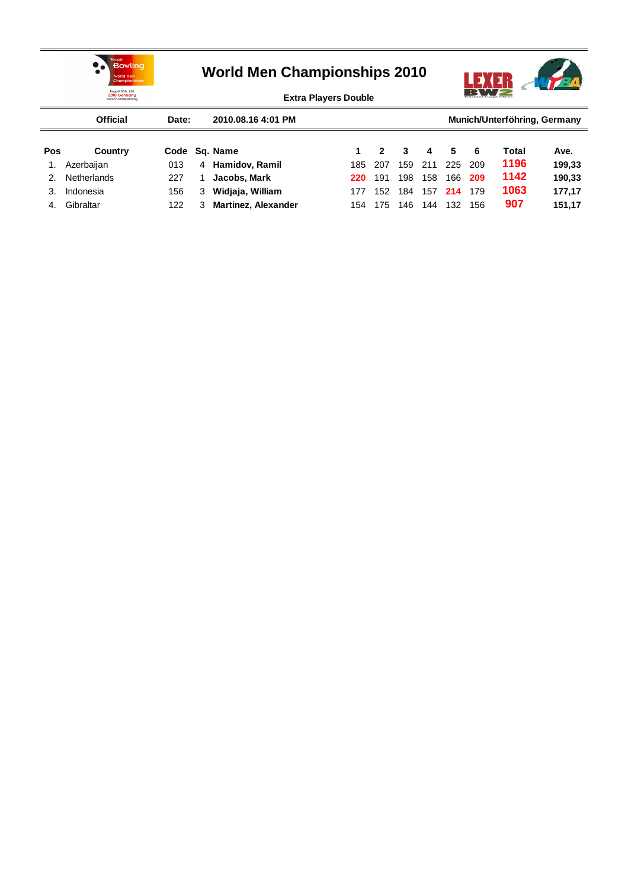# World Men Championships 2010

**Extra Players Double**

| Official | Date: | 2010.08.16 4:01 PM | Munich/Unterföhring, Germany |
|---|---|---|---|

| Pos | Country | Code | Sq. | Name | 1 | 2 | 3 | 4 | 5 | 6 | Total | Ave. |
|---|---|---|---|---|---|---|---|---|---|---|---|---|
| 1. | Azerbaijan | 013 | 4 | **Hamidov, Ramil** | 185 | 207 | 159 | 211 | 225 | 209 | **1196** | **199,33** |
| 2. | Netherlands | 227 | 1 | **Jacobs, Mark** | **220** | 191 | 198 | 158 | 166 | **209** | **1142** | **190,33** |
| 3. | Indonesia | 156 | 3 | **Widjaja, William** | 177 | 152 | 184 | 157 | **214** | 179 | **1063** | **177,17** |
| 4. | Gibraltar | 122 | 3 | **Martinez, Alexander** | 154 | 175 | 146 | 144 | 132 | 156 | **907** | **151,17** |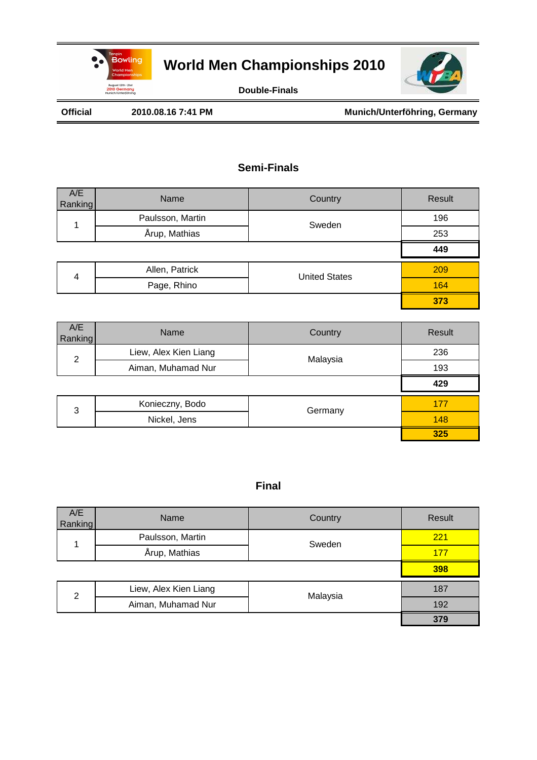# World Men Championships 2010

**Double-Finals**

**Official** **2010.08.16 7:41 PM** **Munich/Unterföhring, Germany**

## Semi-Finals

| A/E Ranking | Name | Country | Result |
|---|---|---|---|
| 1 | Paulsson, Martin | Sweden | 196 |
| | Årup, Mathias | | 253 |
| | | | **449** |
| 4 | Allen, Patrick | United States | 209 |
| | Page, Rhino | | 164 |
| | | | **373** |

| A/E Ranking | Name | Country | Result |
|---|---|---|---|
| 2 | Liew, Alex Kien Liang | Malaysia | 236 |
| | Aiman, Muhamad Nur | | 193 |
| | | | **429** |
| 3 | Konieczny, Bodo | Germany | 177 |
| | Nickel, Jens | | 148 |
| | | | **325** |

## Final

| A/E Ranking | Name | Country | Result |
|---|---|---|---|
| 1 | Paulsson, Martin | Sweden | 221 |
| | Årup, Mathias | | 177 |
| | | | **398** |
| 2 | Liew, Alex Kien Liang | Malaysia | 187 |
| | Aiman, Muhamad Nur | | 192 |
| | | | **379** |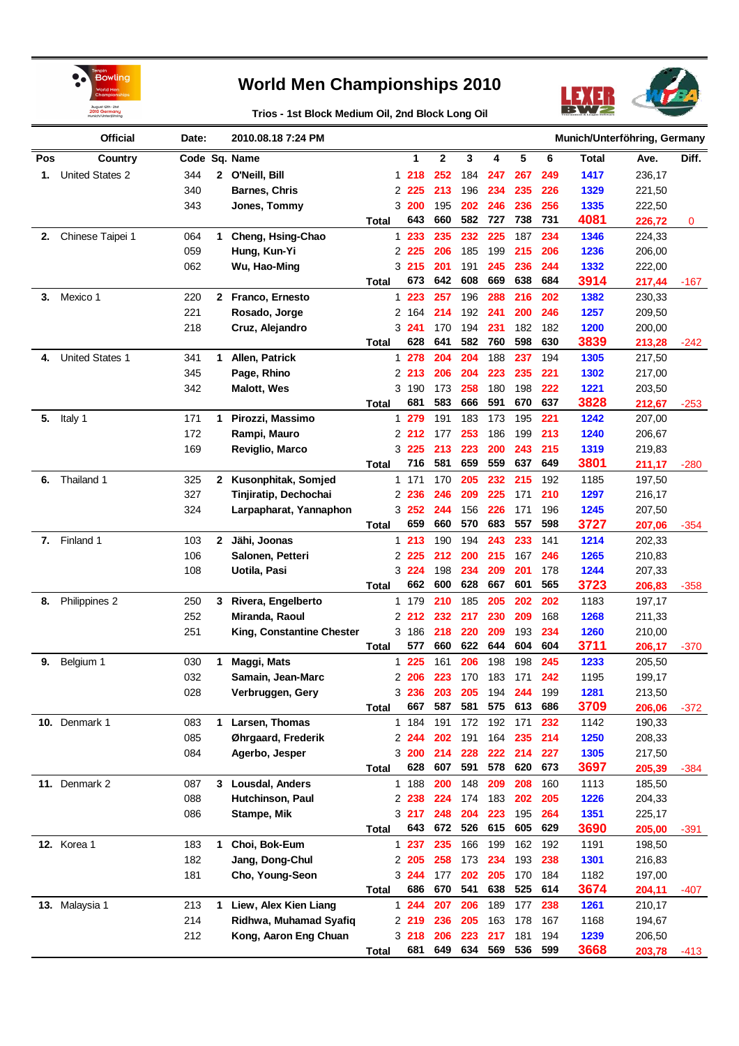# World Men Championships 2010

### Trios - 1st Block Medium Oil, 2nd Block Long Oil

| Official | Date: | 2010.08.18 7:24 PM | Munich/Unterföhring, Germany |
|---|---|---|---|

| Pos | Country | Code | Sq. | Name | | 1 | 2 | 3 | 4 | 5 | 6 | Total | Ave. | Diff. |
|---|---|---|---|---|---|---|---|---|---|---|---|---|---|---|
| 1. | United States 2 | 344 | 2 | O'Neill, Bill | 1 | 218 | 252 | 184 | 247 | 267 | 249 | 1417 | 236,17 | |
| | | 340 | | Barnes, Chris | 2 | 225 | 213 | 196 | 234 | 235 | 226 | 1329 | 221,50 | |
| | | 343 | | Jones, Tommy | 3 | 200 | 195 | 202 | 246 | 236 | 256 | 1335 | 222,50 | |
| | | | | | Total | 643 | 660 | 582 | 727 | 738 | 731 | 4081 | 226,72 | 0 |
| 2. | Chinese Taipei 1 | 064 | 1 | Cheng, Hsing-Chao | 1 | 233 | 235 | 232 | 225 | 187 | 234 | 1346 | 224,33 | |
| | | 059 | | Hung, Kun-Yi | 2 | 225 | 206 | 185 | 199 | 215 | 206 | 1236 | 206,00 | |
| | | 062 | | Wu, Hao-Ming | 3 | 215 | 201 | 191 | 245 | 236 | 244 | 1332 | 222,00 | |
| | | | | | Total | 673 | 642 | 608 | 669 | 638 | 684 | 3914 | 217,44 | -167 |
| 3. | Mexico 1 | 220 | 2 | Franco, Ernesto | 1 | 223 | 257 | 196 | 288 | 216 | 202 | 1382 | 230,33 | |
| | | 221 | | Rosado, Jorge | 2 | 164 | 214 | 192 | 241 | 200 | 246 | 1257 | 209,50 | |
| | | 218 | | Cruz, Alejandro | 3 | 241 | 170 | 194 | 231 | 182 | 182 | 1200 | 200,00 | |
| | | | | | Total | 628 | 641 | 582 | 760 | 598 | 630 | 3839 | 213,28 | -242 |
| 4. | United States 1 | 341 | 1 | Allen, Patrick | 1 | 278 | 204 | 204 | 188 | 237 | 194 | 1305 | 217,50 | |
| | | 345 | | Page, Rhino | 2 | 213 | 206 | 204 | 223 | 235 | 221 | 1302 | 217,00 | |
| | | 342 | | Malott, Wes | 3 | 190 | 173 | 258 | 180 | 198 | 222 | 1221 | 203,50 | |
| | | | | | Total | 681 | 583 | 666 | 591 | 670 | 637 | 3828 | 212,67 | -253 |
| 5. | Italy 1 | 171 | 1 | Pirozzi, Massimo | 1 | 279 | 191 | 183 | 173 | 195 | 221 | 1242 | 207,00 | |
| | | 172 | | Rampi, Mauro | 2 | 212 | 177 | 253 | 186 | 199 | 213 | 1240 | 206,67 | |
| | | 169 | | Reviglio, Marco | 3 | 225 | 213 | 223 | 200 | 243 | 215 | 1319 | 219,83 | |
| | | | | | Total | 716 | 581 | 659 | 559 | 637 | 649 | 3801 | 211,17 | -280 |
| 6. | Thailand 1 | 325 | 2 | Kusonphitak, Somjed | 1 | 171 | 170 | 205 | 232 | 215 | 192 | 1185 | 197,50 | |
| | | 327 | | Tinjiratip, Dechochai | 2 | 236 | 246 | 209 | 225 | 171 | 210 | 1297 | 216,17 | |
| | | 324 | | Larpapharat, Yannaphon | 3 | 252 | 244 | 156 | 226 | 171 | 196 | 1245 | 207,50 | |
| | | | | | Total | 659 | 660 | 570 | 683 | 557 | 598 | 3727 | 207,06 | -354 |
| 7. | Finland 1 | 103 | 2 | Jähi, Joonas | 1 | 213 | 190 | 194 | 243 | 233 | 141 | 1214 | 202,33 | |
| | | 106 | | Salonen, Petteri | 2 | 225 | 212 | 200 | 215 | 167 | 246 | 1265 | 210,83 | |
| | | 108 | | Uotila, Pasi | 3 | 224 | 198 | 234 | 209 | 201 | 178 | 1244 | 207,33 | |
| | | | | | Total | 662 | 600 | 628 | 667 | 601 | 565 | 3723 | 206,83 | -358 |
| 8. | Philippines 2 | 250 | 3 | Rivera, Engelberto | 1 | 179 | 210 | 185 | 205 | 202 | 202 | 1183 | 197,17 | |
| | | 252 | | Miranda, Raoul | 2 | 212 | 232 | 217 | 230 | 209 | 168 | 1268 | 211,33 | |
| | | 251 | | King, Constantine Chester | 3 | 186 | 218 | 220 | 209 | 193 | 234 | 1260 | 210,00 | |
| | | | | | Total | 577 | 660 | 622 | 644 | 604 | 604 | 3711 | 206,17 | -370 |
| 9. | Belgium 1 | 030 | 1 | Maggi, Mats | 1 | 225 | 161 | 206 | 198 | 198 | 245 | 1233 | 205,50 | |
| | | 032 | | Samain, Jean-Marc | 2 | 206 | 223 | 170 | 183 | 171 | 242 | 1195 | 199,17 | |
| | | 028 | | Verbruggen, Gery | 3 | 236 | 203 | 205 | 194 | 244 | 199 | 1281 | 213,50 | |
| | | | | | Total | 667 | 587 | 581 | 575 | 613 | 686 | 3709 | 206,06 | -372 |
| 10. | Denmark 1 | 083 | 1 | Larsen, Thomas | 1 | 184 | 191 | 172 | 192 | 171 | 232 | 1142 | 190,33 | |
| | | 085 | | Øhrgaard, Frederik | 2 | 244 | 202 | 191 | 164 | 235 | 214 | 1250 | 208,33 | |
| | | 084 | | Agerbo, Jesper | 3 | 200 | 214 | 228 | 222 | 214 | 227 | 1305 | 217,50 | |
| | | | | | Total | 628 | 607 | 591 | 578 | 620 | 673 | 3697 | 205,39 | -384 |
| 11. | Denmark 2 | 087 | 3 | Lousdal, Anders | 1 | 188 | 200 | 148 | 209 | 208 | 160 | 1113 | 185,50 | |
| | | 088 | | Hutchinson, Paul | 2 | 238 | 224 | 174 | 183 | 202 | 205 | 1226 | 204,33 | |
| | | 086 | | Stampe, Mik | 3 | 217 | 248 | 204 | 223 | 195 | 264 | 1351 | 225,17 | |
| | | | | | Total | 643 | 672 | 526 | 615 | 605 | 629 | 3690 | 205,00 | -391 |
| 12. | Korea 1 | 183 | 1 | Choi, Bok-Eum | 1 | 237 | 235 | 166 | 199 | 162 | 192 | 1191 | 198,50 | |
| | | 182 | | Jang, Dong-Chul | 2 | 205 | 258 | 173 | 234 | 193 | 238 | 1301 | 216,83 | |
| | | 181 | | Cho, Young-Seon | 3 | 244 | 177 | 202 | 205 | 170 | 184 | 1182 | 197,00 | |
| | | | | | Total | 686 | 670 | 541 | 638 | 525 | 614 | 3674 | 204,11 | -407 |
| 13. | Malaysia 1 | 213 | 1 | Liew, Alex Kien Liang | 1 | 244 | 207 | 206 | 189 | 177 | 238 | 1261 | 210,17 | |
| | | 214 | | Ridhwa, Muhamad Syafiq | 2 | 219 | 236 | 205 | 163 | 178 | 167 | 1168 | 194,67 | |
| | | 212 | | Kong, Aaron Eng Chuan | 3 | 218 | 206 | 223 | 217 | 181 | 194 | 1239 | 206,50 | |
| | | | | | Total | 681 | 649 | 634 | 569 | 536 | 599 | 3668 | 203,78 | -413 |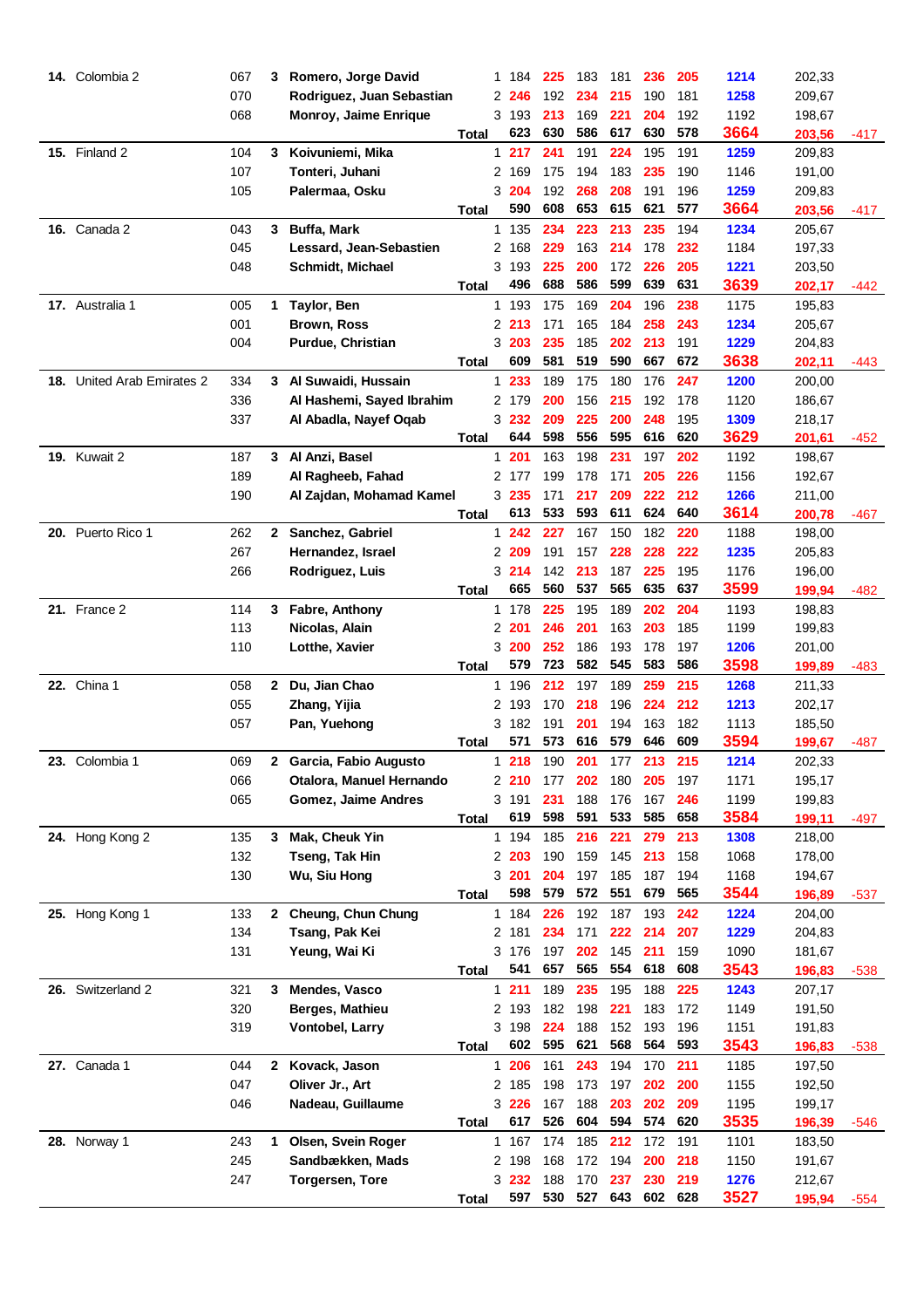| Rank | Team | No. | | Name | | G1 | G2 | G3 | G4 | G5 | G6 | Total | Avg | Diff |
|---|---|---|---|---|---|---|---|---|---|---|---|---|---|---|
| **14.** | Colombia 2 | 067 | **3** | **Romero, Jorge David** | 1 | 184 | 225 | 183 | 181 | 236 | 205 | 1214 | 202,33 | |
| | | 070 | | **Rodriguez, Juan Sebastian** | 2 | 246 | 192 | 234 | 215 | 190 | 181 | 1258 | 209,67 | |
| | | 068 | | **Monroy, Jaime Enrique** | 3 | 193 | 213 | 169 | 221 | 204 | 192 | 1192 | 198,67 | |
| | | | | **Total** | | 623 | 630 | 586 | 617 | 630 | 578 | 3664 | 203,56 | -417 |
| **15.** | Finland 2 | 104 | **3** | **Koivuniemi, Mika** | 1 | 217 | 241 | 191 | 224 | 195 | 191 | 1259 | 209,83 | |
| | | 107 | | **Tonteri, Juhani** | 2 | 169 | 175 | 194 | 183 | 235 | 190 | 1146 | 191,00 | |
| | | 105 | | **Palermaa, Osku** | 3 | 204 | 192 | 268 | 208 | 191 | 196 | 1259 | 209,83 | |
| | | | | **Total** | | 590 | 608 | 653 | 615 | 621 | 577 | 3664 | 203,56 | -417 |
| **16.** | Canada 2 | 043 | **3** | **Buffa, Mark** | 1 | 135 | 234 | 223 | 213 | 235 | 194 | 1234 | 205,67 | |
| | | 045 | | **Lessard, Jean-Sebastien** | 2 | 168 | 229 | 163 | 214 | 178 | 232 | 1184 | 197,33 | |
| | | 048 | | **Schmidt, Michael** | 3 | 193 | 225 | 200 | 172 | 226 | 205 | 1221 | 203,50 | |
| | | | | **Total** | | 496 | 688 | 586 | 599 | 639 | 631 | 3639 | 202,17 | -442 |
| **17.** | Australia 1 | 005 | **1** | **Taylor, Ben** | 1 | 193 | 175 | 169 | 204 | 196 | 238 | 1175 | 195,83 | |
| | | 001 | | **Brown, Ross** | 2 | 213 | 171 | 165 | 184 | 258 | 243 | 1234 | 205,67 | |
| | | 004 | | **Purdue, Christian** | 3 | 203 | 235 | 185 | 202 | 213 | 191 | 1229 | 204,83 | |
| | | | | **Total** | | 609 | 581 | 519 | 590 | 667 | 672 | 3638 | 202,11 | -443 |
| **18.** | United Arab Emirates 2 | 334 | **3** | **Al Suwaidi, Hussain** | 1 | 233 | 189 | 175 | 180 | 176 | 247 | 1200 | 200,00 | |
| | | 336 | | **Al Hashemi, Sayed Ibrahim** | 2 | 179 | 200 | 156 | 215 | 192 | 178 | 1120 | 186,67 | |
| | | 337 | | **Al Abadla, Nayef Oqab** | 3 | 232 | 209 | 225 | 200 | 248 | 195 | 1309 | 218,17 | |
| | | | | **Total** | | 644 | 598 | 556 | 595 | 616 | 620 | 3629 | 201,61 | -452 |
| **19.** | Kuwait 2 | 187 | **3** | **Al Anzi, Basel** | 1 | 201 | 163 | 198 | 231 | 197 | 202 | 1192 | 198,67 | |
| | | 189 | | **Al Ragheeb, Fahad** | 2 | 177 | 199 | 178 | 171 | 205 | 226 | 1156 | 192,67 | |
| | | 190 | | **Al Zajdan, Mohamad Kamel** | 3 | 235 | 171 | 217 | 209 | 222 | 212 | 1266 | 211,00 | |
| | | | | **Total** | | 613 | 533 | 593 | 611 | 624 | 640 | 3614 | 200,78 | -467 |
| **20.** | Puerto Rico 1 | 262 | **2** | **Sanchez, Gabriel** | 1 | 242 | 227 | 167 | 150 | 182 | 220 | 1188 | 198,00 | |
| | | 267 | | **Hernandez, Israel** | 2 | 209 | 191 | 157 | 228 | 228 | 222 | 1235 | 205,83 | |
| | | 266 | | **Rodriguez, Luis** | 3 | 214 | 142 | 213 | 187 | 225 | 195 | 1176 | 196,00 | |
| | | | | **Total** | | 665 | 560 | 537 | 565 | 635 | 637 | 3599 | 199,94 | -482 |
| **21.** | France 2 | 114 | **3** | **Fabre, Anthony** | 1 | 178 | 225 | 195 | 189 | 202 | 204 | 1193 | 198,83 | |
| | | 113 | | **Nicolas, Alain** | 2 | 201 | 246 | 201 | 163 | 203 | 185 | 1199 | 199,83 | |
| | | 110 | | **Lotthe, Xavier** | 3 | 200 | 252 | 186 | 193 | 178 | 197 | 1206 | 201,00 | |
| | | | | **Total** | | 579 | 723 | 582 | 545 | 583 | 586 | 3598 | 199,89 | -483 |
| **22.** | China 1 | 058 | **2** | **Du, Jian Chao** | 1 | 196 | 212 | 197 | 189 | 259 | 215 | 1268 | 211,33 | |
| | | 055 | | **Zhang, Yijia** | 2 | 193 | 170 | 218 | 196 | 224 | 212 | 1213 | 202,17 | |
| | | 057 | | **Pan, Yuehong** | 3 | 182 | 191 | 201 | 194 | 163 | 182 | 1113 | 185,50 | |
| | | | | **Total** | | 571 | 573 | 616 | 579 | 646 | 609 | 3594 | 199,67 | -487 |
| **23.** | Colombia 1 | 069 | **2** | **Garcia, Fabio Augusto** | 1 | 218 | 190 | 201 | 177 | 213 | 215 | 1214 | 202,33 | |
| | | 066 | | **Otalora, Manuel Hernando** | 2 | 210 | 177 | 202 | 180 | 205 | 197 | 1171 | 195,17 | |
| | | 065 | | **Gomez, Jaime Andres** | 3 | 191 | 231 | 188 | 176 | 167 | 246 | 1199 | 199,83 | |
| | | | | **Total** | | 619 | 598 | 591 | 533 | 585 | 658 | 3584 | 199,11 | -497 |
| **24.** | Hong Kong 2 | 135 | **3** | **Mak, Cheuk Yin** | 1 | 194 | 185 | 216 | 221 | 279 | 213 | 1308 | 218,00 | |
| | | 132 | | **Tseng, Tak Hin** | 2 | 203 | 190 | 159 | 145 | 213 | 158 | 1068 | 178,00 | |
| | | 130 | | **Wu, Siu Hong** | 3 | 201 | 204 | 197 | 185 | 187 | 194 | 1168 | 194,67 | |
| | | | | **Total** | | 598 | 579 | 572 | 551 | 679 | 565 | 3544 | 196,89 | -537 |
| **25.** | Hong Kong 1 | 133 | **2** | **Cheung, Chun Chung** | 1 | 184 | 226 | 192 | 187 | 193 | 242 | 1224 | 204,00 | |
| | | 134 | | **Tsang, Pak Kei** | 2 | 181 | 234 | 171 | 222 | 214 | 207 | 1229 | 204,83 | |
| | | 131 | | **Yeung, Wai Ki** | 3 | 176 | 197 | 202 | 145 | 211 | 159 | 1090 | 181,67 | |
| | | | | **Total** | | 541 | 657 | 565 | 554 | 618 | 608 | 3543 | 196,83 | -538 |
| **26.** | Switzerland 2 | 321 | **3** | **Mendes, Vasco** | 1 | 211 | 189 | 235 | 195 | 188 | 225 | 1243 | 207,17 | |
| | | 320 | | **Berges, Mathieu** | 2 | 193 | 182 | 198 | 221 | 183 | 172 | 1149 | 191,50 | |
| | | 319 | | **Vontobel, Larry** | 3 | 198 | 224 | 188 | 152 | 193 | 196 | 1151 | 191,83 | |
| | | | | **Total** | | 602 | 595 | 621 | 568 | 564 | 593 | 3543 | 196,83 | -538 |
| **27.** | Canada 1 | 044 | **2** | **Kovack, Jason** | 1 | 206 | 161 | 243 | 194 | 170 | 211 | 1185 | 197,50 | |
| | | 047 | | **Oliver Jr., Art** | 2 | 185 | 198 | 173 | 197 | 202 | 200 | 1155 | 192,50 | |
| | | 046 | | **Nadeau, Guillaume** | 3 | 226 | 167 | 188 | 203 | 202 | 209 | 1195 | 199,17 | |
| | | | | **Total** | | 617 | 526 | 604 | 594 | 574 | 620 | 3535 | 196,39 | -546 |
| **28.** | Norway 1 | 243 | **1** | **Olsen, Svein Roger** | 1 | 167 | 174 | 185 | 212 | 172 | 191 | 1101 | 183,50 | |
| | | 245 | | **Sandbækken, Mads** | 2 | 198 | 168 | 172 | 194 | 200 | 218 | 1150 | 191,67 | |
| | | 247 | | **Torgersen, Tore** | 3 | 232 | 188 | 170 | 237 | 230 | 219 | 1276 | 212,67 | |
| | | | | **Total** | | 597 | 530 | 527 | 643 | 602 | 628 | 3527 | 195,94 | -554 |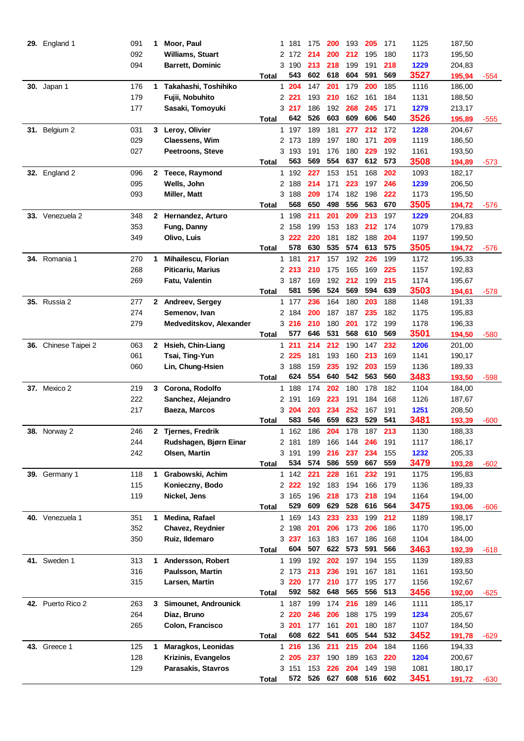| Rank | Team | No. | Squad | Name | Pos | G1 | G2 | G3 | G4 | G5 | G6 | Total | Avg | Diff |
|---|---|---|---|---|---|---|---|---|---|---|---|---|---|---|
| **29.** | England 1 | 091 | **1** | **Moor, Paul** | 1 | 181 | 175 | 200 | 193 | 205 | 171 | 1125 | 187,50 | |
| | | 092 | | **Williams, Stuart** | 2 | 172 | 214 | 200 | 212 | 195 | 180 | 1173 | 195,50 | |
| | | 094 | | **Barrett, Dominic** | 3 | 190 | 213 | 218 | 199 | 191 | 218 | 1229 | 204,83 | |
| | | | | | **Total** | **543** | **602** | **618** | **604** | **591** | **569** | **3527** | **195,94** | -554 |
| **30.** | Japan 1 | 176 | **1** | **Takahashi, Toshihiko** | 1 | 204 | 147 | 201 | 179 | 200 | 185 | 1116 | 186,00 | |
| | | 179 | | **Fujii, Nobuhito** | 2 | 221 | 193 | 210 | 162 | 161 | 184 | 1131 | 188,50 | |
| | | 177 | | **Sasaki, Tomoyuki** | 3 | 217 | 186 | 192 | 268 | 245 | 171 | 1279 | 213,17 | |
| | | | | | **Total** | **642** | **526** | **603** | **609** | **606** | **540** | **3526** | **195,89** | -555 |
| **31.** | Belgium 2 | 031 | **3** | **Leroy, Olivier** | 1 | 197 | 189 | 181 | 277 | 212 | 172 | 1228 | 204,67 | |
| | | 029 | | **Claessens, Wim** | 2 | 173 | 189 | 197 | 180 | 171 | 209 | 1119 | 186,50 | |
| | | 027 | | **Peetroons, Steve** | 3 | 193 | 191 | 176 | 180 | 229 | 192 | 1161 | 193,50 | |
| | | | | | **Total** | **563** | **569** | **554** | **637** | **612** | **573** | **3508** | **194,89** | -573 |
| **32.** | England 2 | 096 | **2** | **Teece, Raymond** | 1 | 192 | 227 | 153 | 151 | 168 | 202 | 1093 | 182,17 | |
| | | 095 | | **Wells, John** | 2 | 188 | 214 | 171 | 223 | 197 | 246 | 1239 | 206,50 | |
| | | 093 | | **Miller, Matt** | 3 | 188 | 209 | 174 | 182 | 198 | 222 | 1173 | 195,50 | |
| | | | | | **Total** | **568** | **650** | **498** | **556** | **563** | **670** | **3505** | **194,72** | -576 |
| **33.** | Venezuela 2 | 348 | **2** | **Hernandez, Arturo** | 1 | 198 | 211 | 201 | 209 | 213 | 197 | 1229 | 204,83 | |
| | | 353 | | **Fung, Danny** | 2 | 158 | 199 | 153 | 183 | 212 | 174 | 1079 | 179,83 | |
| | | 349 | | **Olivo, Luis** | 3 | 222 | 220 | 181 | 182 | 188 | 204 | 1197 | 199,50 | |
| | | | | | **Total** | **578** | **630** | **535** | **574** | **613** | **575** | **3505** | **194,72** | -576 |
| **34.** | Romania 1 | 270 | **1** | **Mihailescu, Florian** | 1 | 181 | 217 | 157 | 192 | 226 | 199 | 1172 | 195,33 | |
| | | 268 | | **Piticariu, Marius** | 2 | 213 | 210 | 175 | 165 | 169 | 225 | 1157 | 192,83 | |
| | | 269 | | **Fatu, Valentin** | 3 | 187 | 169 | 192 | 212 | 199 | 215 | 1174 | 195,67 | |
| | | | | | **Total** | **581** | **596** | **524** | **569** | **594** | **639** | **3503** | **194,61** | -578 |
| **35.** | Russia 2 | 277 | **2** | **Andreev, Sergey** | 1 | 177 | 236 | 164 | 180 | 203 | 188 | 1148 | 191,33 | |
| | | 274 | | **Semenov, Ivan** | 2 | 184 | 200 | 187 | 187 | 235 | 182 | 1175 | 195,83 | |
| | | 279 | | **Medveditskov, Alexander** | 3 | 216 | 210 | 180 | 201 | 172 | 199 | 1178 | 196,33 | |
| | | | | | **Total** | **577** | **646** | **531** | **568** | **610** | **569** | **3501** | **194,50** | -580 |
| **36.** | Chinese Taipei 2 | 063 | **2** | **Hsieh, Chin-Liang** | 1 | 211 | 214 | 212 | 190 | 147 | 232 | 1206 | 201,00 | |
| | | 061 | | **Tsai, Ting-Yun** | 2 | 225 | 181 | 193 | 160 | 213 | 169 | 1141 | 190,17 | |
| | | 060 | | **Lin, Chung-Hsien** | 3 | 188 | 159 | 235 | 192 | 203 | 159 | 1136 | 189,33 | |
| | | | | | **Total** | **624** | **554** | **640** | **542** | **563** | **560** | **3483** | **193,50** | -598 |
| **37.** | Mexico 2 | 219 | **3** | **Corona, Rodolfo** | 1 | 188 | 174 | 202 | 180 | 178 | 182 | 1104 | 184,00 | |
| | | 222 | | **Sanchez, Alejandro** | 2 | 191 | 169 | 223 | 191 | 184 | 168 | 1126 | 187,67 | |
| | | 217 | | **Baeza, Marcos** | 3 | 204 | 203 | 234 | 252 | 167 | 191 | 1251 | 208,50 | |
| | | | | | **Total** | **583** | **546** | **659** | **623** | **529** | **541** | **3481** | **193,39** | -600 |
| **38.** | Norway 2 | 246 | **2** | **Tjernes, Fredrik** | 1 | 162 | 186 | 204 | 178 | 187 | 213 | 1130 | 188,33 | |
| | | 244 | | **Rudshagen, Bjørn Einar** | 2 | 181 | 189 | 166 | 144 | 246 | 191 | 1117 | 186,17 | |
| | | 242 | | **Olsen, Martin** | 3 | 191 | 199 | 216 | 237 | 234 | 155 | 1232 | 205,33 | |
| | | | | | **Total** | **534** | **574** | **586** | **559** | **667** | **559** | **3479** | **193,28** | -602 |
| **39.** | Germany 1 | 118 | **1** | **Grabowski, Achim** | 1 | 142 | 221 | 228 | 161 | 232 | 191 | 1175 | 195,83 | |
| | | 115 | | **Konieczny, Bodo** | 2 | 222 | 192 | 183 | 194 | 166 | 179 | 1136 | 189,33 | |
| | | 119 | | **Nickel, Jens** | 3 | 165 | 196 | 218 | 173 | 218 | 194 | 1164 | 194,00 | |
| | | | | | **Total** | **529** | **609** | **629** | **528** | **616** | **564** | **3475** | **193,06** | -606 |
| **40.** | Venezuela 1 | 351 | **1** | **Medina, Rafael** | 1 | 169 | 143 | 233 | 233 | 199 | 212 | 1189 | 198,17 | |
| | | 352 | | **Chavez, Reydnier** | 2 | 198 | 201 | 206 | 173 | 206 | 186 | 1170 | 195,00 | |
| | | 350 | | **Ruiz, Ildemaro** | 3 | 237 | 163 | 183 | 167 | 186 | 168 | 1104 | 184,00 | |
| | | | | | **Total** | **604** | **507** | **622** | **573** | **591** | **566** | **3463** | **192,39** | -618 |
| **41.** | Sweden 1 | 313 | **1** | **Andersson, Robert** | 1 | 199 | 192 | 202 | 197 | 194 | 155 | 1139 | 189,83 | |
| | | 316 | | **Paulsson, Martin** | 2 | 173 | 213 | 236 | 191 | 167 | 181 | 1161 | 193,50 | |
| | | 315 | | **Larsen, Martin** | 3 | 220 | 177 | 210 | 177 | 195 | 177 | 1156 | 192,67 | |
| | | | | | **Total** | **592** | **582** | **648** | **565** | **556** | **513** | **3456** | **192,00** | -625 |
| **42.** | Puerto Rico 2 | 263 | **3** | **Simounet, Androunick** | 1 | 187 | 199 | 174 | 216 | 189 | 146 | 1111 | 185,17 | |
| | | 264 | | **Diaz, Bruno** | 2 | 220 | 246 | 206 | 188 | 175 | 199 | 1234 | 205,67 | |
| | | 265 | | **Colon, Francisco** | 3 | 201 | 177 | 161 | 201 | 180 | 187 | 1107 | 184,50 | |
| | | | | | **Total** | **608** | **622** | **541** | **605** | **544** | **532** | **3452** | **191,78** | -629 |
| **43.** | Greece 1 | 125 | **1** | **Maragkos, Leonidas** | 1 | 216 | 136 | 211 | 215 | 204 | 184 | 1166 | 194,33 | |
| | | 128 | | **Krizinis, Evangelos** | 2 | 205 | 237 | 190 | 189 | 163 | 220 | 1204 | 200,67 | |
| | | 129 | | **Parasakis, Stavros** | 3 | 151 | 153 | 226 | 204 | 149 | 198 | 1081 | 180,17 | |
| | | | | | **Total** | **572** | **526** | **627** | **608** | **516** | **602** | **3451** | **191,72** | -630 |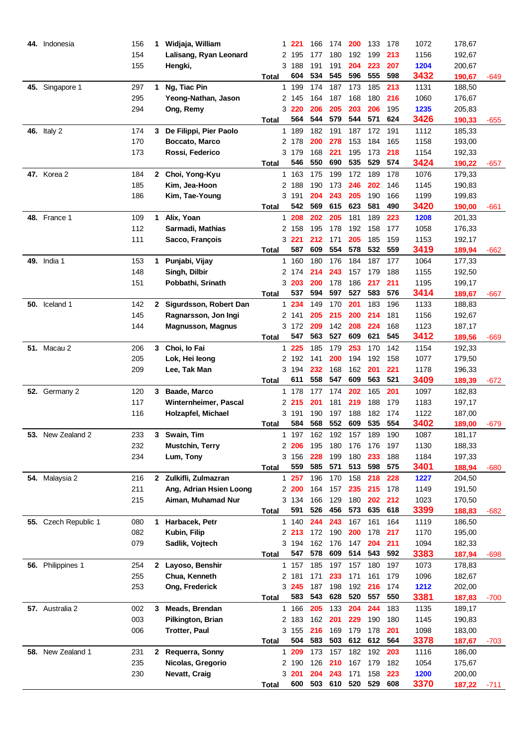| Rank | Team | No. | Block | Name | Pos | G1 | G2 | G3 | G4 | G5 | G6 | Total | Avg | Diff |
|---|---|---|---|---|---|---|---|---|---|---|---|---|---|---|
| **44.** | Indonesia | 156 | **1** | **Widjaja, William** | 1 | 221 | 166 | 174 | 200 | 133 | 178 | 1072 | 178,67 | |
| | | 154 | | **Lalisang, Ryan Leonard** | 2 | 195 | 177 | 180 | 192 | 199 | 213 | 1156 | 192,67 | |
| | | 155 | | **Hengki,** | 3 | 188 | 191 | 191 | 204 | 223 | 207 | 1204 | 200,67 | |
| | | | | **Total** | | **604** | **534** | **545** | **596** | **555** | **598** | **3432** | **190,67** | -649 |
| **45.** | Singapore 1 | 297 | **1** | **Ng, Tiac Pin** | 1 | 199 | 174 | 187 | 173 | 185 | 213 | 1131 | 188,50 | |
| | | 295 | | **Yeong-Nathan, Jason** | 2 | 145 | 164 | 187 | 168 | 180 | 216 | 1060 | 176,67 | |
| | | 294 | | **Ong, Remy** | 3 | 220 | 206 | 205 | 203 | 206 | 195 | 1235 | 205,83 | |
| | | | | **Total** | | **564** | **544** | **579** | **544** | **571** | **624** | **3426** | **190,33** | -655 |
| **46.** | Italy 2 | 174 | **3** | **De Filippi, Pier Paolo** | 1 | 189 | 182 | 191 | 187 | 172 | 191 | 1112 | 185,33 | |
| | | 170 | | **Boccato, Marco** | 2 | 178 | 200 | 278 | 153 | 184 | 165 | 1158 | 193,00 | |
| | | 173 | | **Rossi, Federico** | 3 | 179 | 168 | 221 | 195 | 173 | 218 | 1154 | 192,33 | |
| | | | | **Total** | | **546** | **550** | **690** | **535** | **529** | **574** | **3424** | **190,22** | -657 |
| **47.** | Korea 2 | 184 | **2** | **Choi, Yong-Kyu** | 1 | 163 | 175 | 199 | 172 | 189 | 178 | 1076 | 179,33 | |
| | | 185 | | **Kim, Jea-Hoon** | 2 | 188 | 190 | 173 | 246 | 202 | 146 | 1145 | 190,83 | |
| | | 186 | | **Kim, Tae-Young** | 3 | 191 | 204 | 243 | 205 | 190 | 166 | 1199 | 199,83 | |
| | | | | **Total** | | **542** | **569** | **615** | **623** | **581** | **490** | **3420** | **190,00** | -661 |
| **48.** | France 1 | 109 | **1** | **Alix, Yoan** | 1 | 208 | 202 | 205 | 181 | 189 | 223 | 1208 | 201,33 | |
| | | 112 | | **Sarmadi, Mathias** | 2 | 158 | 195 | 178 | 192 | 158 | 177 | 1058 | 176,33 | |
| | | 111 | | **Sacco, François** | 3 | 221 | 212 | 171 | 205 | 185 | 159 | 1153 | 192,17 | |
| | | | | **Total** | | **587** | **609** | **554** | **578** | **532** | **559** | **3419** | **189,94** | -662 |
| **49.** | India 1 | 153 | **1** | **Punjabi, Vijay** | 1 | 160 | 180 | 176 | 184 | 187 | 177 | 1064 | 177,33 | |
| | | 148 | | **Singh, Dilbir** | 2 | 174 | 214 | 243 | 157 | 179 | 188 | 1155 | 192,50 | |
| | | 151 | | **Pobbathi, Srinath** | 3 | 203 | 200 | 178 | 186 | 217 | 211 | 1195 | 199,17 | |
| | | | | **Total** | | **537** | **594** | **597** | **527** | **583** | **576** | **3414** | **189,67** | -667 |
| **50.** | Iceland 1 | 142 | **2** | **Sigurdsson, Robert Dan** | 1 | 234 | 149 | 170 | 201 | 183 | 196 | 1133 | 188,83 | |
| | | 145 | | **Ragnarsson, Jon Ingi** | 2 | 141 | 205 | 215 | 200 | 214 | 181 | 1156 | 192,67 | |
| | | 144 | | **Magnusson, Magnus** | 3 | 172 | 209 | 142 | 208 | 224 | 168 | 1123 | 187,17 | |
| | | | | **Total** | | **547** | **563** | **527** | **609** | **621** | **545** | **3412** | **189,56** | -669 |
| **51.** | Macau 2 | 206 | **3** | **Choi, Io Fai** | 1 | 225 | 185 | 179 | 253 | 170 | 142 | 1154 | 192,33 | |
| | | 205 | | **Lok, Hei Ieong** | 2 | 192 | 141 | 200 | 194 | 192 | 158 | 1077 | 179,50 | |
| | | 209 | | **Lee, Tak Man** | 3 | 194 | 232 | 168 | 162 | 201 | 221 | 1178 | 196,33 | |
| | | | | **Total** | | **611** | **558** | **547** | **609** | **563** | **521** | **3409** | **189,39** | -672 |
| **52.** | Germany 2 | 120 | **3** | **Baade, Marco** | 1 | 178 | 177 | 174 | 202 | 165 | 201 | 1097 | 182,83 | |
| | | 117 | | **Winternheimer, Pascal** | 2 | 215 | 201 | 181 | 219 | 188 | 179 | 1183 | 197,17 | |
| | | 116 | | **Holzapfel, Michael** | 3 | 191 | 190 | 197 | 188 | 182 | 174 | 1122 | 187,00 | |
| | | | | **Total** | | **584** | **568** | **552** | **609** | **535** | **554** | **3402** | **189,00** | -679 |
| **53.** | New Zealand 2 | 233 | **3** | **Swain, Tim** | 1 | 197 | 162 | 192 | 157 | 189 | 190 | 1087 | 181,17 | |
| | | 232 | | **Mustchin, Terry** | 2 | 206 | 195 | 180 | 176 | 176 | 197 | 1130 | 188,33 | |
| | | 234 | | **Lum, Tony** | 3 | 156 | 228 | 199 | 180 | 233 | 188 | 1184 | 197,33 | |
| | | | | **Total** | | **559** | **585** | **571** | **513** | **598** | **575** | **3401** | **188,94** | -680 |
| **54.** | Malaysia 2 | 216 | **2** | **Zulkifli, Zulmazran** | 1 | 257 | 196 | 170 | 158 | 218 | 228 | 1227 | 204,50 | |
| | | 211 | | **Ang, Adrian Hsien Loong** | 2 | 200 | 164 | 157 | 235 | 215 | 178 | 1149 | 191,50 | |
| | | 215 | | **Aiman, Muhamad Nur** | 3 | 134 | 166 | 129 | 180 | 202 | 212 | 1023 | 170,50 | |
| | | | | **Total** | | **591** | **526** | **456** | **573** | **635** | **618** | **3399** | **188,83** | -682 |
| **55.** | Czech Republic 1 | 080 | **1** | **Harbacek, Petr** | 1 | 140 | 244 | 243 | 167 | 161 | 164 | 1119 | 186,50 | |
| | | 082 | | **Kubin, Filip** | 2 | 213 | 172 | 190 | 200 | 178 | 217 | 1170 | 195,00 | |
| | | 079 | | **Sadlik, Vojtech** | 3 | 194 | 162 | 176 | 147 | 204 | 211 | 1094 | 182,33 | |
| | | | | **Total** | | **547** | **578** | **609** | **514** | **543** | **592** | **3383** | **187,94** | -698 |
| **56.** | Philippines 1 | 254 | **2** | **Layoso, Benshir** | 1 | 157 | 185 | 197 | 157 | 180 | 197 | 1073 | 178,83 | |
| | | 255 | | **Chua, Kenneth** | 2 | 181 | 171 | 233 | 171 | 161 | 179 | 1096 | 182,67 | |
| | | 253 | | **Ong, Frederick** | 3 | 245 | 187 | 198 | 192 | 216 | 174 | 1212 | 202,00 | |
| | | | | **Total** | | **583** | **543** | **628** | **520** | **557** | **550** | **3381** | **187,83** | -700 |
| **57.** | Australia 2 | 002 | **3** | **Meads, Brendan** | 1 | 166 | 205 | 133 | 204 | 244 | 183 | 1135 | 189,17 | |
| | | 003 | | **Pilkington, Brian** | 2 | 183 | 162 | 201 | 229 | 190 | 180 | 1145 | 190,83 | |
| | | 006 | | **Trotter, Paul** | 3 | 155 | 216 | 169 | 179 | 178 | 201 | 1098 | 183,00 | |
| | | | | **Total** | | **504** | **583** | **503** | **612** | **612** | **564** | **3378** | **187,67** | -703 |
| **58.** | New Zealand 1 | 231 | **2** | **Requerra, Sonny** | 1 | 209 | 173 | 157 | 182 | 192 | 203 | 1116 | 186,00 | |
| | | 235 | | **Nicolas, Gregorio** | 2 | 190 | 126 | 210 | 167 | 179 | 182 | 1054 | 175,67 | |
| | | 230 | | **Nevatt, Craig** | 3 | 201 | 204 | 243 | 171 | 158 | 223 | 1200 | 200,00 | |
| | | | | **Total** | | **600** | **503** | **610** | **520** | **529** | **608** | **3370** | **187,22** | -711 |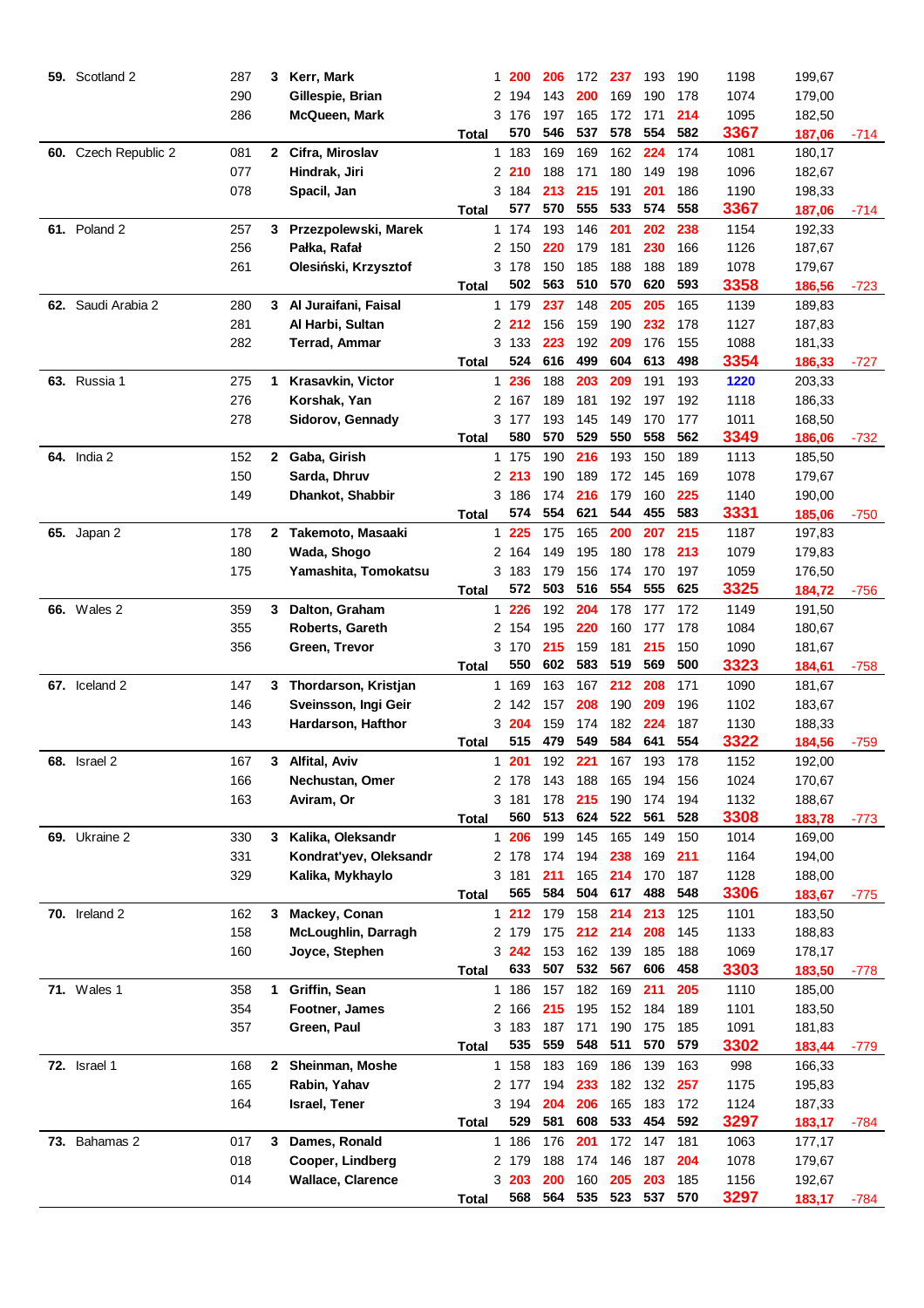| Rank | Team | ID | Pos | Player | # | G1 | G2 | G3 | G4 | G5 | G6 | Total | Average | Diff |
|---|---|---|---|---|---|---|---|---|---|---|---|---|---|---|
| **59.** | Scotland 2 | 287 | **3** | **Kerr, Mark** | 1 | 200 | 206 | 172 | 237 | 193 | 190 | 1198 | 199,67 | |
| | | 290 | | **Gillespie, Brian** | 2 | 194 | 143 | 200 | 169 | 190 | 178 | 1074 | 179,00 | |
| | | 286 | | **McQueen, Mark** | 3 | 176 | 197 | 165 | 172 | 171 | 214 | 1095 | 182,50 | |
| | | | | **Total** | | **570** | **546** | **537** | **578** | **554** | **582** | **3367** | **187,06** | -714 |
| **60.** | Czech Republic 2 | 081 | **2** | **Cifra, Miroslav** | 1 | 183 | 169 | 169 | 162 | 224 | 174 | 1081 | 180,17 | |
| | | 077 | | **Hindrak, Jiri** | 2 | 210 | 188 | 171 | 180 | 149 | 198 | 1096 | 182,67 | |
| | | 078 | | **Spacil, Jan** | 3 | 184 | 213 | 215 | 191 | 201 | 186 | 1190 | 198,33 | |
| | | | | **Total** | | **577** | **570** | **555** | **533** | **574** | **558** | **3367** | **187,06** | -714 |
| **61.** | Poland 2 | 257 | **3** | **Przezpolewski, Marek** | 1 | 174 | 193 | 146 | 201 | 202 | 238 | 1154 | 192,33 | |
| | | 256 | | **Pałka, Rafał** | 2 | 150 | 220 | 179 | 181 | 230 | 166 | 1126 | 187,67 | |
| | | 261 | | **Olesiński, Krzysztof** | 3 | 178 | 150 | 185 | 188 | 188 | 189 | 1078 | 179,67 | |
| | | | | **Total** | | **502** | **563** | **510** | **570** | **620** | **593** | **3358** | **186,56** | -723 |
| **62.** | Saudi Arabia 2 | 280 | **3** | **Al Juraifani, Faisal** | 1 | 179 | 237 | 148 | 205 | 205 | 165 | 1139 | 189,83 | |
| | | 281 | | **Al Harbi, Sultan** | 2 | 212 | 156 | 159 | 190 | 232 | 178 | 1127 | 187,83 | |
| | | 282 | | **Terrad, Ammar** | 3 | 133 | 223 | 192 | 209 | 176 | 155 | 1088 | 181,33 | |
| | | | | **Total** | | **524** | **616** | **499** | **604** | **613** | **498** | **3354** | **186,33** | -727 |
| **63.** | Russia 1 | 275 | **1** | **Krasavkin, Victor** | 1 | 236 | 188 | 203 | 209 | 191 | 193 | 1220 | 203,33 | |
| | | 276 | | **Korshak, Yan** | 2 | 167 | 189 | 181 | 192 | 197 | 192 | 1118 | 186,33 | |
| | | 278 | | **Sidorov, Gennady** | 3 | 177 | 193 | 145 | 149 | 170 | 177 | 1011 | 168,50 | |
| | | | | **Total** | | **580** | **570** | **529** | **550** | **558** | **562** | **3349** | **186,06** | -732 |
| **64.** | India 2 | 152 | **2** | **Gaba, Girish** | 1 | 175 | 190 | 216 | 193 | 150 | 189 | 1113 | 185,50 | |
| | | 150 | | **Sarda, Dhruv** | 2 | 213 | 190 | 189 | 172 | 145 | 169 | 1078 | 179,67 | |
| | | 149 | | **Dhankot, Shabbir** | 3 | 186 | 174 | 216 | 179 | 160 | 225 | 1140 | 190,00 | |
| | | | | **Total** | | **574** | **554** | **621** | **544** | **455** | **583** | **3331** | **185,06** | -750 |
| **65.** | Japan 2 | 178 | **2** | **Takemoto, Masaaki** | 1 | 225 | 175 | 165 | 200 | 207 | 215 | 1187 | 197,83 | |
| | | 180 | | **Wada, Shogo** | 2 | 164 | 149 | 195 | 180 | 178 | 213 | 1079 | 179,83 | |
| | | 175 | | **Yamashita, Tomokatsu** | 3 | 183 | 179 | 156 | 174 | 170 | 197 | 1059 | 176,50 | |
| | | | | **Total** | | **572** | **503** | **516** | **554** | **555** | **625** | **3325** | **184,72** | -756 |
| **66.** | Wales 2 | 359 | **3** | **Dalton, Graham** | 1 | 226 | 192 | 204 | 178 | 177 | 172 | 1149 | 191,50 | |
| | | 355 | | **Roberts, Gareth** | 2 | 154 | 195 | 220 | 160 | 177 | 178 | 1084 | 180,67 | |
| | | 356 | | **Green, Trevor** | 3 | 170 | 215 | 159 | 181 | 215 | 150 | 1090 | 181,67 | |
| | | | | **Total** | | **550** | **602** | **583** | **519** | **569** | **500** | **3323** | **184,61** | -758 |
| **67.** | Iceland 2 | 147 | **3** | **Thordarson, Kristjan** | 1 | 169 | 163 | 167 | 212 | 208 | 171 | 1090 | 181,67 | |
| | | 146 | | **Sveinsson, Ingi Geir** | 2 | 142 | 157 | 208 | 190 | 209 | 196 | 1102 | 183,67 | |
| | | 143 | | **Hardarson, Hafthor** | 3 | 204 | 159 | 174 | 182 | 224 | 187 | 1130 | 188,33 | |
| | | | | **Total** | | **515** | **479** | **549** | **584** | **641** | **554** | **3322** | **184,56** | -759 |
| **68.** | Israel 2 | 167 | **3** | **Alfital, Aviv** | 1 | 201 | 192 | 221 | 167 | 193 | 178 | 1152 | 192,00 | |
| | | 166 | | **Nechustan, Omer** | 2 | 178 | 143 | 188 | 165 | 194 | 156 | 1024 | 170,67 | |
| | | 163 | | **Aviram, Or** | 3 | 181 | 178 | 215 | 190 | 174 | 194 | 1132 | 188,67 | |
| | | | | **Total** | | **560** | **513** | **624** | **522** | **561** | **528** | **3308** | **183,78** | -773 |
| **69.** | Ukraine 2 | 330 | **3** | **Kalika, Oleksandr** | 1 | 206 | 199 | 145 | 165 | 149 | 150 | 1014 | 169,00 | |
| | | 331 | | **Kondrat'yev, Oleksandr** | 2 | 178 | 174 | 194 | 238 | 169 | 211 | 1164 | 194,00 | |
| | | 329 | | **Kalika, Mykhaylo** | 3 | 181 | 211 | 165 | 214 | 170 | 187 | 1128 | 188,00 | |
| | | | | **Total** | | **565** | **584** | **504** | **617** | **488** | **548** | **3306** | **183,67** | -775 |
| **70.** | Ireland 2 | 162 | **3** | **Mackey, Conan** | 1 | 212 | 179 | 158 | 214 | 213 | 125 | 1101 | 183,50 | |
| | | 158 | | **McLoughlin, Darragh** | 2 | 179 | 175 | 212 | 214 | 208 | 145 | 1133 | 188,83 | |
| | | 160 | | **Joyce, Stephen** | 3 | 242 | 153 | 162 | 139 | 185 | 188 | 1069 | 178,17 | |
| | | | | **Total** | | **633** | **507** | **532** | **567** | **606** | **458** | **3303** | **183,50** | -778 |
| **71.** | Wales 1 | 358 | **1** | **Griffin, Sean** | 1 | 186 | 157 | 182 | 169 | 211 | 205 | 1110 | 185,00 | |
| | | 354 | | **Footner, James** | 2 | 166 | 215 | 195 | 152 | 184 | 189 | 1101 | 183,50 | |
| | | 357 | | **Green, Paul** | 3 | 183 | 187 | 171 | 190 | 175 | 185 | 1091 | 181,83 | |
| | | | | **Total** | | **535** | **559** | **548** | **511** | **570** | **579** | **3302** | **183,44** | -779 |
| **72.** | Israel 1 | 168 | **2** | **Sheinman, Moshe** | 1 | 158 | 183 | 169 | 186 | 139 | 163 | 998 | 166,33 | |
| | | 165 | | **Rabin, Yahav** | 2 | 177 | 194 | 233 | 182 | 132 | 257 | 1175 | 195,83 | |
| | | 164 | | **Israel, Tener** | 3 | 194 | 204 | 206 | 165 | 183 | 172 | 1124 | 187,33 | |
| | | | | **Total** | | **529** | **581** | **608** | **533** | **454** | **592** | **3297** | **183,17** | -784 |
| **73.** | Bahamas 2 | 017 | **3** | **Dames, Ronald** | 1 | 186 | 176 | 201 | 172 | 147 | 181 | 1063 | 177,17 | |
| | | 018 | | **Cooper, Lindberg** | 2 | 179 | 188 | 174 | 146 | 187 | 204 | 1078 | 179,67 | |
| | | 014 | | **Wallace, Clarence** | 3 | 203 | 200 | 160 | 205 | 203 | 185 | 1156 | 192,67 | |
| | | | | **Total** | | **568** | **564** | **535** | **523** | **537** | **570** | **3297** | **183,17** | -784 |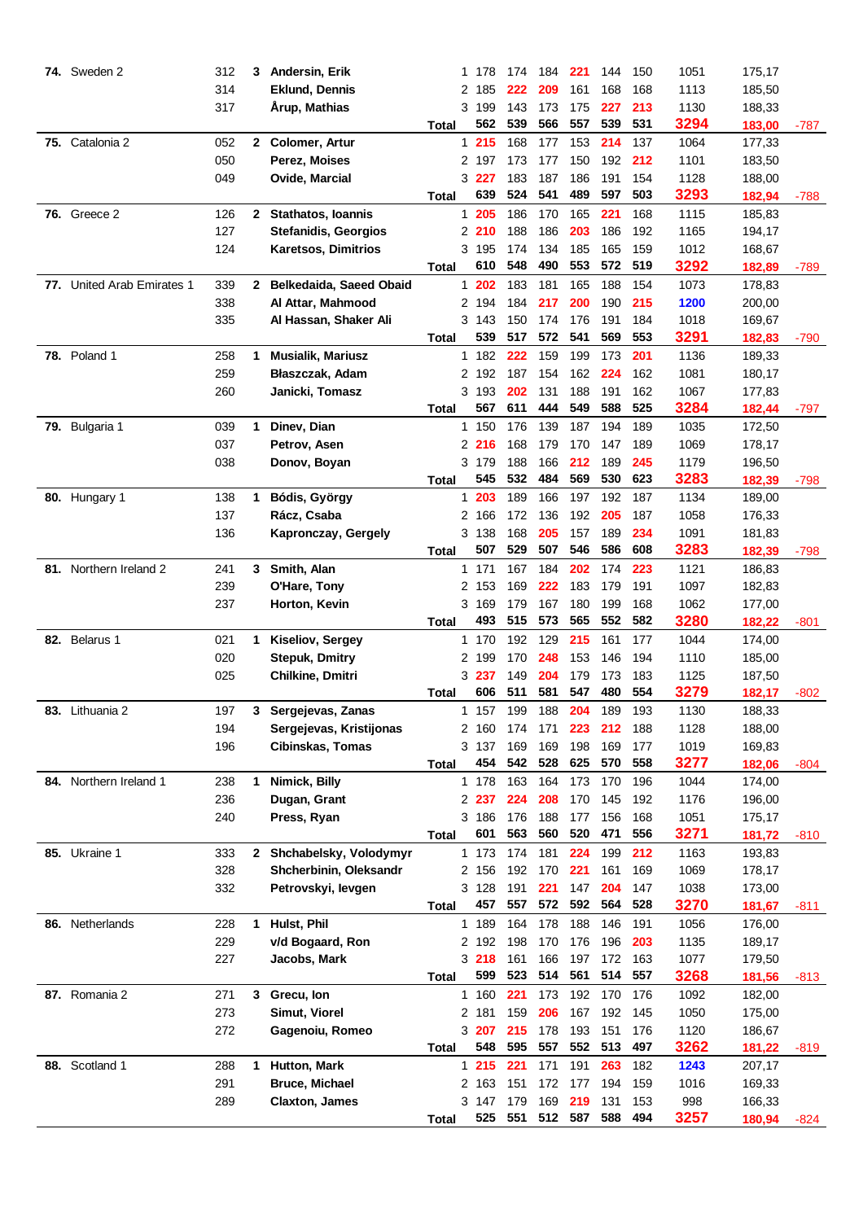| Rank | Team | No. | Sq. | Name | Pos. | G1 | G2 | G3 | G4 | G5 | G6 | Total | Avg | Diff |
|---|---|---|---|---|---|---|---|---|---|---|---|---|---|---|
| **74.** | Sweden 2 | 312 | **3** | **Andersin, Erik** | 1 | 178 | 174 | 184 | **221** | 144 | 150 | 1051 | 175,17 | |
| | | 314 | | **Eklund, Dennis** | 2 | 185 | **222** | **209** | 161 | 168 | 168 | 1113 | 185,50 | |
| | | 317 | | **Årup, Mathias** | 3 | 199 | 143 | 173 | 175 | **227** | **213** | 1130 | 188,33 | |
| | | | | | **Total** | **562** | **539** | **566** | **557** | **539** | **531** | **3294** | **183,00** | -787 |
| **75.** | Catalonia 2 | 052 | **2** | **Colomer, Artur** | 1 | **215** | 168 | 177 | 153 | **214** | 137 | 1064 | 177,33 | |
| | | 050 | | **Perez, Moises** | 2 | 197 | 173 | 177 | 150 | 192 | **212** | 1101 | 183,50 | |
| | | 049 | | **Ovide, Marcial** | 3 | **227** | 183 | 187 | 186 | 191 | 154 | 1128 | 188,00 | |
| | | | | | **Total** | **639** | **524** | **541** | **489** | **597** | **503** | **3293** | **182,94** | -788 |
| **76.** | Greece 2 | 126 | **2** | **Stathatos, Ioannis** | 1 | **205** | 186 | 170 | 165 | **221** | 168 | 1115 | 185,83 | |
| | | 127 | | **Stefanidis, Georgios** | 2 | **210** | 188 | 186 | **203** | 186 | 192 | 1165 | 194,17 | |
| | | 124 | | **Karetsos, Dimitrios** | 3 | 195 | 174 | 134 | 185 | 165 | 159 | 1012 | 168,67 | |
| | | | | | **Total** | **610** | **548** | **490** | **553** | **572** | **519** | **3292** | **182,89** | -789 |
| **77.** | United Arab Emirates 1 | 339 | **2** | **Belkedaida, Saeed Obaid** | 1 | **202** | 183 | 181 | 165 | 188 | 154 | 1073 | 178,83 | |
| | | 338 | | **Al Attar, Mahmood** | 2 | 194 | 184 | **217** | **200** | 190 | **215** | **1200** | 200,00 | |
| | | 335 | | **Al Hassan, Shaker Ali** | 3 | 143 | 150 | 174 | 176 | 191 | 184 | 1018 | 169,67 | |
| | | | | | **Total** | **539** | **517** | **572** | **541** | **569** | **553** | **3291** | **182,83** | -790 |
| **78.** | Poland 1 | 258 | **1** | **Musialik, Mariusz** | 1 | 182 | **222** | 159 | 199 | 173 | **201** | 1136 | 189,33 | |
| | | 259 | | **Błaszczak, Adam** | 2 | 192 | 187 | 154 | 162 | **224** | 162 | 1081 | 180,17 | |
| | | 260 | | **Janicki, Tomasz** | 3 | 193 | **202** | 131 | 188 | 191 | 162 | 1067 | 177,83 | |
| | | | | | **Total** | **567** | **611** | **444** | **549** | **588** | **525** | **3284** | **182,44** | -797 |
| **79.** | Bulgaria 1 | 039 | **1** | **Dinev, Dian** | 1 | 150 | 176 | 139 | 187 | 194 | 189 | 1035 | 172,50 | |
| | | 037 | | **Petrov, Asen** | 2 | **216** | 168 | 179 | 170 | 147 | 189 | 1069 | 178,17 | |
| | | 038 | | **Donov, Boyan** | 3 | 179 | 188 | 166 | **212** | 189 | **245** | 1179 | 196,50 | |
| | | | | | **Total** | **545** | **532** | **484** | **569** | **530** | **623** | **3283** | **182,39** | -798 |
| **80.** | Hungary 1 | 138 | **1** | **Bódis, György** | 1 | **203** | 189 | 166 | 197 | 192 | 187 | 1134 | 189,00 | |
| | | 137 | | **Rácz, Csaba** | 2 | 166 | 172 | 136 | 192 | **205** | 187 | 1058 | 176,33 | |
| | | 136 | | **Kapronczay, Gergely** | 3 | 138 | 168 | **205** | 157 | 189 | **234** | 1091 | 181,83 | |
| | | | | | **Total** | **507** | **529** | **507** | **546** | **586** | **608** | **3283** | **182,39** | -798 |
| **81.** | Northern Ireland 2 | 241 | **3** | **Smith, Alan** | 1 | 171 | 167 | 184 | **202** | 174 | **223** | 1121 | 186,83 | |
| | | 239 | | **O'Hare, Tony** | 2 | 153 | 169 | **222** | 183 | 179 | 191 | 1097 | 182,83 | |
| | | 237 | | **Horton, Kevin** | 3 | 169 | 179 | 167 | 180 | 199 | 168 | 1062 | 177,00 | |
| | | | | | **Total** | **493** | **515** | **573** | **565** | **552** | **582** | **3280** | **182,22** | -801 |
| **82.** | Belarus 1 | 021 | **1** | **Kiseliov, Sergey** | 1 | 170 | 192 | 129 | **215** | 161 | 177 | 1044 | 174,00 | |
| | | 020 | | **Stepuk, Dmitry** | 2 | 199 | 170 | **248** | 153 | 146 | 194 | 1110 | 185,00 | |
| | | 025 | | **Chilkine, Dmitri** | 3 | **237** | 149 | **204** | 179 | 173 | 183 | 1125 | 187,50 | |
| | | | | | **Total** | **606** | **511** | **581** | **547** | **480** | **554** | **3279** | **182,17** | -802 |
| **83.** | Lithuania 2 | 197 | **3** | **Sergejevas, Zanas** | 1 | 157 | 199 | 188 | **204** | 189 | 193 | 1130 | 188,33 | |
| | | 194 | | **Sergejevas, Kristijonas** | 2 | 160 | 174 | 171 | **223** | **212** | 188 | 1128 | 188,00 | |
| | | 196 | | **Cibinskas, Tomas** | 3 | 137 | 169 | 169 | 198 | 169 | 177 | 1019 | 169,83 | |
| | | | | | **Total** | **454** | **542** | **528** | **625** | **570** | **558** | **3277** | **182,06** | -804 |
| **84.** | Northern Ireland 1 | 238 | **1** | **Nimick, Billy** | 1 | 178 | 163 | 164 | 173 | 170 | 196 | 1044 | 174,00 | |
| | | 236 | | **Dugan, Grant** | 2 | **237** | **224** | **208** | 170 | 145 | 192 | 1176 | 196,00 | |
| | | 240 | | **Press, Ryan** | 3 | 186 | 176 | 188 | 177 | 156 | 168 | 1051 | 175,17 | |
| | | | | | **Total** | **601** | **563** | **560** | **520** | **471** | **556** | **3271** | **181,72** | -810 |
| **85.** | Ukraine 1 | 333 | **2** | **Shchabelsky, Volodymyr** | 1 | 173 | 174 | 181 | **224** | 199 | **212** | 1163 | 193,83 | |
| | | 328 | | **Shcherbinin, Oleksandr** | 2 | 156 | 192 | 170 | **221** | 161 | 169 | 1069 | 178,17 | |
| | | 332 | | **Petrovskyi, Ievgen** | 3 | 128 | 191 | **221** | 147 | **204** | 147 | 1038 | 173,00 | |
| | | | | | **Total** | **457** | **557** | **572** | **592** | **564** | **528** | **3270** | **181,67** | -811 |
| **86.** | Netherlands | 228 | **1** | **Hulst, Phil** | 1 | 189 | 164 | 178 | 188 | 146 | 191 | 1056 | 176,00 | |
| | | 229 | | **v/d Bogaard, Ron** | 2 | 192 | 198 | 170 | 176 | 196 | **203** | 1135 | 189,17 | |
| | | 227 | | **Jacobs, Mark** | 3 | **218** | 161 | 166 | 197 | 172 | 163 | 1077 | 179,50 | |
| | | | | | **Total** | **599** | **523** | **514** | **561** | **514** | **557** | **3268** | **181,56** | -813 |
| **87.** | Romania 2 | 271 | **3** | **Grecu, Ion** | 1 | 160 | **221** | 173 | 192 | 170 | 176 | 1092 | 182,00 | |
| | | 273 | | **Simut, Viorel** | 2 | 181 | 159 | **206** | 167 | 192 | 145 | 1050 | 175,00 | |
| | | 272 | | **Gagenoiu, Romeo** | 3 | **207** | **215** | 178 | 193 | 151 | 176 | 1120 | 186,67 | |
| | | | | | **Total** | **548** | **595** | **557** | **552** | **513** | **497** | **3262** | **181,22** | -819 |
| **88.** | Scotland 1 | 288 | **1** | **Hutton, Mark** | 1 | **215** | **221** | 171 | 191 | **263** | 182 | **1243** | 207,17 | |
| | | 291 | | **Bruce, Michael** | 2 | 163 | 151 | 172 | 177 | 194 | 159 | 1016 | 169,33 | |
| | | 289 | | **Claxton, James** | 3 | 147 | 179 | 169 | **219** | 131 | 153 | 998 | 166,33 | |
| | | | | | **Total** | **525** | **551** | **512** | **587** | **588** | **494** | **3257** | **180,94** | -824 |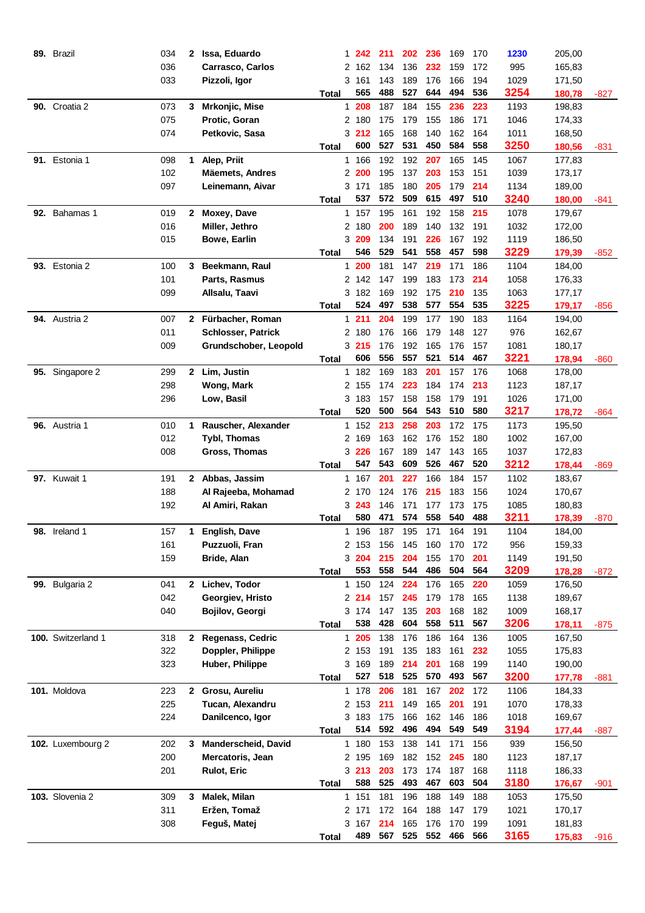| Rank | Team | No. | Squad | Player | # | G1 | G2 | G3 | G4 | G5 | G6 | Total | Avg | Diff |
|---|---|---|---|---|---|---|---|---|---|---|---|---|---|---|
| **89.** | Brazil | 034 | **2** | **Issa, Eduardo** | 1 | **242** | **211** | **202** | **236** | 169 | 170 | **1230** | 205,00 | |
| | | 036 | | **Carrasco, Carlos** | 2 | 162 | 134 | 136 | **232** | 159 | 172 | 995 | 165,83 | |
| | | 033 | | **Pizzoli, Igor** | 3 | 161 | 143 | 189 | 176 | 166 | 194 | 1029 | 171,50 | |
| | | | | **Total** | | **565** | **488** | **527** | **644** | **494** | **536** | **3254** | **180,78** | -827 |
| **90.** | Croatia 2 | 073 | **3** | **Mrkonjic, Mise** | 1 | **208** | 187 | 184 | 155 | **236** | **223** | 1193 | 198,83 | |
| | | 075 | | **Protic, Goran** | 2 | 180 | 175 | 179 | 155 | 186 | 171 | 1046 | 174,33 | |
| | | 074 | | **Petkovic, Sasa** | 3 | **212** | 165 | 168 | 140 | 162 | 164 | 1011 | 168,50 | |
| | | | | **Total** | | **600** | **527** | **531** | **450** | **584** | **558** | **3250** | **180,56** | -831 |
| **91.** | Estonia 1 | 098 | **1** | **Alep, Priit** | 1 | 166 | 192 | 192 | **207** | 165 | 145 | 1067 | 177,83 | |
| | | 102 | | **Mäemets, Andres** | 2 | **200** | 195 | 137 | **203** | 153 | 151 | 1039 | 173,17 | |
| | | 097 | | **Leinemann, Aivar** | 3 | 171 | 185 | 180 | **205** | 179 | **214** | 1134 | 189,00 | |
| | | | | **Total** | | **537** | **572** | **509** | **615** | **497** | **510** | **3240** | **180,00** | -841 |
| **92.** | Bahamas 1 | 019 | **2** | **Moxey, Dave** | 1 | 157 | 195 | 161 | 192 | 158 | **215** | 1078 | 179,67 | |
| | | 016 | | **Miller, Jethro** | 2 | 180 | **200** | 189 | 140 | 132 | 191 | 1032 | 172,00 | |
| | | 015 | | **Bowe, Earlin** | 3 | **209** | 134 | 191 | **226** | 167 | 192 | 1119 | 186,50 | |
| | | | | **Total** | | **546** | **529** | **541** | **558** | **457** | **598** | **3229** | **179,39** | -852 |
| **93.** | Estonia 2 | 100 | **3** | **Beekmann, Raul** | 1 | **200** | 181 | 147 | **219** | 171 | 186 | 1104 | 184,00 | |
| | | 101 | | **Parts, Rasmus** | 2 | 142 | 147 | 199 | 183 | 173 | **214** | 1058 | 176,33 | |
| | | 099 | | **Allsalu, Taavi** | 3 | 182 | 169 | 192 | 175 | **210** | 135 | 1063 | 177,17 | |
| | | | | **Total** | | **524** | **497** | **538** | **577** | **554** | **535** | **3225** | **179,17** | -856 |
| **94.** | Austria 2 | 007 | **2** | **Fürbacher, Roman** | 1 | **211** | **204** | 199 | 177 | 190 | 183 | 1164 | 194,00 | |
| | | 011 | | **Schlosser, Patrick** | 2 | 180 | 176 | 166 | 179 | 148 | 127 | 976 | 162,67 | |
| | | 009 | | **Grundschober, Leopold** | 3 | **215** | 176 | 192 | 165 | 176 | 157 | 1081 | 180,17 | |
| | | | | **Total** | | **606** | **556** | **557** | **521** | **514** | **467** | **3221** | **178,94** | -860 |
| **95.** | Singapore 2 | 299 | **2** | **Lim, Justin** | 1 | 182 | 169 | 183 | **201** | 157 | 176 | 1068 | 178,00 | |
| | | 298 | | **Wong, Mark** | 2 | 155 | 174 | **223** | 184 | 174 | **213** | 1123 | 187,17 | |
| | | 296 | | **Low, Basil** | 3 | 183 | 157 | 158 | 158 | 179 | 191 | 1026 | 171,00 | |
| | | | | **Total** | | **520** | **500** | **564** | **543** | **510** | **580** | **3217** | **178,72** | -864 |
| **96.** | Austria 1 | 010 | **1** | **Rauscher, Alexander** | 1 | 152 | **213** | **258** | **203** | 172 | 175 | 1173 | 195,50 | |
| | | 012 | | **Tybl, Thomas** | 2 | 169 | 163 | 162 | 176 | 152 | 180 | 1002 | 167,00 | |
| | | 008 | | **Gross, Thomas** | 3 | **226** | 167 | 189 | 147 | 143 | 165 | 1037 | 172,83 | |
| | | | | **Total** | | **547** | **543** | **609** | **526** | **467** | **520** | **3212** | **178,44** | -869 |
| **97.** | Kuwait 1 | 191 | **2** | **Abbas, Jassim** | 1 | 167 | **201** | **227** | 166 | 184 | 157 | 1102 | 183,67 | |
| | | 188 | | **Al Rajeeba, Mohamad** | 2 | 170 | 124 | 176 | **215** | 183 | 156 | 1024 | 170,67 | |
| | | 192 | | **Al Amiri, Rakan** | 3 | **243** | 146 | 171 | 177 | 173 | 175 | 1085 | 180,83 | |
| | | | | **Total** | | **580** | **471** | **574** | **558** | **540** | **488** | **3211** | **178,39** | -870 |
| **98.** | Ireland 1 | 157 | **1** | **English, Dave** | 1 | 196 | 187 | 195 | 171 | 164 | 191 | 1104 | 184,00 | |
| | | 161 | | **Puzzuoli, Fran** | 2 | 153 | 156 | 145 | 160 | 170 | 172 | 956 | 159,33 | |
| | | 159 | | **Bride, Alan** | 3 | **204** | **215** | **204** | 155 | 170 | **201** | 1149 | 191,50 | |
| | | | | **Total** | | **553** | **558** | **544** | **486** | **504** | **564** | **3209** | **178,28** | -872 |
| **99.** | Bulgaria 2 | 041 | **2** | **Lichev, Todor** | 1 | 150 | 124 | **224** | 176 | 165 | **220** | 1059 | 176,50 | |
| | | 042 | | **Georgiev, Hristo** | 2 | **214** | 157 | **245** | 179 | 178 | 165 | 1138 | 189,67 | |
| | | 040 | | **Bojilov, Georgi** | 3 | 174 | 147 | 135 | **203** | 168 | 182 | 1009 | 168,17 | |
| | | | | **Total** | | **538** | **428** | **604** | **558** | **511** | **567** | **3206** | **178,11** | -875 |
| **100.** | Switzerland 1 | 318 | **2** | **Regenass, Cedric** | 1 | **205** | 138 | 176 | 186 | 164 | 136 | 1005 | 167,50 | |
| | | 322 | | **Doppler, Philippe** | 2 | 153 | 191 | 135 | 183 | 161 | **232** | 1055 | 175,83 | |
| | | 323 | | **Huber, Philippe** | 3 | 169 | 189 | **214** | **201** | 168 | 199 | 1140 | 190,00 | |
| | | | | **Total** | | **527** | **518** | **525** | **570** | **493** | **567** | **3200** | **177,78** | -881 |
| **101.** | Moldova | 223 | **2** | **Grosu, Aureliu** | 1 | 178 | **206** | 181 | 167 | **202** | 172 | 1106 | 184,33 | |
| | | 225 | | **Tucan, Alexandru** | 2 | 153 | **211** | 149 | 165 | **201** | 191 | 1070 | 178,33 | |
| | | 224 | | **Danilcenco, Igor** | 3 | 183 | 175 | 166 | 162 | 146 | 186 | 1018 | 169,67 | |
| | | | | **Total** | | **514** | **592** | **496** | **494** | **549** | **549** | **3194** | **177,44** | -887 |
| **102.** | Luxembourg 2 | 202 | **3** | **Manderscheid, David** | 1 | 180 | 153 | 138 | 141 | 171 | 156 | 939 | 156,50 | |
| | | 200 | | **Mercatoris, Jean** | 2 | 195 | 169 | 182 | 152 | **245** | 180 | 1123 | 187,17 | |
| | | 201 | | **Rulot, Eric** | 3 | **213** | **203** | 173 | 174 | 187 | 168 | 1118 | 186,33 | |
| | | | | **Total** | | **588** | **525** | **493** | **467** | **603** | **504** | **3180** | **176,67** | -901 |
| **103.** | Slovenia 2 | 309 | **3** | **Malek, Milan** | 1 | 151 | 181 | 196 | 188 | 149 | 188 | 1053 | 175,50 | |
| | | 311 | | **Eržen, Tomaž** | 2 | 171 | 172 | 164 | 188 | 147 | 179 | 1021 | 170,17 | |
| | | 308 | | **Feguš, Matej** | 3 | 167 | **214** | 165 | 176 | 170 | 199 | 1091 | 181,83 | |
| | | | | **Total** | | **489** | **567** | **525** | **552** | **466** | **566** | **3165** | **175,83** | -916 |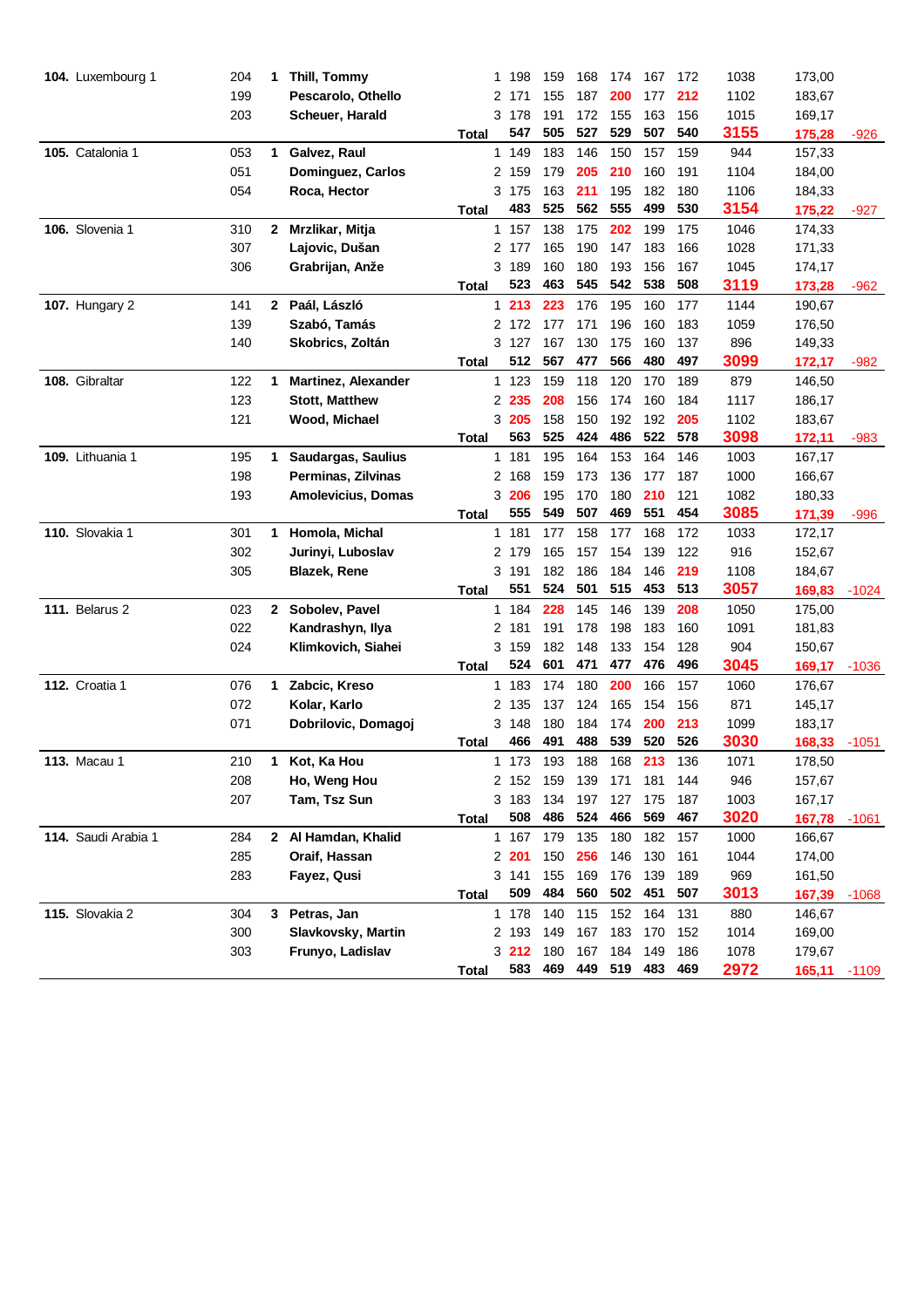| Rank | Team | ID | Sq | Player | # | G1 | G2 | G3 | G4 | G5 | G6 | Total | Avg | Diff |
|---|---|---|---|---|---|---|---|---|---|---|---|---|---|---|
| **104.** | Luxembourg 1 | 204 | **1** | **Thill, Tommy** | 1 | 198 | 159 | 168 | 174 | 167 | 172 | 1038 | 173,00 | |
| | | 199 | | **Pescarolo, Othello** | 2 | 171 | 155 | 187 | **200** | 177 | **212** | 1102 | 183,67 | |
| | | 203 | | **Scheuer, Harald** | 3 | 178 | 191 | 172 | 155 | 163 | 156 | 1015 | 169,17 | |
| | | | | | **Total** | **547** | **505** | **527** | **529** | **507** | **540** | **3155** | **175,28** | -926 |
| **105.** | Catalonia 1 | 053 | **1** | **Galvez, Raul** | 1 | 149 | 183 | 146 | 150 | 157 | 159 | 944 | 157,33 | |
| | | 051 | | **Dominguez, Carlos** | 2 | 159 | 179 | **205** | **210** | 160 | 191 | 1104 | 184,00 | |
| | | 054 | | **Roca, Hector** | 3 | 175 | 163 | **211** | 195 | 182 | 180 | 1106 | 184,33 | |
| | | | | | **Total** | **483** | **525** | **562** | **555** | **499** | **530** | **3154** | **175,22** | -927 |
| **106.** | Slovenia 1 | 310 | **2** | **Mrzlikar, Mitja** | 1 | 157 | 138 | 175 | **202** | 199 | 175 | 1046 | 174,33 | |
| | | 307 | | **Lajovic, Dušan** | 2 | 177 | 165 | 190 | 147 | 183 | 166 | 1028 | 171,33 | |
| | | 306 | | **Grabrijan, Anže** | 3 | 189 | 160 | 180 | 193 | 156 | 167 | 1045 | 174,17 | |
| | | | | | **Total** | **523** | **463** | **545** | **542** | **538** | **508** | **3119** | **173,28** | -962 |
| **107.** | Hungary 2 | 141 | **2** | **Paál, László** | 1 | **213** | **223** | 176 | 195 | 160 | 177 | 1144 | 190,67 | |
| | | 139 | | **Szabó, Tamás** | 2 | 172 | 177 | 171 | 196 | 160 | 183 | 1059 | 176,50 | |
| | | 140 | | **Skobrics, Zoltán** | 3 | 127 | 167 | 130 | 175 | 160 | 137 | 896 | 149,33 | |
| | | | | | **Total** | **512** | **567** | **477** | **566** | **480** | **497** | **3099** | **172,17** | -982 |
| **108.** | Gibraltar | 122 | **1** | **Martinez, Alexander** | 1 | 123 | 159 | 118 | 120 | 170 | 189 | 879 | 146,50 | |
| | | 123 | | **Stott, Matthew** | 2 | **235** | **208** | 156 | 174 | 160 | 184 | 1117 | 186,17 | |
| | | 121 | | **Wood, Michael** | 3 | **205** | 158 | 150 | 192 | 192 | **205** | 1102 | 183,67 | |
| | | | | | **Total** | **563** | **525** | **424** | **486** | **522** | **578** | **3098** | **172,11** | -983 |
| **109.** | Lithuania 1 | 195 | **1** | **Saudargas, Saulius** | 1 | 181 | 195 | 164 | 153 | 164 | 146 | 1003 | 167,17 | |
| | | 198 | | **Perminas, Zilvinas** | 2 | 168 | 159 | 173 | 136 | 177 | 187 | 1000 | 166,67 | |
| | | 193 | | **Amolevicius, Domas** | 3 | **206** | 195 | 170 | 180 | **210** | 121 | 1082 | 180,33 | |
| | | | | | **Total** | **555** | **549** | **507** | **469** | **551** | **454** | **3085** | **171,39** | -996 |
| **110.** | Slovakia 1 | 301 | **1** | **Homola, Michal** | 1 | 181 | 177 | 158 | 177 | 168 | 172 | 1033 | 172,17 | |
| | | 302 | | **Jurinyi, Luboslav** | 2 | 179 | 165 | 157 | 154 | 139 | 122 | 916 | 152,67 | |
| | | 305 | | **Blazek, Rene** | 3 | 191 | 182 | 186 | 184 | 146 | **219** | 1108 | 184,67 | |
| | | | | | **Total** | **551** | **524** | **501** | **515** | **453** | **513** | **3057** | **169,83** | -1024 |
| **111.** | Belarus 2 | 023 | **2** | **Sobolev, Pavel** | 1 | 184 | **228** | 145 | 146 | 139 | **208** | 1050 | 175,00 | |
| | | 022 | | **Kandrashyn, Ilya** | 2 | 181 | 191 | 178 | 198 | 183 | 160 | 1091 | 181,83 | |
| | | 024 | | **Klimkovich, Siahei** | 3 | 159 | 182 | 148 | 133 | 154 | 128 | 904 | 150,67 | |
| | | | | | **Total** | **524** | **601** | **471** | **477** | **476** | **496** | **3045** | **169,17** | -1036 |
| **112.** | Croatia 1 | 076 | **1** | **Zabcic, Kreso** | 1 | 183 | 174 | 180 | **200** | 166 | 157 | 1060 | 176,67 | |
| | | 072 | | **Kolar, Karlo** | 2 | 135 | 137 | 124 | 165 | 154 | 156 | 871 | 145,17 | |
| | | 071 | | **Dobrilovic, Domagoj** | 3 | 148 | 180 | 184 | 174 | **200** | **213** | 1099 | 183,17 | |
| | | | | | **Total** | **466** | **491** | **488** | **539** | **520** | **526** | **3030** | **168,33** | -1051 |
| **113.** | Macau 1 | 210 | **1** | **Kot, Ka Hou** | 1 | 173 | 193 | 188 | 168 | **213** | 136 | 1071 | 178,50 | |
| | | 208 | | **Ho, Weng Hou** | 2 | 152 | 159 | 139 | 171 | 181 | 144 | 946 | 157,67 | |
| | | 207 | | **Tam, Tsz Sun** | 3 | 183 | 134 | 197 | 127 | 175 | 187 | 1003 | 167,17 | |
| | | | | | **Total** | **508** | **486** | **524** | **466** | **569** | **467** | **3020** | **167,78** | -1061 |
| **114.** | Saudi Arabia 1 | 284 | **2** | **Al Hamdan, Khalid** | 1 | 167 | 179 | 135 | 180 | 182 | 157 | 1000 | 166,67 | |
| | | 285 | | **Oraif, Hassan** | 2 | **201** | 150 | **256** | 146 | 130 | 161 | 1044 | 174,00 | |
| | | 283 | | **Fayez, Qusi** | 3 | 141 | 155 | 169 | 176 | 139 | 189 | 969 | 161,50 | |
| | | | | | **Total** | **509** | **484** | **560** | **502** | **451** | **507** | **3013** | **167,39** | -1068 |
| **115.** | Slovakia 2 | 304 | **3** | **Petras, Jan** | 1 | 178 | 140 | 115 | 152 | 164 | 131 | 880 | 146,67 | |
| | | 300 | | **Slavkovsky, Martin** | 2 | 193 | 149 | 167 | 183 | 170 | 152 | 1014 | 169,00 | |
| | | 303 | | **Frunyo, Ladislav** | 3 | **212** | 180 | 167 | 184 | 149 | 186 | 1078 | 179,67 | |
| | | | | | **Total** | **583** | **469** | **449** | **519** | **483** | **469** | **2972** | **165,11** | -1109 |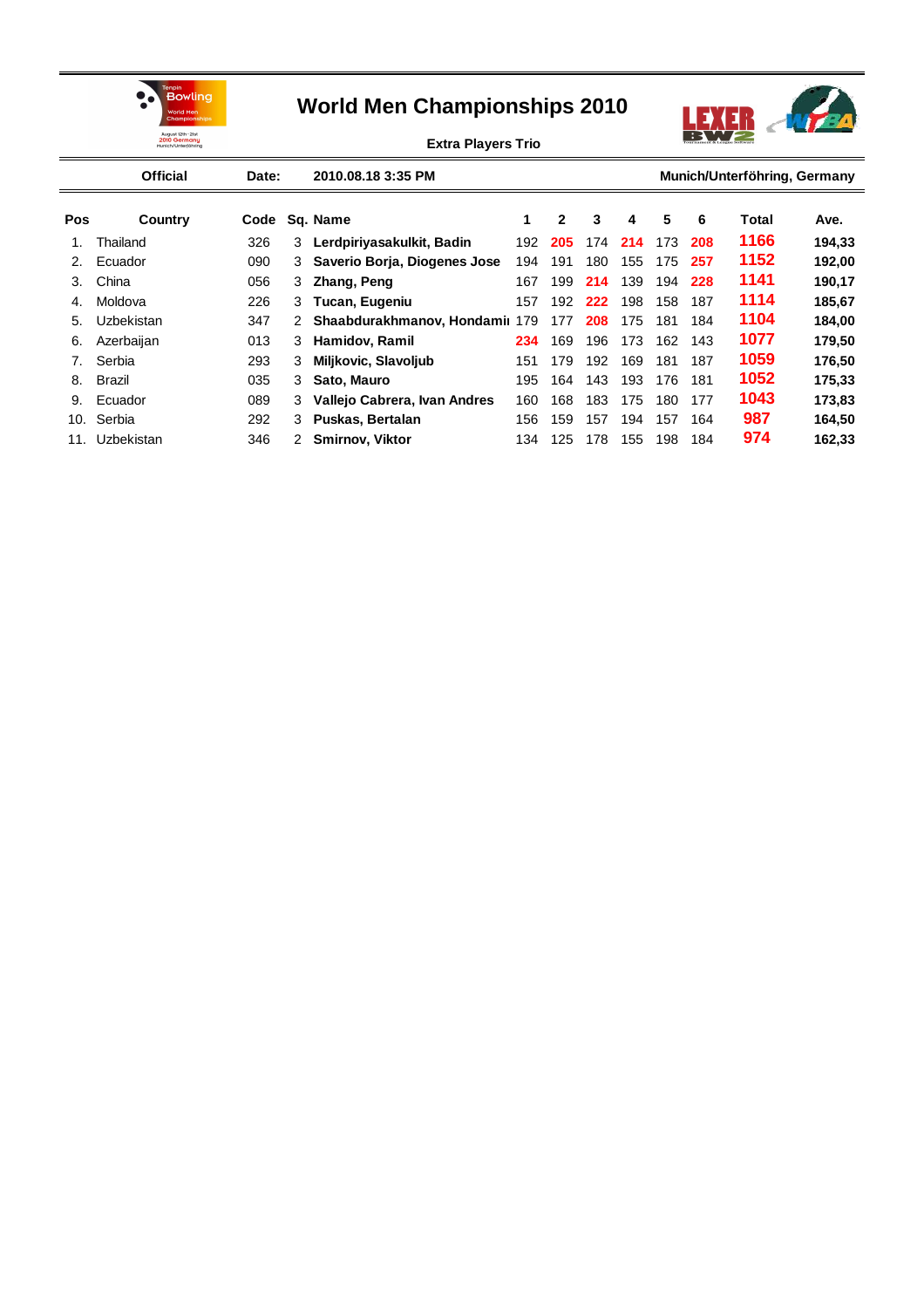# World Men Championships 2010

**Extra Players Trio**

**Official** | **Date:** | **2010.08.18 3:35 PM** | **Munich/Unterföhring, Germany**

| Pos | Country | Code | Sq. | Name | 1 | 2 | 3 | 4 | 5 | 6 | Total | Ave. |
|---|---|---|---|---|---|---|---|---|---|---|---|---|
| 1. | Thailand | 326 | 3 | **Lerdpiriyasakulkit, Badin** | 192 | **205** | 174 | **214** | 173 | **208** | **1166** | **194,33** |
| 2. | Ecuador | 090 | 3 | **Saverio Borja, Diogenes Jose** | 194 | 191 | 180 | 155 | 175 | **257** | **1152** | **192,00** |
| 3. | China | 056 | 3 | **Zhang, Peng** | 167 | 199 | **214** | 139 | 194 | **228** | **1141** | **190,17** |
| 4. | Moldova | 226 | 3 | **Tucan, Eugeniu** | 157 | 192 | **222** | 198 | 158 | 187 | **1114** | **185,67** |
| 5. | Uzbekistan | 347 | 2 | **Shaabdurakhmanov, Hondamii** | 179 | 177 | **208** | 175 | 181 | 184 | **1104** | **184,00** |
| 6. | Azerbaijan | 013 | 3 | **Hamidov, Ramil** | **234** | 169 | 196 | 173 | 162 | 143 | **1077** | **179,50** |
| 7. | Serbia | 293 | 3 | **Miljkovic, Slavoljub** | 151 | 179 | 192 | 169 | 181 | 187 | **1059** | **176,50** |
| 8. | Brazil | 035 | 3 | **Sato, Mauro** | 195 | 164 | 143 | 193 | 176 | 181 | **1052** | **175,33** |
| 9. | Ecuador | 089 | 3 | **Vallejo Cabrera, Ivan Andres** | 160 | 168 | 183 | 175 | 180 | 177 | **1043** | **173,83** |
| 10. | Serbia | 292 | 3 | **Puskas, Bertalan** | 156 | 159 | 157 | 194 | 157 | 164 | **987** | **164,50** |
| 11. | Uzbekistan | 346 | 2 | **Smirnov, Viktor** | 134 | 125 | 178 | 155 | 198 | 184 | **974** | **162,33** |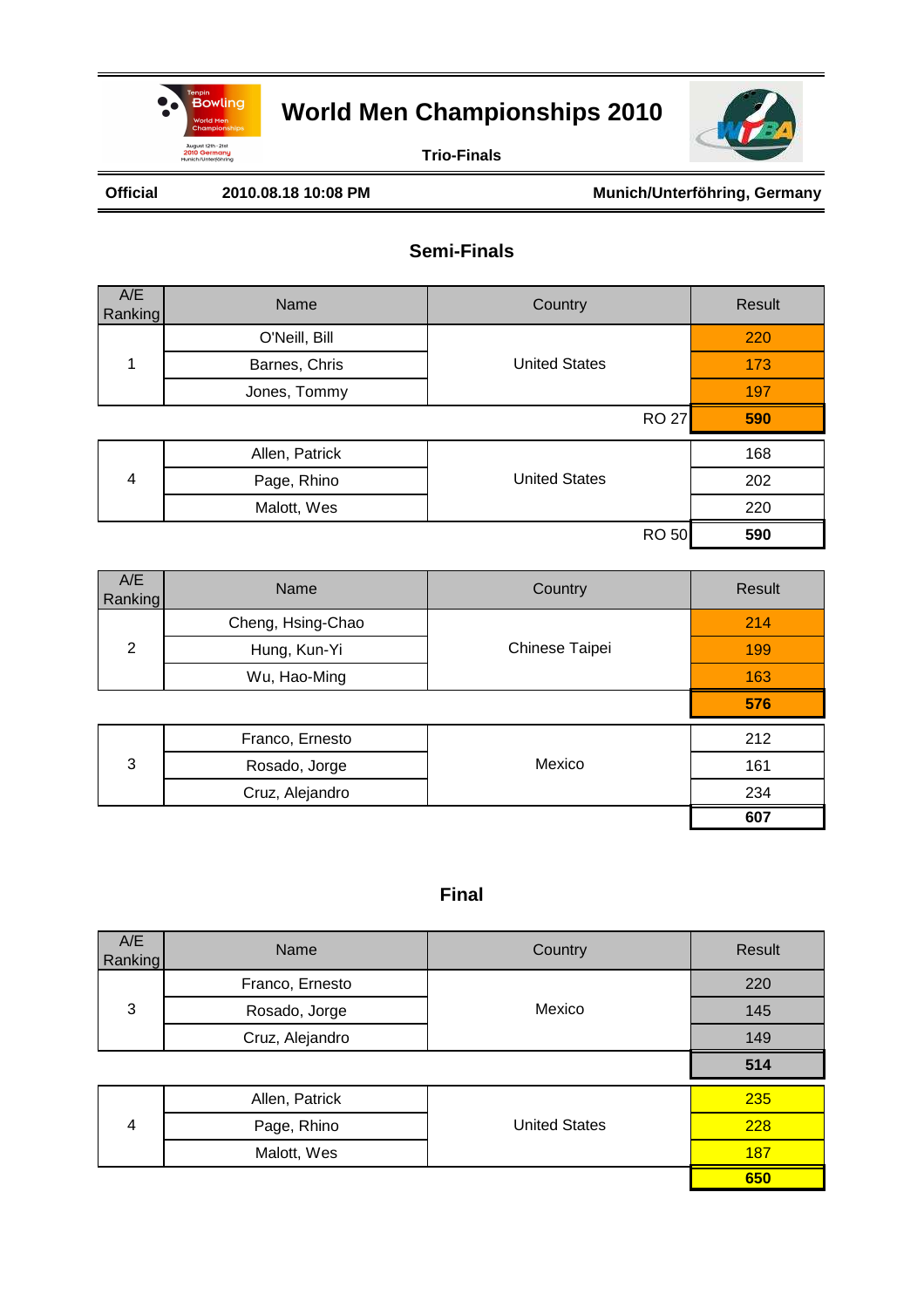# World Men Championships 2010

**Trio-Finals**

**Official** **2010.08.18 10:08 PM** **Munich/Unterföhring, Germany**

## Semi-Finals

| A/E Ranking | Name | Country | Result |
|---|---|---|---|
| 1 | O'Neill, Bill | United States | 220 |
| | Barnes, Chris | | 173 |
| | Jones, Tommy | | 197 |
| | | RO 27 | **590** |
| 4 | Allen, Patrick | United States | 168 |
| | Page, Rhino | | 202 |
| | Malott, Wes | | 220 |
| | | RO 50 | **590** |

| A/E Ranking | Name | Country | Result |
|---|---|---|---|
| 2 | Cheng, Hsing-Chao | Chinese Taipei | 214 |
| | Hung, Kun-Yi | | 199 |
| | Wu, Hao-Ming | | 163 |
| | | | **576** |
| 3 | Franco, Ernesto | Mexico | 212 |
| | Rosado, Jorge | | 161 |
| | Cruz, Alejandro | | 234 |
| | | | **607** |

## Final

| A/E Ranking | Name | Country | Result |
|---|---|---|---|
| 3 | Franco, Ernesto | Mexico | 220 |
| | Rosado, Jorge | | 145 |
| | Cruz, Alejandro | | 149 |
| | | | **514** |
| 4 | Allen, Patrick | United States | 235 |
| | Page, Rhino | | 228 |
| | Malott, Wes | | 187 |
| | | | **650** |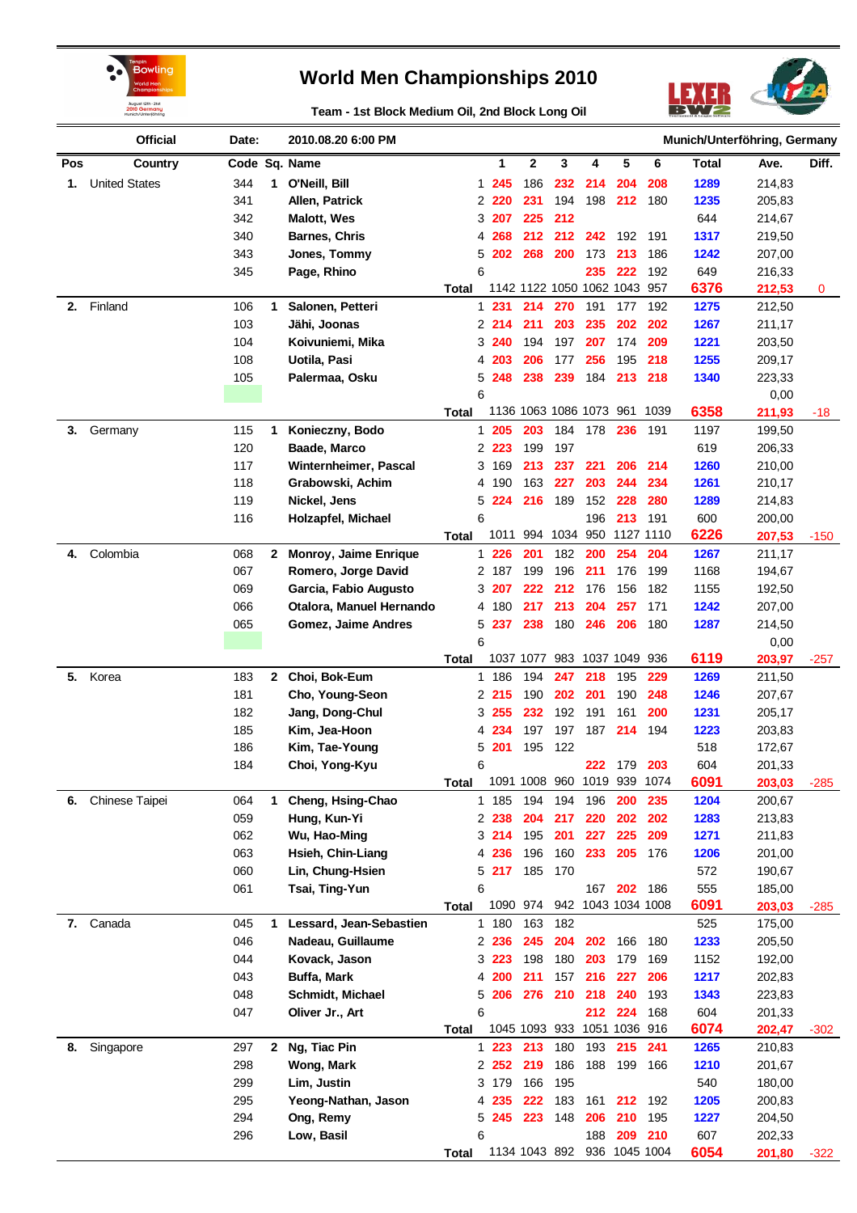# World Men Championships 2010

**Team - 1st Block Medium Oil, 2nd Block Long Oil**

| Official | Date: | 2010.08.20 6:00 PM | Munich/Unterföhring, Germany |
|---|---|---|---|

| Pos | Country | Code | Sq. | Name | | 1 | 2 | 3 | 4 | 5 | 6 | Total | Ave. | Diff. |
|---|---|---|---|---|---|---|---|---|---|---|---|---|---|---|
| 1. | United States | 344 | 1 | O'Neill, Bill | 1 | 245 | 186 | 232 | 214 | 204 | 208 | 1289 | 214,83 | |
| | | 341 | | Allen, Patrick | 2 | 220 | 231 | 194 | 198 | 212 | 180 | 1235 | 205,83 | |
| | | 342 | | Malott, Wes | 3 | 207 | 225 | 212 | | | | 644 | 214,67 | |
| | | 340 | | Barnes, Chris | 4 | 268 | 212 | 212 | 242 | 192 | 191 | 1317 | 219,50 | |
| | | 343 | | Jones, Tommy | 5 | 202 | 268 | 200 | 173 | 213 | 186 | 1242 | 207,00 | |
| | | 345 | | Page, Rhino | 6 | | | | 235 | 222 | 192 | 649 | 216,33 | |
| | | | | **Total** | | 1142 | 1122 | 1050 | 1062 | 1043 | 957 | 6376 | 212,53 | 0 |
| 2. | Finland | 106 | 1 | Salonen, Petteri | 1 | 231 | 214 | 270 | 191 | 177 | 192 | 1275 | 212,50 | |
| | | 103 | | Jähi, Joonas | 2 | 214 | 211 | 203 | 235 | 202 | 202 | 1267 | 211,17 | |
| | | 104 | | Koivuniemi, Mika | 3 | 240 | 194 | 197 | 207 | 174 | 209 | 1221 | 203,50 | |
| | | 108 | | Uotila, Pasi | 4 | 203 | 206 | 177 | 256 | 195 | 218 | 1255 | 209,17 | |
| | | 105 | | Palermaa, Osku | 5 | 248 | 238 | 239 | 184 | 213 | 218 | 1340 | 223,33 | |
| | | | | | 6 | | | | | | | | 0,00 | |
| | | | | **Total** | | 1136 | 1063 | 1086 | 1073 | 961 | 1039 | 6358 | 211,93 | -18 |
| 3. | Germany | 115 | 1 | Konieczny, Bodo | 1 | 205 | 203 | 184 | 178 | 236 | 191 | 1197 | 199,50 | |
| | | 120 | | Baade, Marco | 2 | 223 | 199 | 197 | | | | 619 | 206,33 | |
| | | 117 | | Winternheimer, Pascal | 3 | 169 | 213 | 237 | 221 | 206 | 214 | 1260 | 210,00 | |
| | | 118 | | Grabowski, Achim | 4 | 190 | 163 | 227 | 203 | 244 | 234 | 1261 | 210,17 | |
| | | 119 | | Nickel, Jens | 5 | 224 | 216 | 189 | 152 | 228 | 280 | 1289 | 214,83 | |
| | | 116 | | Holzapfel, Michael | 6 | | | | 196 | 213 | 191 | 600 | 200,00 | |
| | | | | **Total** | | 1011 | 994 | 1034 | 950 | 1127 | 1110 | 6226 | 207,53 | -150 |
| 4. | Colombia | 068 | 2 | Monroy, Jaime Enrique | 1 | 226 | 201 | 182 | 200 | 254 | 204 | 1267 | 211,17 | |
| | | 067 | | Romero, Jorge David | 2 | 187 | 199 | 196 | 211 | 176 | 199 | 1168 | 194,67 | |
| | | 069 | | Garcia, Fabio Augusto | 3 | 207 | 222 | 212 | 176 | 156 | 182 | 1155 | 192,50 | |
| | | 066 | | Otalora, Manuel Hernando | 4 | 180 | 217 | 213 | 204 | 257 | 171 | 1242 | 207,00 | |
| | | 065 | | Gomez, Jaime Andres | 5 | 237 | 238 | 180 | 246 | 206 | 180 | 1287 | 214,50 | |
| | | | | | 6 | | | | | | | | 0,00 | |
| | | | | **Total** | | 1037 | 1077 | 983 | 1037 | 1049 | 936 | 6119 | 203,97 | -257 |
| 5. | Korea | 183 | 2 | Choi, Bok-Eum | 1 | 186 | 194 | 247 | 218 | 195 | 229 | 1269 | 211,50 | |
| | | 181 | | Cho, Young-Seon | 2 | 215 | 190 | 202 | 201 | 190 | 248 | 1246 | 207,67 | |
| | | 182 | | Jang, Dong-Chul | 3 | 255 | 232 | 192 | 191 | 161 | 200 | 1231 | 205,17 | |
| | | 185 | | Kim, Jea-Hoon | 4 | 234 | 197 | 197 | 187 | 214 | 194 | 1223 | 203,83 | |
| | | 186 | | Kim, Tae-Young | 5 | 201 | 195 | 122 | | | | 518 | 172,67 | |
| | | 184 | | Choi, Yong-Kyu | 6 | | | | 222 | 179 | 203 | 604 | 201,33 | |
| | | | | **Total** | | 1091 | 1008 | 960 | 1019 | 939 | 1074 | 6091 | 203,03 | -285 |
| 6. | Chinese Taipei | 064 | 1 | Cheng, Hsing-Chao | 1 | 185 | 194 | 194 | 196 | 200 | 235 | 1204 | 200,67 | |
| | | 059 | | Hung, Kun-Yi | 2 | 238 | 204 | 217 | 220 | 202 | 202 | 1283 | 213,83 | |
| | | 062 | | Wu, Hao-Ming | 3 | 214 | 195 | 201 | 227 | 225 | 209 | 1271 | 211,83 | |
| | | 063 | | Hsieh, Chin-Liang | 4 | 236 | 196 | 160 | 233 | 205 | 176 | 1206 | 201,00 | |
| | | 060 | | Lin, Chung-Hsien | 5 | 217 | 185 | 170 | | | | 572 | 190,67 | |
| | | 061 | | Tsai, Ting-Yun | 6 | | | | 167 | 202 | 186 | 555 | 185,00 | |
| | | | | **Total** | | 1090 | 974 | 942 | 1043 | 1034 | 1008 | 6091 | 203,03 | -285 |
| 7. | Canada | 045 | 1 | Lessard, Jean-Sebastien | 1 | 180 | 163 | 182 | | | | 525 | 175,00 | |
| | | 046 | | Nadeau, Guillaume | 2 | 236 | 245 | 204 | 202 | 166 | 180 | 1233 | 205,50 | |
| | | 044 | | Kovack, Jason | 3 | 223 | 198 | 180 | 203 | 179 | 169 | 1152 | 192,00 | |
| | | 043 | | Buffa, Mark | 4 | 200 | 211 | 157 | 216 | 227 | 206 | 1217 | 202,83 | |
| | | 048 | | Schmidt, Michael | 5 | 206 | 276 | 210 | 218 | 240 | 193 | 1343 | 223,83 | |
| | | 047 | | Oliver Jr., Art | 6 | | | | 212 | 224 | 168 | 604 | 201,33 | |
| | | | | **Total** | | 1045 | 1093 | 933 | 1051 | 1036 | 916 | 6074 | 202,47 | -302 |
| 8. | Singapore | 297 | 2 | Ng, Tiac Pin | 1 | 223 | 213 | 180 | 193 | 215 | 241 | 1265 | 210,83 | |
| | | 298 | | Wong, Mark | 2 | 252 | 219 | 186 | 188 | 199 | 166 | 1210 | 201,67 | |
| | | 299 | | Lim, Justin | 3 | 179 | 166 | 195 | | | | 540 | 180,00 | |
| | | 295 | | Yeong-Nathan, Jason | 4 | 235 | 222 | 183 | 161 | 212 | 192 | 1205 | 200,83 | |
| | | 294 | | Ong, Remy | 5 | 245 | 223 | 148 | 206 | 210 | 195 | 1227 | 204,50 | |
| | | 296 | | Low, Basil | 6 | | | | 188 | 209 | 210 | 607 | 202,33 | |
| | | | | **Total** | | 1134 | 1043 | 892 | 936 | 1045 | 1004 | 6054 | 201,80 | -322 |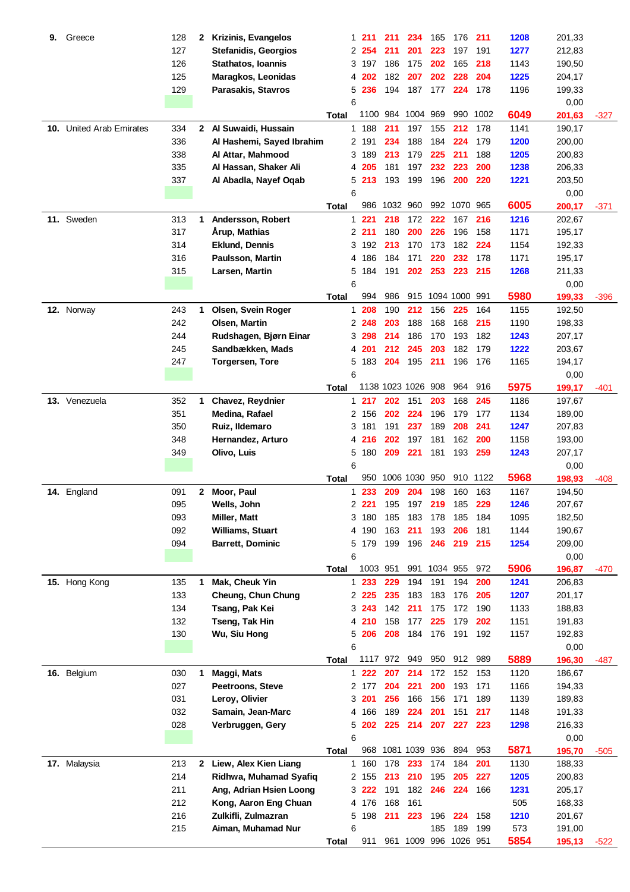| Rank | Country | No. | Sq. | Name | # | G1 | G2 | G3 | G4 | G5 | G6 | Total | Avg | Diff |
|---|---|---|---|---|---|---|---|---|---|---|---|---|---|---|
| **9.** | Greece | 128 | **2** | **Krizinis, Evangelos** | 1 | 211 | 211 | 234 | 165 | 176 | 211 | 1208 | 201,33 | |
| | | 127 | | **Stefanidis, Georgios** | 2 | 254 | 211 | 201 | 223 | 197 | 191 | 1277 | 212,83 | |
| | | 126 | | **Stathatos, Ioannis** | 3 | 197 | 186 | 175 | 202 | 165 | 218 | 1143 | 190,50 | |
| | | 125 | | **Maragkos, Leonidas** | 4 | 202 | 182 | 207 | 202 | 228 | 204 | 1225 | 204,17 | |
| | | 129 | | **Parasakis, Stavros** | 5 | 236 | 194 | 187 | 177 | 224 | 178 | 1196 | 199,33 | |
| | | | | | 6 | | | | | | | | 0,00 | |
| | | | | **Total** | | 1100 | 984 | 1004 | 969 | 990 | 1002 | 6049 | 201,63 | -327 |
| **10.** | United Arab Emirates | 334 | **2** | **Al Suwaidi, Hussain** | 1 | 188 | 211 | 197 | 155 | 212 | 178 | 1141 | 190,17 | |
| | | 336 | | **Al Hashemi, Sayed Ibrahim** | 2 | 191 | 234 | 188 | 184 | 224 | 179 | 1200 | 200,00 | |
| | | 338 | | **Al Attar, Mahmood** | 3 | 189 | 213 | 179 | 225 | 211 | 188 | 1205 | 200,83 | |
| | | 335 | | **Al Hassan, Shaker Ali** | 4 | 205 | 181 | 197 | 232 | 223 | 200 | 1238 | 206,33 | |
| | | 337 | | **Al Abadla, Nayef Oqab** | 5 | 213 | 193 | 199 | 196 | 200 | 220 | 1221 | 203,50 | |
| | | | | | 6 | | | | | | | | 0,00 | |
| | | | | **Total** | | 986 | 1032 | 960 | 992 | 1070 | 965 | 6005 | 200,17 | -371 |
| **11.** | Sweden | 313 | **1** | **Andersson, Robert** | 1 | 221 | 218 | 172 | 222 | 167 | 216 | 1216 | 202,67 | |
| | | 317 | | **Årup, Mathias** | 2 | 211 | 180 | 200 | 226 | 196 | 158 | 1171 | 195,17 | |
| | | 314 | | **Eklund, Dennis** | 3 | 192 | 213 | 170 | 173 | 182 | 224 | 1154 | 192,33 | |
| | | 316 | | **Paulsson, Martin** | 4 | 186 | 184 | 171 | 220 | 232 | 178 | 1171 | 195,17 | |
| | | 315 | | **Larsen, Martin** | 5 | 184 | 191 | 202 | 253 | 223 | 215 | 1268 | 211,33 | |
| | | | | | 6 | | | | | | | | 0,00 | |
| | | | | **Total** | | 994 | 986 | 915 | 1094 | 1000 | 991 | 5980 | 199,33 | -396 |
| **12.** | Norway | 243 | **1** | **Olsen, Svein Roger** | 1 | 208 | 190 | 212 | 156 | 225 | 164 | 1155 | 192,50 | |
| | | 242 | | **Olsen, Martin** | 2 | 248 | 203 | 188 | 168 | 168 | 215 | 1190 | 198,33 | |
| | | 244 | | **Rudshagen, Bjørn Einar** | 3 | 298 | 214 | 186 | 170 | 193 | 182 | 1243 | 207,17 | |
| | | 245 | | **Sandbækken, Mads** | 4 | 201 | 212 | 245 | 203 | 182 | 179 | 1222 | 203,67 | |
| | | 247 | | **Torgersen, Tore** | 5 | 183 | 204 | 195 | 211 | 196 | 176 | 1165 | 194,17 | |
| | | | | | 6 | | | | | | | | 0,00 | |
| | | | | **Total** | | 1138 | 1023 | 1026 | 908 | 964 | 916 | 5975 | 199,17 | -401 |
| **13.** | Venezuela | 352 | **1** | **Chavez, Reydnier** | 1 | 217 | 202 | 151 | 203 | 168 | 245 | 1186 | 197,67 | |
| | | 351 | | **Medina, Rafael** | 2 | 156 | 202 | 224 | 196 | 179 | 177 | 1134 | 189,00 | |
| | | 350 | | **Ruiz, Ildemaro** | 3 | 181 | 191 | 237 | 189 | 208 | 241 | 1247 | 207,83 | |
| | | 348 | | **Hernandez, Arturo** | 4 | 216 | 202 | 197 | 181 | 162 | 200 | 1158 | 193,00 | |
| | | 349 | | **Olivo, Luis** | 5 | 180 | 209 | 221 | 181 | 193 | 259 | 1243 | 207,17 | |
| | | | | | 6 | | | | | | | | 0,00 | |
| | | | | **Total** | | 950 | 1006 | 1030 | 950 | 910 | 1122 | 5968 | 198,93 | -408 |
| **14.** | England | 091 | **2** | **Moor, Paul** | 1 | 233 | 209 | 204 | 198 | 160 | 163 | 1167 | 194,50 | |
| | | 095 | | **Wells, John** | 2 | 221 | 195 | 197 | 219 | 185 | 229 | 1246 | 207,67 | |
| | | 093 | | **Miller, Matt** | 3 | 180 | 185 | 183 | 178 | 185 | 184 | 1095 | 182,50 | |
| | | 092 | | **Williams, Stuart** | 4 | 190 | 163 | 211 | 193 | 206 | 181 | 1144 | 190,67 | |
| | | 094 | | **Barrett, Dominic** | 5 | 179 | 199 | 196 | 246 | 219 | 215 | 1254 | 209,00 | |
| | | | | | 6 | | | | | | | | 0,00 | |
| | | | | **Total** | | 1003 | 951 | 991 | 1034 | 955 | 972 | 5906 | 196,87 | -470 |
| **15.** | Hong Kong | 135 | **1** | **Mak, Cheuk Yin** | 1 | 233 | 229 | 194 | 191 | 194 | 200 | 1241 | 206,83 | |
| | | 133 | | **Cheung, Chun Chung** | 2 | 225 | 235 | 183 | 183 | 176 | 205 | 1207 | 201,17 | |
| | | 134 | | **Tsang, Pak Kei** | 3 | 243 | 142 | 211 | 175 | 172 | 190 | 1133 | 188,83 | |
| | | 132 | | **Tseng, Tak Hin** | 4 | 210 | 158 | 177 | 225 | 179 | 202 | 1151 | 191,83 | |
| | | 130 | | **Wu, Siu Hong** | 5 | 206 | 208 | 184 | 176 | 191 | 192 | 1157 | 192,83 | |
| | | | | | 6 | | | | | | | | 0,00 | |
| | | | | **Total** | | 1117 | 972 | 949 | 950 | 912 | 989 | 5889 | 196,30 | -487 |
| **16.** | Belgium | 030 | **1** | **Maggi, Mats** | 1 | 222 | 207 | 214 | 172 | 152 | 153 | 1120 | 186,67 | |
| | | 027 | | **Peetroons, Steve** | 2 | 177 | 204 | 221 | 200 | 193 | 171 | 1166 | 194,33 | |
| | | 031 | | **Leroy, Olivier** | 3 | 201 | 256 | 166 | 156 | 171 | 189 | 1139 | 189,83 | |
| | | 032 | | **Samain, Jean-Marc** | 4 | 166 | 189 | 224 | 201 | 151 | 217 | 1148 | 191,33 | |
| | | 028 | | **Verbruggen, Gery** | 5 | 202 | 225 | 214 | 207 | 227 | 223 | 1298 | 216,33 | |
| | | | | | 6 | | | | | | | | 0,00 | |
| | | | | **Total** | | 968 | 1081 | 1039 | 936 | 894 | 953 | 5871 | 195,70 | -505 |
| **17.** | Malaysia | 213 | **2** | **Liew, Alex Kien Liang** | 1 | 160 | 178 | 233 | 174 | 184 | 201 | 1130 | 188,33 | |
| | | 214 | | **Ridhwa, Muhamad Syafiq** | 2 | 155 | 213 | 210 | 195 | 205 | 227 | 1205 | 200,83 | |
| | | 211 | | **Ang, Adrian Hsien Loong** | 3 | 222 | 191 | 182 | 246 | 224 | 166 | 1231 | 205,17 | |
| | | 212 | | **Kong, Aaron Eng Chuan** | 4 | 176 | 168 | 161 | | | | 505 | 168,33 | |
| | | 216 | | **Zulkifli, Zulmazran** | 5 | 198 | 211 | 223 | 196 | 224 | 158 | 1210 | 201,67 | |
| | | 215 | | **Aiman, Muhamad Nur** | 6 | | | | 185 | 189 | 199 | 573 | 191,00 | |
| | | | | **Total** | | 911 | 961 | 1009 | 996 | 1026 | 951 | 5854 | 195,13 | -522 |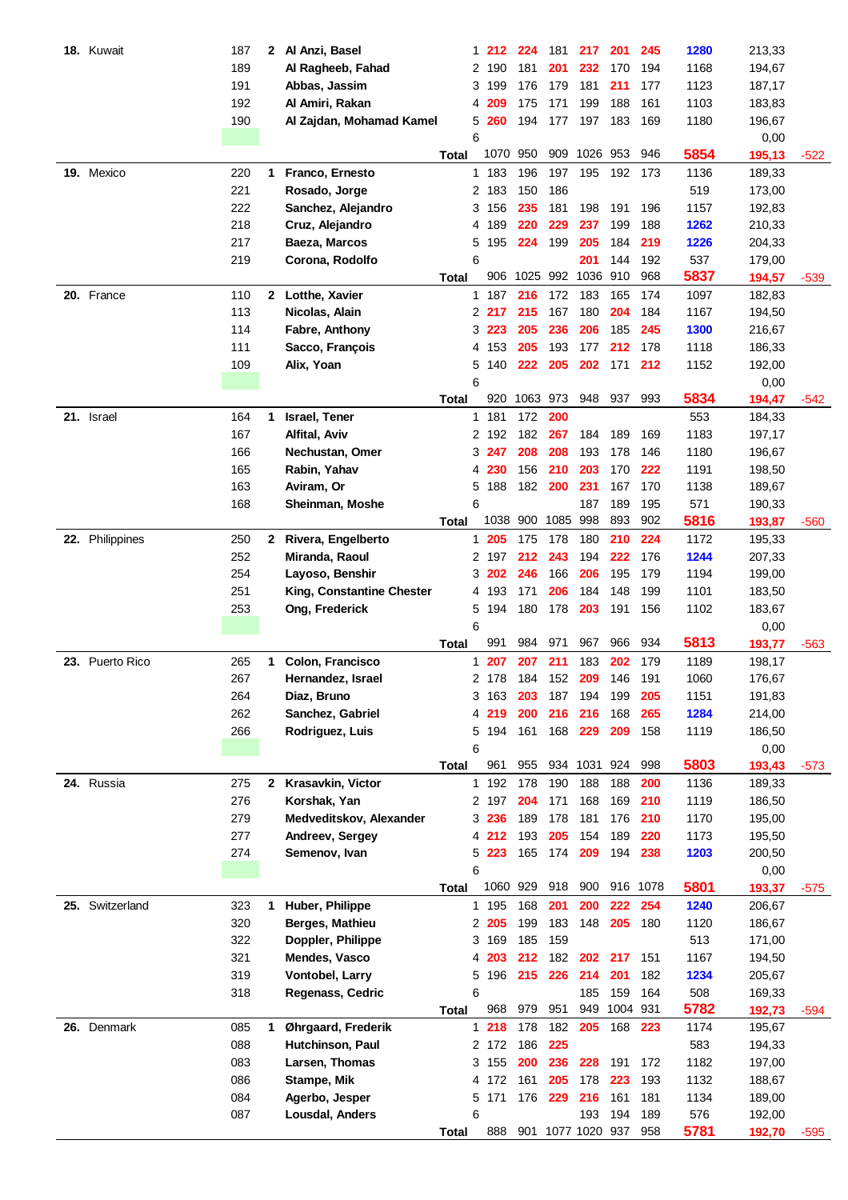| Rank | Country | ID | Lane | Player | # | G1 | G2 | G3 | G4 | G5 | G6 | Total | Avg | Diff |
|---|---|---|---|---|---|---|---|---|---|---|---|---|---|---|
| **18.** | Kuwait | 187 | **2** | **Al Anzi, Basel** | 1 | 212 | 224 | 181 | 217 | 201 | 245 | 1280 | 213,33 | |
| | | 189 | | **Al Ragheeb, Fahad** | 2 | 190 | 181 | 201 | 232 | 170 | 194 | 1168 | 194,67 | |
| | | 191 | | **Abbas, Jassim** | 3 | 199 | 176 | 179 | 181 | 211 | 177 | 1123 | 187,17 | |
| | | 192 | | **Al Amiri, Rakan** | 4 | 209 | 175 | 171 | 199 | 188 | 161 | 1103 | 183,83 | |
| | | 190 | | **Al Zajdan, Mohamad Kamel** | 5 | 260 | 194 | 177 | 197 | 183 | 169 | 1180 | 196,67 | |
| | | | | | 6 | | | | | | | | 0,00 | |
| | | | | **Total** | | 1070 | 950 | 909 | 1026 | 953 | 946 | **5854** | **195,13** | -522 |
| **19.** | Mexico | 220 | **1** | **Franco, Ernesto** | 1 | 183 | 196 | 197 | 195 | 192 | 173 | 1136 | 189,33 | |
| | | 221 | | **Rosado, Jorge** | 2 | 183 | 150 | 186 | | | | 519 | 173,00 | |
| | | 222 | | **Sanchez, Alejandro** | 3 | 156 | 235 | 181 | 198 | 191 | 196 | 1157 | 192,83 | |
| | | 218 | | **Cruz, Alejandro** | 4 | 189 | 220 | 229 | 237 | 199 | 188 | 1262 | 210,33 | |
| | | 217 | | **Baeza, Marcos** | 5 | 195 | 224 | 199 | 205 | 184 | 219 | 1226 | 204,33 | |
| | | 219 | | **Corona, Rodolfo** | 6 | | | | 201 | 144 | 192 | 537 | 179,00 | |
| | | | | **Total** | | 906 | 1025 | 992 | 1036 | 910 | 968 | **5837** | **194,57** | -539 |
| **20.** | France | 110 | **2** | **Lotthe, Xavier** | 1 | 187 | 216 | 172 | 183 | 165 | 174 | 1097 | 182,83 | |
| | | 113 | | **Nicolas, Alain** | 2 | 217 | 215 | 167 | 180 | 204 | 184 | 1167 | 194,50 | |
| | | 114 | | **Fabre, Anthony** | 3 | 223 | 205 | 236 | 206 | 185 | 245 | 1300 | 216,67 | |
| | | 111 | | **Sacco, François** | 4 | 153 | 205 | 193 | 177 | 212 | 178 | 1118 | 186,33 | |
| | | 109 | | **Alix, Yoan** | 5 | 140 | 222 | 205 | 202 | 171 | 212 | 1152 | 192,00 | |
| | | | | | 6 | | | | | | | | 0,00 | |
| | | | | **Total** | | 920 | 1063 | 973 | 948 | 937 | 993 | **5834** | **194,47** | -542 |
| **21.** | Israel | 164 | **1** | **Israel, Tener** | 1 | 181 | 172 | 200 | | | | 553 | 184,33 | |
| | | 167 | | **Alfital, Aviv** | 2 | 192 | 182 | 267 | 184 | 189 | 169 | 1183 | 197,17 | |
| | | 166 | | **Nechustan, Omer** | 3 | 247 | 208 | 208 | 193 | 178 | 146 | 1180 | 196,67 | |
| | | 165 | | **Rabin, Yahav** | 4 | 230 | 156 | 210 | 203 | 170 | 222 | 1191 | 198,50 | |
| | | 163 | | **Aviram, Or** | 5 | 188 | 182 | 200 | 231 | 167 | 170 | 1138 | 189,67 | |
| | | 168 | | **Sheinman, Moshe** | 6 | | | | 187 | 189 | 195 | 571 | 190,33 | |
| | | | | **Total** | | 1038 | 900 | 1085 | 998 | 893 | 902 | **5816** | **193,87** | -560 |
| **22.** | Philippines | 250 | **2** | **Rivera, Engelberto** | 1 | 205 | 175 | 178 | 180 | 210 | 224 | 1172 | 195,33 | |
| | | 252 | | **Miranda, Raoul** | 2 | 197 | 212 | 243 | 194 | 222 | 176 | 1244 | 207,33 | |
| | | 254 | | **Layoso, Benshir** | 3 | 202 | 246 | 166 | 206 | 195 | 179 | 1194 | 199,00 | |
| | | 251 | | **King, Constantine Chester** | 4 | 193 | 171 | 206 | 184 | 148 | 199 | 1101 | 183,50 | |
| | | 253 | | **Ong, Frederick** | 5 | 194 | 180 | 178 | 203 | 191 | 156 | 1102 | 183,67 | |
| | | | | | 6 | | | | | | | | 0,00 | |
| | | | | **Total** | | 991 | 984 | 971 | 967 | 966 | 934 | **5813** | **193,77** | -563 |
| **23.** | Puerto Rico | 265 | **1** | **Colon, Francisco** | 1 | 207 | 207 | 211 | 183 | 202 | 179 | 1189 | 198,17 | |
| | | 267 | | **Hernandez, Israel** | 2 | 178 | 184 | 152 | 209 | 146 | 191 | 1060 | 176,67 | |
| | | 264 | | **Diaz, Bruno** | 3 | 163 | 203 | 187 | 194 | 199 | 205 | 1151 | 191,83 | |
| | | 262 | | **Sanchez, Gabriel** | 4 | 219 | 200 | 216 | 216 | 168 | 265 | 1284 | 214,00 | |
| | | 266 | | **Rodriguez, Luis** | 5 | 194 | 161 | 168 | 229 | 209 | 158 | 1119 | 186,50 | |
| | | | | | 6 | | | | | | | | 0,00 | |
| | | | | **Total** | | 961 | 955 | 934 | 1031 | 924 | 998 | **5803** | **193,43** | -573 |
| **24.** | Russia | 275 | **2** | **Krasavkin, Victor** | 1 | 192 | 178 | 190 | 188 | 188 | 200 | 1136 | 189,33 | |
| | | 276 | | **Korshak, Yan** | 2 | 197 | 204 | 171 | 168 | 169 | 210 | 1119 | 186,50 | |
| | | 279 | | **Medveditskov, Alexander** | 3 | 236 | 189 | 178 | 181 | 176 | 210 | 1170 | 195,00 | |
| | | 277 | | **Andreev, Sergey** | 4 | 212 | 193 | 205 | 154 | 189 | 220 | 1173 | 195,50 | |
| | | 274 | | **Semenov, Ivan** | 5 | 223 | 165 | 174 | 209 | 194 | 238 | 1203 | 200,50 | |
| | | | | | 6 | | | | | | | | 0,00 | |
| | | | | **Total** | | 1060 | 929 | 918 | 900 | 916 | 1078 | **5801** | **193,37** | -575 |
| **25.** | Switzerland | 323 | **1** | **Huber, Philippe** | 1 | 195 | 168 | 201 | 200 | 222 | 254 | 1240 | 206,67 | |
| | | 320 | | **Berges, Mathieu** | 2 | 205 | 199 | 183 | 148 | 205 | 180 | 1120 | 186,67 | |
| | | 322 | | **Doppler, Philippe** | 3 | 169 | 185 | 159 | | | | 513 | 171,00 | |
| | | 321 | | **Mendes, Vasco** | 4 | 203 | 212 | 182 | 202 | 217 | 151 | 1167 | 194,50 | |
| | | 319 | | **Vontobel, Larry** | 5 | 196 | 215 | 226 | 214 | 201 | 182 | 1234 | 205,67 | |
| | | 318 | | **Regenass, Cedric** | 6 | | | | 185 | 159 | 164 | 508 | 169,33 | |
| | | | | **Total** | | 968 | 979 | 951 | 949 | 1004 | 931 | **5782** | **192,73** | -594 |
| **26.** | Denmark | 085 | **1** | **Øhrgaard, Frederik** | 1 | 218 | 178 | 182 | 205 | 168 | 223 | 1174 | 195,67 | |
| | | 088 | | **Hutchinson, Paul** | 2 | 172 | 186 | 225 | | | | 583 | 194,33 | |
| | | 083 | | **Larsen, Thomas** | 3 | 155 | 200 | 236 | 228 | 191 | 172 | 1182 | 197,00 | |
| | | 086 | | **Stampe, Mik** | 4 | 172 | 161 | 205 | 178 | 223 | 193 | 1132 | 188,67 | |
| | | 084 | | **Agerbo, Jesper** | 5 | 171 | 176 | 229 | 216 | 161 | 181 | 1134 | 189,00 | |
| | | 087 | | **Lousdal, Anders** | 6 | | | | 193 | 194 | 189 | 576 | 192,00 | |
| | | | | **Total** | | 888 | 901 | 1077 | 1020 | 937 | 958 | **5781** | **192,70** | -595 |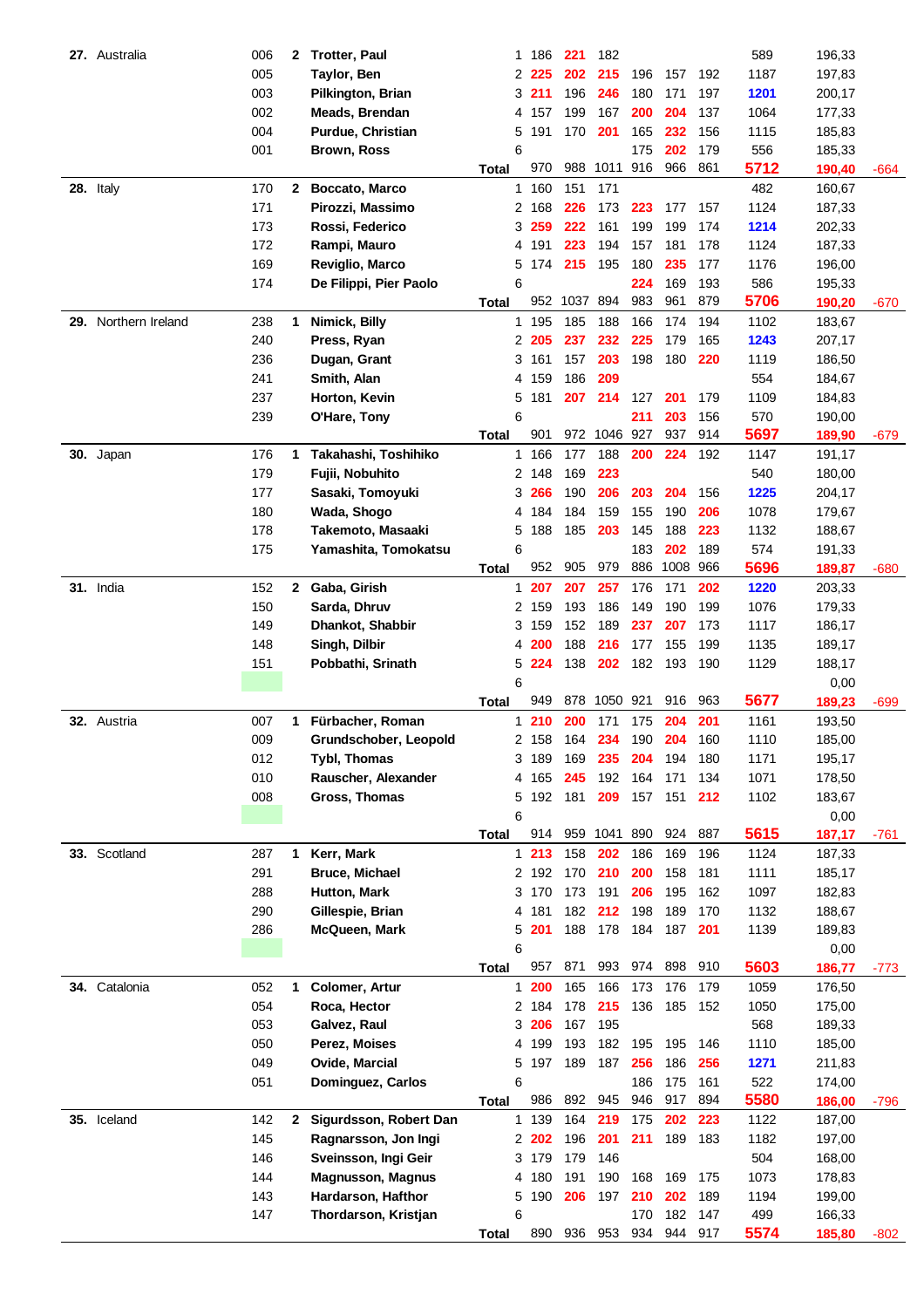| Rank | Country | No. | Squad | Name | Pos | G1 | G2 | G3 | G4 | G5 | G6 | Total | Avg | Diff |
|---|---|---|---|---|---|---|---|---|---|---|---|---|---|---|
| **27.** | Australia | 006 | **2** | **Trotter, Paul** | 1 | 186 | 221 | 182 | | | | 589 | 196,33 | |
| | | 005 | | **Taylor, Ben** | 2 | 225 | 202 | 215 | 196 | 157 | 192 | 1187 | 197,83 | |
| | | 003 | | **Pilkington, Brian** | 3 | 211 | 196 | 246 | 180 | 171 | 197 | 1201 | 200,17 | |
| | | 002 | | **Meads, Brendan** | 4 | 157 | 199 | 167 | 200 | 204 | 137 | 1064 | 177,33 | |
| | | 004 | | **Purdue, Christian** | 5 | 191 | 170 | 201 | 165 | 232 | 156 | 1115 | 185,83 | |
| | | 001 | | **Brown, Ross** | 6 | | | | 175 | 202 | 179 | 556 | 185,33 | |
| | | | | **Total** | | 970 | 988 | 1011 | 916 | 966 | 861 | 5712 | 190,40 | -664 |
| **28.** | Italy | 170 | **2** | **Boccato, Marco** | 1 | 160 | 151 | 171 | | | | 482 | 160,67 | |
| | | 171 | | **Pirozzi, Massimo** | 2 | 168 | 226 | 173 | 223 | 177 | 157 | 1124 | 187,33 | |
| | | 173 | | **Rossi, Federico** | 3 | 259 | 222 | 161 | 199 | 199 | 174 | 1214 | 202,33 | |
| | | 172 | | **Rampi, Mauro** | 4 | 191 | 223 | 194 | 157 | 181 | 178 | 1124 | 187,33 | |
| | | 169 | | **Reviglio, Marco** | 5 | 174 | 215 | 195 | 180 | 235 | 177 | 1176 | 196,00 | |
| | | 174 | | **De Filippi, Pier Paolo** | 6 | | | | 224 | 169 | 193 | 586 | 195,33 | |
| | | | | **Total** | | 952 | 1037 | 894 | 983 | 961 | 879 | 5706 | 190,20 | -670 |
| **29.** | Northern Ireland | 238 | **1** | **Nimick, Billy** | 1 | 195 | 185 | 188 | 166 | 174 | 194 | 1102 | 183,67 | |
| | | 240 | | **Press, Ryan** | 2 | 205 | 237 | 232 | 225 | 179 | 165 | 1243 | 207,17 | |
| | | 236 | | **Dugan, Grant** | 3 | 161 | 157 | 203 | 198 | 180 | 220 | 1119 | 186,50 | |
| | | 241 | | **Smith, Alan** | 4 | 159 | 186 | 209 | | | | 554 | 184,67 | |
| | | 237 | | **Horton, Kevin** | 5 | 181 | 207 | 214 | 127 | 201 | 179 | 1109 | 184,83 | |
| | | 239 | | **O'Hare, Tony** | 6 | | | | 211 | 203 | 156 | 570 | 190,00 | |
| | | | | **Total** | | 901 | 972 | 1046 | 927 | 937 | 914 | 5697 | 189,90 | -679 |
| **30.** | Japan | 176 | **1** | **Takahashi, Toshihiko** | 1 | 166 | 177 | 188 | 200 | 224 | 192 | 1147 | 191,17 | |
| | | 179 | | **Fujii, Nobuhito** | 2 | 148 | 169 | 223 | | | | 540 | 180,00 | |
| | | 177 | | **Sasaki, Tomoyuki** | 3 | 266 | 190 | 206 | 203 | 204 | 156 | 1225 | 204,17 | |
| | | 180 | | **Wada, Shogo** | 4 | 184 | 184 | 159 | 155 | 190 | 206 | 1078 | 179,67 | |
| | | 178 | | **Takemoto, Masaaki** | 5 | 188 | 185 | 203 | 145 | 188 | 223 | 1132 | 188,67 | |
| | | 175 | | **Yamashita, Tomokatsu** | 6 | | | | 183 | 202 | 189 | 574 | 191,33 | |
| | | | | **Total** | | 952 | 905 | 979 | 886 | 1008 | 966 | 5696 | 189,87 | -680 |
| **31.** | India | 152 | **2** | **Gaba, Girish** | 1 | 207 | 207 | 257 | 176 | 171 | 202 | 1220 | 203,33 | |
| | | 150 | | **Sarda, Dhruv** | 2 | 159 | 193 | 186 | 149 | 190 | 199 | 1076 | 179,33 | |
| | | 149 | | **Dhankot, Shabbir** | 3 | 159 | 152 | 189 | 237 | 207 | 173 | 1117 | 186,17 | |
| | | 148 | | **Singh, Dilbir** | 4 | 200 | 188 | 216 | 177 | 155 | 199 | 1135 | 189,17 | |
| | | 151 | | **Pobbathi, Srinath** | 5 | 224 | 138 | 202 | 182 | 193 | 190 | 1129 | 188,17 | |
| | | | | | 6 | | | | | | | | 0,00 | |
| | | | | **Total** | | 949 | 878 | 1050 | 921 | 916 | 963 | 5677 | 189,23 | -699 |
| **32.** | Austria | 007 | **1** | **Fürbacher, Roman** | 1 | 210 | 200 | 171 | 175 | 204 | 201 | 1161 | 193,50 | |
| | | 009 | | **Grundschober, Leopold** | 2 | 158 | 164 | 234 | 190 | 204 | 160 | 1110 | 185,00 | |
| | | 012 | | **Tybl, Thomas** | 3 | 189 | 169 | 235 | 204 | 194 | 180 | 1171 | 195,17 | |
| | | 010 | | **Rauscher, Alexander** | 4 | 165 | 245 | 192 | 164 | 171 | 134 | 1071 | 178,50 | |
| | | 008 | | **Gross, Thomas** | 5 | 192 | 181 | 209 | 157 | 151 | 212 | 1102 | 183,67 | |
| | | | | | 6 | | | | | | | | 0,00 | |
| | | | | **Total** | | 914 | 959 | 1041 | 890 | 924 | 887 | 5615 | 187,17 | -761 |
| **33.** | Scotland | 287 | **1** | **Kerr, Mark** | 1 | 213 | 158 | 202 | 186 | 169 | 196 | 1124 | 187,33 | |
| | | 291 | | **Bruce, Michael** | 2 | 192 | 170 | 210 | 200 | 158 | 181 | 1111 | 185,17 | |
| | | 288 | | **Hutton, Mark** | 3 | 170 | 173 | 191 | 206 | 195 | 162 | 1097 | 182,83 | |
| | | 290 | | **Gillespie, Brian** | 4 | 181 | 182 | 212 | 198 | 189 | 170 | 1132 | 188,67 | |
| | | 286 | | **McQueen, Mark** | 5 | 201 | 188 | 178 | 184 | 187 | 201 | 1139 | 189,83 | |
| | | | | | 6 | | | | | | | | 0,00 | |
| | | | | **Total** | | 957 | 871 | 993 | 974 | 898 | 910 | 5603 | 186,77 | -773 |
| **34.** | Catalonia | 052 | **1** | **Colomer, Artur** | 1 | 200 | 165 | 166 | 173 | 176 | 179 | 1059 | 176,50 | |
| | | 054 | | **Roca, Hector** | 2 | 184 | 178 | 215 | 136 | 185 | 152 | 1050 | 175,00 | |
| | | 053 | | **Galvez, Raul** | 3 | 206 | 167 | 195 | | | | 568 | 189,33 | |
| | | 050 | | **Perez, Moises** | 4 | 199 | 193 | 182 | 195 | 195 | 146 | 1110 | 185,00 | |
| | | 049 | | **Ovide, Marcial** | 5 | 197 | 189 | 187 | 256 | 186 | 256 | 1271 | 211,83 | |
| | | 051 | | **Dominguez, Carlos** | 6 | | | | 186 | 175 | 161 | 522 | 174,00 | |
| | | | | **Total** | | 986 | 892 | 945 | 946 | 917 | 894 | 5580 | 186,00 | -796 |
| **35.** | Iceland | 142 | **2** | **Sigurdsson, Robert Dan** | 1 | 139 | 164 | 219 | 175 | 202 | 223 | 1122 | 187,00 | |
| | | 145 | | **Ragnarsson, Jon Ingi** | 2 | 202 | 196 | 201 | 211 | 189 | 183 | 1182 | 197,00 | |
| | | 146 | | **Sveinsson, Ingi Geir** | 3 | 179 | 179 | 146 | | | | 504 | 168,00 | |
| | | 144 | | **Magnusson, Magnus** | 4 | 180 | 191 | 190 | 168 | 169 | 175 | 1073 | 178,83 | |
| | | 143 | | **Hardarson, Hafthor** | 5 | 190 | 206 | 197 | 210 | 202 | 189 | 1194 | 199,00 | |
| | | 147 | | **Thordarson, Kristjan** | 6 | | | | 170 | 182 | 147 | 499 | 166,33 | |
| | | | | **Total** | | 890 | 936 | 953 | 934 | 944 | 917 | 5574 | 185,80 | -802 |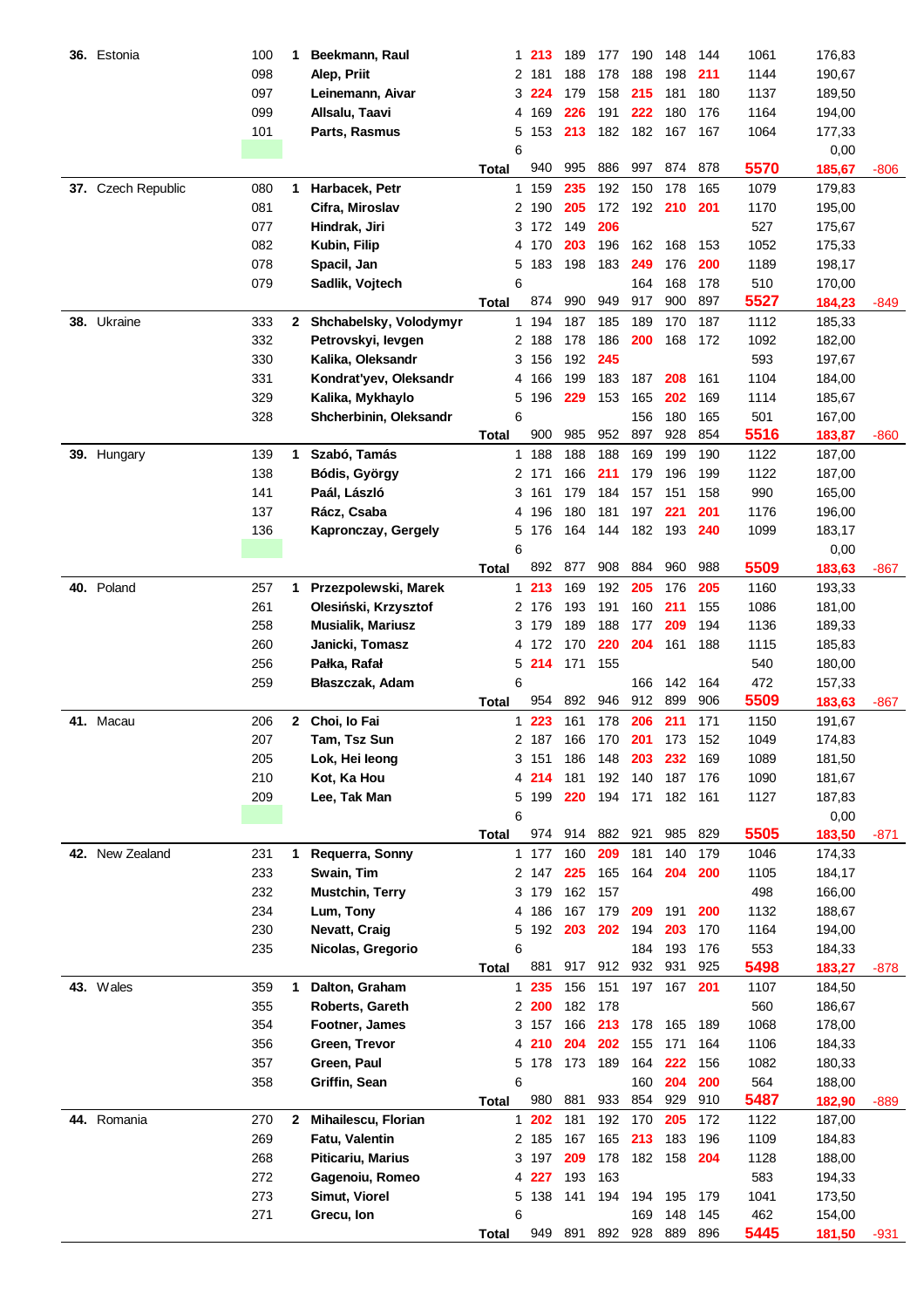| Rank | Country | ID | Grp | Name | Pos | G1 | G2 | G3 | G4 | G5 | G6 | Total | Avg | Diff |
|---|---|---|---|---|---|---|---|---|---|---|---|---|---|---|
| **36.** | Estonia | 100 | 1 | **Beekmann, Raul** | 1 | 213 | 189 | 177 | 190 | 148 | 144 | 1061 | 176,83 | |
| | | 098 | | **Alep, Priit** | 2 | 181 | 188 | 178 | 188 | 198 | 211 | 1144 | 190,67 | |
| | | 097 | | **Leinemann, Aivar** | 3 | 224 | 179 | 158 | 215 | 181 | 180 | 1137 | 189,50 | |
| | | 099 | | **Allsalu, Taavi** | 4 | 169 | 226 | 191 | 222 | 180 | 176 | 1164 | 194,00 | |
| | | 101 | | **Parts, Rasmus** | 5 | 153 | 213 | 182 | 182 | 167 | 167 | 1064 | 177,33 | |
| | | | | | 6 | | | | | | | | 0,00 | |
| | | | | **Total** | | 940 | 995 | 886 | 997 | 874 | 878 | **5570** | **185,67** | -806 |
| **37.** | Czech Republic | 080 | 1 | **Harbacek, Petr** | 1 | 159 | 235 | 192 | 150 | 178 | 165 | 1079 | 179,83 | |
| | | 081 | | **Cifra, Miroslav** | 2 | 190 | 205 | 172 | 192 | 210 | 201 | 1170 | 195,00 | |
| | | 077 | | **Hindrak, Jiri** | 3 | 172 | 149 | 206 | | | | 527 | 175,67 | |
| | | 082 | | **Kubin, Filip** | 4 | 170 | 203 | 196 | 162 | 168 | 153 | 1052 | 175,33 | |
| | | 078 | | **Spacil, Jan** | 5 | 183 | 198 | 183 | 249 | 176 | 200 | 1189 | 198,17 | |
| | | 079 | | **Sadlik, Vojtech** | 6 | | | | 164 | 168 | 178 | 510 | 170,00 | |
| | | | | **Total** | | 874 | 990 | 949 | 917 | 900 | 897 | **5527** | **184,23** | -849 |
| **38.** | Ukraine | 333 | 2 | **Shchabelsky, Volodymyr** | 1 | 194 | 187 | 185 | 189 | 170 | 187 | 1112 | 185,33 | |
| | | 332 | | **Petrovskyi, Ievgen** | 2 | 188 | 178 | 186 | 200 | 168 | 172 | 1092 | 182,00 | |
| | | 330 | | **Kalika, Oleksandr** | 3 | 156 | 192 | 245 | | | | 593 | 197,67 | |
| | | 331 | | **Kondrat'yev, Oleksandr** | 4 | 166 | 199 | 183 | 187 | 208 | 161 | 1104 | 184,00 | |
| | | 329 | | **Kalika, Mykhaylo** | 5 | 196 | 229 | 153 | 165 | 202 | 169 | 1114 | 185,67 | |
| | | 328 | | **Shcherbinin, Oleksandr** | 6 | | | | 156 | 180 | 165 | 501 | 167,00 | |
| | | | | **Total** | | 900 | 985 | 952 | 897 | 928 | 854 | **5516** | **183,87** | -860 |
| **39.** | Hungary | 139 | 1 | **Szabó, Tamás** | 1 | 188 | 188 | 188 | 169 | 199 | 190 | 1122 | 187,00 | |
| | | 138 | | **Bódis, György** | 2 | 171 | 166 | 211 | 179 | 196 | 199 | 1122 | 187,00 | |
| | | 141 | | **Paál, László** | 3 | 161 | 179 | 184 | 157 | 151 | 158 | 990 | 165,00 | |
| | | 137 | | **Rácz, Csaba** | 4 | 196 | 180 | 181 | 197 | 221 | 201 | 1176 | 196,00 | |
| | | 136 | | **Kapronczay, Gergely** | 5 | 176 | 164 | 144 | 182 | 193 | 240 | 1099 | 183,17 | |
| | | | | | 6 | | | | | | | | 0,00 | |
| | | | | **Total** | | 892 | 877 | 908 | 884 | 960 | 988 | **5509** | **183,63** | -867 |
| **40.** | Poland | 257 | 1 | **Przezpolewski, Marek** | 1 | 213 | 169 | 192 | 205 | 176 | 205 | 1160 | 193,33 | |
| | | 261 | | **Olesiński, Krzysztof** | 2 | 176 | 193 | 191 | 160 | 211 | 155 | 1086 | 181,00 | |
| | | 258 | | **Musialik, Mariusz** | 3 | 179 | 189 | 188 | 177 | 209 | 194 | 1136 | 189,33 | |
| | | 260 | | **Janicki, Tomasz** | 4 | 172 | 170 | 220 | 204 | 161 | 188 | 1115 | 185,83 | |
| | | 256 | | **Pałka, Rafał** | 5 | 214 | 171 | 155 | | | | 540 | 180,00 | |
| | | 259 | | **Błaszczak, Adam** | 6 | | | | 166 | 142 | 164 | 472 | 157,33 | |
| | | | | **Total** | | 954 | 892 | 946 | 912 | 899 | 906 | **5509** | **183,63** | -867 |
| **41.** | Macau | 206 | 2 | **Choi, Io Fai** | 1 | 223 | 161 | 178 | 206 | 211 | 171 | 1150 | 191,67 | |
| | | 207 | | **Tam, Tsz Sun** | 2 | 187 | 166 | 170 | 201 | 173 | 152 | 1049 | 174,83 | |
| | | 205 | | **Lok, Hei Ieong** | 3 | 151 | 186 | 148 | 203 | 232 | 169 | 1089 | 181,50 | |
| | | 210 | | **Kot, Ka Hou** | 4 | 214 | 181 | 192 | 140 | 187 | 176 | 1090 | 181,67 | |
| | | 209 | | **Lee, Tak Man** | 5 | 199 | 220 | 194 | 171 | 182 | 161 | 1127 | 187,83 | |
| | | | | | 6 | | | | | | | | 0,00 | |
| | | | | **Total** | | 974 | 914 | 882 | 921 | 985 | 829 | **5505** | **183,50** | -871 |
| **42.** | New Zealand | 231 | 1 | **Requerra, Sonny** | 1 | 177 | 160 | 209 | 181 | 140 | 179 | 1046 | 174,33 | |
| | | 233 | | **Swain, Tim** | 2 | 147 | 225 | 165 | 164 | 204 | 200 | 1105 | 184,17 | |
| | | 232 | | **Mustchin, Terry** | 3 | 179 | 162 | 157 | | | | 498 | 166,00 | |
| | | 234 | | **Lum, Tony** | 4 | 186 | 167 | 179 | 209 | 191 | 200 | 1132 | 188,67 | |
| | | 230 | | **Nevatt, Craig** | 5 | 192 | 203 | 202 | 194 | 203 | 170 | 1164 | 194,00 | |
| | | 235 | | **Nicolas, Gregorio** | 6 | | | | 184 | 193 | 176 | 553 | 184,33 | |
| | | | | **Total** | | 881 | 917 | 912 | 932 | 931 | 925 | **5498** | **183,27** | -878 |
| **43.** | Wales | 359 | 1 | **Dalton, Graham** | 1 | 235 | 156 | 151 | 197 | 167 | 201 | 1107 | 184,50 | |
| | | 355 | | **Roberts, Gareth** | 2 | 200 | 182 | 178 | | | | 560 | 186,67 | |
| | | 354 | | **Footner, James** | 3 | 157 | 166 | 213 | 178 | 165 | 189 | 1068 | 178,00 | |
| | | 356 | | **Green, Trevor** | 4 | 210 | 204 | 202 | 155 | 171 | 164 | 1106 | 184,33 | |
| | | 357 | | **Green, Paul** | 5 | 178 | 173 | 189 | 164 | 222 | 156 | 1082 | 180,33 | |
| | | 358 | | **Griffin, Sean** | 6 | | | | 160 | 204 | 200 | 564 | 188,00 | |
| | | | | **Total** | | 980 | 881 | 933 | 854 | 929 | 910 | **5487** | **182,90** | -889 |
| **44.** | Romania | 270 | 2 | **Mihailescu, Florian** | 1 | 202 | 181 | 192 | 170 | 205 | 172 | 1122 | 187,00 | |
| | | 269 | | **Fatu, Valentin** | 2 | 185 | 167 | 165 | 213 | 183 | 196 | 1109 | 184,83 | |
| | | 268 | | **Piticariu, Marius** | 3 | 197 | 209 | 178 | 182 | 158 | 204 | 1128 | 188,00 | |
| | | 272 | | **Gagenoiu, Romeo** | 4 | 227 | 193 | 163 | | | | 583 | 194,33 | |
| | | 273 | | **Simut, Viorel** | 5 | 138 | 141 | 194 | 194 | 195 | 179 | 1041 | 173,50 | |
| | | 271 | | **Grecu, Ion** | 6 | | | | 169 | 148 | 145 | 462 | 154,00 | |
| | | | | **Total** | | 949 | 891 | 892 | 928 | 889 | 896 | **5445** | **181,50** | -931 |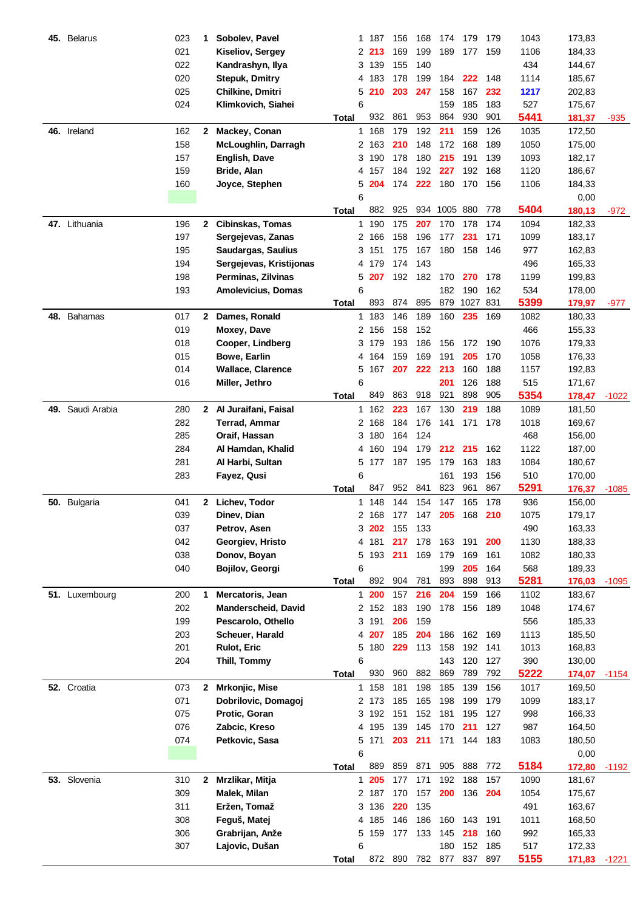| Rank | Country | ID | Grp | Name | # | G1 | G2 | G3 | G4 | G5 | G6 | Total | Avg | Diff |
|---|---|---|---|---|---|---|---|---|---|---|---|---|---|---|
| 45. | Belarus | 023 | 1 | Sobolev, Pavel | 1 | 187 | 156 | 168 | 174 | 179 | 179 | 1043 | 173,83 | |
| | | 021 | | Kiseliov, Sergey | 2 | 213 | 169 | 199 | 189 | 177 | 159 | 1106 | 184,33 | |
| | | 022 | | Kandrashyn, Ilya | 3 | 139 | 155 | 140 | | | | 434 | 144,67 | |
| | | 020 | | Stepuk, Dmitry | 4 | 183 | 178 | 199 | 184 | 222 | 148 | 1114 | 185,67 | |
| | | 025 | | Chilkine, Dmitri | 5 | 210 | 203 | 247 | 158 | 167 | 232 | 1217 | 202,83 | |
| | | 024 | | Klimkovich, Siahei | 6 | | | | 159 | 185 | 183 | 527 | 175,67 | |
| | | | | | Total | 932 | 861 | 953 | 864 | 930 | 901 | 5441 | 181,37 | -935 |
| 46. | Ireland | 162 | 2 | Mackey, Conan | 1 | 168 | 179 | 192 | 211 | 159 | 126 | 1035 | 172,50 | |
| | | 158 | | McLoughlin, Darragh | 2 | 163 | 210 | 148 | 172 | 168 | 189 | 1050 | 175,00 | |
| | | 157 | | English, Dave | 3 | 190 | 178 | 180 | 215 | 191 | 139 | 1093 | 182,17 | |
| | | 159 | | Bride, Alan | 4 | 157 | 184 | 192 | 227 | 192 | 168 | 1120 | 186,67 | |
| | | 160 | | Joyce, Stephen | 5 | 204 | 174 | 222 | 180 | 170 | 156 | 1106 | 184,33 | |
| | | | | | 6 | | | | | | | | 0,00 | |
| | | | | | Total | 882 | 925 | 934 | 1005 | 880 | 778 | 5404 | 180,13 | -972 |
| 47. | Lithuania | 196 | 2 | Cibinskas, Tomas | 1 | 190 | 175 | 207 | 170 | 178 | 174 | 1094 | 182,33 | |
| | | 197 | | Sergejevas, Zanas | 2 | 166 | 158 | 196 | 177 | 231 | 171 | 1099 | 183,17 | |
| | | 195 | | Saudargas, Saulius | 3 | 151 | 175 | 167 | 180 | 158 | 146 | 977 | 162,83 | |
| | | 194 | | Sergejevas, Kristijonas | 4 | 179 | 174 | 143 | | | | 496 | 165,33 | |
| | | 198 | | Perminas, Zilvinas | 5 | 207 | 192 | 182 | 170 | 270 | 178 | 1199 | 199,83 | |
| | | 193 | | Amolevicius, Domas | 6 | | | | 182 | 190 | 162 | 534 | 178,00 | |
| | | | | | Total | 893 | 874 | 895 | 879 | 1027 | 831 | 5399 | 179,97 | -977 |
| 48. | Bahamas | 017 | 2 | Dames, Ronald | 1 | 183 | 146 | 189 | 160 | 235 | 169 | 1082 | 180,33 | |
| | | 019 | | Moxey, Dave | 2 | 156 | 158 | 152 | | | | 466 | 155,33 | |
| | | 018 | | Cooper, Lindberg | 3 | 179 | 193 | 186 | 156 | 172 | 190 | 1076 | 179,33 | |
| | | 015 | | Bowe, Earlin | 4 | 164 | 159 | 169 | 191 | 205 | 170 | 1058 | 176,33 | |
| | | 014 | | Wallace, Clarence | 5 | 167 | 207 | 222 | 213 | 160 | 188 | 1157 | 192,83 | |
| | | 016 | | Miller, Jethro | 6 | | | | 201 | 126 | 188 | 515 | 171,67 | |
| | | | | | Total | 849 | 863 | 918 | 921 | 898 | 905 | 5354 | 178,47 | -1022 |
| 49. | Saudi Arabia | 280 | 2 | Al Juraifani, Faisal | 1 | 162 | 223 | 167 | 130 | 219 | 188 | 1089 | 181,50 | |
| | | 282 | | Terrad, Ammar | 2 | 168 | 184 | 176 | 141 | 171 | 178 | 1018 | 169,67 | |
| | | 285 | | Oraif, Hassan | 3 | 180 | 164 | 124 | | | | 468 | 156,00 | |
| | | 284 | | Al Hamdan, Khalid | 4 | 160 | 194 | 179 | 212 | 215 | 162 | 1122 | 187,00 | |
| | | 281 | | Al Harbi, Sultan | 5 | 177 | 187 | 195 | 179 | 163 | 183 | 1084 | 180,67 | |
| | | 283 | | Fayez, Qusi | 6 | | | | 161 | 193 | 156 | 510 | 170,00 | |
| | | | | | Total | 847 | 952 | 841 | 823 | 961 | 867 | 5291 | 176,37 | -1085 |
| 50. | Bulgaria | 041 | 2 | Lichev, Todor | 1 | 148 | 144 | 154 | 147 | 165 | 178 | 936 | 156,00 | |
| | | 039 | | Dinev, Dian | 2 | 168 | 177 | 147 | 205 | 168 | 210 | 1075 | 179,17 | |
| | | 037 | | Petrov, Asen | 3 | 202 | 155 | 133 | | | | 490 | 163,33 | |
| | | 042 | | Georgiev, Hristo | 4 | 181 | 217 | 178 | 163 | 191 | 200 | 1130 | 188,33 | |
| | | 038 | | Donov, Boyan | 5 | 193 | 211 | 169 | 179 | 169 | 161 | 1082 | 180,33 | |
| | | 040 | | Bojilov, Georgi | 6 | | | | 199 | 205 | 164 | 568 | 189,33 | |
| | | | | | Total | 892 | 904 | 781 | 893 | 898 | 913 | 5281 | 176,03 | -1095 |
| 51. | Luxembourg | 200 | 1 | Mercatoris, Jean | 1 | 200 | 157 | 216 | 204 | 159 | 166 | 1102 | 183,67 | |
| | | 202 | | Manderscheid, David | 2 | 152 | 183 | 190 | 178 | 156 | 189 | 1048 | 174,67 | |
| | | 199 | | Pescarolo, Othello | 3 | 191 | 206 | 159 | | | | 556 | 185,33 | |
| | | 203 | | Scheuer, Harald | 4 | 207 | 185 | 204 | 186 | 162 | 169 | 1113 | 185,50 | |
| | | 201 | | Rulot, Eric | 5 | 180 | 229 | 113 | 158 | 192 | 141 | 1013 | 168,83 | |
| | | 204 | | Thill, Tommy | 6 | | | | 143 | 120 | 127 | 390 | 130,00 | |
| | | | | | Total | 930 | 960 | 882 | 869 | 789 | 792 | 5222 | 174,07 | -1154 |
| 52. | Croatia | 073 | 2 | Mrkonjic, Mise | 1 | 158 | 181 | 198 | 185 | 139 | 156 | 1017 | 169,50 | |
| | | 071 | | Dobrilovic, Domagoj | 2 | 173 | 185 | 165 | 198 | 199 | 179 | 1099 | 183,17 | |
| | | 075 | | Protic, Goran | 3 | 192 | 151 | 152 | 181 | 195 | 127 | 998 | 166,33 | |
| | | 076 | | Zabcic, Kreso | 4 | 195 | 139 | 145 | 170 | 211 | 127 | 987 | 164,50 | |
| | | 074 | | Petkovic, Sasa | 5 | 171 | 203 | 211 | 171 | 144 | 183 | 1083 | 180,50 | |
| | | | | | 6 | | | | | | | | 0,00 | |
| | | | | | Total | 889 | 859 | 871 | 905 | 888 | 772 | 5184 | 172,80 | -1192 |
| 53. | Slovenia | 310 | 2 | Mrzlikar, Mitja | 1 | 205 | 177 | 171 | 192 | 188 | 157 | 1090 | 181,67 | |
| | | 309 | | Malek, Milan | 2 | 187 | 170 | 157 | 200 | 136 | 204 | 1054 | 175,67 | |
| | | 311 | | Eržen, Tomaž | 3 | 136 | 220 | 135 | | | | 491 | 163,67 | |
| | | 308 | | Feguš, Matej | 4 | 185 | 146 | 186 | 160 | 143 | 191 | 1011 | 168,50 | |
| | | 306 | | Grabrijan, Anže | 5 | 159 | 177 | 133 | 145 | 218 | 160 | 992 | 165,33 | |
| | | 307 | | Lajovic, Dušan | 6 | | | | 180 | 152 | 185 | 517 | 172,33 | |
| | | | | | Total | 872 | 890 | 782 | 877 | 837 | 897 | 5155 | 171,83 | -1221 |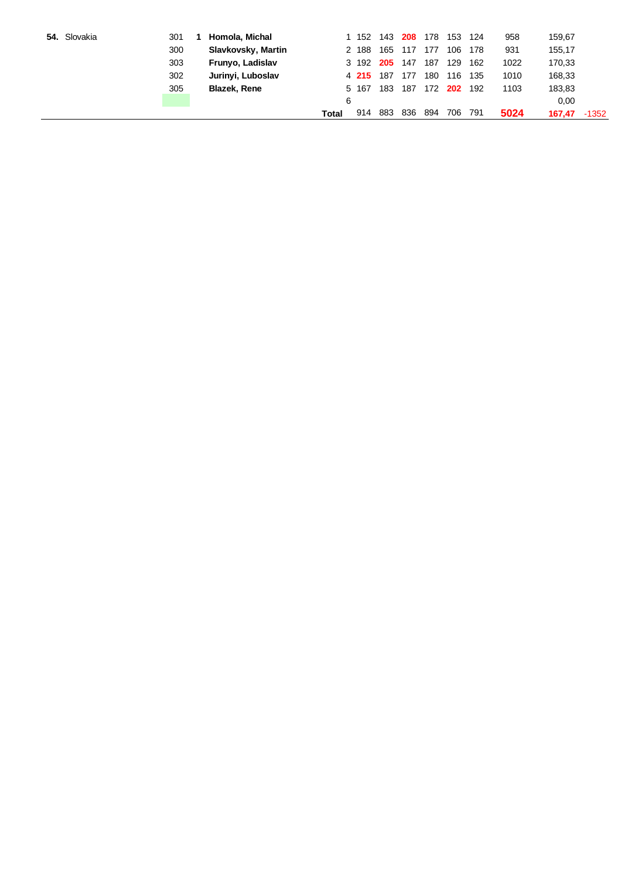| Rank | Country | No. | | Player | | # | G1 | G2 | G3 | G4 | G5 | G6 | Total | Avg | Diff |
|---|---|---|---|---|---|---|---|---|---|---|---|---|---|---|---|
| **54.** | Slovakia | 301 | **1** | **Homola, Michal** | | 1 | 152 | 143 | **208** | 178 | 153 | 124 | 958 | 159,67 | |
| | | 300 | | **Slavkovsky, Martin** | | 2 | 188 | 165 | 117 | 177 | 106 | 178 | 931 | 155,17 | |
| | | 303 | | **Frunyo, Ladislav** | | 3 | 192 | **205** | 147 | 187 | 129 | 162 | 1022 | 170,33 | |
| | | 302 | | **Jurinyi, Luboslav** | | 4 | **215** | 187 | 177 | 180 | 116 | 135 | 1010 | 168,33 | |
| | | 305 | | **Blazek, Rene** | | 5 | 167 | 183 | 187 | 172 | **202** | 192 | 1103 | 183,83 | |
| | | | | | | 6 | | | | | | | | 0,00 | |
| | | | | | **Total** | | 914 | 883 | 836 | 894 | 706 | 791 | **5024** | **167,47** | -1352 |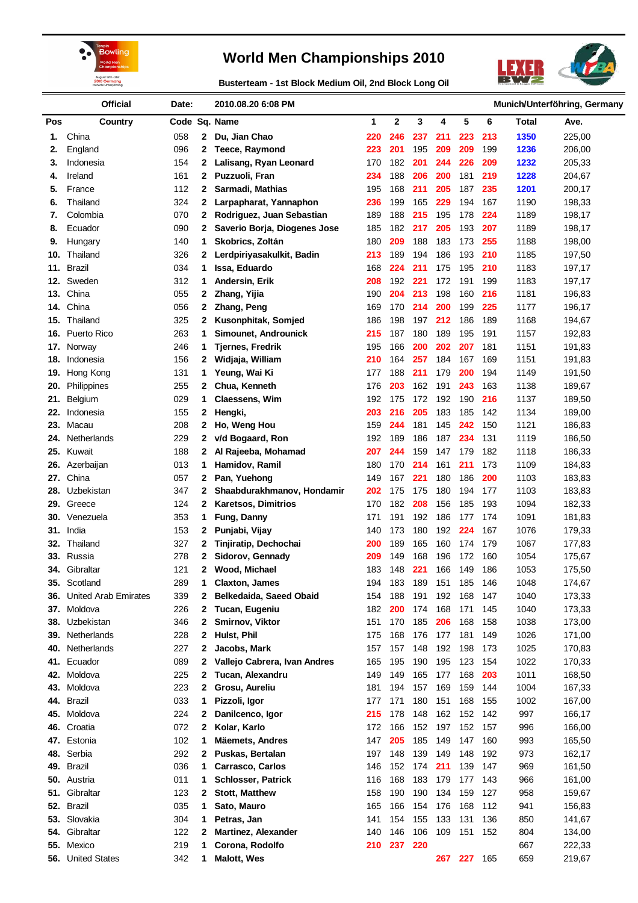# World Men Championships 2010

**Busterteam - 1st Block Medium Oil, 2nd Block Long Oil**

**Official** | **Date:** 2010.08.20 6:08 PM | **Munich/Unterföhring, Germany**

| Pos | Country | Code | Sq. | Name | 1 | 2 | 3 | 4 | 5 | 6 | Total | Ave. |
|---|---|---|---|---|---|---|---|---|---|---|---|---|
| 1. | China | 058 | 2 | Du, Jian Chao | 220 | 246 | 237 | 211 | 223 | 213 | 1350 | 225,00 |
| 2. | England | 096 | 2 | Teece, Raymond | 223 | 201 | 195 | 209 | 209 | 199 | 1236 | 206,00 |
| 3. | Indonesia | 154 | 2 | Lalisang, Ryan Leonard | 170 | 182 | 201 | 244 | 226 | 209 | 1232 | 205,33 |
| 4. | Ireland | 161 | 2 | Puzzuoli, Fran | 234 | 188 | 206 | 200 | 181 | 219 | 1228 | 204,67 |
| 5. | France | 112 | 2 | Sarmadi, Mathias | 195 | 168 | 211 | 205 | 187 | 235 | 1201 | 200,17 |
| 6. | Thailand | 324 | 2 | Larpapharat, Yannaphon | 236 | 199 | 165 | 229 | 194 | 167 | 1190 | 198,33 |
| 7. | Colombia | 070 | 2 | Rodriguez, Juan Sebastian | 189 | 188 | 215 | 195 | 178 | 224 | 1189 | 198,17 |
| 8. | Ecuador | 090 | 2 | Saverio Borja, Diogenes Jose | 185 | 182 | 217 | 205 | 193 | 207 | 1189 | 198,17 |
| 9. | Hungary | 140 | 1 | Skobrics, Zoltán | 180 | 209 | 188 | 183 | 173 | 255 | 1188 | 198,00 |
| 10. | Thailand | 326 | 2 | Lerdpiriyasakulkit, Badin | 213 | 189 | 194 | 186 | 193 | 210 | 1185 | 197,50 |
| 11. | Brazil | 034 | 1 | Issa, Eduardo | 168 | 224 | 211 | 175 | 195 | 210 | 1183 | 197,17 |
| 12. | Sweden | 312 | 1 | Andersin, Erik | 208 | 192 | 221 | 172 | 191 | 199 | 1183 | 197,17 |
| 13. | China | 055 | 2 | Zhang, Yijia | 190 | 204 | 213 | 198 | 160 | 216 | 1181 | 196,83 |
| 14. | China | 056 | 2 | Zhang, Peng | 169 | 170 | 214 | 200 | 199 | 225 | 1177 | 196,17 |
| 15. | Thailand | 325 | 2 | Kusonphitak, Somjed | 186 | 198 | 197 | 212 | 186 | 189 | 1168 | 194,67 |
| 16. | Puerto Rico | 263 | 1 | Simounet, Androunick | 215 | 187 | 180 | 189 | 195 | 191 | 1157 | 192,83 |
| 17. | Norway | 246 | 1 | Tjernes, Fredrik | 195 | 166 | 200 | 202 | 207 | 181 | 1151 | 191,83 |
| 18. | Indonesia | 156 | 2 | Widjaja, William | 210 | 164 | 257 | 184 | 167 | 169 | 1151 | 191,83 |
| 19. | Hong Kong | 131 | 1 | Yeung, Wai Ki | 177 | 188 | 211 | 179 | 200 | 194 | 1149 | 191,50 |
| 20. | Philippines | 255 | 2 | Chua, Kenneth | 176 | 203 | 162 | 191 | 243 | 163 | 1138 | 189,67 |
| 21. | Belgium | 029 | 1 | Claessens, Wim | 192 | 175 | 172 | 192 | 190 | 216 | 1137 | 189,50 |
| 22. | Indonesia | 155 | 2 | Hengki, | 203 | 216 | 205 | 183 | 185 | 142 | 1134 | 189,00 |
| 23. | Macau | 208 | 2 | Ho, Weng Hou | 159 | 244 | 181 | 145 | 242 | 150 | 1121 | 186,83 |
| 24. | Netherlands | 229 | 2 | v/d Bogaard, Ron | 192 | 189 | 186 | 187 | 234 | 131 | 1119 | 186,50 |
| 25. | Kuwait | 188 | 2 | Al Rajeeba, Mohamad | 207 | 244 | 159 | 147 | 179 | 182 | 1118 | 186,33 |
| 26. | Azerbaijan | 013 | 1 | Hamidov, Ramil | 180 | 170 | 214 | 161 | 211 | 173 | 1109 | 184,83 |
| 27. | China | 057 | 2 | Pan, Yuehong | 149 | 167 | 221 | 180 | 186 | 200 | 1103 | 183,83 |
| 28. | Uzbekistan | 347 | 2 | Shaabdurakhmanov, Hondamir | 202 | 175 | 175 | 180 | 194 | 177 | 1103 | 183,83 |
| 29. | Greece | 124 | 2 | Karetsos, Dimitrios | 170 | 182 | 208 | 156 | 185 | 193 | 1094 | 182,33 |
| 30. | Venezuela | 353 | 1 | Fung, Danny | 171 | 191 | 192 | 186 | 177 | 174 | 1091 | 181,83 |
| 31. | India | 153 | 2 | Punjabi, Vijay | 140 | 173 | 180 | 192 | 224 | 167 | 1076 | 179,33 |
| 32. | Thailand | 327 | 2 | Tinjiratip, Dechochai | 200 | 189 | 165 | 160 | 174 | 179 | 1067 | 177,83 |
| 33. | Russia | 278 | 2 | Sidorov, Gennady | 209 | 149 | 168 | 196 | 172 | 160 | 1054 | 175,67 |
| 34. | Gibraltar | 121 | 2 | Wood, Michael | 183 | 148 | 221 | 166 | 149 | 186 | 1053 | 175,50 |
| 35. | Scotland | 289 | 1 | Claxton, James | 194 | 183 | 189 | 151 | 185 | 146 | 1048 | 174,67 |
| 36. | United Arab Emirates | 339 | 2 | Belkedaida, Saeed Obaid | 154 | 188 | 191 | 192 | 168 | 147 | 1040 | 173,33 |
| 37. | Moldova | 226 | 2 | Tucan, Eugeniu | 182 | 200 | 174 | 168 | 171 | 145 | 1040 | 173,33 |
| 38. | Uzbekistan | 346 | 2 | Smirnov, Viktor | 151 | 170 | 185 | 206 | 168 | 158 | 1038 | 173,00 |
| 39. | Netherlands | 228 | 2 | Hulst, Phil | 175 | 168 | 176 | 177 | 181 | 149 | 1026 | 171,00 |
| 40. | Netherlands | 227 | 2 | Jacobs, Mark | 157 | 157 | 148 | 192 | 198 | 173 | 1025 | 170,83 |
| 41. | Ecuador | 089 | 2 | Vallejo Cabrera, Ivan Andres | 165 | 195 | 190 | 195 | 123 | 154 | 1022 | 170,33 |
| 42. | Moldova | 225 | 2 | Tucan, Alexandru | 149 | 149 | 165 | 177 | 168 | 203 | 1011 | 168,50 |
| 43. | Moldova | 223 | 2 | Grosu, Aureliu | 181 | 194 | 157 | 169 | 159 | 144 | 1004 | 167,33 |
| 44. | Brazil | 033 | 1 | Pizzoli, Igor | 177 | 171 | 180 | 151 | 168 | 155 | 1002 | 167,00 |
| 45. | Moldova | 224 | 2 | Danilcenco, Igor | 215 | 178 | 148 | 162 | 152 | 142 | 997 | 166,17 |
| 46. | Croatia | 072 | 2 | Kolar, Karlo | 172 | 166 | 152 | 197 | 152 | 157 | 996 | 166,00 |
| 47. | Estonia | 102 | 1 | Mäemets, Andres | 147 | 205 | 185 | 149 | 147 | 160 | 993 | 165,50 |
| 48. | Serbia | 292 | 2 | Puskas, Bertalan | 197 | 148 | 139 | 149 | 148 | 192 | 973 | 162,17 |
| 49. | Brazil | 036 | 1 | Carrasco, Carlos | 146 | 152 | 174 | 211 | 139 | 147 | 969 | 161,50 |
| 50. | Austria | 011 | 1 | Schlosser, Patrick | 116 | 168 | 183 | 179 | 177 | 143 | 966 | 161,00 |
| 51. | Gibraltar | 123 | 2 | Stott, Matthew | 158 | 190 | 190 | 134 | 159 | 127 | 958 | 159,67 |
| 52. | Brazil | 035 | 1 | Sato, Mauro | 165 | 166 | 154 | 176 | 168 | 112 | 941 | 156,83 |
| 53. | Slovakia | 304 | 1 | Petras, Jan | 141 | 154 | 155 | 133 | 131 | 136 | 850 | 141,67 |
| 54. | Gibraltar | 122 | 2 | Martinez, Alexander | 140 | 146 | 106 | 109 | 151 | 152 | 804 | 134,00 |
| 55. | Mexico | 219 | 1 | Corona, Rodolfo | 210 | 237 | 220 | | | | 667 | 222,33 |
| 56. | United States | 342 | 1 | Malott, Wes | | | | 267 | 227 | 165 | 659 | 219,67 |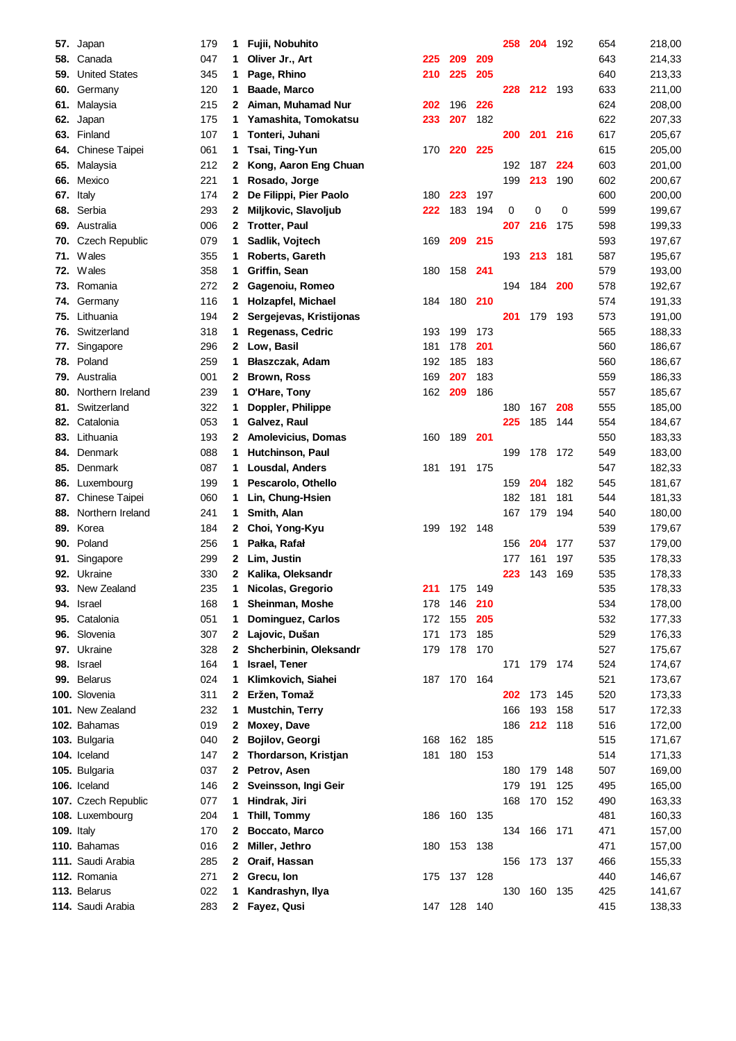| | | | | | | | | | | | | |
|---|---|---|---|---|---|---|---|---|---|---|---|---|
| **57.** | Japan | 179 | **1** | **Fujii, Nobuhito** | | | | 258 | 204 | 192 | 654 | 218,00 |
| **58.** | Canada | 047 | **1** | **Oliver Jr., Art** | 225 | 209 | 209 | | | | 643 | 214,33 |
| **59.** | United States | 345 | **1** | **Page, Rhino** | 210 | 225 | 205 | | | | 640 | 213,33 |
| **60.** | Germany | 120 | **1** | **Baade, Marco** | | | | 228 | 212 | 193 | 633 | 211,00 |
| **61.** | Malaysia | 215 | **2** | **Aiman, Muhamad Nur** | 202 | 196 | 226 | | | | 624 | 208,00 |
| **62.** | Japan | 175 | **1** | **Yamashita, Tomokatsu** | 233 | 207 | 182 | | | | 622 | 207,33 |
| **63.** | Finland | 107 | **1** | **Tonteri, Juhani** | | | | 200 | 201 | 216 | 617 | 205,67 |
| **64.** | Chinese Taipei | 061 | **1** | **Tsai, Ting-Yun** | 170 | 220 | 225 | | | | 615 | 205,00 |
| **65.** | Malaysia | 212 | **2** | **Kong, Aaron Eng Chuan** | | | | 192 | 187 | 224 | 603 | 201,00 |
| **66.** | Mexico | 221 | **1** | **Rosado, Jorge** | | | | 199 | 213 | 190 | 602 | 200,67 |
| **67.** | Italy | 174 | **2** | **De Filippi, Pier Paolo** | 180 | 223 | 197 | | | | 600 | 200,00 |
| **68.** | Serbia | 293 | **2** | **Miljkovic, Slavoljub** | 222 | 183 | 194 | 0 | 0 | 0 | 599 | 199,67 |
| **69.** | Australia | 006 | **2** | **Trotter, Paul** | | | | 207 | 216 | 175 | 598 | 199,33 |
| **70.** | Czech Republic | 079 | **1** | **Sadlik, Vojtech** | 169 | 209 | 215 | | | | 593 | 197,67 |
| **71.** | Wales | 355 | **1** | **Roberts, Gareth** | | | | 193 | 213 | 181 | 587 | 195,67 |
| **72.** | Wales | 358 | **1** | **Griffin, Sean** | 180 | 158 | 241 | | | | 579 | 193,00 |
| **73.** | Romania | 272 | **2** | **Gagenoiu, Romeo** | | | | 194 | 184 | 200 | 578 | 192,67 |
| **74.** | Germany | 116 | **1** | **Holzapfel, Michael** | 184 | 180 | 210 | | | | 574 | 191,33 |
| **75.** | Lithuania | 194 | **2** | **Sergejevas, Kristijonas** | | | | 201 | 179 | 193 | 573 | 191,00 |
| **76.** | Switzerland | 318 | **1** | **Regenass, Cedric** | 193 | 199 | 173 | | | | 565 | 188,33 |
| **77.** | Singapore | 296 | **2** | **Low, Basil** | 181 | 178 | 201 | | | | 560 | 186,67 |
| **78.** | Poland | 259 | **1** | **Błaszczak, Adam** | 192 | 185 | 183 | | | | 560 | 186,67 |
| **79.** | Australia | 001 | **2** | **Brown, Ross** | 169 | 207 | 183 | | | | 559 | 186,33 |
| **80.** | Northern Ireland | 239 | **1** | **O'Hare, Tony** | 162 | 209 | 186 | | | | 557 | 185,67 |
| **81.** | Switzerland | 322 | **1** | **Doppler, Philippe** | | | | 180 | 167 | 208 | 555 | 185,00 |
| **82.** | Catalonia | 053 | **1** | **Galvez, Raul** | | | | 225 | 185 | 144 | 554 | 184,67 |
| **83.** | Lithuania | 193 | **2** | **Amolevicius, Domas** | 160 | 189 | 201 | | | | 550 | 183,33 |
| **84.** | Denmark | 088 | **1** | **Hutchinson, Paul** | | | | 199 | 178 | 172 | 549 | 183,00 |
| **85.** | Denmark | 087 | **1** | **Lousdal, Anders** | 181 | 191 | 175 | | | | 547 | 182,33 |
| **86.** | Luxembourg | 199 | **1** | **Pescarolo, Othello** | | | | 159 | 204 | 182 | 545 | 181,67 |
| **87.** | Chinese Taipei | 060 | **1** | **Lin, Chung-Hsien** | | | | 182 | 181 | 181 | 544 | 181,33 |
| **88.** | Northern Ireland | 241 | **1** | **Smith, Alan** | | | | 167 | 179 | 194 | 540 | 180,00 |
| **89.** | Korea | 184 | **2** | **Choi, Yong-Kyu** | 199 | 192 | 148 | | | | 539 | 179,67 |
| **90.** | Poland | 256 | **1** | **Pałka, Rafał** | | | | 156 | 204 | 177 | 537 | 179,00 |
| **91.** | Singapore | 299 | **2** | **Lim, Justin** | | | | 177 | 161 | 197 | 535 | 178,33 |
| **92.** | Ukraine | 330 | **2** | **Kalika, Oleksandr** | | | | 223 | 143 | 169 | 535 | 178,33 |
| **93.** | New Zealand | 235 | **1** | **Nicolas, Gregorio** | 211 | 175 | 149 | | | | 535 | 178,33 |
| **94.** | Israel | 168 | **1** | **Sheinman, Moshe** | 178 | 146 | 210 | | | | 534 | 178,00 |
| **95.** | Catalonia | 051 | **1** | **Dominguez, Carlos** | 172 | 155 | 205 | | | | 532 | 177,33 |
| **96.** | Slovenia | 307 | **2** | **Lajovic, Dušan** | 171 | 173 | 185 | | | | 529 | 176,33 |
| **97.** | Ukraine | 328 | **2** | **Shcherbinin, Oleksandr** | 179 | 178 | 170 | | | | 527 | 175,67 |
| **98.** | Israel | 164 | **1** | **Israel, Tener** | | | | 171 | 179 | 174 | 524 | 174,67 |
| **99.** | Belarus | 024 | **1** | **Klimkovich, Siahei** | 187 | 170 | 164 | | | | 521 | 173,67 |
| **100.** | Slovenia | 311 | **2** | **Eržen, Tomaž** | | | | 202 | 173 | 145 | 520 | 173,33 |
| **101.** | New Zealand | 232 | **1** | **Mustchin, Terry** | | | | 166 | 193 | 158 | 517 | 172,33 |
| **102.** | Bahamas | 019 | **2** | **Moxey, Dave** | | | | 186 | 212 | 118 | 516 | 172,00 |
| **103.** | Bulgaria | 040 | **2** | **Bojilov, Georgi** | 168 | 162 | 185 | | | | 515 | 171,67 |
| **104.** | Iceland | 147 | **2** | **Thordarson, Kristjan** | 181 | 180 | 153 | | | | 514 | 171,33 |
| **105.** | Bulgaria | 037 | **2** | **Petrov, Asen** | | | | 180 | 179 | 148 | 507 | 169,00 |
| **106.** | Iceland | 146 | **2** | **Sveinsson, Ingi Geir** | | | | 179 | 191 | 125 | 495 | 165,00 |
| **107.** | Czech Republic | 077 | **1** | **Hindrak, Jiri** | | | | 168 | 170 | 152 | 490 | 163,33 |
| **108.** | Luxembourg | 204 | **1** | **Thill, Tommy** | 186 | 160 | 135 | | | | 481 | 160,33 |
| **109.** | Italy | 170 | **2** | **Boccato, Marco** | | | | 134 | 166 | 171 | 471 | 157,00 |
| **110.** | Bahamas | 016 | **2** | **Miller, Jethro** | 180 | 153 | 138 | | | | 471 | 157,00 |
| **111.** | Saudi Arabia | 285 | **2** | **Oraif, Hassan** | | | | 156 | 173 | 137 | 466 | 155,33 |
| **112.** | Romania | 271 | **2** | **Grecu, Ion** | 175 | 137 | 128 | | | | 440 | 146,67 |
| **113.** | Belarus | 022 | **1** | **Kandrashyn, Ilya** | | | | 130 | 160 | 135 | 425 | 141,67 |
| **114.** | Saudi Arabia | 283 | **2** | **Fayez, Qusi** | 147 | 128 | 140 | | | | 415 | 138,33 |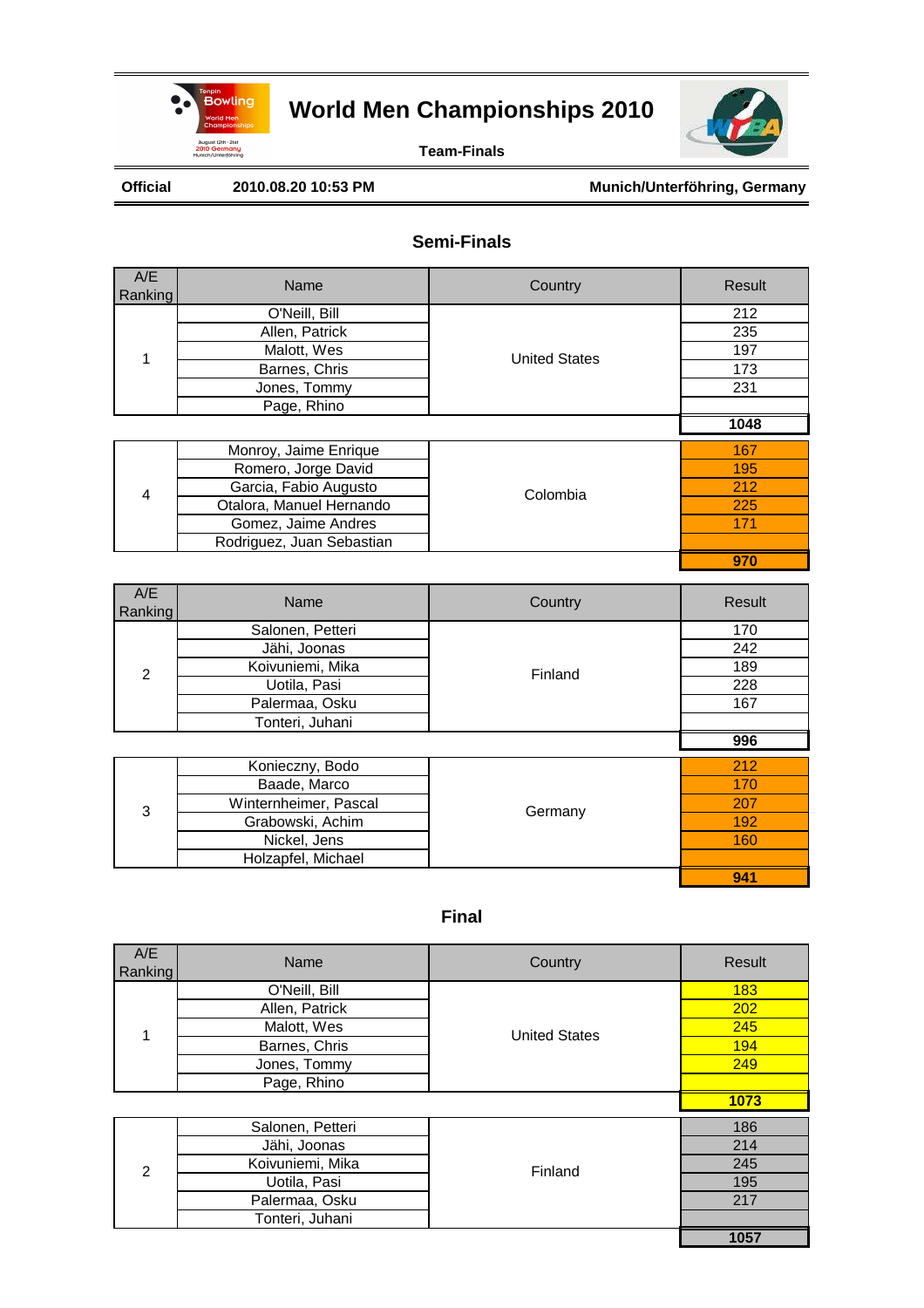# World Men Championships 2010

**Team-Finals**

**Official** **2010.08.20 10:53 PM** **Munich/Unterföhring, Germany**

## Semi-Finals

| A/E Ranking | Name | Country | Result |
|---|---|---|---|
| 1 | O'Neill, Bill | United States | 212 |
| | Allen, Patrick | | 235 |
| | Malott, Wes | | 197 |
| | Barnes, Chris | | 173 |
| | Jones, Tommy | | 231 |
| | Page, Rhino | | |
| | | | **1048** |
| 4 | Monroy, Jaime Enrique | Colombia | 167 |
| | Romero, Jorge David | | 195 |
| | Garcia, Fabio Augusto | | 212 |
| | Otalora, Manuel Hernando | | 225 |
| | Gomez, Jaime Andres | | 171 |
| | Rodriguez, Juan Sebastian | | |
| | | | **970** |

| A/E Ranking | Name | Country | Result |
|---|---|---|---|
| 2 | Salonen, Petteri | Finland | 170 |
| | Jähi, Joonas | | 242 |
| | Koivuniemi, Mika | | 189 |
| | Uotila, Pasi | | 228 |
| | Palermaa, Osku | | 167 |
| | Tonteri, Juhani | | |
| | | | **996** |
| 3 | Konieczny, Bodo | Germany | 212 |
| | Baade, Marco | | 170 |
| | Winternheimer, Pascal | | 207 |
| | Grabowski, Achim | | 192 |
| | Nickel, Jens | | 160 |
| | Holzapfel, Michael | | |
| | | | **941** |

## Final

| A/E Ranking | Name | Country | Result |
|---|---|---|---|
| 1 | O'Neill, Bill | United States | 183 |
| | Allen, Patrick | | 202 |
| | Malott, Wes | | 245 |
| | Barnes, Chris | | 194 |
| | Jones, Tommy | | 249 |
| | Page, Rhino | | |
| | | | **1073** |
| 2 | Salonen, Petteri | Finland | 186 |
| | Jähi, Joonas | | 214 |
| | Koivuniemi, Mika | | 245 |
| | Uotila, Pasi | | 195 |
| | Palermaa, Osku | | 217 |
| | Tonteri, Juhani | | |
| | | | **1057** |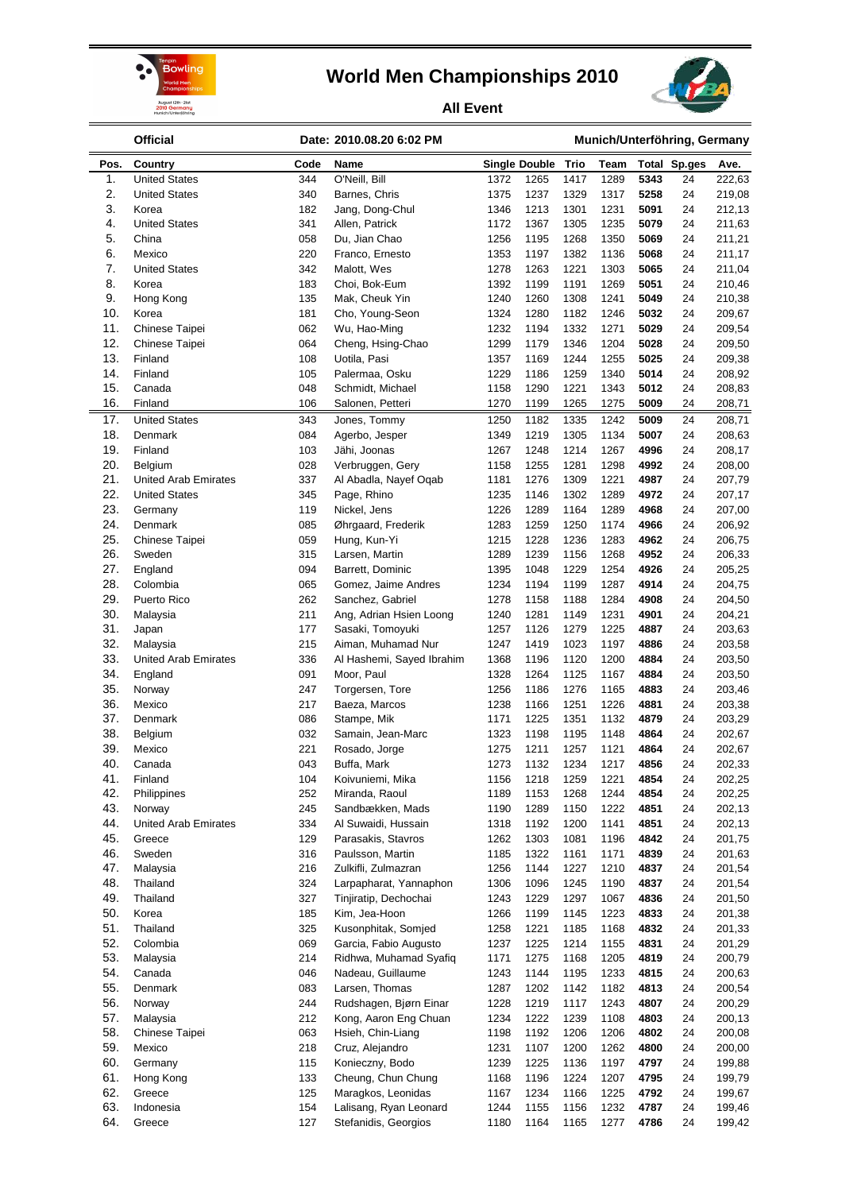# World Men Championships 2010

## All Event

**Official** — Date: 2010.08.20 6:02 PM — Munich/Unterföhring, Germany

| Pos. | Country | Code | Name | Single | Double | Trio | Team | Total | Sp.ges | Ave. |
|---|---|---|---|---|---|---|---|---|---|---|
| 1. | United States | 344 | O'Neill, Bill | 1372 | 1265 | 1417 | 1289 | **5343** | 24 | 222,63 |
| 2. | United States | 340 | Barnes, Chris | 1375 | 1237 | 1329 | 1317 | **5258** | 24 | 219,08 |
| 3. | Korea | 182 | Jang, Dong-Chul | 1346 | 1213 | 1301 | 1231 | **5091** | 24 | 212,13 |
| 4. | United States | 341 | Allen, Patrick | 1172 | 1367 | 1305 | 1235 | **5079** | 24 | 211,63 |
| 5. | China | 058 | Du, Jian Chao | 1256 | 1195 | 1268 | 1350 | **5069** | 24 | 211,21 |
| 6. | Mexico | 220 | Franco, Ernesto | 1353 | 1197 | 1382 | 1136 | **5068** | 24 | 211,17 |
| 7. | United States | 342 | Malott, Wes | 1278 | 1263 | 1221 | 1303 | **5065** | 24 | 211,04 |
| 8. | Korea | 183 | Choi, Bok-Eum | 1392 | 1199 | 1191 | 1269 | **5051** | 24 | 210,46 |
| 9. | Hong Kong | 135 | Mak, Cheuk Yin | 1240 | 1260 | 1308 | 1241 | **5049** | 24 | 210,38 |
| 10. | Korea | 181 | Cho, Young-Seon | 1324 | 1280 | 1182 | 1246 | **5032** | 24 | 209,67 |
| 11. | Chinese Taipei | 062 | Wu, Hao-Ming | 1232 | 1194 | 1332 | 1271 | **5029** | 24 | 209,54 |
| 12. | Chinese Taipei | 064 | Cheng, Hsing-Chao | 1299 | 1179 | 1346 | 1204 | **5028** | 24 | 209,50 |
| 13. | Finland | 108 | Uotila, Pasi | 1357 | 1169 | 1244 | 1255 | **5025** | 24 | 209,38 |
| 14. | Finland | 105 | Palermaa, Osku | 1229 | 1186 | 1259 | 1340 | **5014** | 24 | 208,92 |
| 15. | Canada | 048 | Schmidt, Michael | 1158 | 1290 | 1221 | 1343 | **5012** | 24 | 208,83 |
| 16. | Finland | 106 | Salonen, Petteri | 1270 | 1199 | 1265 | 1275 | **5009** | 24 | 208,71 |
| 17. | United States | 343 | Jones, Tommy | 1250 | 1182 | 1335 | 1242 | **5009** | 24 | 208,71 |
| 18. | Denmark | 084 | Agerbo, Jesper | 1349 | 1219 | 1305 | 1134 | **5007** | 24 | 208,63 |
| 19. | Finland | 103 | Jähi, Joonas | 1267 | 1248 | 1214 | 1267 | **4996** | 24 | 208,17 |
| 20. | Belgium | 028 | Verbruggen, Gery | 1158 | 1255 | 1281 | 1298 | **4992** | 24 | 208,00 |
| 21. | United Arab Emirates | 337 | Al Abadla, Nayef Oqab | 1181 | 1276 | 1309 | 1221 | **4987** | 24 | 207,79 |
| 22. | United States | 345 | Page, Rhino | 1235 | 1146 | 1302 | 1289 | **4972** | 24 | 207,17 |
| 23. | Germany | 119 | Nickel, Jens | 1226 | 1289 | 1164 | 1289 | **4968** | 24 | 207,00 |
| 24. | Denmark | 085 | Øhrgaard, Frederik | 1283 | 1259 | 1250 | 1174 | **4966** | 24 | 206,92 |
| 25. | Chinese Taipei | 059 | Hung, Kun-Yi | 1215 | 1228 | 1236 | 1283 | **4962** | 24 | 206,75 |
| 26. | Sweden | 315 | Larsen, Martin | 1289 | 1239 | 1156 | 1268 | **4952** | 24 | 206,33 |
| 27. | England | 094 | Barrett, Dominic | 1395 | 1048 | 1229 | 1254 | **4926** | 24 | 205,25 |
| 28. | Colombia | 065 | Gomez, Jaime Andres | 1234 | 1194 | 1199 | 1287 | **4914** | 24 | 204,75 |
| 29. | Puerto Rico | 262 | Sanchez, Gabriel | 1278 | 1158 | 1188 | 1284 | **4908** | 24 | 204,50 |
| 30. | Malaysia | 211 | Ang, Adrian Hsien Loong | 1240 | 1281 | 1149 | 1231 | **4901** | 24 | 204,21 |
| 31. | Japan | 177 | Sasaki, Tomoyuki | 1257 | 1126 | 1279 | 1225 | **4887** | 24 | 203,63 |
| 32. | Malaysia | 215 | Aiman, Muhamad Nur | 1247 | 1419 | 1023 | 1197 | **4886** | 24 | 203,58 |
| 33. | United Arab Emirates | 336 | Al Hashemi, Sayed Ibrahim | 1368 | 1196 | 1120 | 1200 | **4884** | 24 | 203,50 |
| 34. | England | 091 | Moor, Paul | 1328 | 1264 | 1125 | 1167 | **4884** | 24 | 203,50 |
| 35. | Norway | 247 | Torgersen, Tore | 1256 | 1186 | 1276 | 1165 | **4883** | 24 | 203,46 |
| 36. | Mexico | 217 | Baeza, Marcos | 1238 | 1166 | 1251 | 1226 | **4881** | 24 | 203,38 |
| 37. | Denmark | 086 | Stampe, Mik | 1171 | 1225 | 1351 | 1132 | **4879** | 24 | 203,29 |
| 38. | Belgium | 032 | Samain, Jean-Marc | 1323 | 1198 | 1195 | 1148 | **4864** | 24 | 202,67 |
| 39. | Mexico | 221 | Rosado, Jorge | 1275 | 1211 | 1257 | 1121 | **4864** | 24 | 202,67 |
| 40. | Canada | 043 | Buffa, Mark | 1273 | 1132 | 1234 | 1217 | **4856** | 24 | 202,33 |
| 41. | Finland | 104 | Koivuniemi, Mika | 1156 | 1218 | 1259 | 1221 | **4854** | 24 | 202,25 |
| 42. | Philippines | 252 | Miranda, Raoul | 1189 | 1153 | 1268 | 1244 | **4854** | 24 | 202,25 |
| 43. | Norway | 245 | Sandbækken, Mads | 1190 | 1289 | 1150 | 1222 | **4851** | 24 | 202,13 |
| 44. | United Arab Emirates | 334 | Al Suwaidi, Hussain | 1318 | 1192 | 1200 | 1141 | **4851** | 24 | 202,13 |
| 45. | Greece | 129 | Parasakis, Stavros | 1262 | 1303 | 1081 | 1196 | **4842** | 24 | 201,75 |
| 46. | Sweden | 316 | Paulsson, Martin | 1185 | 1322 | 1161 | 1171 | **4839** | 24 | 201,63 |
| 47. | Malaysia | 216 | Zulkifli, Zulmazran | 1256 | 1144 | 1227 | 1210 | **4837** | 24 | 201,54 |
| 48. | Thailand | 324 | Larpapharat, Yannaphon | 1306 | 1096 | 1245 | 1190 | **4837** | 24 | 201,54 |
| 49. | Thailand | 327 | Tinjiratip, Dechochai | 1243 | 1229 | 1297 | 1067 | **4836** | 24 | 201,50 |
| 50. | Korea | 185 | Kim, Jea-Hoon | 1266 | 1199 | 1145 | 1223 | **4833** | 24 | 201,38 |
| 51. | Thailand | 325 | Kusonphitak, Somjed | 1258 | 1221 | 1185 | 1168 | **4832** | 24 | 201,33 |
| 52. | Colombia | 069 | Garcia, Fabio Augusto | 1237 | 1225 | 1214 | 1155 | **4831** | 24 | 201,29 |
| 53. | Malaysia | 214 | Ridhwa, Muhamad Syafiq | 1171 | 1275 | 1168 | 1205 | **4819** | 24 | 200,79 |
| 54. | Canada | 046 | Nadeau, Guillaume | 1243 | 1144 | 1195 | 1233 | **4815** | 24 | 200,63 |
| 55. | Denmark | 083 | Larsen, Thomas | 1287 | 1202 | 1142 | 1182 | **4813** | 24 | 200,54 |
| 56. | Norway | 244 | Rudshagen, Bjørn Einar | 1228 | 1219 | 1117 | 1243 | **4807** | 24 | 200,29 |
| 57. | Malaysia | 212 | Kong, Aaron Eng Chuan | 1234 | 1222 | 1239 | 1108 | **4803** | 24 | 200,13 |
| 58. | Chinese Taipei | 063 | Hsieh, Chin-Liang | 1198 | 1192 | 1206 | 1206 | **4802** | 24 | 200,08 |
| 59. | Mexico | 218 | Cruz, Alejandro | 1231 | 1107 | 1200 | 1262 | **4800** | 24 | 200,00 |
| 60. | Germany | 115 | Konieczny, Bodo | 1239 | 1225 | 1136 | 1197 | **4797** | 24 | 199,88 |
| 61. | Hong Kong | 133 | Cheung, Chun Chung | 1168 | 1196 | 1224 | 1207 | **4795** | 24 | 199,79 |
| 62. | Greece | 125 | Maragkos, Leonidas | 1167 | 1234 | 1166 | 1225 | **4792** | 24 | 199,67 |
| 63. | Indonesia | 154 | Lalisang, Ryan Leonard | 1244 | 1155 | 1156 | 1232 | **4787** | 24 | 199,46 |
| 64. | Greece | 127 | Stefanidis, Georgios | 1180 | 1164 | 1165 | 1277 | **4786** | 24 | 199,42 |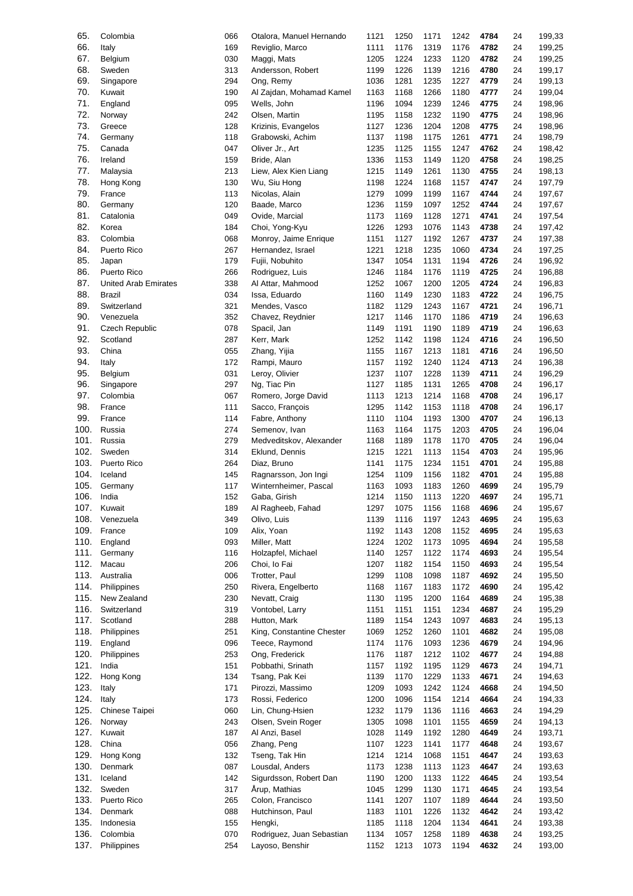| | | | | | | | | | | |
|---|---|---|---|---|---|---|---|---|---|---|
| 65. | Colombia | 066 | Otalora, Manuel Hernando | 1121 | 1250 | 1171 | 1242 | **4784** | 24 | 199,33 |
| 66. | Italy | 169 | Reviglio, Marco | 1111 | 1176 | 1319 | 1176 | **4782** | 24 | 199,25 |
| 67. | Belgium | 030 | Maggi, Mats | 1205 | 1224 | 1233 | 1120 | **4782** | 24 | 199,25 |
| 68. | Sweden | 313 | Andersson, Robert | 1199 | 1226 | 1139 | 1216 | **4780** | 24 | 199,17 |
| 69. | Singapore | 294 | Ong, Remy | 1036 | 1281 | 1235 | 1227 | **4779** | 24 | 199,13 |
| 70. | Kuwait | 190 | Al Zajdan, Mohamad Kamel | 1163 | 1168 | 1266 | 1180 | **4777** | 24 | 199,04 |
| 71. | England | 095 | Wells, John | 1196 | 1094 | 1239 | 1246 | **4775** | 24 | 198,96 |
| 72. | Norway | 242 | Olsen, Martin | 1195 | 1158 | 1232 | 1190 | **4775** | 24 | 198,96 |
| 73. | Greece | 128 | Krizinis, Evangelos | 1127 | 1236 | 1204 | 1208 | **4775** | 24 | 198,96 |
| 74. | Germany | 118 | Grabowski, Achim | 1137 | 1198 | 1175 | 1261 | **4771** | 24 | 198,79 |
| 75. | Canada | 047 | Oliver Jr., Art | 1235 | 1125 | 1155 | 1247 | **4762** | 24 | 198,42 |
| 76. | Ireland | 159 | Bride, Alan | 1336 | 1153 | 1149 | 1120 | **4758** | 24 | 198,25 |
| 77. | Malaysia | 213 | Liew, Alex Kien Liang | 1215 | 1149 | 1261 | 1130 | **4755** | 24 | 198,13 |
| 78. | Hong Kong | 130 | Wu, Siu Hong | 1198 | 1224 | 1168 | 1157 | **4747** | 24 | 197,79 |
| 79. | France | 113 | Nicolas, Alain | 1279 | 1099 | 1199 | 1167 | **4744** | 24 | 197,67 |
| 80. | Germany | 120 | Baade, Marco | 1236 | 1159 | 1097 | 1252 | **4744** | 24 | 197,67 |
| 81. | Catalonia | 049 | Ovide, Marcial | 1173 | 1169 | 1128 | 1271 | **4741** | 24 | 197,54 |
| 82. | Korea | 184 | Choi, Yong-Kyu | 1226 | 1293 | 1076 | 1143 | **4738** | 24 | 197,42 |
| 83. | Colombia | 068 | Monroy, Jaime Enrique | 1151 | 1127 | 1192 | 1267 | **4737** | 24 | 197,38 |
| 84. | Puerto Rico | 267 | Hernandez, Israel | 1221 | 1218 | 1235 | 1060 | **4734** | 24 | 197,25 |
| 85. | Japan | 179 | Fujii, Nobuhito | 1347 | 1054 | 1131 | 1194 | **4726** | 24 | 196,92 |
| 86. | Puerto Rico | 266 | Rodriguez, Luis | 1246 | 1184 | 1176 | 1119 | **4725** | 24 | 196,88 |
| 87. | United Arab Emirates | 338 | Al Attar, Mahmood | 1252 | 1067 | 1200 | 1205 | **4724** | 24 | 196,83 |
| 88. | Brazil | 034 | Issa, Eduardo | 1160 | 1149 | 1230 | 1183 | **4722** | 24 | 196,75 |
| 89. | Switzerland | 321 | Mendes, Vasco | 1182 | 1129 | 1243 | 1167 | **4721** | 24 | 196,71 |
| 90. | Venezuela | 352 | Chavez, Reydnier | 1217 | 1146 | 1170 | 1186 | **4719** | 24 | 196,63 |
| 91. | Czech Republic | 078 | Spacil, Jan | 1149 | 1191 | 1190 | 1189 | **4719** | 24 | 196,63 |
| 92. | Scotland | 287 | Kerr, Mark | 1252 | 1142 | 1198 | 1124 | **4716** | 24 | 196,50 |
| 93. | China | 055 | Zhang, Yijia | 1155 | 1167 | 1213 | 1181 | **4716** | 24 | 196,50 |
| 94. | Italy | 172 | Rampi, Mauro | 1157 | 1192 | 1240 | 1124 | **4713** | 24 | 196,38 |
| 95. | Belgium | 031 | Leroy, Olivier | 1237 | 1107 | 1228 | 1139 | **4711** | 24 | 196,29 |
| 96. | Singapore | 297 | Ng, Tiac Pin | 1127 | 1185 | 1131 | 1265 | **4708** | 24 | 196,17 |
| 97. | Colombia | 067 | Romero, Jorge David | 1113 | 1213 | 1214 | 1168 | **4708** | 24 | 196,17 |
| 98. | France | 111 | Sacco, François | 1295 | 1142 | 1153 | 1118 | **4708** | 24 | 196,17 |
| 99. | France | 114 | Fabre, Anthony | 1110 | 1104 | 1193 | 1300 | **4707** | 24 | 196,13 |
| 100. | Russia | 274 | Semenov, Ivan | 1163 | 1164 | 1175 | 1203 | **4705** | 24 | 196,04 |
| 101. | Russia | 279 | Medveditskov, Alexander | 1168 | 1189 | 1178 | 1170 | **4705** | 24 | 196,04 |
| 102. | Sweden | 314 | Eklund, Dennis | 1215 | 1221 | 1113 | 1154 | **4703** | 24 | 195,96 |
| 103. | Puerto Rico | 264 | Diaz, Bruno | 1141 | 1175 | 1234 | 1151 | **4701** | 24 | 195,88 |
| 104. | Iceland | 145 | Ragnarsson, Jon Ingi | 1254 | 1109 | 1156 | 1182 | **4701** | 24 | 195,88 |
| 105. | Germany | 117 | Winternheimer, Pascal | 1163 | 1093 | 1183 | 1260 | **4699** | 24 | 195,79 |
| 106. | India | 152 | Gaba, Girish | 1214 | 1150 | 1113 | 1220 | **4697** | 24 | 195,71 |
| 107. | Kuwait | 189 | Al Ragheeb, Fahad | 1297 | 1075 | 1156 | 1168 | **4696** | 24 | 195,67 |
| 108. | Venezuela | 349 | Olivo, Luis | 1139 | 1116 | 1197 | 1243 | **4695** | 24 | 195,63 |
| 109. | France | 109 | Alix, Yoan | 1192 | 1143 | 1208 | 1152 | **4695** | 24 | 195,63 |
| 110. | England | 093 | Miller, Matt | 1224 | 1202 | 1173 | 1095 | **4694** | 24 | 195,58 |
| 111. | Germany | 116 | Holzapfel, Michael | 1140 | 1257 | 1122 | 1174 | **4693** | 24 | 195,54 |
| 112. | Macau | 206 | Choi, Io Fai | 1207 | 1182 | 1154 | 1150 | **4693** | 24 | 195,54 |
| 113. | Australia | 006 | Trotter, Paul | 1299 | 1108 | 1098 | 1187 | **4692** | 24 | 195,50 |
| 114. | Philippines | 250 | Rivera, Engelberto | 1168 | 1167 | 1183 | 1172 | **4690** | 24 | 195,42 |
| 115. | New Zealand | 230 | Nevatt, Craig | 1130 | 1195 | 1200 | 1164 | **4689** | 24 | 195,38 |
| 116. | Switzerland | 319 | Vontobel, Larry | 1151 | 1151 | 1151 | 1234 | **4687** | 24 | 195,29 |
| 117. | Scotland | 288 | Hutton, Mark | 1189 | 1154 | 1243 | 1097 | **4683** | 24 | 195,13 |
| 118. | Philippines | 251 | King, Constantine Chester | 1069 | 1252 | 1260 | 1101 | **4682** | 24 | 195,08 |
| 119. | England | 096 | Teece, Raymond | 1174 | 1176 | 1093 | 1236 | **4679** | 24 | 194,96 |
| 120. | Philippines | 253 | Ong, Frederick | 1176 | 1187 | 1212 | 1102 | **4677** | 24 | 194,88 |
| 121. | India | 151 | Pobbathi, Srinath | 1157 | 1192 | 1195 | 1129 | **4673** | 24 | 194,71 |
| 122. | Hong Kong | 134 | Tsang, Pak Kei | 1139 | 1170 | 1229 | 1133 | **4671** | 24 | 194,63 |
| 123. | Italy | 171 | Pirozzi, Massimo | 1209 | 1093 | 1242 | 1124 | **4668** | 24 | 194,50 |
| 124. | Italy | 173 | Rossi, Federico | 1200 | 1096 | 1154 | 1214 | **4664** | 24 | 194,33 |
| 125. | Chinese Taipei | 060 | Lin, Chung-Hsien | 1232 | 1179 | 1136 | 1116 | **4663** | 24 | 194,29 |
| 126. | Norway | 243 | Olsen, Svein Roger | 1305 | 1098 | 1101 | 1155 | **4659** | 24 | 194,13 |
| 127. | Kuwait | 187 | Al Anzi, Basel | 1028 | 1149 | 1192 | 1280 | **4649** | 24 | 193,71 |
| 128. | China | 056 | Zhang, Peng | 1107 | 1223 | 1141 | 1177 | **4648** | 24 | 193,67 |
| 129. | Hong Kong | 132 | Tseng, Tak Hin | 1214 | 1214 | 1068 | 1151 | **4647** | 24 | 193,63 |
| 130. | Denmark | 087 | Lousdal, Anders | 1173 | 1238 | 1113 | 1123 | **4647** | 24 | 193,63 |
| 131. | Iceland | 142 | Sigurdsson, Robert Dan | 1190 | 1200 | 1133 | 1122 | **4645** | 24 | 193,54 |
| 132. | Sweden | 317 | Årup, Mathias | 1045 | 1299 | 1130 | 1171 | **4645** | 24 | 193,54 |
| 133. | Puerto Rico | 265 | Colon, Francisco | 1141 | 1207 | 1107 | 1189 | **4644** | 24 | 193,50 |
| 134. | Denmark | 088 | Hutchinson, Paul | 1183 | 1101 | 1226 | 1132 | **4642** | 24 | 193,42 |
| 135. | Indonesia | 155 | Hengki, | 1185 | 1118 | 1204 | 1134 | **4641** | 24 | 193,38 |
| 136. | Colombia | 070 | Rodriguez, Juan Sebastian | 1134 | 1057 | 1258 | 1189 | **4638** | 24 | 193,25 |
| 137. | Philippines | 254 | Layoso, Benshir | 1152 | 1213 | 1073 | 1194 | **4632** | 24 | 193,00 |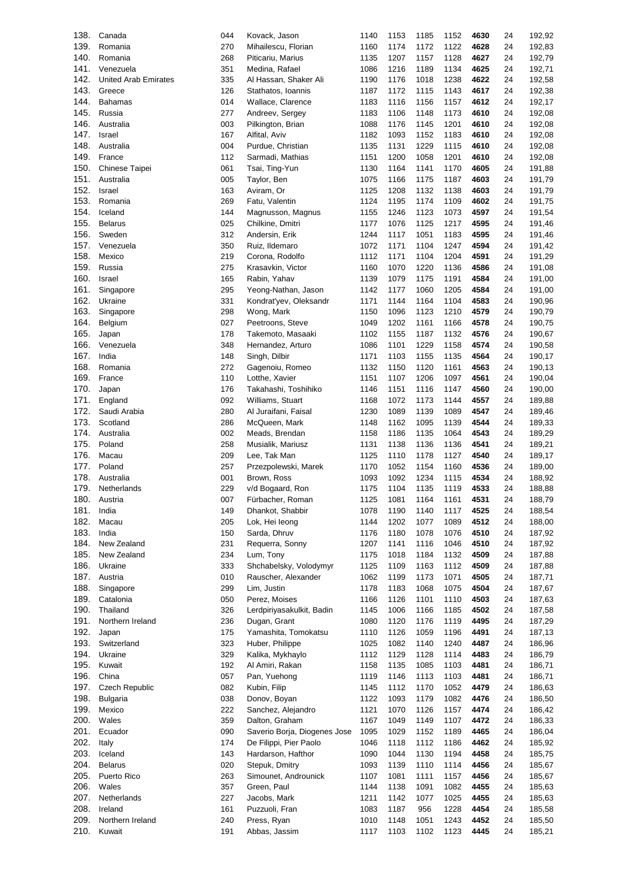| | | | | | | | | | | |
|---|---|---|---|---|---|---|---|---|---|---|
| 138. | Canada | 044 | Kovack, Jason | 1140 | 1153 | 1185 | 1152 | **4630** | 24 | 192,92 |
| 139. | Romania | 270 | Mihailescu, Florian | 1160 | 1174 | 1172 | 1122 | **4628** | 24 | 192,83 |
| 140. | Romania | 268 | Piticariu, Marius | 1135 | 1207 | 1157 | 1128 | **4627** | 24 | 192,79 |
| 141. | Venezuela | 351 | Medina, Rafael | 1086 | 1216 | 1189 | 1134 | **4625** | 24 | 192,71 |
| 142. | United Arab Emirates | 335 | Al Hassan, Shaker Ali | 1190 | 1176 | 1018 | 1238 | **4622** | 24 | 192,58 |
| 143. | Greece | 126 | Stathatos, Ioannis | 1187 | 1172 | 1115 | 1143 | **4617** | 24 | 192,38 |
| 144. | Bahamas | 014 | Wallace, Clarence | 1183 | 1116 | 1156 | 1157 | **4612** | 24 | 192,17 |
| 145. | Russia | 277 | Andreev, Sergey | 1183 | 1106 | 1148 | 1173 | **4610** | 24 | 192,08 |
| 146. | Australia | 003 | Pilkington, Brian | 1088 | 1176 | 1145 | 1201 | **4610** | 24 | 192,08 |
| 147. | Israel | 167 | Alfital, Aviv | 1182 | 1093 | 1152 | 1183 | **4610** | 24 | 192,08 |
| 148. | Australia | 004 | Purdue, Christian | 1135 | 1131 | 1229 | 1115 | **4610** | 24 | 192,08 |
| 149. | France | 112 | Sarmadi, Mathias | 1151 | 1200 | 1058 | 1201 | **4610** | 24 | 192,08 |
| 150. | Chinese Taipei | 061 | Tsai, Ting-Yun | 1130 | 1164 | 1141 | 1170 | **4605** | 24 | 191,88 |
| 151. | Australia | 005 | Taylor, Ben | 1075 | 1166 | 1175 | 1187 | **4603** | 24 | 191,79 |
| 152. | Israel | 163 | Aviram, Or | 1125 | 1208 | 1132 | 1138 | **4603** | 24 | 191,79 |
| 153. | Romania | 269 | Fatu, Valentin | 1124 | 1195 | 1174 | 1109 | **4602** | 24 | 191,75 |
| 154. | Iceland | 144 | Magnusson, Magnus | 1155 | 1246 | 1123 | 1073 | **4597** | 24 | 191,54 |
| 155. | Belarus | 025 | Chilkine, Dmitri | 1177 | 1076 | 1125 | 1217 | **4595** | 24 | 191,46 |
| 156. | Sweden | 312 | Andersin, Erik | 1244 | 1117 | 1051 | 1183 | **4595** | 24 | 191,46 |
| 157. | Venezuela | 350 | Ruiz, Ildemaro | 1072 | 1171 | 1104 | 1247 | **4594** | 24 | 191,42 |
| 158. | Mexico | 219 | Corona, Rodolfo | 1112 | 1171 | 1104 | 1204 | **4591** | 24 | 191,29 |
| 159. | Russia | 275 | Krasavkin, Victor | 1160 | 1070 | 1220 | 1136 | **4586** | 24 | 191,08 |
| 160. | Israel | 165 | Rabin, Yahav | 1139 | 1079 | 1175 | 1191 | **4584** | 24 | 191,00 |
| 161. | Singapore | 295 | Yeong-Nathan, Jason | 1142 | 1177 | 1060 | 1205 | **4584** | 24 | 191,00 |
| 162. | Ukraine | 331 | Kondrat'yev, Oleksandr | 1171 | 1144 | 1164 | 1104 | **4583** | 24 | 190,96 |
| 163. | Singapore | 298 | Wong, Mark | 1150 | 1096 | 1123 | 1210 | **4579** | 24 | 190,79 |
| 164. | Belgium | 027 | Peetroons, Steve | 1049 | 1202 | 1161 | 1166 | **4578** | 24 | 190,75 |
| 165. | Japan | 178 | Takemoto, Masaaki | 1102 | 1155 | 1187 | 1132 | **4576** | 24 | 190,67 |
| 166. | Venezuela | 348 | Hernandez, Arturo | 1086 | 1101 | 1229 | 1158 | **4574** | 24 | 190,58 |
| 167. | India | 148 | Singh, Dilbir | 1171 | 1103 | 1155 | 1135 | **4564** | 24 | 190,17 |
| 168. | Romania | 272 | Gagenoiu, Romeo | 1132 | 1150 | 1120 | 1161 | **4563** | 24 | 190,13 |
| 169. | France | 110 | Lotthe, Xavier | 1151 | 1107 | 1206 | 1097 | **4561** | 24 | 190,04 |
| 170. | Japan | 176 | Takahashi, Toshihiko | 1146 | 1151 | 1116 | 1147 | **4560** | 24 | 190,00 |
| 171. | England | 092 | Williams, Stuart | 1168 | 1072 | 1173 | 1144 | **4557** | 24 | 189,88 |
| 172. | Saudi Arabia | 280 | Al Juraifani, Faisal | 1230 | 1089 | 1139 | 1089 | **4547** | 24 | 189,46 |
| 173. | Scotland | 286 | McQueen, Mark | 1148 | 1162 | 1095 | 1139 | **4544** | 24 | 189,33 |
| 174. | Australia | 002 | Meads, Brendan | 1158 | 1186 | 1135 | 1064 | **4543** | 24 | 189,29 |
| 175. | Poland | 258 | Musialik, Mariusz | 1131 | 1138 | 1136 | 1136 | **4541** | 24 | 189,21 |
| 176. | Macau | 209 | Lee, Tak Man | 1125 | 1110 | 1178 | 1127 | **4540** | 24 | 189,17 |
| 177. | Poland | 257 | Przezpolewski, Marek | 1170 | 1052 | 1154 | 1160 | **4536** | 24 | 189,00 |
| 178. | Australia | 001 | Brown, Ross | 1093 | 1092 | 1234 | 1115 | **4534** | 24 | 188,92 |
| 179. | Netherlands | 229 | v/d Bogaard, Ron | 1175 | 1104 | 1135 | 1119 | **4533** | 24 | 188,88 |
| 180. | Austria | 007 | Fürbacher, Roman | 1125 | 1081 | 1164 | 1161 | **4531** | 24 | 188,79 |
| 181. | India | 149 | Dhankot, Shabbir | 1078 | 1190 | 1140 | 1117 | **4525** | 24 | 188,54 |
| 182. | Macau | 205 | Lok, Hei Ieong | 1144 | 1202 | 1077 | 1089 | **4512** | 24 | 188,00 |
| 183. | India | 150 | Sarda, Dhruv | 1176 | 1180 | 1078 | 1076 | **4510** | 24 | 187,92 |
| 184. | New Zealand | 231 | Requerra, Sonny | 1207 | 1141 | 1116 | 1046 | **4510** | 24 | 187,92 |
| 185. | New Zealand | 234 | Lum, Tony | 1175 | 1018 | 1184 | 1132 | **4509** | 24 | 187,88 |
| 186. | Ukraine | 333 | Shchabelsky, Volodymyr | 1125 | 1109 | 1163 | 1112 | **4509** | 24 | 187,88 |
| 187. | Austria | 010 | Rauscher, Alexander | 1062 | 1199 | 1173 | 1071 | **4505** | 24 | 187,71 |
| 188. | Singapore | 299 | Lim, Justin | 1178 | 1183 | 1068 | 1075 | **4504** | 24 | 187,67 |
| 189. | Catalonia | 050 | Perez, Moises | 1166 | 1126 | 1101 | 1110 | **4503** | 24 | 187,63 |
| 190. | Thailand | 326 | Lerdpiriyasakulkit, Badin | 1145 | 1006 | 1166 | 1185 | **4502** | 24 | 187,58 |
| 191. | Northern Ireland | 236 | Dugan, Grant | 1080 | 1120 | 1176 | 1119 | **4495** | 24 | 187,29 |
| 192. | Japan | 175 | Yamashita, Tomokatsu | 1110 | 1126 | 1059 | 1196 | **4491** | 24 | 187,13 |
| 193. | Switzerland | 323 | Huber, Philippe | 1025 | 1082 | 1140 | 1240 | **4487** | 24 | 186,96 |
| 194. | Ukraine | 329 | Kalika, Mykhaylo | 1112 | 1129 | 1128 | 1114 | **4483** | 24 | 186,79 |
| 195. | Kuwait | 192 | Al Amiri, Rakan | 1158 | 1135 | 1085 | 1103 | **4481** | 24 | 186,71 |
| 196. | China | 057 | Pan, Yuehong | 1119 | 1146 | 1113 | 1103 | **4481** | 24 | 186,71 |
| 197. | Czech Republic | 082 | Kubin, Filip | 1145 | 1112 | 1170 | 1052 | **4479** | 24 | 186,63 |
| 198. | Bulgaria | 038 | Donov, Boyan | 1122 | 1093 | 1179 | 1082 | **4476** | 24 | 186,50 |
| 199. | Mexico | 222 | Sanchez, Alejandro | 1121 | 1070 | 1126 | 1157 | **4474** | 24 | 186,42 |
| 200. | Wales | 359 | Dalton, Graham | 1167 | 1049 | 1149 | 1107 | **4472** | 24 | 186,33 |
| 201. | Ecuador | 090 | Saverio Borja, Diogenes Jose | 1095 | 1029 | 1152 | 1189 | **4465** | 24 | 186,04 |
| 202. | Italy | 174 | De Filippi, Pier Paolo | 1046 | 1118 | 1112 | 1186 | **4462** | 24 | 185,92 |
| 203. | Iceland | 143 | Hardarson, Hafthor | 1090 | 1044 | 1130 | 1194 | **4458** | 24 | 185,75 |
| 204. | Belarus | 020 | Stepuk, Dmitry | 1093 | 1139 | 1110 | 1114 | **4456** | 24 | 185,67 |
| 205. | Puerto Rico | 263 | Simounet, Androunick | 1107 | 1081 | 1111 | 1157 | **4456** | 24 | 185,67 |
| 206. | Wales | 357 | Green, Paul | 1144 | 1138 | 1091 | 1082 | **4455** | 24 | 185,63 |
| 207. | Netherlands | 227 | Jacobs, Mark | 1211 | 1142 | 1077 | 1025 | **4455** | 24 | 185,63 |
| 208. | Ireland | 161 | Puzzuoli, Fran | 1083 | 1187 | 956 | 1228 | **4454** | 24 | 185,58 |
| 209. | Northern Ireland | 240 | Press, Ryan | 1010 | 1148 | 1051 | 1243 | **4452** | 24 | 185,50 |
| 210. | Kuwait | 191 | Abbas, Jassim | 1117 | 1103 | 1102 | 1123 | **4445** | 24 | 185,21 |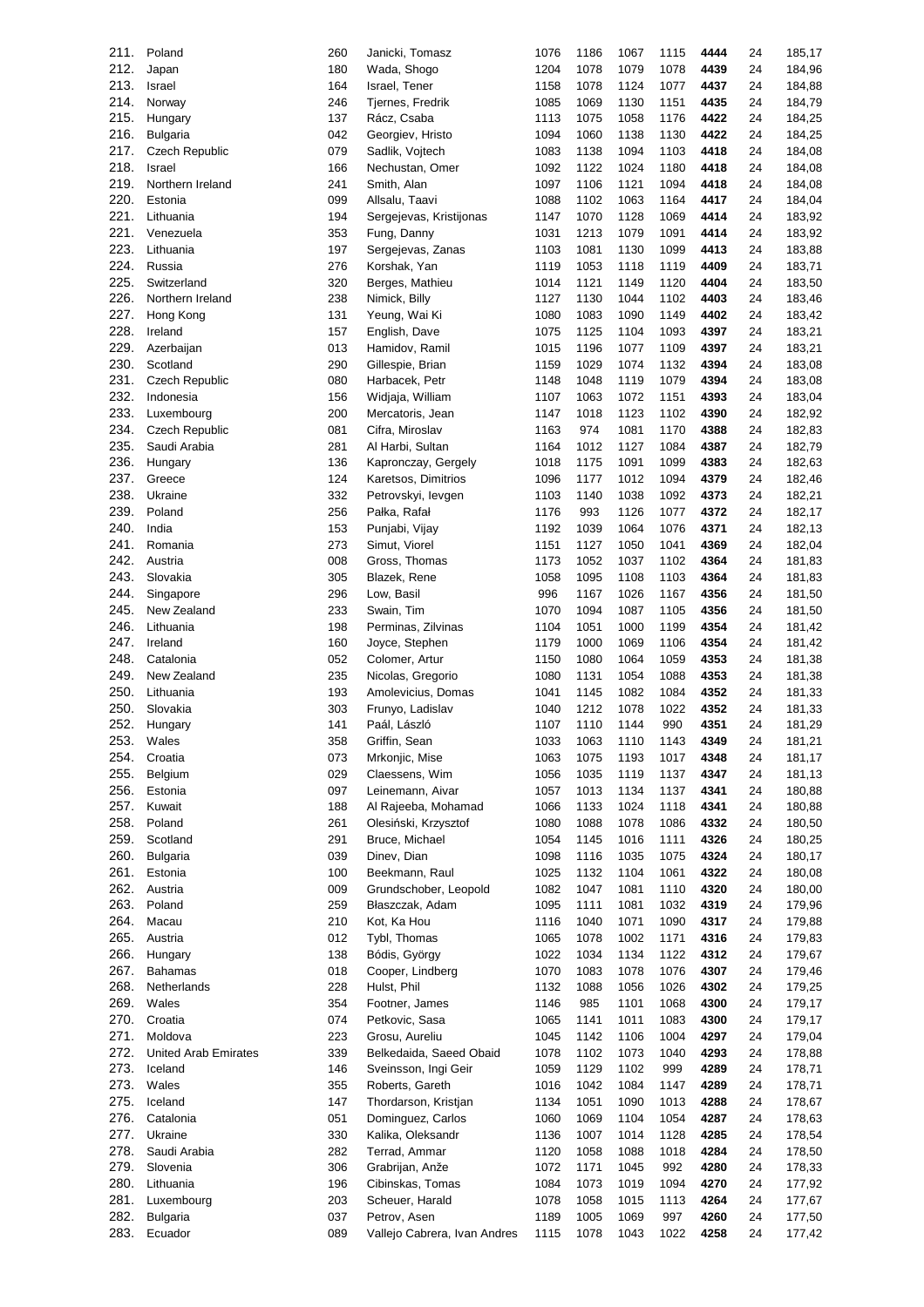| | | | | | | | | | | |
|---|---|---|---|---|---|---|---|---|---|---|
| 211. | Poland | 260 | Janicki, Tomasz | 1076 | 1186 | 1067 | 1115 | **4444** | 24 | 185,17 |
| 212. | Japan | 180 | Wada, Shogo | 1204 | 1078 | 1079 | 1078 | **4439** | 24 | 184,96 |
| 213. | Israel | 164 | Israel, Tener | 1158 | 1078 | 1124 | 1077 | **4437** | 24 | 184,88 |
| 214. | Norway | 246 | Tjernes, Fredrik | 1085 | 1069 | 1130 | 1151 | **4435** | 24 | 184,79 |
| 215. | Hungary | 137 | Rácz, Csaba | 1113 | 1075 | 1058 | 1176 | **4422** | 24 | 184,25 |
| 216. | Bulgaria | 042 | Georgiev, Hristo | 1094 | 1060 | 1138 | 1130 | **4422** | 24 | 184,25 |
| 217. | Czech Republic | 079 | Sadlik, Vojtech | 1083 | 1138 | 1094 | 1103 | **4418** | 24 | 184,08 |
| 218. | Israel | 166 | Nechustan, Omer | 1092 | 1122 | 1024 | 1180 | **4418** | 24 | 184,08 |
| 219. | Northern Ireland | 241 | Smith, Alan | 1097 | 1106 | 1121 | 1094 | **4418** | 24 | 184,08 |
| 220. | Estonia | 099 | Allsalu, Taavi | 1088 | 1102 | 1063 | 1164 | **4417** | 24 | 184,04 |
| 221. | Lithuania | 194 | Sergejevas, Kristijonas | 1147 | 1070 | 1128 | 1069 | **4414** | 24 | 183,92 |
| 221. | Venezuela | 353 | Fung, Danny | 1031 | 1213 | 1079 | 1091 | **4414** | 24 | 183,92 |
| 223. | Lithuania | 197 | Sergejevas, Zanas | 1103 | 1081 | 1130 | 1099 | **4413** | 24 | 183,88 |
| 224. | Russia | 276 | Korshak, Yan | 1119 | 1053 | 1118 | 1119 | **4409** | 24 | 183,71 |
| 225. | Switzerland | 320 | Berges, Mathieu | 1014 | 1121 | 1149 | 1120 | **4404** | 24 | 183,50 |
| 226. | Northern Ireland | 238 | Nimick, Billy | 1127 | 1130 | 1044 | 1102 | **4403** | 24 | 183,46 |
| 227. | Hong Kong | 131 | Yeung, Wai Ki | 1080 | 1083 | 1090 | 1149 | **4402** | 24 | 183,42 |
| 228. | Ireland | 157 | English, Dave | 1075 | 1125 | 1104 | 1093 | **4397** | 24 | 183,21 |
| 229. | Azerbaijan | 013 | Hamidov, Ramil | 1015 | 1196 | 1077 | 1109 | **4397** | 24 | 183,21 |
| 230. | Scotland | 290 | Gillespie, Brian | 1159 | 1029 | 1074 | 1132 | **4394** | 24 | 183,08 |
| 231. | Czech Republic | 080 | Harbacek, Petr | 1148 | 1048 | 1119 | 1079 | **4394** | 24 | 183,08 |
| 232. | Indonesia | 156 | Widjaja, William | 1107 | 1063 | 1072 | 1151 | **4393** | 24 | 183,04 |
| 233. | Luxembourg | 200 | Mercatoris, Jean | 1147 | 1018 | 1123 | 1102 | **4390** | 24 | 182,92 |
| 234. | Czech Republic | 081 | Cifra, Miroslav | 1163 | 974 | 1081 | 1170 | **4388** | 24 | 182,83 |
| 235. | Saudi Arabia | 281 | Al Harbi, Sultan | 1164 | 1012 | 1127 | 1084 | **4387** | 24 | 182,79 |
| 236. | Hungary | 136 | Kapronczay, Gergely | 1018 | 1175 | 1091 | 1099 | **4383** | 24 | 182,63 |
| 237. | Greece | 124 | Karetsos, Dimitrios | 1096 | 1177 | 1012 | 1094 | **4379** | 24 | 182,46 |
| 238. | Ukraine | 332 | Petrovskyi, Ievgen | 1103 | 1140 | 1038 | 1092 | **4373** | 24 | 182,21 |
| 239. | Poland | 256 | Pałka, Rafał | 1176 | 993 | 1126 | 1077 | **4372** | 24 | 182,17 |
| 240. | India | 153 | Punjabi, Vijay | 1192 | 1039 | 1064 | 1076 | **4371** | 24 | 182,13 |
| 241. | Romania | 273 | Simut, Viorel | 1151 | 1127 | 1050 | 1041 | **4369** | 24 | 182,04 |
| 242. | Austria | 008 | Gross, Thomas | 1173 | 1052 | 1037 | 1102 | **4364** | 24 | 181,83 |
| 243. | Slovakia | 305 | Blazek, Rene | 1058 | 1095 | 1108 | 1103 | **4364** | 24 | 181,83 |
| 244. | Singapore | 296 | Low, Basil | 996 | 1167 | 1026 | 1167 | **4356** | 24 | 181,50 |
| 245. | New Zealand | 233 | Swain, Tim | 1070 | 1094 | 1087 | 1105 | **4356** | 24 | 181,50 |
| 246. | Lithuania | 198 | Perminas, Zilvinas | 1104 | 1051 | 1000 | 1199 | **4354** | 24 | 181,42 |
| 247. | Ireland | 160 | Joyce, Stephen | 1179 | 1000 | 1069 | 1106 | **4354** | 24 | 181,42 |
| 248. | Catalonia | 052 | Colomer, Artur | 1150 | 1080 | 1064 | 1059 | **4353** | 24 | 181,38 |
| 249. | New Zealand | 235 | Nicolas, Gregorio | 1080 | 1131 | 1054 | 1088 | **4353** | 24 | 181,38 |
| 250. | Lithuania | 193 | Amolevicius, Domas | 1041 | 1145 | 1082 | 1084 | **4352** | 24 | 181,33 |
| 250. | Slovakia | 303 | Frunyo, Ladislav | 1040 | 1212 | 1078 | 1022 | **4352** | 24 | 181,33 |
| 252. | Hungary | 141 | Paál, László | 1107 | 1110 | 1144 | 990 | **4351** | 24 | 181,29 |
| 253. | Wales | 358 | Griffin, Sean | 1033 | 1063 | 1110 | 1143 | **4349** | 24 | 181,21 |
| 254. | Croatia | 073 | Mrkonjic, Mise | 1063 | 1075 | 1193 | 1017 | **4348** | 24 | 181,17 |
| 255. | Belgium | 029 | Claessens, Wim | 1056 | 1035 | 1119 | 1137 | **4347** | 24 | 181,13 |
| 256. | Estonia | 097 | Leinemann, Aivar | 1057 | 1013 | 1134 | 1137 | **4341** | 24 | 180,88 |
| 257. | Kuwait | 188 | Al Rajeeba, Mohamad | 1066 | 1133 | 1024 | 1118 | **4341** | 24 | 180,88 |
| 258. | Poland | 261 | Olesiński, Krzysztof | 1080 | 1088 | 1078 | 1086 | **4332** | 24 | 180,50 |
| 259. | Scotland | 291 | Bruce, Michael | 1054 | 1145 | 1016 | 1111 | **4326** | 24 | 180,25 |
| 260. | Bulgaria | 039 | Dinev, Dian | 1098 | 1116 | 1035 | 1075 | **4324** | 24 | 180,17 |
| 261. | Estonia | 100 | Beekmann, Raul | 1025 | 1132 | 1104 | 1061 | **4322** | 24 | 180,08 |
| 262. | Austria | 009 | Grundschober, Leopold | 1082 | 1047 | 1081 | 1110 | **4320** | 24 | 180,00 |
| 263. | Poland | 259 | Błaszczak, Adam | 1095 | 1111 | 1081 | 1032 | **4319** | 24 | 179,96 |
| 264. | Macau | 210 | Kot, Ka Hou | 1116 | 1040 | 1071 | 1090 | **4317** | 24 | 179,88 |
| 265. | Austria | 012 | Tybl, Thomas | 1065 | 1078 | 1002 | 1171 | **4316** | 24 | 179,83 |
| 266. | Hungary | 138 | Bódis, György | 1022 | 1034 | 1134 | 1122 | **4312** | 24 | 179,67 |
| 267. | Bahamas | 018 | Cooper, Lindberg | 1070 | 1083 | 1078 | 1076 | **4307** | 24 | 179,46 |
| 268. | Netherlands | 228 | Hulst, Phil | 1132 | 1088 | 1056 | 1026 | **4302** | 24 | 179,25 |
| 269. | Wales | 354 | Footner, James | 1146 | 985 | 1101 | 1068 | **4300** | 24 | 179,17 |
| 270. | Croatia | 074 | Petkovic, Sasa | 1065 | 1141 | 1011 | 1083 | **4300** | 24 | 179,17 |
| 271. | Moldova | 223 | Grosu, Aureliu | 1045 | 1142 | 1106 | 1004 | **4297** | 24 | 179,04 |
| 272. | United Arab Emirates | 339 | Belkedaida, Saeed Obaid | 1078 | 1102 | 1073 | 1040 | **4293** | 24 | 178,88 |
| 273. | Iceland | 146 | Sveinsson, Ingi Geir | 1059 | 1129 | 1102 | 999 | **4289** | 24 | 178,71 |
| 273. | Wales | 355 | Roberts, Gareth | 1016 | 1042 | 1084 | 1147 | **4289** | 24 | 178,71 |
| 275. | Iceland | 147 | Thordarson, Kristjan | 1134 | 1051 | 1090 | 1013 | **4288** | 24 | 178,67 |
| 276. | Catalonia | 051 | Dominguez, Carlos | 1060 | 1069 | 1104 | 1054 | **4287** | 24 | 178,63 |
| 277. | Ukraine | 330 | Kalika, Oleksandr | 1136 | 1007 | 1014 | 1128 | **4285** | 24 | 178,54 |
| 278. | Saudi Arabia | 282 | Terrad, Ammar | 1120 | 1058 | 1088 | 1018 | **4284** | 24 | 178,50 |
| 279. | Slovenia | 306 | Grabrijan, Anže | 1072 | 1171 | 1045 | 992 | **4280** | 24 | 178,33 |
| 280. | Lithuania | 196 | Cibinskas, Tomas | 1084 | 1073 | 1019 | 1094 | **4270** | 24 | 177,92 |
| 281. | Luxembourg | 203 | Scheuer, Harald | 1078 | 1058 | 1015 | 1113 | **4264** | 24 | 177,67 |
| 282. | Bulgaria | 037 | Petrov, Asen | 1189 | 1005 | 1069 | 997 | **4260** | 24 | 177,50 |
| 283. | Ecuador | 089 | Vallejo Cabrera, Ivan Andres | 1115 | 1078 | 1043 | 1022 | **4258** | 24 | 177,42 |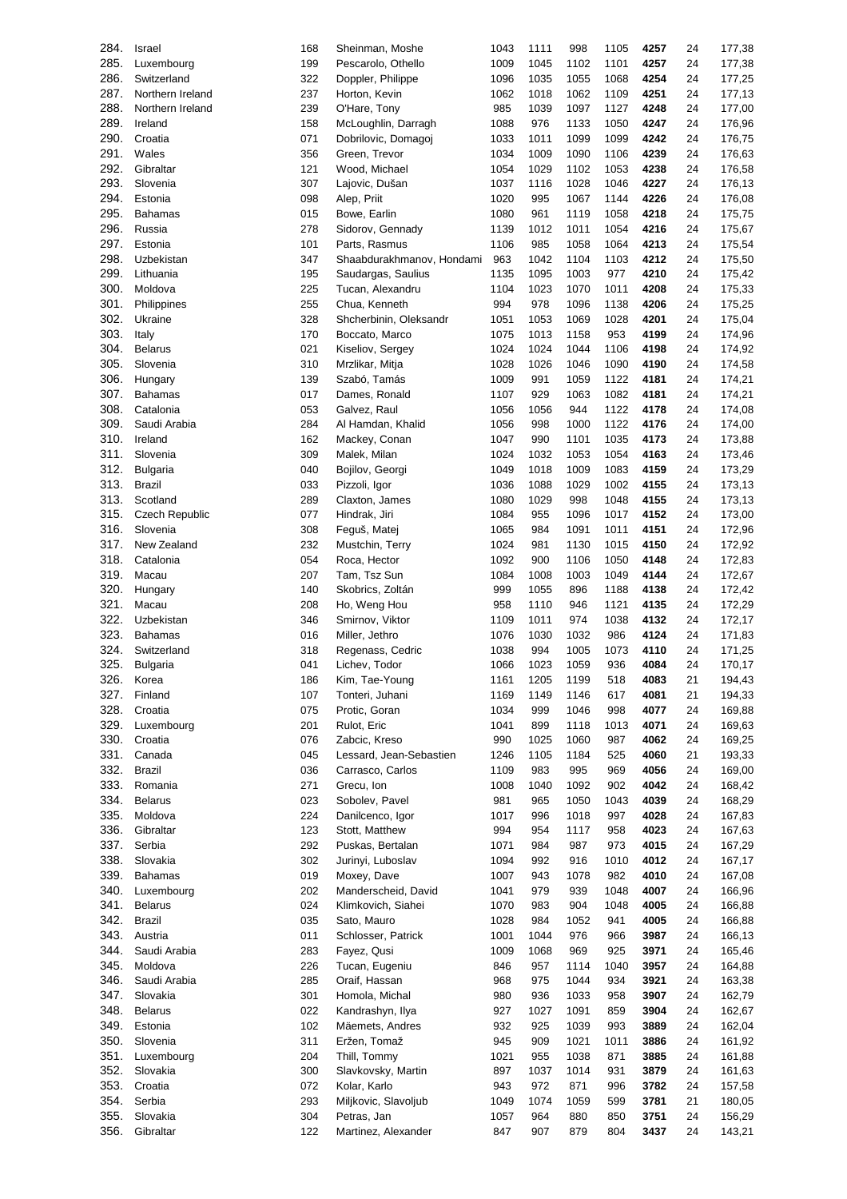| | | | | | | | | | | |
|---|---|---|---|---|---|---|---|---|---|---|
| 284. | Israel | 168 | Sheinman, Moshe | 1043 | 1111 | 998 | 1105 | **4257** | 24 | 177,38 |
| 285. | Luxembourg | 199 | Pescarolo, Othello | 1009 | 1045 | 1102 | 1101 | **4257** | 24 | 177,38 |
| 286. | Switzerland | 322 | Doppler, Philippe | 1096 | 1035 | 1055 | 1068 | **4254** | 24 | 177,25 |
| 287. | Northern Ireland | 237 | Horton, Kevin | 1062 | 1018 | 1062 | 1109 | **4251** | 24 | 177,13 |
| 288. | Northern Ireland | 239 | O'Hare, Tony | 985 | 1039 | 1097 | 1127 | **4248** | 24 | 177,00 |
| 289. | Ireland | 158 | McLoughlin, Darragh | 1088 | 976 | 1133 | 1050 | **4247** | 24 | 176,96 |
| 290. | Croatia | 071 | Dobrilovic, Domagoj | 1033 | 1011 | 1099 | 1099 | **4242** | 24 | 176,75 |
| 291. | Wales | 356 | Green, Trevor | 1034 | 1009 | 1090 | 1106 | **4239** | 24 | 176,63 |
| 292. | Gibraltar | 121 | Wood, Michael | 1054 | 1029 | 1102 | 1053 | **4238** | 24 | 176,58 |
| 293. | Slovenia | 307 | Lajovic, Dušan | 1037 | 1116 | 1028 | 1046 | **4227** | 24 | 176,13 |
| 294. | Estonia | 098 | Alep, Priit | 1020 | 995 | 1067 | 1144 | **4226** | 24 | 176,08 |
| 295. | Bahamas | 015 | Bowe, Earlin | 1080 | 961 | 1119 | 1058 | **4218** | 24 | 175,75 |
| 296. | Russia | 278 | Sidorov, Gennady | 1139 | 1012 | 1011 | 1054 | **4216** | 24 | 175,67 |
| 297. | Estonia | 101 | Parts, Rasmus | 1106 | 985 | 1058 | 1064 | **4213** | 24 | 175,54 |
| 298. | Uzbekistan | 347 | Shaabdurakhmanov, Hondami | 963 | 1042 | 1104 | 1103 | **4212** | 24 | 175,50 |
| 299. | Lithuania | 195 | Saudargas, Saulius | 1135 | 1095 | 1003 | 977 | **4210** | 24 | 175,42 |
| 300. | Moldova | 225 | Tucan, Alexandru | 1104 | 1023 | 1070 | 1011 | **4208** | 24 | 175,33 |
| 301. | Philippines | 255 | Chua, Kenneth | 994 | 978 | 1096 | 1138 | **4206** | 24 | 175,25 |
| 302. | Ukraine | 328 | Shcherbinin, Oleksandr | 1051 | 1053 | 1069 | 1028 | **4201** | 24 | 175,04 |
| 303. | Italy | 170 | Boccato, Marco | 1075 | 1013 | 1158 | 953 | **4199** | 24 | 174,96 |
| 304. | Belarus | 021 | Kiseliov, Sergey | 1024 | 1024 | 1044 | 1106 | **4198** | 24 | 174,92 |
| 305. | Slovenia | 310 | Mrzlikar, Mitja | 1028 | 1026 | 1046 | 1090 | **4190** | 24 | 174,58 |
| 306. | Hungary | 139 | Szabó, Tamás | 1009 | 991 | 1059 | 1122 | **4181** | 24 | 174,21 |
| 307. | Bahamas | 017 | Dames, Ronald | 1107 | 929 | 1063 | 1082 | **4181** | 24 | 174,21 |
| 308. | Catalonia | 053 | Galvez, Raul | 1056 | 1056 | 944 | 1122 | **4178** | 24 | 174,08 |
| 309. | Saudi Arabia | 284 | Al Hamdan, Khalid | 1056 | 998 | 1000 | 1122 | **4176** | 24 | 174,00 |
| 310. | Ireland | 162 | Mackey, Conan | 1047 | 990 | 1101 | 1035 | **4173** | 24 | 173,88 |
| 311. | Slovenia | 309 | Malek, Milan | 1024 | 1032 | 1053 | 1054 | **4163** | 24 | 173,46 |
| 312. | Bulgaria | 040 | Bojilov, Georgi | 1049 | 1018 | 1009 | 1083 | **4159** | 24 | 173,29 |
| 313. | Brazil | 033 | Pizzoli, Igor | 1036 | 1088 | 1029 | 1002 | **4155** | 24 | 173,13 |
| 313. | Scotland | 289 | Claxton, James | 1080 | 1029 | 998 | 1048 | **4155** | 24 | 173,13 |
| 315. | Czech Republic | 077 | Hindrak, Jiri | 1084 | 955 | 1096 | 1017 | **4152** | 24 | 173,00 |
| 316. | Slovenia | 308 | Feguš, Matej | 1065 | 984 | 1091 | 1011 | **4151** | 24 | 172,96 |
| 317. | New Zealand | 232 | Mustchin, Terry | 1024 | 981 | 1130 | 1015 | **4150** | 24 | 172,92 |
| 318. | Catalonia | 054 | Roca, Hector | 1092 | 900 | 1106 | 1050 | **4148** | 24 | 172,83 |
| 319. | Macau | 207 | Tam, Tsz Sun | 1084 | 1008 | 1003 | 1049 | **4144** | 24 | 172,67 |
| 320. | Hungary | 140 | Skobrics, Zoltán | 999 | 1055 | 896 | 1188 | **4138** | 24 | 172,42 |
| 321. | Macau | 208 | Ho, Weng Hou | 958 | 1110 | 946 | 1121 | **4135** | 24 | 172,29 |
| 322. | Uzbekistan | 346 | Smirnov, Viktor | 1109 | 1011 | 974 | 1038 | **4132** | 24 | 172,17 |
| 323. | Bahamas | 016 | Miller, Jethro | 1076 | 1030 | 1032 | 986 | **4124** | 24 | 171,83 |
| 324. | Switzerland | 318 | Regenass, Cedric | 1038 | 994 | 1005 | 1073 | **4110** | 24 | 171,25 |
| 325. | Bulgaria | 041 | Lichev, Todor | 1066 | 1023 | 1059 | 936 | **4084** | 24 | 170,17 |
| 326. | Korea | 186 | Kim, Tae-Young | 1161 | 1205 | 1199 | 518 | **4083** | 21 | 194,43 |
| 327. | Finland | 107 | Tonteri, Juhani | 1169 | 1149 | 1146 | 617 | **4081** | 21 | 194,33 |
| 328. | Croatia | 075 | Protic, Goran | 1034 | 999 | 1046 | 998 | **4077** | 24 | 169,88 |
| 329. | Luxembourg | 201 | Rulot, Eric | 1041 | 899 | 1118 | 1013 | **4071** | 24 | 169,63 |
| 330. | Croatia | 076 | Zabcic, Kreso | 990 | 1025 | 1060 | 987 | **4062** | 24 | 169,25 |
| 331. | Canada | 045 | Lessard, Jean-Sebastien | 1246 | 1105 | 1184 | 525 | **4060** | 21 | 193,33 |
| 332. | Brazil | 036 | Carrasco, Carlos | 1109 | 983 | 995 | 969 | **4056** | 24 | 169,00 |
| 333. | Romania | 271 | Grecu, Ion | 1008 | 1040 | 1092 | 902 | **4042** | 24 | 168,42 |
| 334. | Belarus | 023 | Sobolev, Pavel | 981 | 965 | 1050 | 1043 | **4039** | 24 | 168,29 |
| 335. | Moldova | 224 | Danilcenco, Igor | 1017 | 996 | 1018 | 997 | **4028** | 24 | 167,83 |
| 336. | Gibraltar | 123 | Stott, Matthew | 994 | 954 | 1117 | 958 | **4023** | 24 | 167,63 |
| 337. | Serbia | 292 | Puskas, Bertalan | 1071 | 984 | 987 | 973 | **4015** | 24 | 167,29 |
| 338. | Slovakia | 302 | Jurinyi, Luboslav | 1094 | 992 | 916 | 1010 | **4012** | 24 | 167,17 |
| 339. | Bahamas | 019 | Moxey, Dave | 1007 | 943 | 1078 | 982 | **4010** | 24 | 167,08 |
| 340. | Luxembourg | 202 | Manderscheid, David | 1041 | 979 | 939 | 1048 | **4007** | 24 | 166,96 |
| 341. | Belarus | 024 | Klimkovich, Siahei | 1070 | 983 | 904 | 1048 | **4005** | 24 | 166,88 |
| 342. | Brazil | 035 | Sato, Mauro | 1028 | 984 | 1052 | 941 | **4005** | 24 | 166,88 |
| 343. | Austria | 011 | Schlosser, Patrick | 1001 | 1044 | 976 | 966 | **3987** | 24 | 166,13 |
| 344. | Saudi Arabia | 283 | Fayez, Qusi | 1009 | 1068 | 969 | 925 | **3971** | 24 | 165,46 |
| 345. | Moldova | 226 | Tucan, Eugeniu | 846 | 957 | 1114 | 1040 | **3957** | 24 | 164,88 |
| 346. | Saudi Arabia | 285 | Oraif, Hassan | 968 | 975 | 1044 | 934 | **3921** | 24 | 163,38 |
| 347. | Slovakia | 301 | Homola, Michal | 980 | 936 | 1033 | 958 | **3907** | 24 | 162,79 |
| 348. | Belarus | 022 | Kandrashyn, Ilya | 927 | 1027 | 1091 | 859 | **3904** | 24 | 162,67 |
| 349. | Estonia | 102 | Mäemets, Andres | 932 | 925 | 1039 | 993 | **3889** | 24 | 162,04 |
| 350. | Slovenia | 311 | Eržen, Tomaž | 945 | 909 | 1021 | 1011 | **3886** | 24 | 161,92 |
| 351. | Luxembourg | 204 | Thill, Tommy | 1021 | 955 | 1038 | 871 | **3885** | 24 | 161,88 |
| 352. | Slovakia | 300 | Slavkovsky, Martin | 897 | 1037 | 1014 | 931 | **3879** | 24 | 161,63 |
| 353. | Croatia | 072 | Kolar, Karlo | 943 | 972 | 871 | 996 | **3782** | 24 | 157,58 |
| 354. | Serbia | 293 | Miljkovic, Slavoljub | 1049 | 1074 | 1059 | 599 | **3781** | 21 | 180,05 |
| 355. | Slovakia | 304 | Petras, Jan | 1057 | 964 | 880 | 850 | **3751** | 24 | 156,29 |
| 356. | Gibraltar | 122 | Martinez, Alexander | 847 | 907 | 879 | 804 | **3437** | 24 | 143,21 |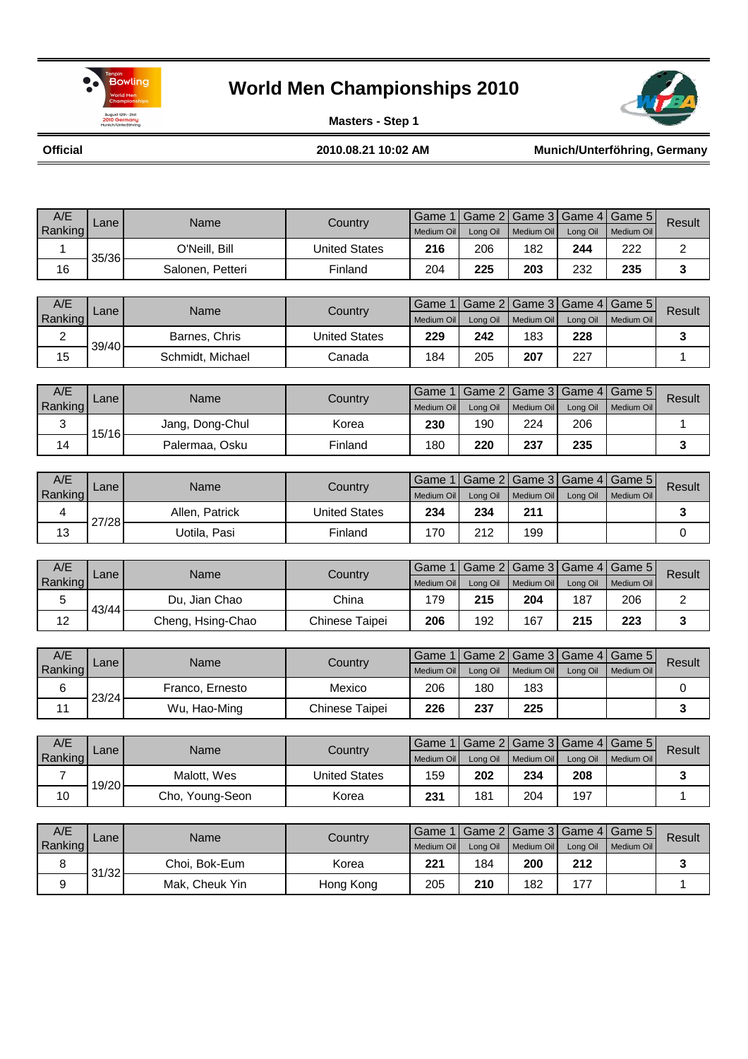# World Men Championships 2010

**Masters - Step 1**

**Official** | **2010.08.21 10:02 AM** | **Munich/Unterföhring, Germany**

| A/E Ranking | Lane | Name | Country | Game 1 Medium Oil | Game 2 Long Oil | Game 3 Medium Oil | Game 4 Long Oil | Game 5 Medium Oil | Result |
|---|---|---|---|---|---|---|---|---|---|
| 1 | 35/36 | O'Neill, Bill | United States | **216** | 206 | 182 | **244** | 222 | 2 |
| 16 | | Salonen, Petteri | Finland | 204 | **225** | **203** | 232 | **235** | **3** |

| A/E Ranking | Lane | Name | Country | Game 1 Medium Oil | Game 2 Long Oil | Game 3 Medium Oil | Game 4 Long Oil | Game 5 Medium Oil | Result |
|---|---|---|---|---|---|---|---|---|---|
| 2 | 39/40 | Barnes, Chris | United States | **229** | **242** | 183 | **228** | | **3** |
| 15 | | Schmidt, Michael | Canada | 184 | 205 | **207** | 227 | | 1 |

| A/E Ranking | Lane | Name | Country | Game 1 Medium Oil | Game 2 Long Oil | Game 3 Medium Oil | Game 4 Long Oil | Game 5 Medium Oil | Result |
|---|---|---|---|---|---|---|---|---|---|
| 3 | 15/16 | Jang, Dong-Chul | Korea | **230** | 190 | 224 | 206 | | 1 |
| 14 | | Palermaa, Osku | Finland | 180 | **220** | **237** | **235** | | **3** |

| A/E Ranking | Lane | Name | Country | Game 1 Medium Oil | Game 2 Long Oil | Game 3 Medium Oil | Game 4 Long Oil | Game 5 Medium Oil | Result |
|---|---|---|---|---|---|---|---|---|---|
| 4 | 27/28 | Allen, Patrick | United States | **234** | **234** | **211** | | | **3** |
| 13 | | Uotila, Pasi | Finland | 170 | 212 | 199 | | | 0 |

| A/E Ranking | Lane | Name | Country | Game 1 Medium Oil | Game 2 Long Oil | Game 3 Medium Oil | Game 4 Long Oil | Game 5 Medium Oil | Result |
|---|---|---|---|---|---|---|---|---|---|
| 5 | 43/44 | Du, Jian Chao | China | 179 | **215** | **204** | 187 | 206 | 2 |
| 12 | | Cheng, Hsing-Chao | Chinese Taipei | **206** | 192 | 167 | **215** | **223** | **3** |

| A/E Ranking | Lane | Name | Country | Game 1 Medium Oil | Game 2 Long Oil | Game 3 Medium Oil | Game 4 Long Oil | Game 5 Medium Oil | Result |
|---|---|---|---|---|---|---|---|---|---|
| 6 | 23/24 | Franco, Ernesto | Mexico | 206 | 180 | 183 | | | 0 |
| 11 | | Wu, Hao-Ming | Chinese Taipei | **226** | **237** | **225** | | | **3** |

| A/E Ranking | Lane | Name | Country | Game 1 Medium Oil | Game 2 Long Oil | Game 3 Medium Oil | Game 4 Long Oil | Game 5 Medium Oil | Result |
|---|---|---|---|---|---|---|---|---|---|
| 7 | 19/20 | Malott, Wes | United States | 159 | **202** | **234** | **208** | | **3** |
| 10 | | Cho, Young-Seon | Korea | **231** | 181 | 204 | 197 | | 1 |

| A/E Ranking | Lane | Name | Country | Game 1 Medium Oil | Game 2 Long Oil | Game 3 Medium Oil | Game 4 Long Oil | Game 5 Medium Oil | Result |
|---|---|---|---|---|---|---|---|---|---|
| 8 | 31/32 | Choi, Bok-Eum | Korea | **221** | 184 | **200** | **212** | | **3** |
| 9 | | Mak, Cheuk Yin | Hong Kong | 205 | **210** | 182 | 177 | | 1 |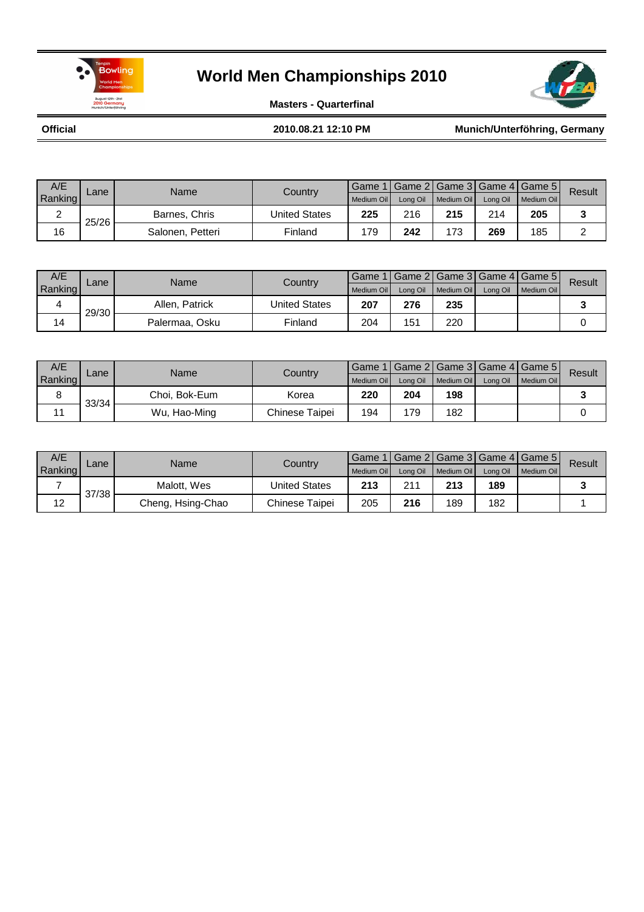# World Men Championships 2010

**Masters - Quarterfinal**

**Official** | **2010.08.21 12:10 PM** | **Munich/Unterföhring, Germany**

| A/E Ranking | Lane | Name | Country | Game 1 Medium Oil | Game 2 Long Oil | Game 3 Medium Oil | Game 4 Long Oil | Game 5 Medium Oil | Result |
|---|---|---|---|---|---|---|---|---|---|
| 2 | 25/26 | Barnes, Chris | United States | **225** | 216 | **215** | 214 | **205** | **3** |
| 16 | | Salonen, Petteri | Finland | 179 | **242** | 173 | **269** | 185 | 2 |

| A/E Ranking | Lane | Name | Country | Game 1 Medium Oil | Game 2 Long Oil | Game 3 Medium Oil | Game 4 Long Oil | Game 5 Medium Oil | Result |
|---|---|---|---|---|---|---|---|---|---|
| 4 | 29/30 | Allen, Patrick | United States | **207** | **276** | **235** | | | **3** |
| 14 | | Palermaa, Osku | Finland | 204 | 151 | 220 | | | 0 |

| A/E Ranking | Lane | Name | Country | Game 1 Medium Oil | Game 2 Long Oil | Game 3 Medium Oil | Game 4 Long Oil | Game 5 Medium Oil | Result |
|---|---|---|---|---|---|---|---|---|---|
| 8 | 33/34 | Choi, Bok-Eum | Korea | **220** | **204** | **198** | | | **3** |
| 11 | | Wu, Hao-Ming | Chinese Taipei | 194 | 179 | 182 | | | 0 |

| A/E Ranking | Lane | Name | Country | Game 1 Medium Oil | Game 2 Long Oil | Game 3 Medium Oil | Game 4 Long Oil | Game 5 Medium Oil | Result |
|---|---|---|---|---|---|---|---|---|---|
| 7 | 37/38 | Malott, Wes | United States | **213** | 211 | **213** | **189** | | **3** |
| 12 | | Cheng, Hsing-Chao | Chinese Taipei | 205 | **216** | 189 | 182 | | 1 |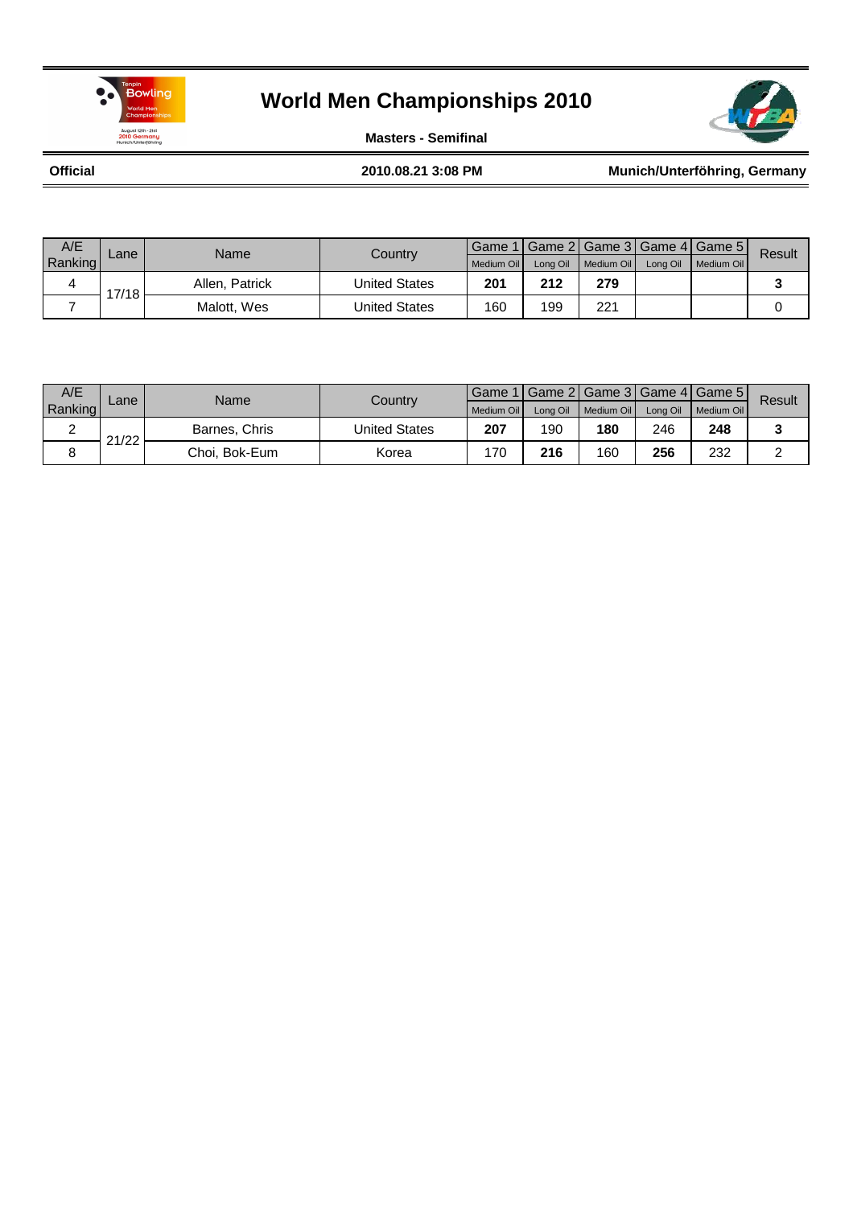# World Men Championships 2010

**Masters - Semifinal**

**Official** | **2010.08.21 3:08 PM** | **Munich/Unterföhring, Germany**

| A/E Ranking | Lane | Name | Country | Game 1 | Game 2 | Game 3 | Game 4 | Game 5 | Result |
|---|---|---|---|---|---|---|---|---|---|
| | | | | Medium Oil | Long Oil | Medium Oil | Long Oil | Medium Oil | |
| 4 | 17/18 | Allen, Patrick | United States | **201** | **212** | **279** | | | **3** |
| 7 | | Malott, Wes | United States | 160 | 199 | 221 | | | 0 |

| A/E Ranking | Lane | Name | Country | Game 1 | Game 2 | Game 3 | Game 4 | Game 5 | Result |
|---|---|---|---|---|---|---|---|---|---|
| | | | | Medium Oil | Long Oil | Medium Oil | Long Oil | Medium Oil | |
| 2 | 21/22 | Barnes, Chris | United States | **207** | 190 | **180** | 246 | **248** | **3** |
| 8 | | Choi, Bok-Eum | Korea | 170 | **216** | 160 | **256** | 232 | 2 |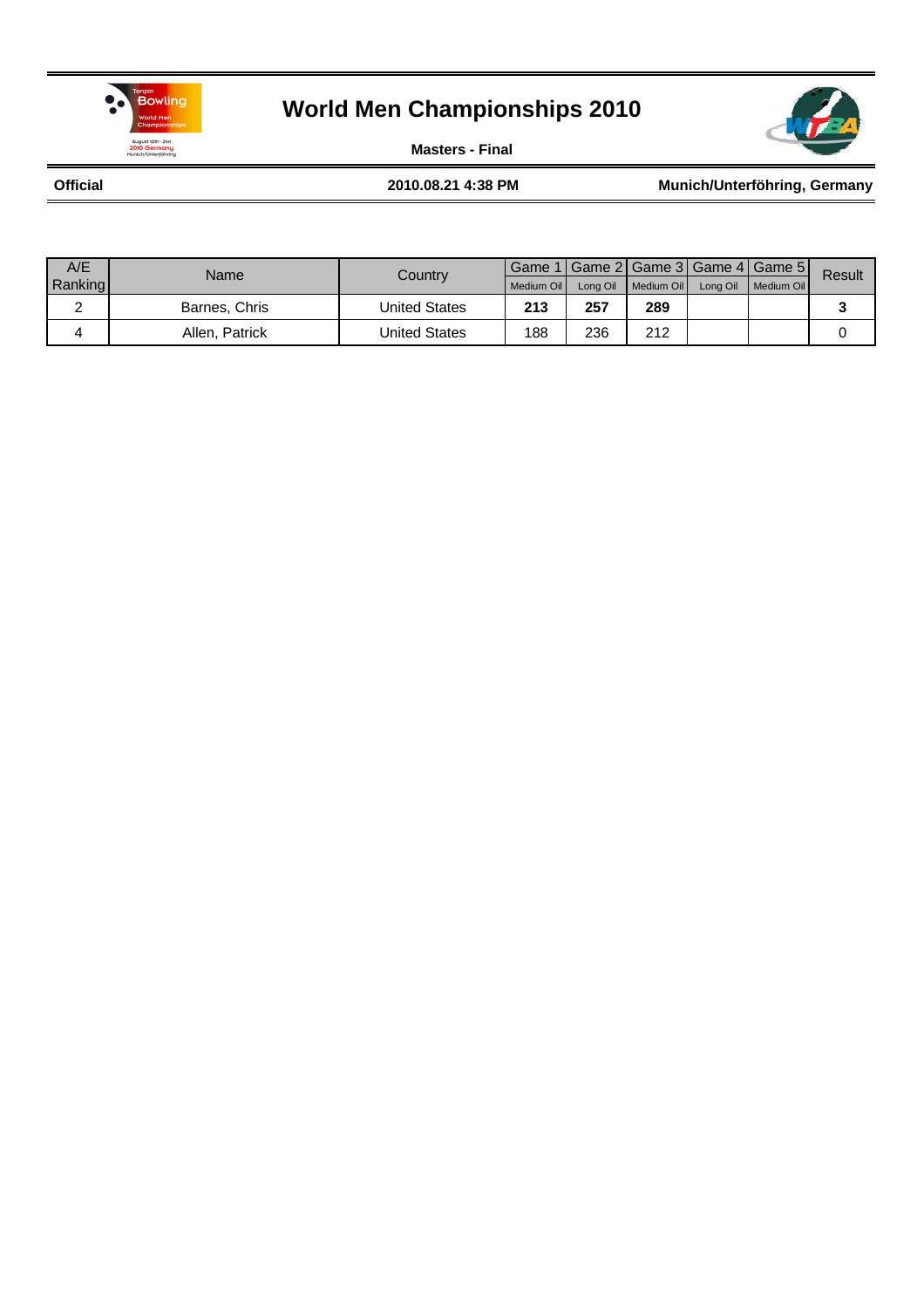# World Men Championships 2010

**Masters - Final**

**Official** | **2010.08.21 4:38 PM** | **Munich/Unterföhring, Germany**

| A/E Ranking | Name | Country | Game 1 | Game 2 | Game 3 | Game 4 | Game 5 | Result |
|---|---|---|---|---|---|---|---|---|
| | | | Medium Oil | Long Oil | Medium Oil | Long Oil | Medium Oil | |
| 2 | Barnes, Chris | United States | **213** | **257** | **289** | | | **3** |
| 4 | Allen, Patrick | United States | 188 | 236 | 212 | | | 0 |